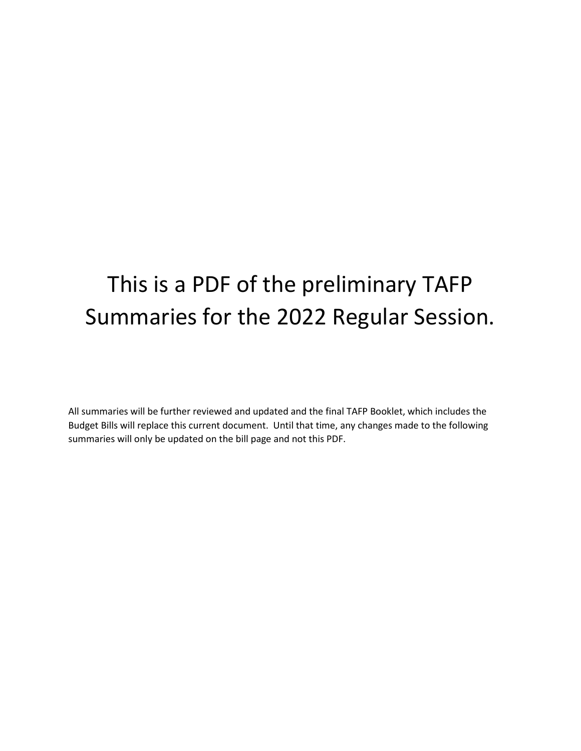# This is a PDF of the preliminary TAFP Summaries for the 2022 Regular Session.

All summaries will be further reviewed and updated and the final TAFP Booklet, which includes the Budget Bills will replace this current document. Until that time, any changes made to the following summaries will only be updated on the bill page and not this PDF.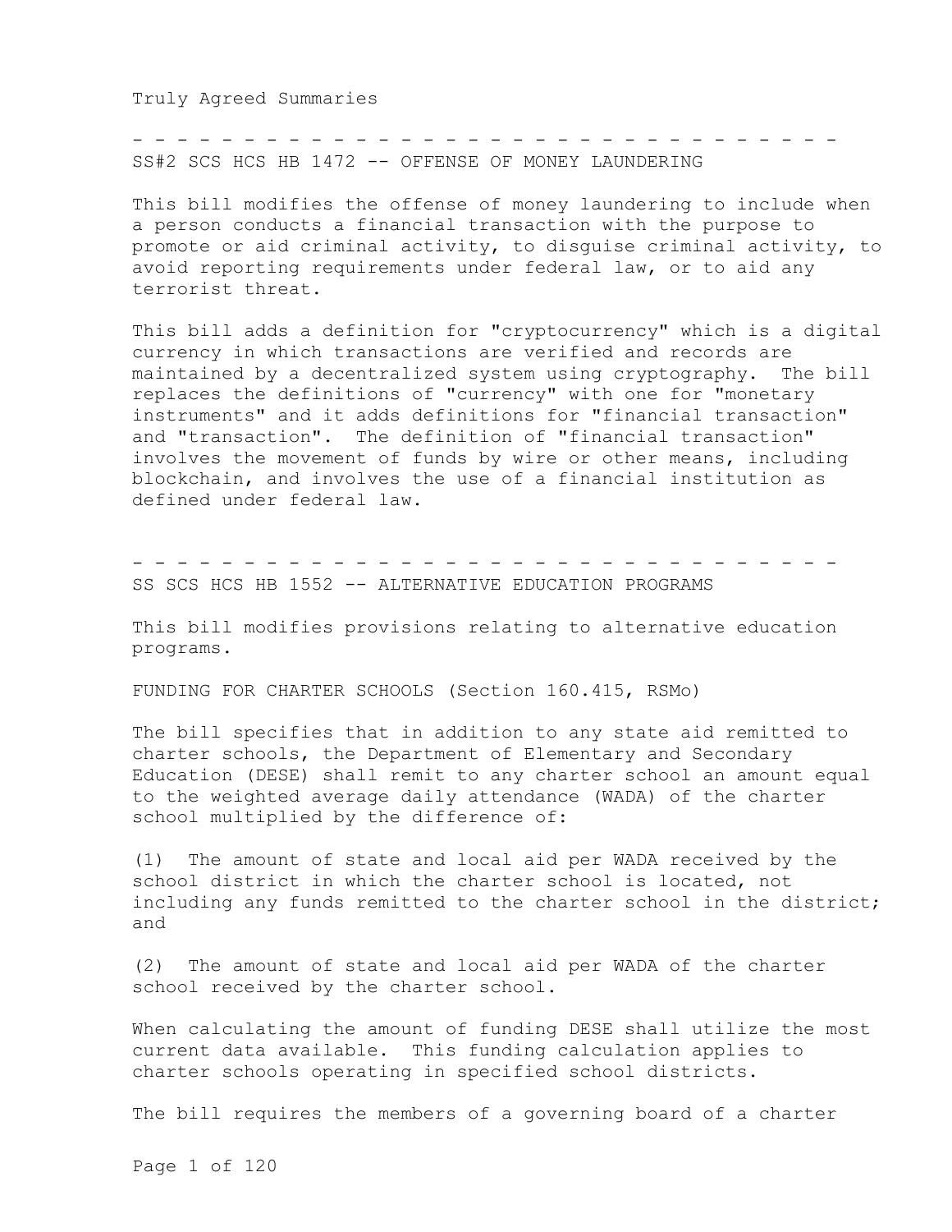Truly Agreed Summaries

- - - - - - - - - - - - - - - - - - - - - - - - - - - - - - - - - - -

SS#2 SCS HCS HB 1472 -- OFFENSE OF MONEY LAUNDERING

This bill modifies the offense of money laundering to include when a person conducts a financial transaction with the purpose to promote or aid criminal activity, to disguise criminal activity, to avoid reporting requirements under federal law, or to aid any terrorist threat.

This bill adds a definition for "cryptocurrency" which is a digital currency in which transactions are verified and records are maintained by a decentralized system using cryptography. The bill replaces the definitions of "currency" with one for "monetary instruments" and it adds definitions for "financial transaction" and "transaction". The definition of "financial transaction" involves the movement of funds by wire or other means, including blockchain, and involves the use of a financial institution as defined under federal law.

- - - - - - - - - - - - - - - - - - - - - - - - - - - - - - - - - - -

SS SCS HCS HB 1552 -- ALTERNATIVE EDUCATION PROGRAMS

This bill modifies provisions relating to alternative education programs.

FUNDING FOR CHARTER SCHOOLS (Section 160.415, RSMo)

The bill specifies that in addition to any state aid remitted to charter schools, the Department of Elementary and Secondary Education (DESE) shall remit to any charter school an amount equal to the weighted average daily attendance (WADA) of the charter school multiplied by the difference of:

(1) The amount of state and local aid per WADA received by the school district in which the charter school is located, not including any funds remitted to the charter school in the district; and

(2) The amount of state and local aid per WADA of the charter school received by the charter school.

When calculating the amount of funding DESE shall utilize the most current data available. This funding calculation applies to charter schools operating in specified school districts.

The bill requires the members of a governing board of a charter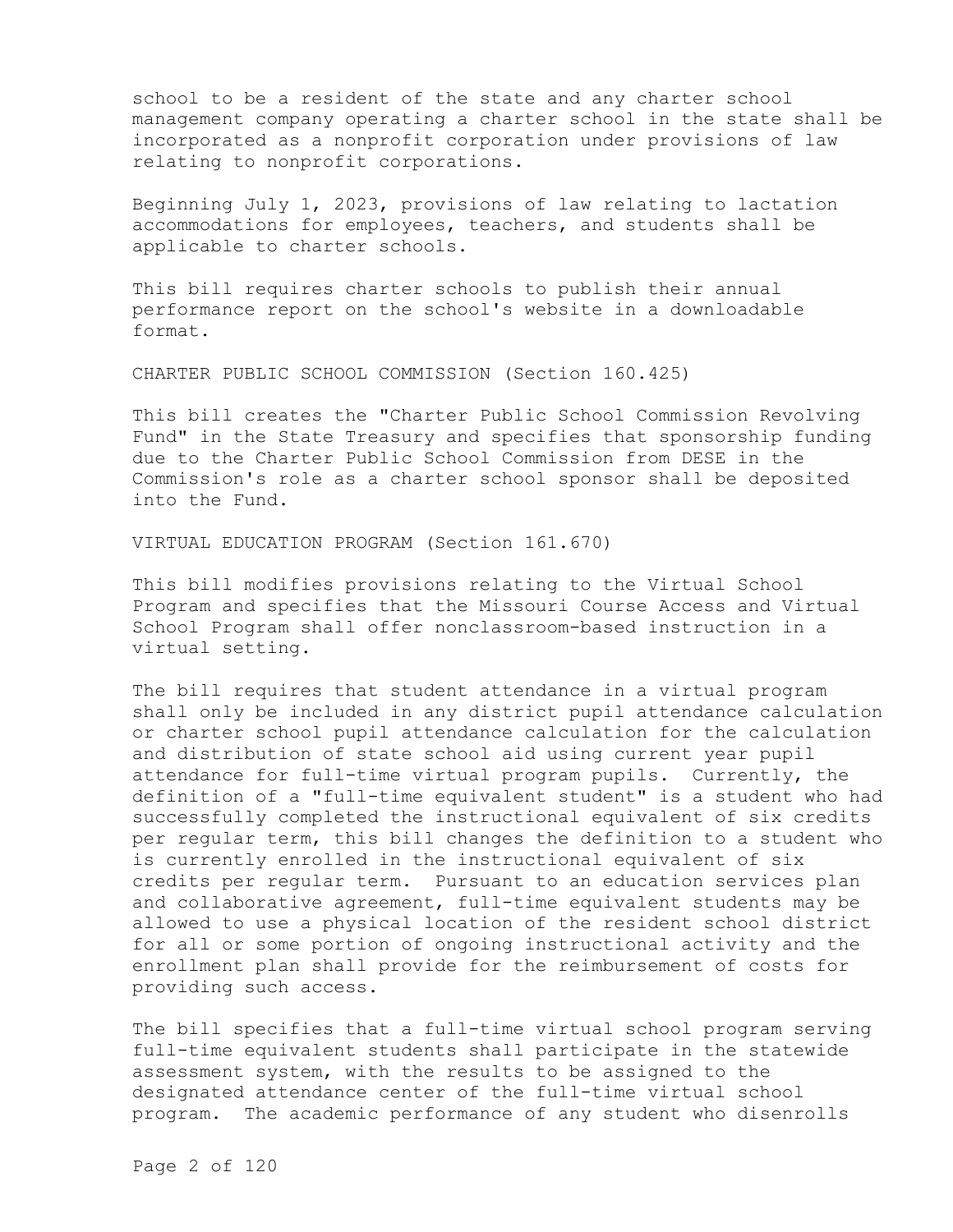school to be a resident of the state and any charter school management company operating a charter school in the state shall be incorporated as a nonprofit corporation under provisions of law relating to nonprofit corporations.

Beginning July 1, 2023, provisions of law relating to lactation accommodations for employees, teachers, and students shall be applicable to charter schools.

This bill requires charter schools to publish their annual performance report on the school's website in a downloadable format.

CHARTER PUBLIC SCHOOL COMMISSION (Section 160.425)

This bill creates the "Charter Public School Commission Revolving Fund" in the State Treasury and specifies that sponsorship funding due to the Charter Public School Commission from DESE in the Commission's role as a charter school sponsor shall be deposited into the Fund.

VIRTUAL EDUCATION PROGRAM (Section 161.670)

This bill modifies provisions relating to the Virtual School Program and specifies that the Missouri Course Access and Virtual School Program shall offer nonclassroom-based instruction in a virtual setting.

The bill requires that student attendance in a virtual program shall only be included in any district pupil attendance calculation or charter school pupil attendance calculation for the calculation and distribution of state school aid using current year pupil attendance for full-time virtual program pupils. Currently, the definition of a "full-time equivalent student" is a student who had successfully completed the instructional equivalent of six credits per regular term, this bill changes the definition to a student who is currently enrolled in the instructional equivalent of six credits per regular term. Pursuant to an education services plan and collaborative agreement, full-time equivalent students may be allowed to use a physical location of the resident school district for all or some portion of ongoing instructional activity and the enrollment plan shall provide for the reimbursement of costs for providing such access.

The bill specifies that a full-time virtual school program serving full-time equivalent students shall participate in the statewide assessment system, with the results to be assigned to the designated attendance center of the full-time virtual school program. The academic performance of any student who disenrolls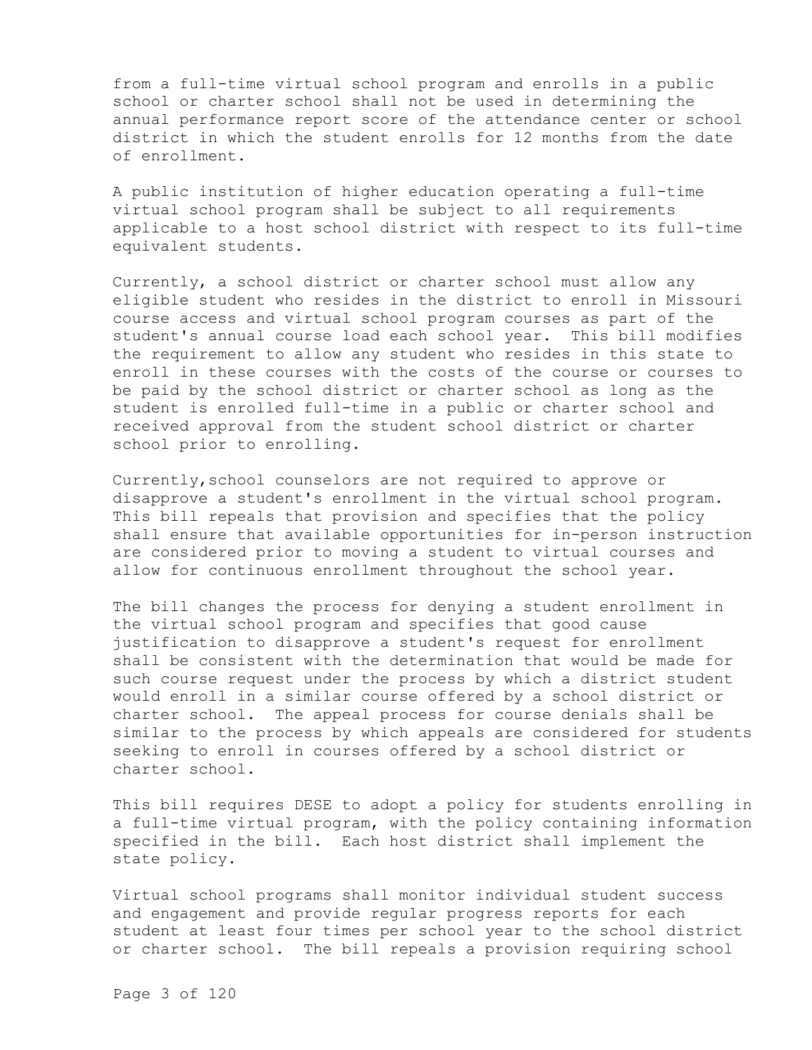from a full-time virtual school program and enrolls in a public school or charter school shall not be used in determining the annual performance report score of the attendance center or school district in which the student enrolls for 12 months from the date of enrollment.

A public institution of higher education operating a full-time virtual school program shall be subject to all requirements applicable to a host school district with respect to its full-time equivalent students.

Currently, a school district or charter school must allow any eligible student who resides in the district to enroll in Missouri course access and virtual school program courses as part of the student's annual course load each school year. This bill modifies the requirement to allow any student who resides in this state to enroll in these courses with the costs of the course or courses to be paid by the school district or charter school as long as the student is enrolled full-time in a public or charter school and received approval from the student school district or charter school prior to enrolling.

Currently,school counselors are not required to approve or disapprove a student's enrollment in the virtual school program. This bill repeals that provision and specifies that the policy shall ensure that available opportunities for in-person instruction are considered prior to moving a student to virtual courses and allow for continuous enrollment throughout the school year.

The bill changes the process for denying a student enrollment in the virtual school program and specifies that good cause justification to disapprove a student's request for enrollment shall be consistent with the determination that would be made for such course request under the process by which a district student would enroll in a similar course offered by a school district or charter school. The appeal process for course denials shall be similar to the process by which appeals are considered for students seeking to enroll in courses offered by a school district or charter school.

This bill requires DESE to adopt a policy for students enrolling in a full-time virtual program, with the policy containing information specified in the bill. Each host district shall implement the state policy.

Virtual school programs shall monitor individual student success and engagement and provide regular progress reports for each student at least four times per school year to the school district or charter school. The bill repeals a provision requiring school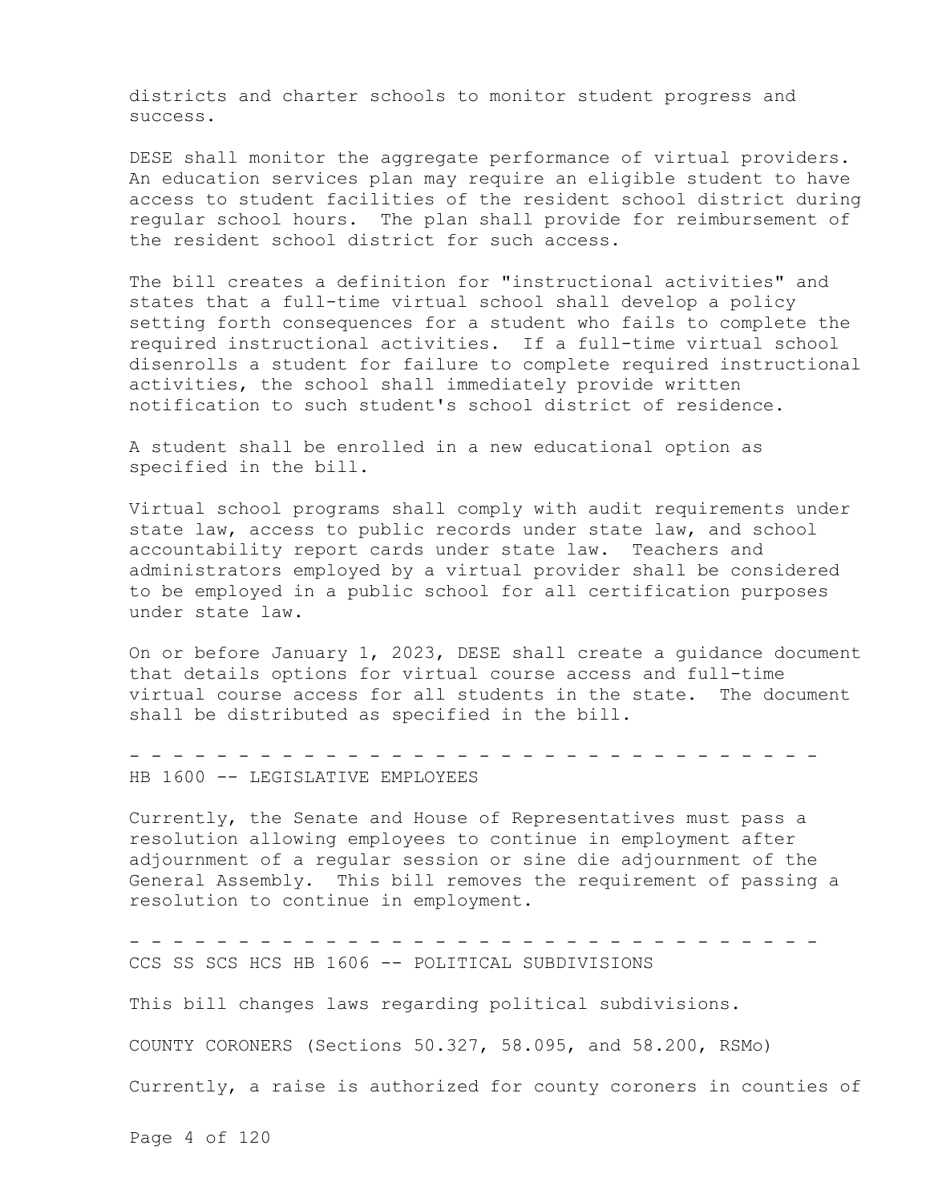districts and charter schools to monitor student progress and success.

DESE shall monitor the aggregate performance of virtual providers. An education services plan may require an eligible student to have access to student facilities of the resident school district during regular school hours. The plan shall provide for reimbursement of the resident school district for such access.

The bill creates a definition for "instructional activities" and states that a full-time virtual school shall develop a policy setting forth consequences for a student who fails to complete the required instructional activities. If a full-time virtual school disenrolls a student for failure to complete required instructional activities, the school shall immediately provide written notification to such student's school district of residence.

A student shall be enrolled in a new educational option as specified in the bill.

Virtual school programs shall comply with audit requirements under state law, access to public records under state law, and school accountability report cards under state law. Teachers and administrators employed by a virtual provider shall be considered to be employed in a public school for all certification purposes under state law.

On or before January 1, 2023, DESE shall create a guidance document that details options for virtual course access and full-time virtual course access for all students in the state. The document shall be distributed as specified in the bill.

- - - - - - - - - - - - - - - - - - - - - - - - - - - - - - - - - -

HB 1600 -- LEGISLATIVE EMPLOYEES

Currently, the Senate and House of Representatives must pass a resolution allowing employees to continue in employment after adjournment of a regular session or sine die adjournment of the General Assembly. This bill removes the requirement of passing a resolution to continue in employment.

- - - - - - - - - - - - - - - - - - - - - - - - - - - - - - - - - -

CCS SS SCS HCS HB 1606 -- POLITICAL SUBDIVISIONS

This bill changes laws regarding political subdivisions.

COUNTY CORONERS (Sections 50.327, 58.095, and 58.200, RSMo)

Currently, a raise is authorized for county coroners in counties of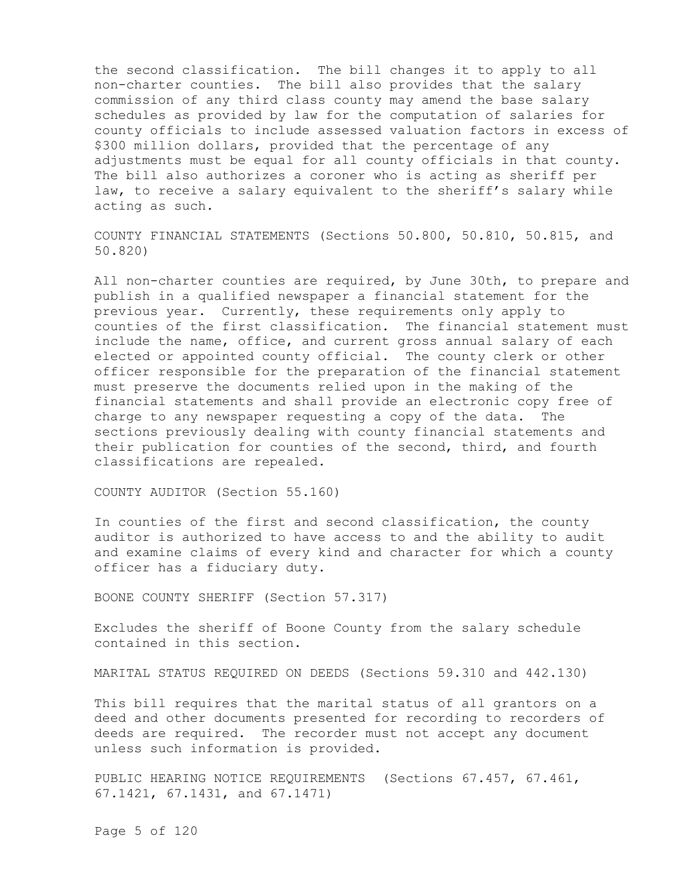the second classification. The bill changes it to apply to all non-charter counties. The bill also provides that the salary commission of any third class county may amend the base salary schedules as provided by law for the computation of salaries for county officials to include assessed valuation factors in excess of $300 million dollars, provided that the percentage of any adjustments must be equal for all county officials in that county. The bill also authorizes a coroner who is acting as sheriff per law, to receive a salary equivalent to the sheriff's salary while acting as such.

COUNTY FINANCIAL STATEMENTS (Sections 50.800, 50.810, 50.815, and 50.820)

All non-charter counties are required, by June 30th, to prepare and publish in a qualified newspaper a financial statement for the previous year. Currently, these requirements only apply to counties of the first classification. The financial statement must include the name, office, and current gross annual salary of each elected or appointed county official. The county clerk or other officer responsible for the preparation of the financial statement must preserve the documents relied upon in the making of the financial statements and shall provide an electronic copy free of charge to any newspaper requesting a copy of the data. The sections previously dealing with county financial statements and their publication for counties of the second, third, and fourth classifications are repealed.

COUNTY AUDITOR (Section 55.160)

In counties of the first and second classification, the county auditor is authorized to have access to and the ability to audit and examine claims of every kind and character for which a county officer has a fiduciary duty.

BOONE COUNTY SHERIFF (Section 57.317)

Excludes the sheriff of Boone County from the salary schedule contained in this section.

MARITAL STATUS REQUIRED ON DEEDS (Sections 59.310 and 442.130)

This bill requires that the marital status of all grantors on a deed and other documents presented for recording to recorders of deeds are required. The recorder must not accept any document unless such information is provided.

PUBLIC HEARING NOTICE REQUIREMENTS (Sections 67.457, 67.461, 67.1421, 67.1431, and 67.1471)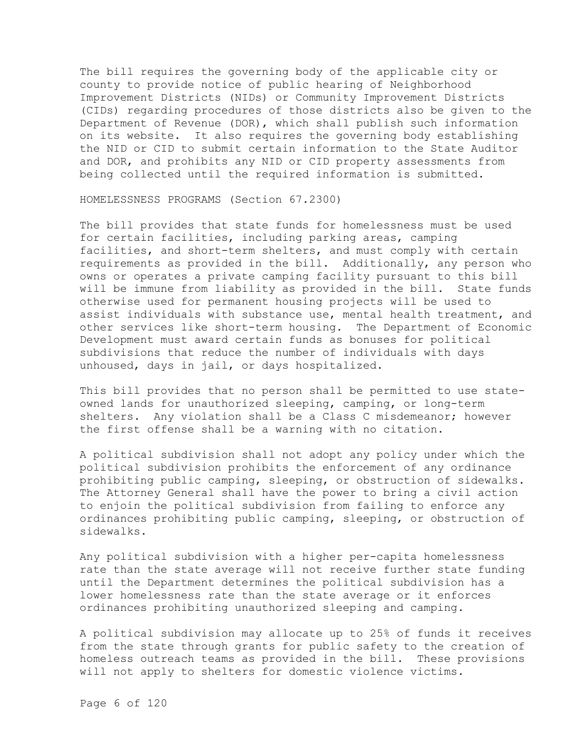The bill requires the governing body of the applicable city or county to provide notice of public hearing of Neighborhood Improvement Districts (NIDs) or Community Improvement Districts (CIDs) regarding procedures of those districts also be given to the Department of Revenue (DOR), which shall publish such information on its website. It also requires the governing body establishing the NID or CID to submit certain information to the State Auditor and DOR, and prohibits any NID or CID property assessments from being collected until the required information is submitted.

HOMELESSNESS PROGRAMS (Section 67.2300)

The bill provides that state funds for homelessness must be used for certain facilities, including parking areas, camping facilities, and short-term shelters, and must comply with certain requirements as provided in the bill. Additionally, any person who owns or operates a private camping facility pursuant to this bill will be immune from liability as provided in the bill. State funds otherwise used for permanent housing projects will be used to assist individuals with substance use, mental health treatment, and other services like short-term housing. The Department of Economic Development must award certain funds as bonuses for political subdivisions that reduce the number of individuals with days unhoused, days in jail, or days hospitalized.

This bill provides that no person shall be permitted to use state-owned lands for unauthorized sleeping, camping, or long-term shelters. Any violation shall be a Class C misdemeanor; however the first offense shall be a warning with no citation.

A political subdivision shall not adopt any policy under which the political subdivision prohibits the enforcement of any ordinance prohibiting public camping, sleeping, or obstruction of sidewalks. The Attorney General shall have the power to bring a civil action to enjoin the political subdivision from failing to enforce any ordinances prohibiting public camping, sleeping, or obstruction of sidewalks.

Any political subdivision with a higher per-capita homelessness rate than the state average will not receive further state funding until the Department determines the political subdivision has a lower homelessness rate than the state average or it enforces ordinances prohibiting unauthorized sleeping and camping.

A political subdivision may allocate up to 25% of funds it receives from the state through grants for public safety to the creation of homeless outreach teams as provided in the bill. These provisions will not apply to shelters for domestic violence victims.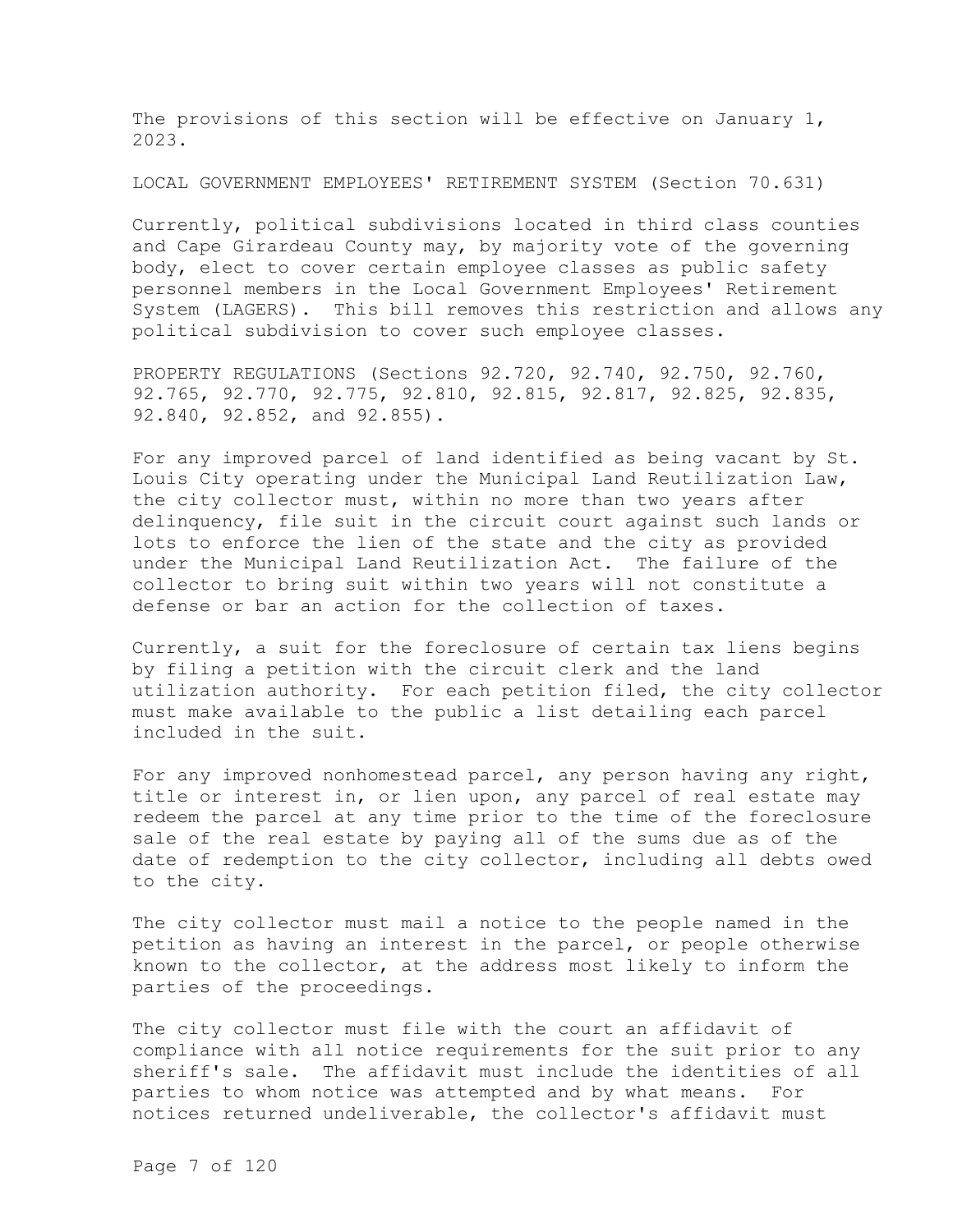The provisions of this section will be effective on January 1, 2023.

LOCAL GOVERNMENT EMPLOYEES' RETIREMENT SYSTEM (Section 70.631)

Currently, political subdivisions located in third class counties and Cape Girardeau County may, by majority vote of the governing body, elect to cover certain employee classes as public safety personnel members in the Local Government Employees' Retirement System (LAGERS). This bill removes this restriction and allows any political subdivision to cover such employee classes.

PROPERTY REGULATIONS (Sections 92.720, 92.740, 92.750, 92.760, 92.765, 92.770, 92.775, 92.810, 92.815, 92.817, 92.825, 92.835, 92.840, 92.852, and 92.855).

For any improved parcel of land identified as being vacant by St. Louis City operating under the Municipal Land Reutilization Law, the city collector must, within no more than two years after delinquency, file suit in the circuit court against such lands or lots to enforce the lien of the state and the city as provided under the Municipal Land Reutilization Act. The failure of the collector to bring suit within two years will not constitute a defense or bar an action for the collection of taxes.

Currently, a suit for the foreclosure of certain tax liens begins by filing a petition with the circuit clerk and the land utilization authority. For each petition filed, the city collector must make available to the public a list detailing each parcel included in the suit.

For any improved nonhomestead parcel, any person having any right, title or interest in, or lien upon, any parcel of real estate may redeem the parcel at any time prior to the time of the foreclosure sale of the real estate by paying all of the sums due as of the date of redemption to the city collector, including all debts owed to the city.

The city collector must mail a notice to the people named in the petition as having an interest in the parcel, or people otherwise known to the collector, at the address most likely to inform the parties of the proceedings.

The city collector must file with the court an affidavit of compliance with all notice requirements for the suit prior to any sheriff's sale. The affidavit must include the identities of all parties to whom notice was attempted and by what means. For notices returned undeliverable, the collector's affidavit must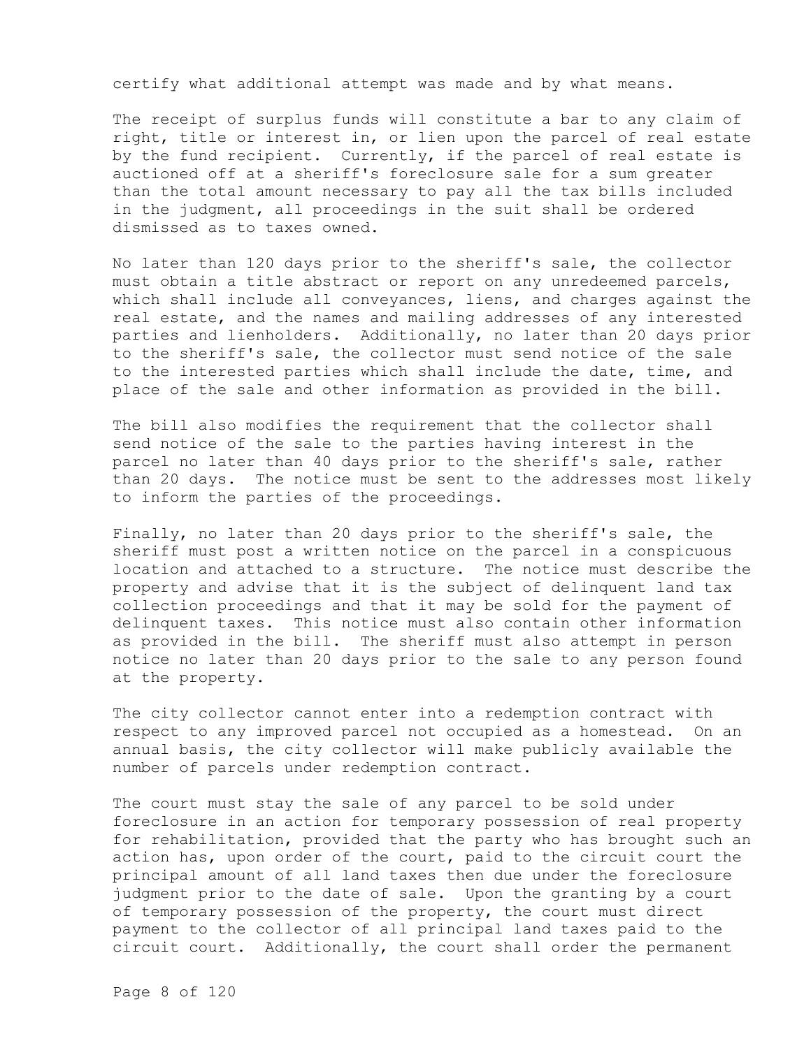certify what additional attempt was made and by what means.

The receipt of surplus funds will constitute a bar to any claim of right, title or interest in, or lien upon the parcel of real estate by the fund recipient. Currently, if the parcel of real estate is auctioned off at a sheriff's foreclosure sale for a sum greater than the total amount necessary to pay all the tax bills included in the judgment, all proceedings in the suit shall be ordered dismissed as to taxes owned.

No later than 120 days prior to the sheriff's sale, the collector must obtain a title abstract or report on any unredeemed parcels, which shall include all conveyances, liens, and charges against the real estate, and the names and mailing addresses of any interested parties and lienholders. Additionally, no later than 20 days prior to the sheriff's sale, the collector must send notice of the sale to the interested parties which shall include the date, time, and place of the sale and other information as provided in the bill.

The bill also modifies the requirement that the collector shall send notice of the sale to the parties having interest in the parcel no later than 40 days prior to the sheriff's sale, rather than 20 days. The notice must be sent to the addresses most likely to inform the parties of the proceedings.

Finally, no later than 20 days prior to the sheriff's sale, the sheriff must post a written notice on the parcel in a conspicuous location and attached to a structure. The notice must describe the property and advise that it is the subject of delinquent land tax collection proceedings and that it may be sold for the payment of delinquent taxes. This notice must also contain other information as provided in the bill. The sheriff must also attempt in person notice no later than 20 days prior to the sale to any person found at the property.

The city collector cannot enter into a redemption contract with respect to any improved parcel not occupied as a homestead. On an annual basis, the city collector will make publicly available the number of parcels under redemption contract.

The court must stay the sale of any parcel to be sold under foreclosure in an action for temporary possession of real property for rehabilitation, provided that the party who has brought such an action has, upon order of the court, paid to the circuit court the principal amount of all land taxes then due under the foreclosure judgment prior to the date of sale. Upon the granting by a court of temporary possession of the property, the court must direct payment to the collector of all principal land taxes paid to the circuit court. Additionally, the court shall order the permanent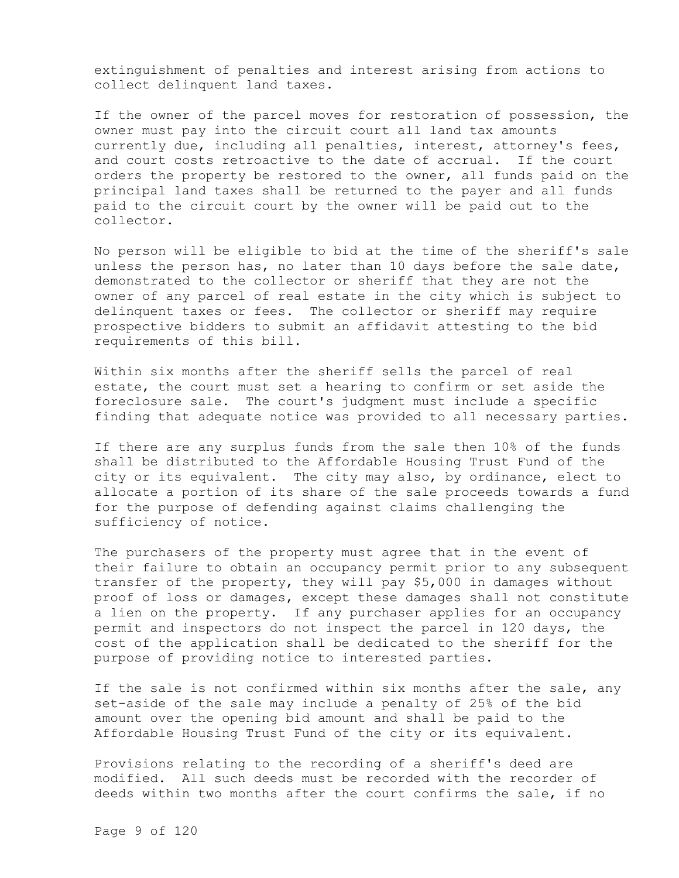extinguishment of penalties and interest arising from actions to collect delinquent land taxes.

If the owner of the parcel moves for restoration of possession, the owner must pay into the circuit court all land tax amounts currently due, including all penalties, interest, attorney's fees, and court costs retroactive to the date of accrual. If the court orders the property be restored to the owner, all funds paid on the principal land taxes shall be returned to the payer and all funds paid to the circuit court by the owner will be paid out to the collector.

No person will be eligible to bid at the time of the sheriff's sale unless the person has, no later than 10 days before the sale date, demonstrated to the collector or sheriff that they are not the owner of any parcel of real estate in the city which is subject to delinquent taxes or fees. The collector or sheriff may require prospective bidders to submit an affidavit attesting to the bid requirements of this bill.

Within six months after the sheriff sells the parcel of real estate, the court must set a hearing to confirm or set aside the foreclosure sale. The court's judgment must include a specific finding that adequate notice was provided to all necessary parties.

If there are any surplus funds from the sale then 10% of the funds shall be distributed to the Affordable Housing Trust Fund of the city or its equivalent. The city may also, by ordinance, elect to allocate a portion of its share of the sale proceeds towards a fund for the purpose of defending against claims challenging the sufficiency of notice.

The purchasers of the property must agree that in the event of their failure to obtain an occupancy permit prior to any subsequent transfer of the property, they will pay $5,000 in damages without proof of loss or damages, except these damages shall not constitute a lien on the property. If any purchaser applies for an occupancy permit and inspectors do not inspect the parcel in 120 days, the cost of the application shall be dedicated to the sheriff for the purpose of providing notice to interested parties.

If the sale is not confirmed within six months after the sale, any set-aside of the sale may include a penalty of 25% of the bid amount over the opening bid amount and shall be paid to the Affordable Housing Trust Fund of the city or its equivalent.

Provisions relating to the recording of a sheriff's deed are modified. All such deeds must be recorded with the recorder of deeds within two months after the court confirms the sale, if no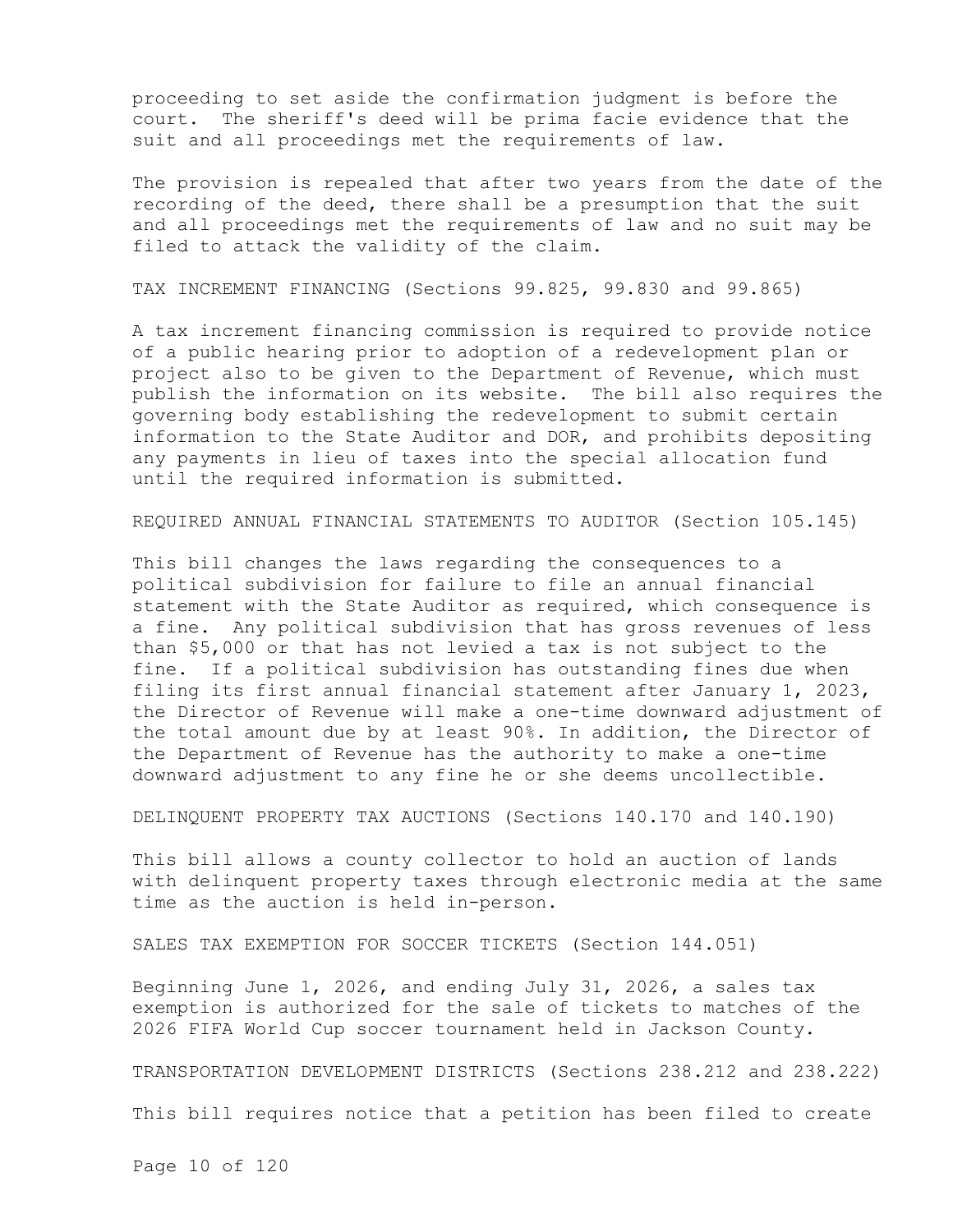proceeding to set aside the confirmation judgment is before the court. The sheriff's deed will be prima facie evidence that the suit and all proceedings met the requirements of law.

The provision is repealed that after two years from the date of the recording of the deed, there shall be a presumption that the suit and all proceedings met the requirements of law and no suit may be filed to attack the validity of the claim.

TAX INCREMENT FINANCING (Sections 99.825, 99.830 and 99.865)

A tax increment financing commission is required to provide notice of a public hearing prior to adoption of a redevelopment plan or project also to be given to the Department of Revenue, which must publish the information on its website. The bill also requires the governing body establishing the redevelopment to submit certain information to the State Auditor and DOR, and prohibits depositing any payments in lieu of taxes into the special allocation fund until the required information is submitted.

REQUIRED ANNUAL FINANCIAL STATEMENTS TO AUDITOR (Section 105.145)

This bill changes the laws regarding the consequences to a political subdivision for failure to file an annual financial statement with the State Auditor as required, which consequence is a fine. Any political subdivision that has gross revenues of less than $5,000 or that has not levied a tax is not subject to the fine. If a political subdivision has outstanding fines due when filing its first annual financial statement after January 1, 2023, the Director of Revenue will make a one-time downward adjustment of the total amount due by at least 90%. In addition, the Director of the Department of Revenue has the authority to make a one-time downward adjustment to any fine he or she deems uncollectible.

DELINQUENT PROPERTY TAX AUCTIONS (Sections 140.170 and 140.190)

This bill allows a county collector to hold an auction of lands with delinquent property taxes through electronic media at the same time as the auction is held in-person.

SALES TAX EXEMPTION FOR SOCCER TICKETS (Section 144.051)

Beginning June 1, 2026, and ending July 31, 2026, a sales tax exemption is authorized for the sale of tickets to matches of the 2026 FIFA World Cup soccer tournament held in Jackson County.

TRANSPORTATION DEVELOPMENT DISTRICTS (Sections 238.212 and 238.222)

This bill requires notice that a petition has been filed to create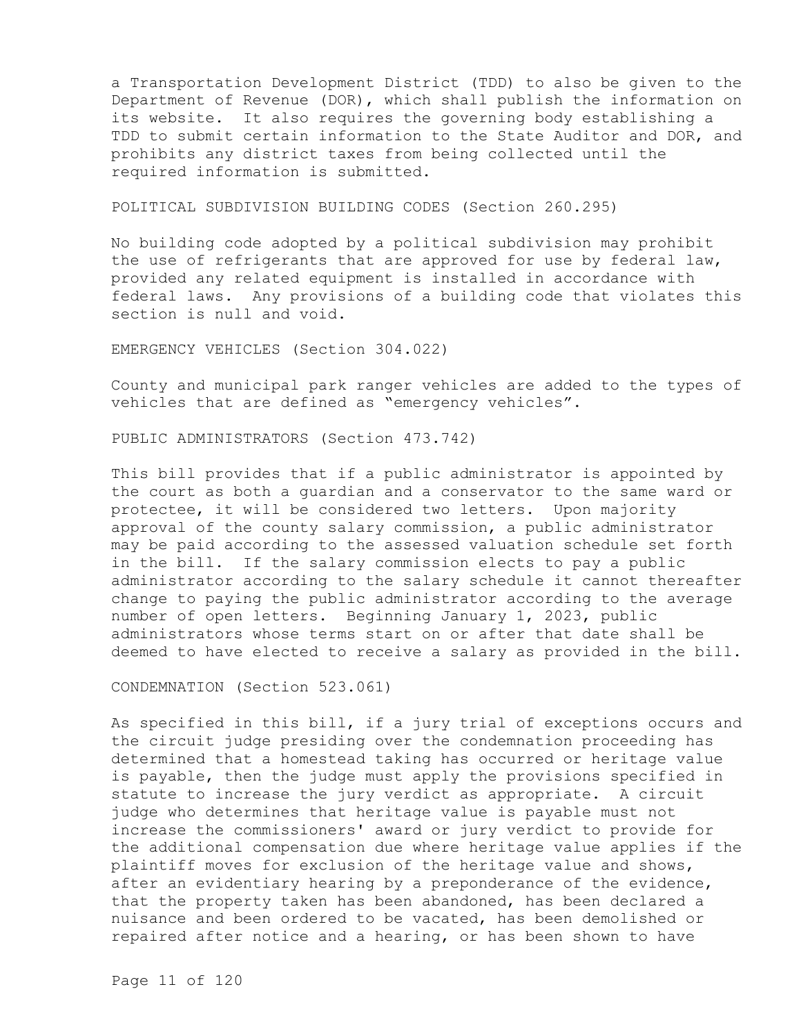a Transportation Development District (TDD) to also be given to the Department of Revenue (DOR), which shall publish the information on its website. It also requires the governing body establishing a TDD to submit certain information to the State Auditor and DOR, and prohibits any district taxes from being collected until the required information is submitted.

POLITICAL SUBDIVISION BUILDING CODES (Section 260.295)

No building code adopted by a political subdivision may prohibit the use of refrigerants that are approved for use by federal law, provided any related equipment is installed in accordance with federal laws. Any provisions of a building code that violates this section is null and void.

EMERGENCY VEHICLES (Section 304.022)

County and municipal park ranger vehicles are added to the types of vehicles that are defined as "emergency vehicles".

PUBLIC ADMINISTRATORS (Section 473.742)

This bill provides that if a public administrator is appointed by the court as both a guardian and a conservator to the same ward or protectee, it will be considered two letters. Upon majority approval of the county salary commission, a public administrator may be paid according to the assessed valuation schedule set forth in the bill. If the salary commission elects to pay a public administrator according to the salary schedule it cannot thereafter change to paying the public administrator according to the average number of open letters. Beginning January 1, 2023, public administrators whose terms start on or after that date shall be deemed to have elected to receive a salary as provided in the bill.

CONDEMNATION (Section 523.061)

As specified in this bill, if a jury trial of exceptions occurs and the circuit judge presiding over the condemnation proceeding has determined that a homestead taking has occurred or heritage value is payable, then the judge must apply the provisions specified in statute to increase the jury verdict as appropriate. A circuit judge who determines that heritage value is payable must not increase the commissioners' award or jury verdict to provide for the additional compensation due where heritage value applies if the plaintiff moves for exclusion of the heritage value and shows, after an evidentiary hearing by a preponderance of the evidence, that the property taken has been abandoned, has been declared a nuisance and been ordered to be vacated, has been demolished or repaired after notice and a hearing, or has been shown to have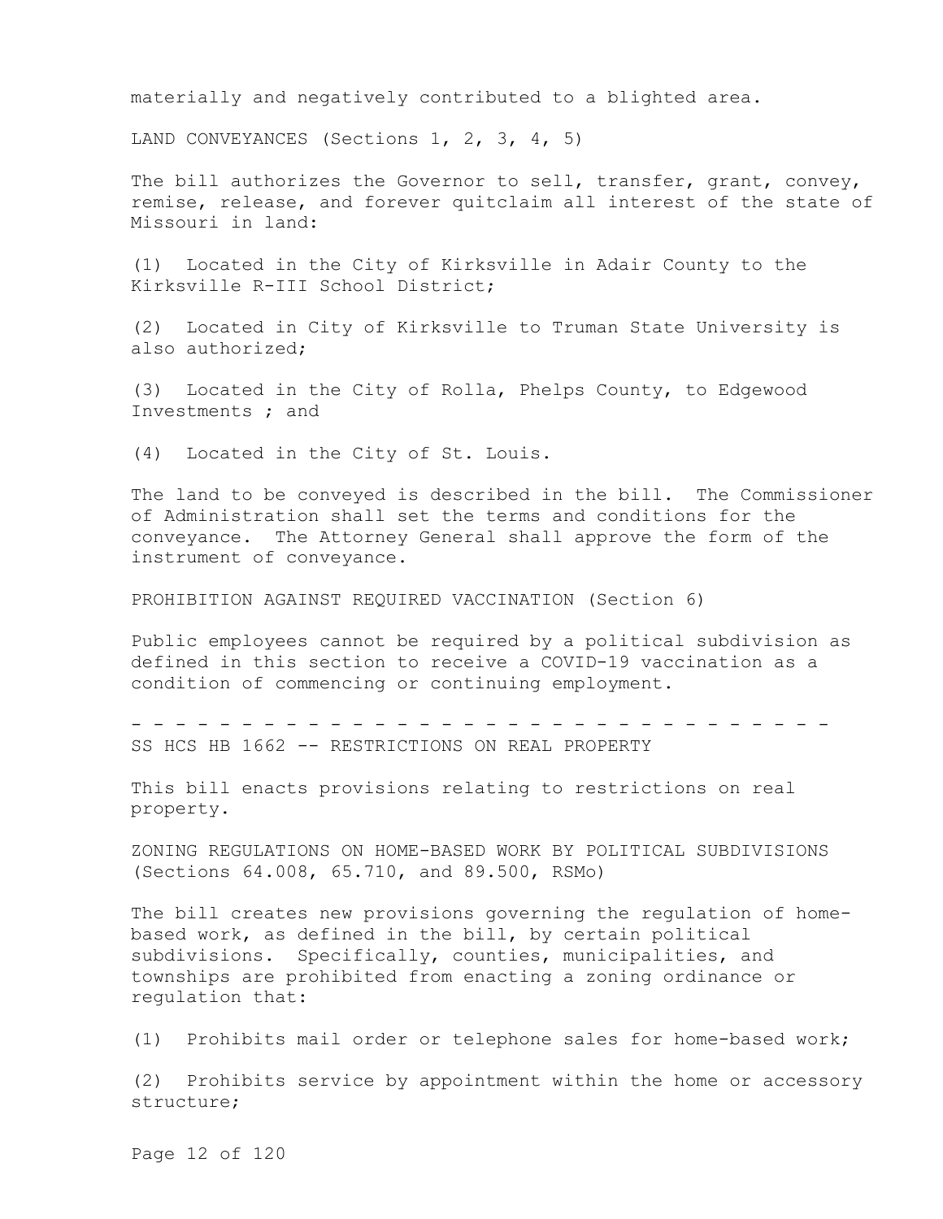materially and negatively contributed to a blighted area.

LAND CONVEYANCES (Sections 1, 2, 3, 4, 5)

The bill authorizes the Governor to sell, transfer, grant, convey, remise, release, and forever quitclaim all interest of the state of Missouri in land:

(1) Located in the City of Kirksville in Adair County to the Kirksville R-III School District;

(2) Located in City of Kirksville to Truman State University is also authorized;

(3) Located in the City of Rolla, Phelps County, to Edgewood Investments ; and

(4) Located in the City of St. Louis.

The land to be conveyed is described in the bill. The Commissioner of Administration shall set the terms and conditions for the conveyance. The Attorney General shall approve the form of the instrument of conveyance.

PROHIBITION AGAINST REQUIRED VACCINATION (Section 6)

Public employees cannot be required by a political subdivision as defined in this section to receive a COVID-19 vaccination as a condition of commencing or continuing employment.

- - - - - - - - - - - - - - - - - - - - - - - - - - - - - - - - - -

SS HCS HB 1662 -- RESTRICTIONS ON REAL PROPERTY

This bill enacts provisions relating to restrictions on real property.

ZONING REGULATIONS ON HOME-BASED WORK BY POLITICAL SUBDIVISIONS (Sections 64.008, 65.710, and 89.500, RSMo)

The bill creates new provisions governing the regulation of home-based work, as defined in the bill, by certain political subdivisions. Specifically, counties, municipalities, and townships are prohibited from enacting a zoning ordinance or regulation that:

(1) Prohibits mail order or telephone sales for home-based work;

(2) Prohibits service by appointment within the home or accessory structure;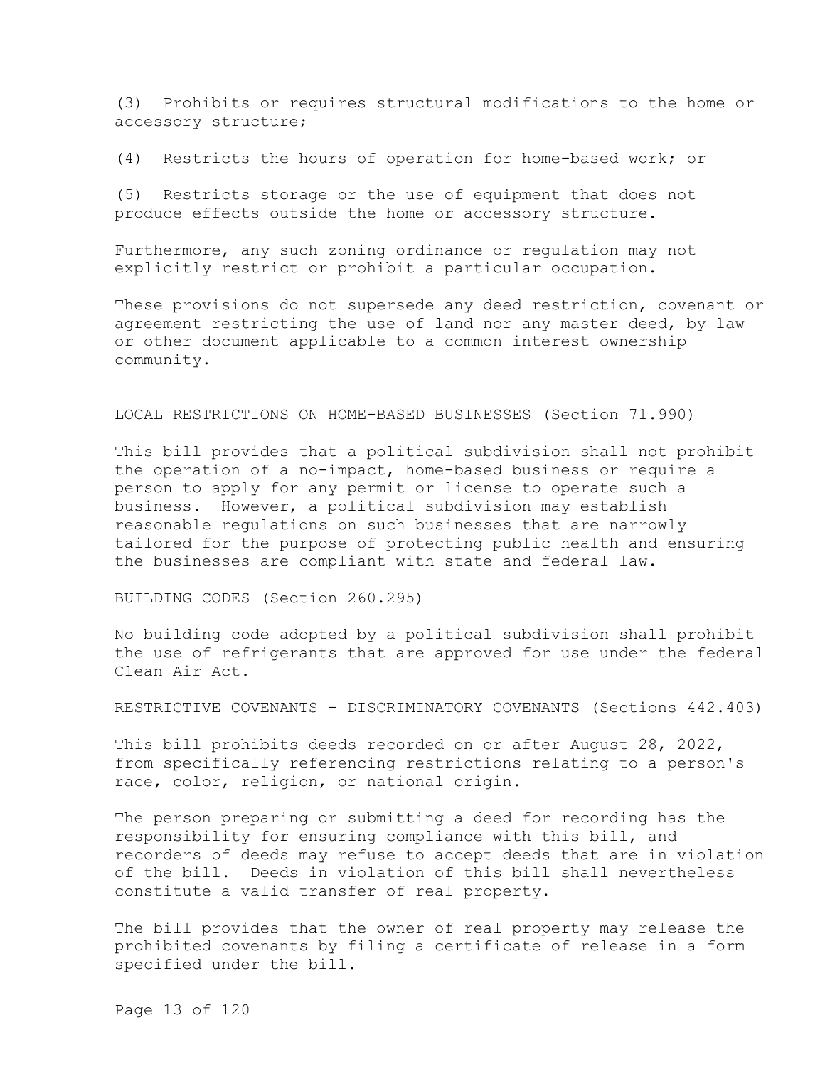(3) Prohibits or requires structural modifications to the home or accessory structure;

(4) Restricts the hours of operation for home-based work; or

(5) Restricts storage or the use of equipment that does not produce effects outside the home or accessory structure.

Furthermore, any such zoning ordinance or regulation may not explicitly restrict or prohibit a particular occupation.

These provisions do not supersede any deed restriction, covenant or agreement restricting the use of land nor any master deed, by law or other document applicable to a common interest ownership community.

LOCAL RESTRICTIONS ON HOME-BASED BUSINESSES (Section 71.990)

This bill provides that a political subdivision shall not prohibit the operation of a no-impact, home-based business or require a person to apply for any permit or license to operate such a business. However, a political subdivision may establish reasonable regulations on such businesses that are narrowly tailored for the purpose of protecting public health and ensuring the businesses are compliant with state and federal law.

BUILDING CODES (Section 260.295)

No building code adopted by a political subdivision shall prohibit the use of refrigerants that are approved for use under the federal Clean Air Act.

RESTRICTIVE COVENANTS - DISCRIMINATORY COVENANTS (Sections 442.403)

This bill prohibits deeds recorded on or after August 28, 2022, from specifically referencing restrictions relating to a person's race, color, religion, or national origin.

The person preparing or submitting a deed for recording has the responsibility for ensuring compliance with this bill, and recorders of deeds may refuse to accept deeds that are in violation of the bill. Deeds in violation of this bill shall nevertheless constitute a valid transfer of real property.

The bill provides that the owner of real property may release the prohibited covenants by filing a certificate of release in a form specified under the bill.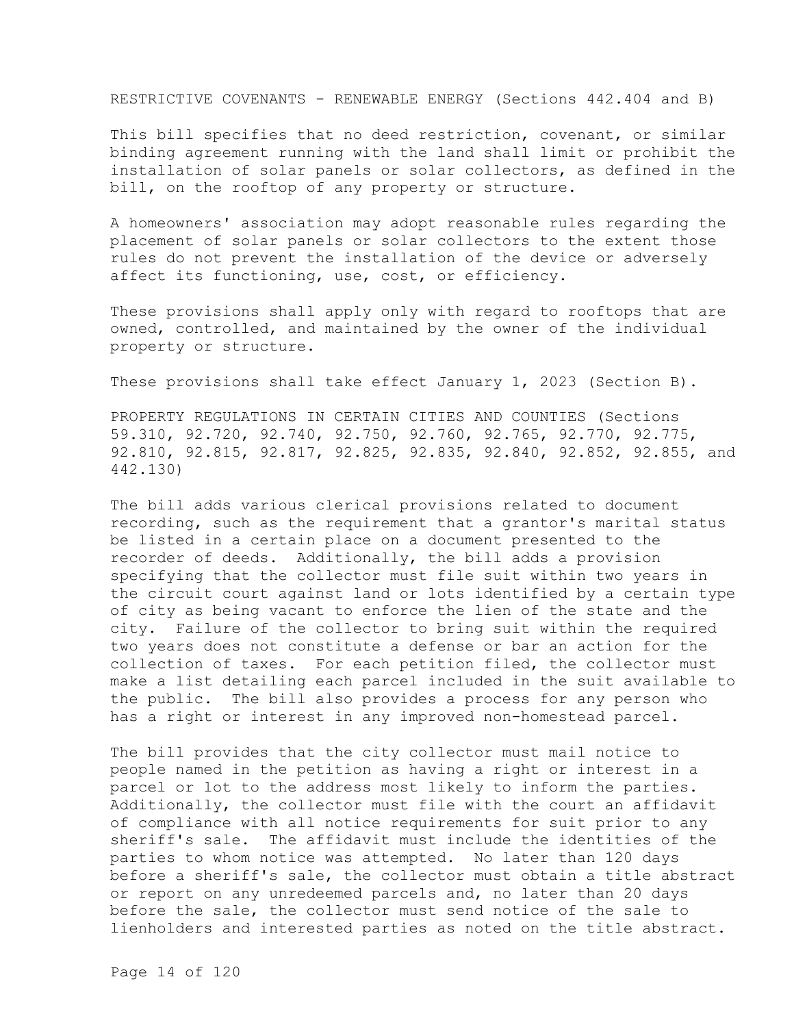RESTRICTIVE COVENANTS - RENEWABLE ENERGY (Sections 442.404 and B)

This bill specifies that no deed restriction, covenant, or similar binding agreement running with the land shall limit or prohibit the installation of solar panels or solar collectors, as defined in the bill, on the rooftop of any property or structure.

A homeowners' association may adopt reasonable rules regarding the placement of solar panels or solar collectors to the extent those rules do not prevent the installation of the device or adversely affect its functioning, use, cost, or efficiency.

These provisions shall apply only with regard to rooftops that are owned, controlled, and maintained by the owner of the individual property or structure.

These provisions shall take effect January 1, 2023 (Section B).

PROPERTY REGULATIONS IN CERTAIN CITIES AND COUNTIES (Sections 59.310, 92.720, 92.740, 92.750, 92.760, 92.765, 92.770, 92.775, 92.810, 92.815, 92.817, 92.825, 92.835, 92.840, 92.852, 92.855, and 442.130)

The bill adds various clerical provisions related to document recording, such as the requirement that a grantor's marital status be listed in a certain place on a document presented to the recorder of deeds. Additionally, the bill adds a provision specifying that the collector must file suit within two years in the circuit court against land or lots identified by a certain type of city as being vacant to enforce the lien of the state and the city. Failure of the collector to bring suit within the required two years does not constitute a defense or bar an action for the collection of taxes. For each petition filed, the collector must make a list detailing each parcel included in the suit available to the public. The bill also provides a process for any person who has a right or interest in any improved non-homestead parcel.

The bill provides that the city collector must mail notice to people named in the petition as having a right or interest in a parcel or lot to the address most likely to inform the parties. Additionally, the collector must file with the court an affidavit of compliance with all notice requirements for suit prior to any sheriff's sale. The affidavit must include the identities of the parties to whom notice was attempted. No later than 120 days before a sheriff's sale, the collector must obtain a title abstract or report on any unredeemed parcels and, no later than 20 days before the sale, the collector must send notice of the sale to lienholders and interested parties as noted on the title abstract.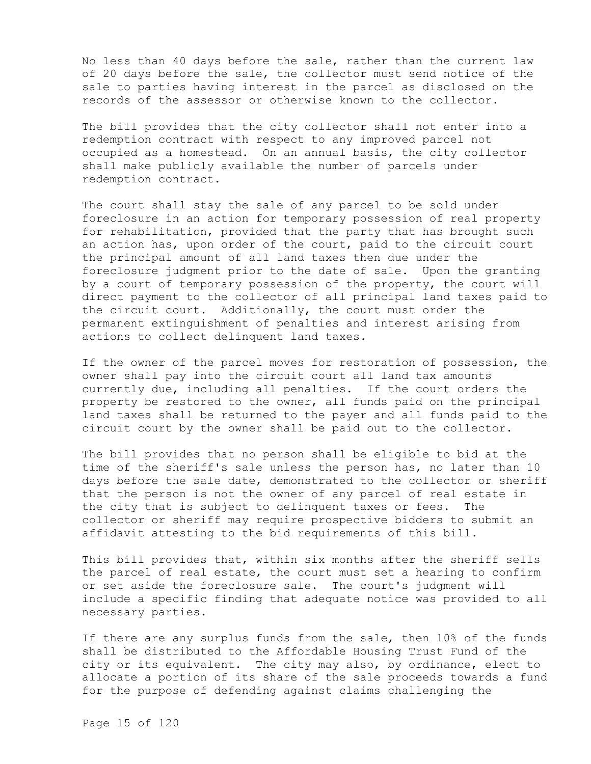No less than 40 days before the sale, rather than the current law of 20 days before the sale, the collector must send notice of the sale to parties having interest in the parcel as disclosed on the records of the assessor or otherwise known to the collector.

The bill provides that the city collector shall not enter into a redemption contract with respect to any improved parcel not occupied as a homestead. On an annual basis, the city collector shall make publicly available the number of parcels under redemption contract.

The court shall stay the sale of any parcel to be sold under foreclosure in an action for temporary possession of real property for rehabilitation, provided that the party that has brought such an action has, upon order of the court, paid to the circuit court the principal amount of all land taxes then due under the foreclosure judgment prior to the date of sale. Upon the granting by a court of temporary possession of the property, the court will direct payment to the collector of all principal land taxes paid to the circuit court. Additionally, the court must order the permanent extinguishment of penalties and interest arising from actions to collect delinquent land taxes.

If the owner of the parcel moves for restoration of possession, the owner shall pay into the circuit court all land tax amounts currently due, including all penalties. If the court orders the property be restored to the owner, all funds paid on the principal land taxes shall be returned to the payer and all funds paid to the circuit court by the owner shall be paid out to the collector.

The bill provides that no person shall be eligible to bid at the time of the sheriff's sale unless the person has, no later than 10 days before the sale date, demonstrated to the collector or sheriff that the person is not the owner of any parcel of real estate in the city that is subject to delinquent taxes or fees. The collector or sheriff may require prospective bidders to submit an affidavit attesting to the bid requirements of this bill.

This bill provides that, within six months after the sheriff sells the parcel of real estate, the court must set a hearing to confirm or set aside the foreclosure sale. The court's judgment will include a specific finding that adequate notice was provided to all necessary parties.

If there are any surplus funds from the sale, then 10% of the funds shall be distributed to the Affordable Housing Trust Fund of the city or its equivalent. The city may also, by ordinance, elect to allocate a portion of its share of the sale proceeds towards a fund for the purpose of defending against claims challenging the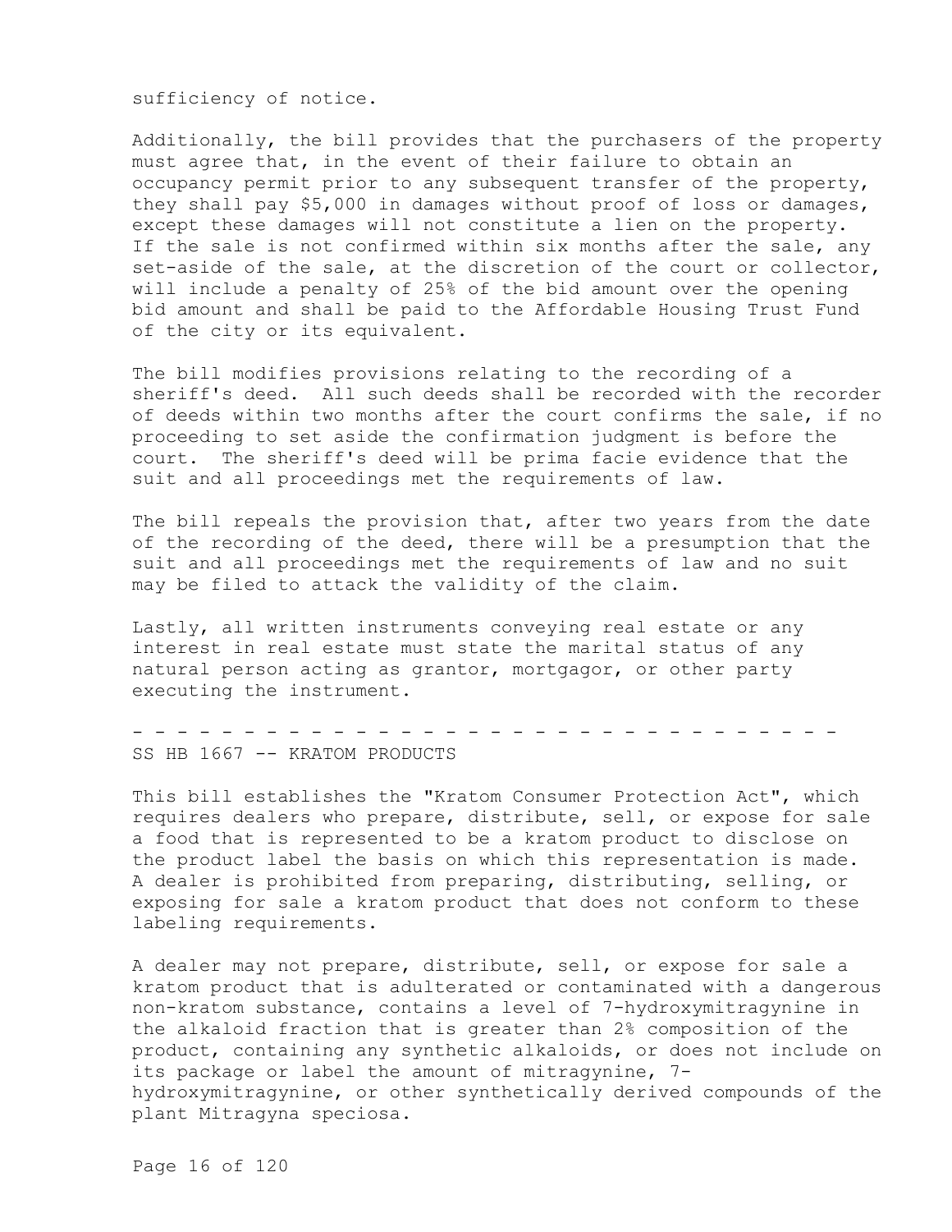sufficiency of notice.

Additionally, the bill provides that the purchasers of the property must agree that, in the event of their failure to obtain an occupancy permit prior to any subsequent transfer of the property, they shall pay $5,000 in damages without proof of loss or damages, except these damages will not constitute a lien on the property. If the sale is not confirmed within six months after the sale, any set-aside of the sale, at the discretion of the court or collector, will include a penalty of 25% of the bid amount over the opening bid amount and shall be paid to the Affordable Housing Trust Fund of the city or its equivalent.

The bill modifies provisions relating to the recording of a sheriff's deed. All such deeds shall be recorded with the recorder of deeds within two months after the court confirms the sale, if no proceeding to set aside the confirmation judgment is before the court. The sheriff's deed will be prima facie evidence that the suit and all proceedings met the requirements of law.

The bill repeals the provision that, after two years from the date of the recording of the deed, there will be a presumption that the suit and all proceedings met the requirements of law and no suit may be filed to attack the validity of the claim.

Lastly, all written instruments conveying real estate or any interest in real estate must state the marital status of any natural person acting as grantor, mortgagor, or other party executing the instrument.

- - - - - - - - - - - - - - - - - - - - - - - - - - - - - - - - - -

SS HB 1667 -- KRATOM PRODUCTS

This bill establishes the "Kratom Consumer Protection Act", which requires dealers who prepare, distribute, sell, or expose for sale a food that is represented to be a kratom product to disclose on the product label the basis on which this representation is made. A dealer is prohibited from preparing, distributing, selling, or exposing for sale a kratom product that does not conform to these labeling requirements.

A dealer may not prepare, distribute, sell, or expose for sale a kratom product that is adulterated or contaminated with a dangerous non-kratom substance, contains a level of 7-hydroxymitragynine in the alkaloid fraction that is greater than 2% composition of the product, containing any synthetic alkaloids, or does not include on its package or label the amount of mitragynine, 7-hydroxymitragynine, or other synthetically derived compounds of the plant Mitragyna speciosa.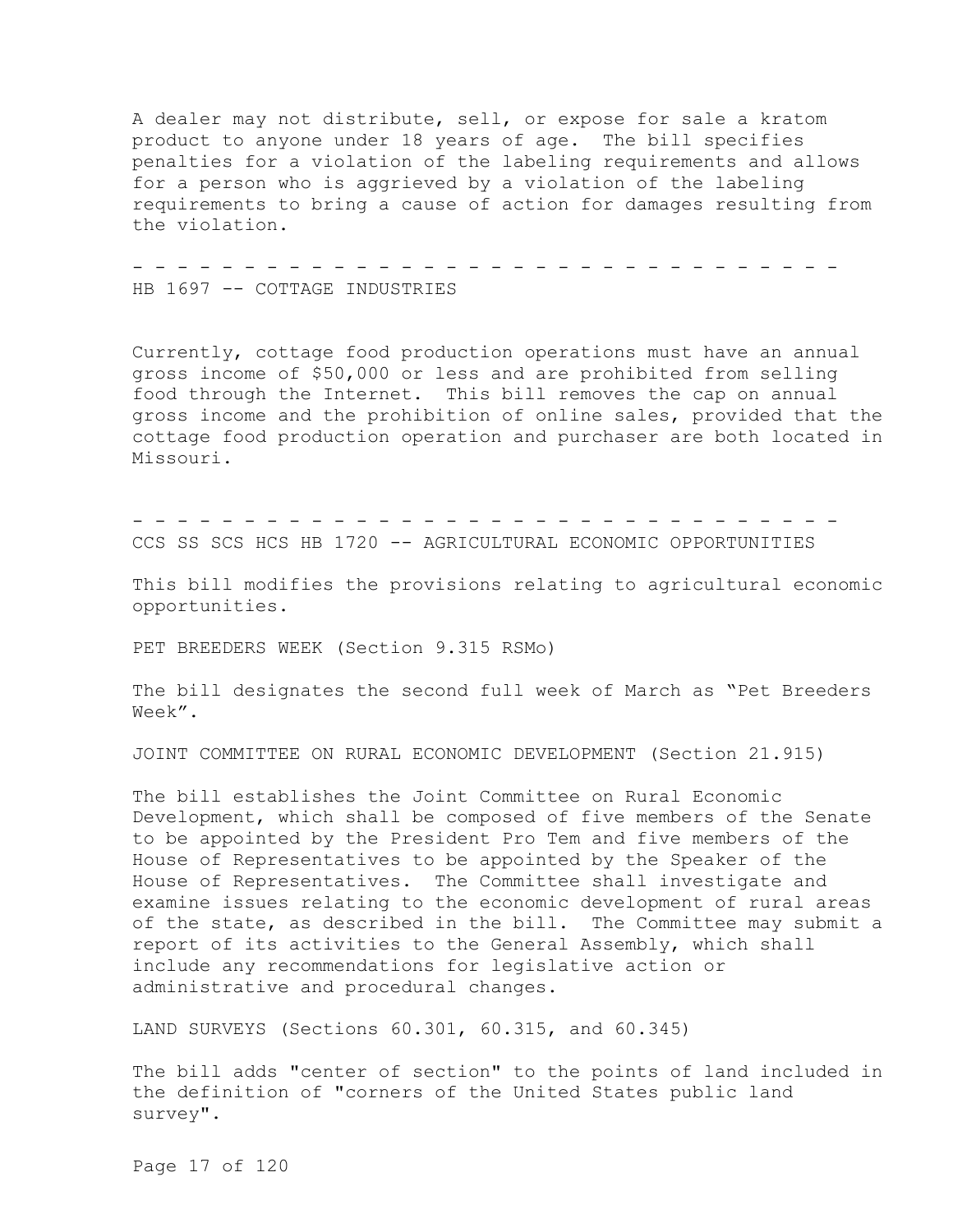A dealer may not distribute, sell, or expose for sale a kratom product to anyone under 18 years of age. The bill specifies penalties for a violation of the labeling requirements and allows for a person who is aggrieved by a violation of the labeling requirements to bring a cause of action for damages resulting from the violation.

- - - - - - - - - - - - - - - - - - - - - - - - - - - - - - - - -

HB 1697 -- COTTAGE INDUSTRIES

Currently, cottage food production operations must have an annual gross income of $50,000 or less and are prohibited from selling food through the Internet. This bill removes the cap on annual gross income and the prohibition of online sales, provided that the cottage food production operation and purchaser are both located in Missouri.

- - - - - - - - - - - - - - - - - - - - - - - - - - - - - - - - -

CCS SS SCS HCS HB 1720 -- AGRICULTURAL ECONOMIC OPPORTUNITIES

This bill modifies the provisions relating to agricultural economic opportunities.

PET BREEDERS WEEK (Section 9.315 RSMo)

The bill designates the second full week of March as "Pet Breeders Week".

JOINT COMMITTEE ON RURAL ECONOMIC DEVELOPMENT (Section 21.915)

The bill establishes the Joint Committee on Rural Economic Development, which shall be composed of five members of the Senate to be appointed by the President Pro Tem and five members of the House of Representatives to be appointed by the Speaker of the House of Representatives. The Committee shall investigate and examine issues relating to the economic development of rural areas of the state, as described in the bill. The Committee may submit a report of its activities to the General Assembly, which shall include any recommendations for legislative action or administrative and procedural changes.

LAND SURVEYS (Sections 60.301, 60.315, and 60.345)

The bill adds "center of section" to the points of land included in the definition of "corners of the United States public land survey".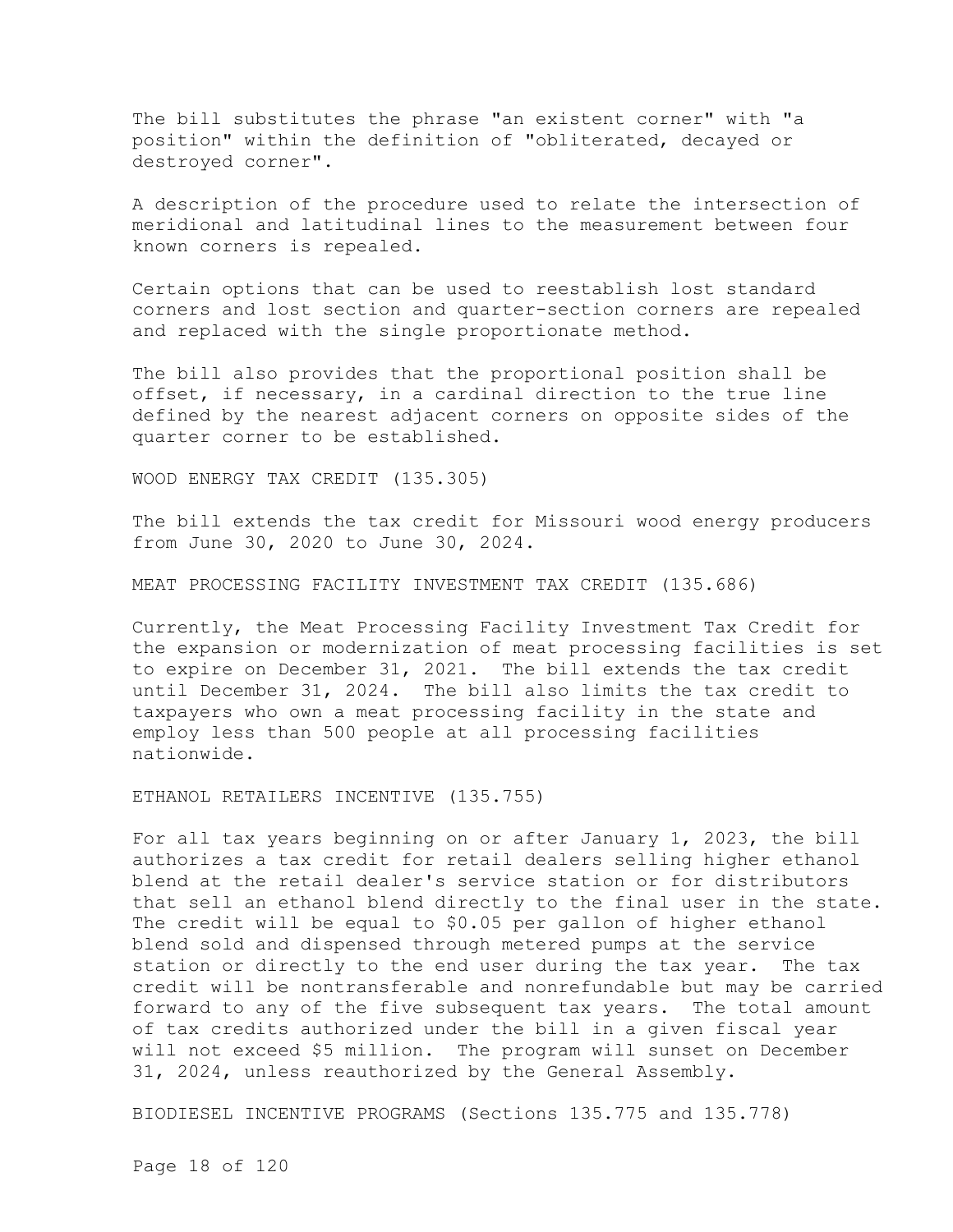The bill substitutes the phrase "an existent corner" with "a position" within the definition of "obliterated, decayed or destroyed corner".

A description of the procedure used to relate the intersection of meridional and latitudinal lines to the measurement between four known corners is repealed.

Certain options that can be used to reestablish lost standard corners and lost section and quarter-section corners are repealed and replaced with the single proportionate method.

The bill also provides that the proportional position shall be offset, if necessary, in a cardinal direction to the true line defined by the nearest adjacent corners on opposite sides of the quarter corner to be established.

## WOOD ENERGY TAX CREDIT (135.305)

The bill extends the tax credit for Missouri wood energy producers from June 30, 2020 to June 30, 2024.

## MEAT PROCESSING FACILITY INVESTMENT TAX CREDIT (135.686)

Currently, the Meat Processing Facility Investment Tax Credit for the expansion or modernization of meat processing facilities is set to expire on December 31, 2021. The bill extends the tax credit until December 31, 2024. The bill also limits the tax credit to taxpayers who own a meat processing facility in the state and employ less than 500 people at all processing facilities nationwide.

## ETHANOL RETAILERS INCENTIVE (135.755)

For all tax years beginning on or after January 1, 2023, the bill authorizes a tax credit for retail dealers selling higher ethanol blend at the retail dealer's service station or for distributors that sell an ethanol blend directly to the final user in the state. The credit will be equal to $0.05 per gallon of higher ethanol blend sold and dispensed through metered pumps at the service station or directly to the end user during the tax year. The tax credit will be nontransferable and nonrefundable but may be carried forward to any of the five subsequent tax years. The total amount of tax credits authorized under the bill in a given fiscal year will not exceed $5 million. The program will sunset on December 31, 2024, unless reauthorized by the General Assembly.

## BIODIESEL INCENTIVE PROGRAMS (Sections 135.775 and 135.778)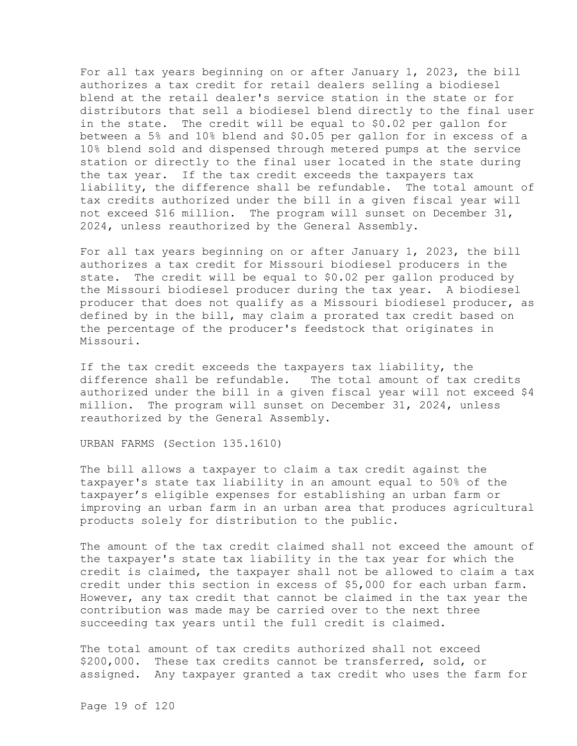For all tax years beginning on or after January 1, 2023, the bill authorizes a tax credit for retail dealers selling a biodiesel blend at the retail dealer's service station in the state or for distributors that sell a biodiesel blend directly to the final user in the state. The credit will be equal to $0.02 per gallon for between a 5% and 10% blend and $0.05 per gallon for in excess of a 10% blend sold and dispensed through metered pumps at the service station or directly to the final user located in the state during the tax year. If the tax credit exceeds the taxpayers tax liability, the difference shall be refundable. The total amount of tax credits authorized under the bill in a given fiscal year will not exceed $16 million. The program will sunset on December 31, 2024, unless reauthorized by the General Assembly.

For all tax years beginning on or after January 1, 2023, the bill authorizes a tax credit for Missouri biodiesel producers in the state. The credit will be equal to $0.02 per gallon produced by the Missouri biodiesel producer during the tax year. A biodiesel producer that does not qualify as a Missouri biodiesel producer, as defined by in the bill, may claim a prorated tax credit based on the percentage of the producer's feedstock that originates in Missouri.

If the tax credit exceeds the taxpayers tax liability, the difference shall be refundable. The total amount of tax credits authorized under the bill in a given fiscal year will not exceed $4 million. The program will sunset on December 31, 2024, unless reauthorized by the General Assembly.

URBAN FARMS (Section 135.1610)

The bill allows a taxpayer to claim a tax credit against the taxpayer's state tax liability in an amount equal to 50% of the taxpayer's eligible expenses for establishing an urban farm or improving an urban farm in an urban area that produces agricultural products solely for distribution to the public.

The amount of the tax credit claimed shall not exceed the amount of the taxpayer's state tax liability in the tax year for which the credit is claimed, the taxpayer shall not be allowed to claim a tax credit under this section in excess of $5,000 for each urban farm. However, any tax credit that cannot be claimed in the tax year the contribution was made may be carried over to the next three succeeding tax years until the full credit is claimed.

The total amount of tax credits authorized shall not exceed $200,000. These tax credits cannot be transferred, sold, or assigned. Any taxpayer granted a tax credit who uses the farm for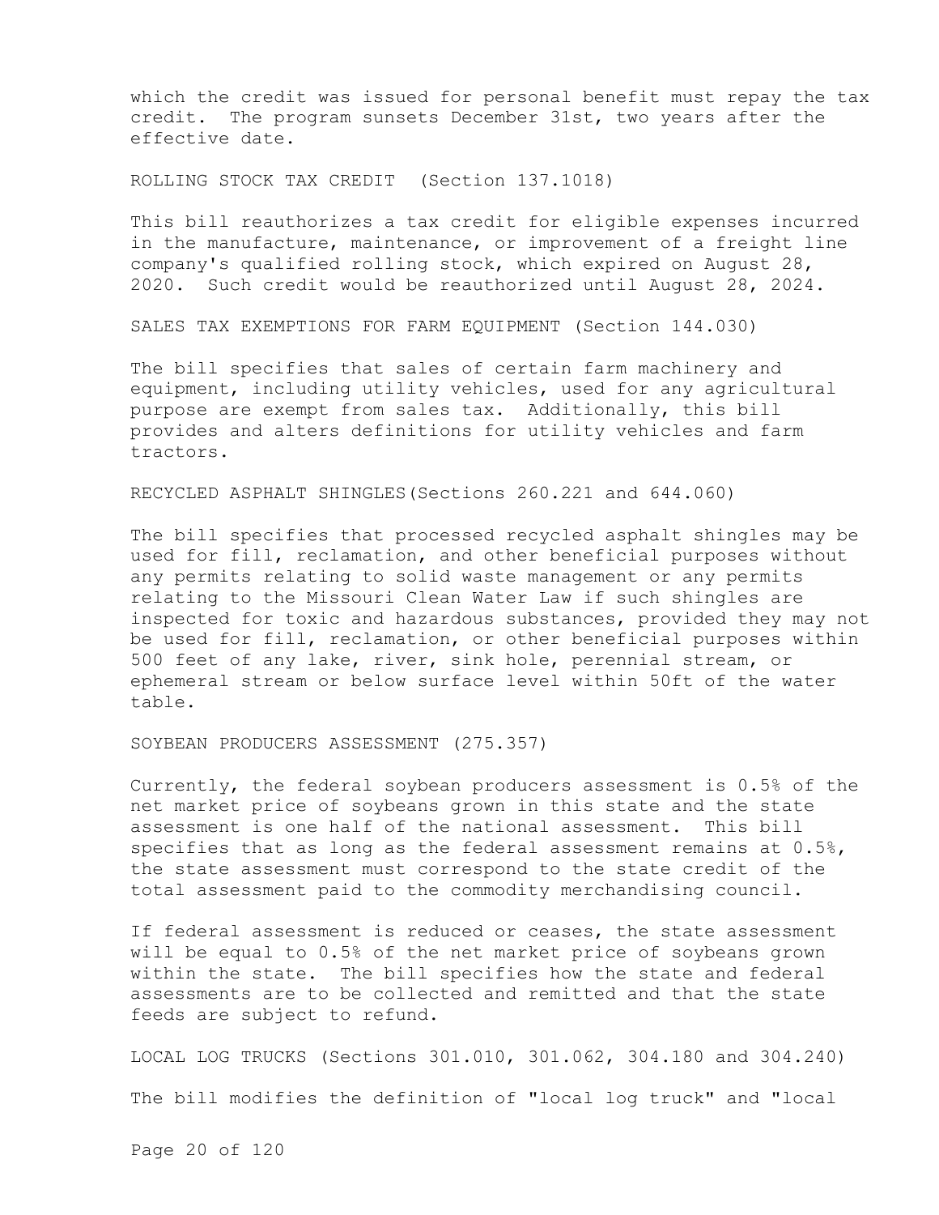which the credit was issued for personal benefit must repay the tax credit. The program sunsets December 31st, two years after the effective date.

ROLLING STOCK TAX CREDIT (Section 137.1018)

This bill reauthorizes a tax credit for eligible expenses incurred in the manufacture, maintenance, or improvement of a freight line company's qualified rolling stock, which expired on August 28, 2020. Such credit would be reauthorized until August 28, 2024.

SALES TAX EXEMPTIONS FOR FARM EQUIPMENT (Section 144.030)

The bill specifies that sales of certain farm machinery and equipment, including utility vehicles, used for any agricultural purpose are exempt from sales tax. Additionally, this bill provides and alters definitions for utility vehicles and farm tractors.

RECYCLED ASPHALT SHINGLES(Sections 260.221 and 644.060)

The bill specifies that processed recycled asphalt shingles may be used for fill, reclamation, and other beneficial purposes without any permits relating to solid waste management or any permits relating to the Missouri Clean Water Law if such shingles are inspected for toxic and hazardous substances, provided they may not be used for fill, reclamation, or other beneficial purposes within 500 feet of any lake, river, sink hole, perennial stream, or ephemeral stream or below surface level within 50ft of the water table.

SOYBEAN PRODUCERS ASSESSMENT (275.357)

Currently, the federal soybean producers assessment is 0.5% of the net market price of soybeans grown in this state and the state assessment is one half of the national assessment. This bill specifies that as long as the federal assessment remains at 0.5%, the state assessment must correspond to the state credit of the total assessment paid to the commodity merchandising council.

If federal assessment is reduced or ceases, the state assessment will be equal to 0.5% of the net market price of soybeans grown within the state. The bill specifies how the state and federal assessments are to be collected and remitted and that the state feeds are subject to refund.

LOCAL LOG TRUCKS (Sections 301.010, 301.062, 304.180 and 304.240)

The bill modifies the definition of "local log truck" and "local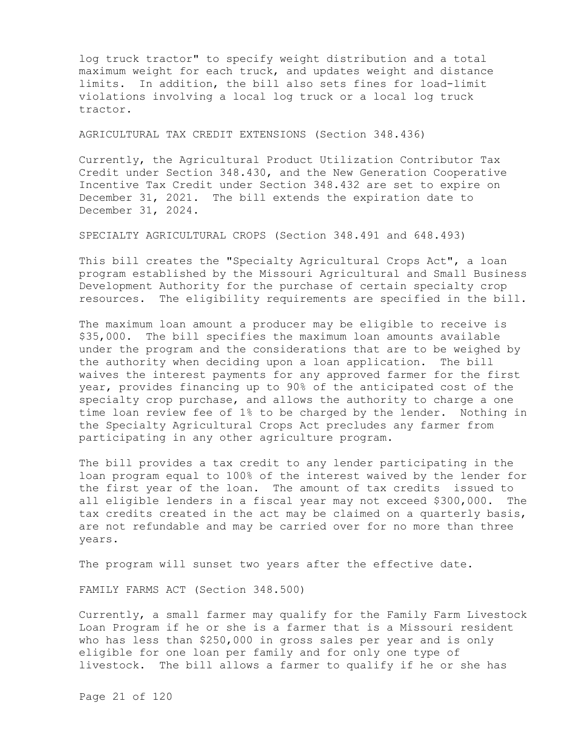log truck tractor" to specify weight distribution and a total maximum weight for each truck, and updates weight and distance limits. In addition, the bill also sets fines for load-limit violations involving a local log truck or a local log truck tractor.

AGRICULTURAL TAX CREDIT EXTENSIONS (Section 348.436)

Currently, the Agricultural Product Utilization Contributor Tax Credit under Section 348.430, and the New Generation Cooperative Incentive Tax Credit under Section 348.432 are set to expire on December 31, 2021. The bill extends the expiration date to December 31, 2024.

SPECIALTY AGRICULTURAL CROPS (Section 348.491 and 648.493)

This bill creates the "Specialty Agricultural Crops Act", a loan program established by the Missouri Agricultural and Small Business Development Authority for the purchase of certain specialty crop resources. The eligibility requirements are specified in the bill.

The maximum loan amount a producer may be eligible to receive is $35,000. The bill specifies the maximum loan amounts available under the program and the considerations that are to be weighed by the authority when deciding upon a loan application. The bill waives the interest payments for any approved farmer for the first year, provides financing up to 90% of the anticipated cost of the specialty crop purchase, and allows the authority to charge a one time loan review fee of 1% to be charged by the lender. Nothing in the Specialty Agricultural Crops Act precludes any farmer from participating in any other agriculture program.

The bill provides a tax credit to any lender participating in the loan program equal to 100% of the interest waived by the lender for the first year of the loan. The amount of tax credits issued to all eligible lenders in a fiscal year may not exceed $300,000. The tax credits created in the act may be claimed on a quarterly basis, are not refundable and may be carried over for no more than three years.

The program will sunset two years after the effective date.

FAMILY FARMS ACT (Section 348.500)

Currently, a small farmer may qualify for the Family Farm Livestock Loan Program if he or she is a farmer that is a Missouri resident who has less than $250,000 in gross sales per year and is only eligible for one loan per family and for only one type of livestock. The bill allows a farmer to qualify if he or she has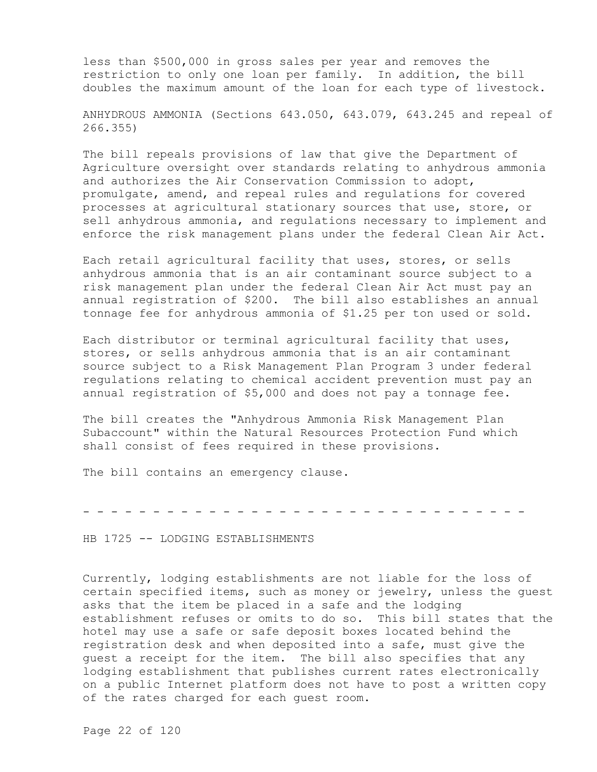less than $500,000 in gross sales per year and removes the restriction to only one loan per family. In addition, the bill doubles the maximum amount of the loan for each type of livestock.

ANHYDROUS AMMONIA (Sections 643.050, 643.079, 643.245 and repeal of 266.355)

The bill repeals provisions of law that give the Department of Agriculture oversight over standards relating to anhydrous ammonia and authorizes the Air Conservation Commission to adopt, promulgate, amend, and repeal rules and regulations for covered processes at agricultural stationary sources that use, store, or sell anhydrous ammonia, and regulations necessary to implement and enforce the risk management plans under the federal Clean Air Act.

Each retail agricultural facility that uses, stores, or sells anhydrous ammonia that is an air contaminant source subject to a risk management plan under the federal Clean Air Act must pay an annual registration of $200. The bill also establishes an annual tonnage fee for anhydrous ammonia of $1.25 per ton used or sold.

Each distributor or terminal agricultural facility that uses, stores, or sells anhydrous ammonia that is an air contaminant source subject to a Risk Management Plan Program 3 under federal regulations relating to chemical accident prevention must pay an annual registration of $5,000 and does not pay a tonnage fee.

The bill creates the "Anhydrous Ammonia Risk Management Plan Subaccount" within the Natural Resources Protection Fund which shall consist of fees required in these provisions.

The bill contains an emergency clause.

- - - - - - - - - - - - - - - - - - - - - - - - - - - - - - - - - -

HB 1725 -- LODGING ESTABLISHMENTS

Currently, lodging establishments are not liable for the loss of certain specified items, such as money or jewelry, unless the guest asks that the item be placed in a safe and the lodging establishment refuses or omits to do so. This bill states that the hotel may use a safe or safe deposit boxes located behind the registration desk and when deposited into a safe, must give the guest a receipt for the item. The bill also specifies that any lodging establishment that publishes current rates electronically on a public Internet platform does not have to post a written copy of the rates charged for each guest room.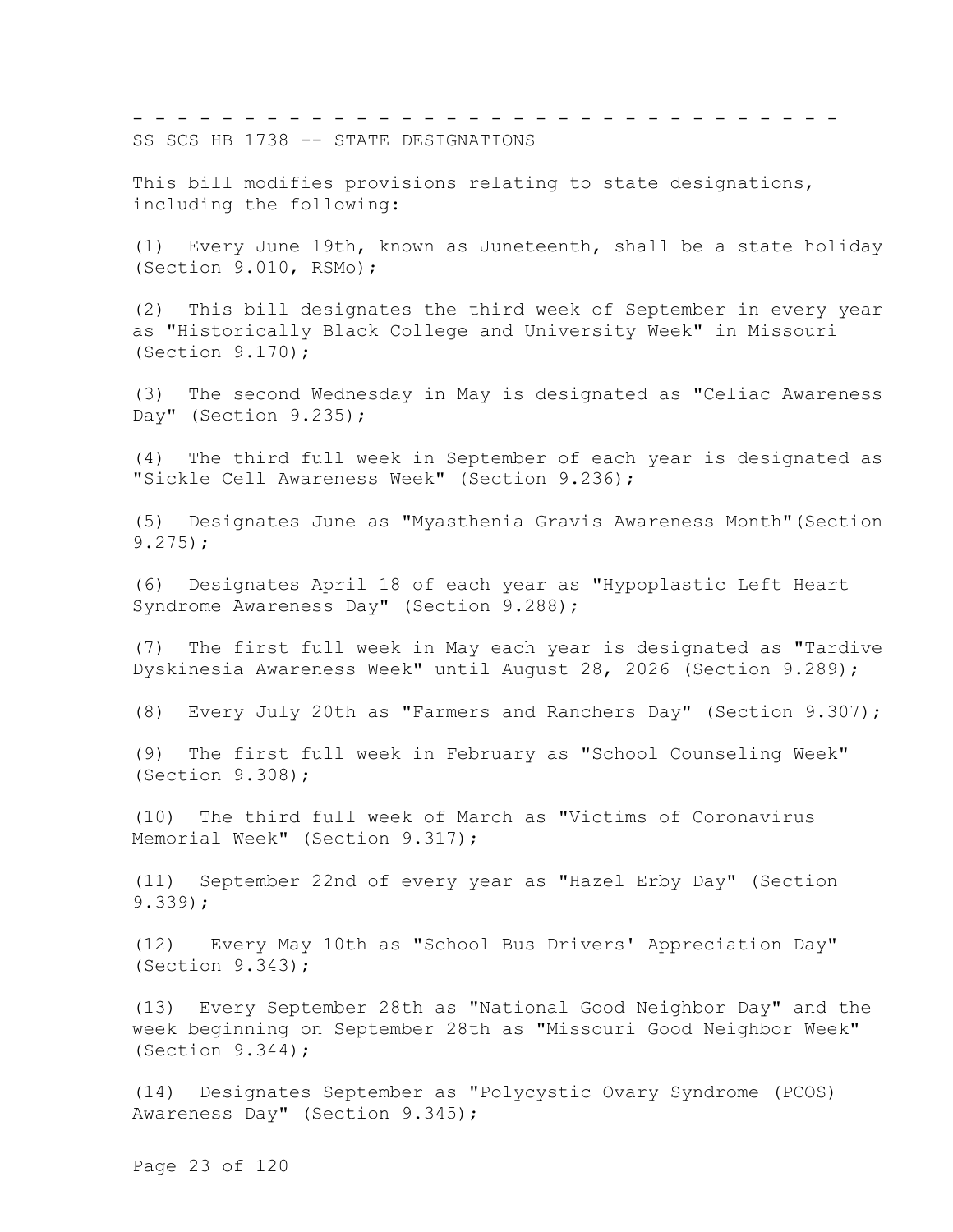- - - - - - - - - - - - - - - - - - - - - - - - - - - - - - - - - - -

SS SCS HB 1738 -- STATE DESIGNATIONS

This bill modifies provisions relating to state designations, including the following:

(1) Every June 19th, known as Juneteenth, shall be a state holiday (Section 9.010, RSMo);

(2) This bill designates the third week of September in every year as "Historically Black College and University Week" in Missouri (Section 9.170);

(3) The second Wednesday in May is designated as "Celiac Awareness Day" (Section 9.235);

(4) The third full week in September of each year is designated as "Sickle Cell Awareness Week" (Section 9.236);

(5) Designates June as "Myasthenia Gravis Awareness Month"(Section 9.275);

(6) Designates April 18 of each year as "Hypoplastic Left Heart Syndrome Awareness Day" (Section 9.288);

(7) The first full week in May each year is designated as "Tardive Dyskinesia Awareness Week" until August 28, 2026 (Section 9.289);

(8) Every July 20th as "Farmers and Ranchers Day" (Section 9.307);

(9) The first full week in February as "School Counseling Week" (Section 9.308);

(10) The third full week of March as "Victims of Coronavirus Memorial Week" (Section 9.317);

(11) September 22nd of every year as "Hazel Erby Day" (Section 9.339);

(12) Every May 10th as "School Bus Drivers' Appreciation Day" (Section 9.343);

(13) Every September 28th as "National Good Neighbor Day" and the week beginning on September 28th as "Missouri Good Neighbor Week" (Section 9.344);

(14) Designates September as "Polycystic Ovary Syndrome (PCOS) Awareness Day" (Section 9.345);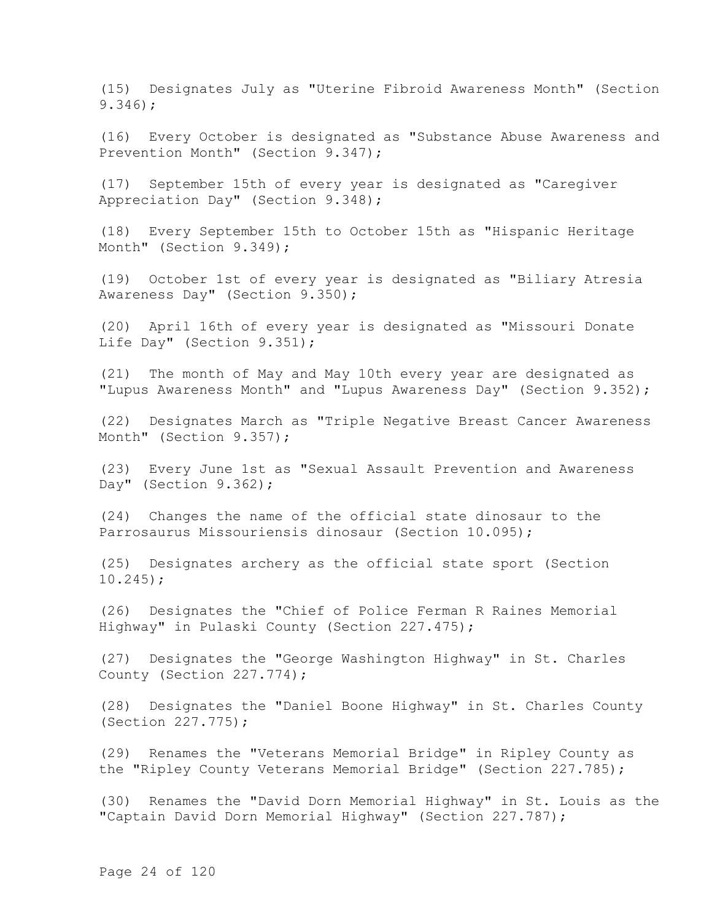(15) Designates July as "Uterine Fibroid Awareness Month" (Section 9.346);

(16) Every October is designated as "Substance Abuse Awareness and Prevention Month" (Section 9.347);

(17) September 15th of every year is designated as "Caregiver Appreciation Day" (Section 9.348);

(18) Every September 15th to October 15th as "Hispanic Heritage Month" (Section 9.349);

(19) October 1st of every year is designated as "Biliary Atresia Awareness Day" (Section 9.350);

(20) April 16th of every year is designated as "Missouri Donate Life Day" (Section 9.351);

(21) The month of May and May 10th every year are designated as "Lupus Awareness Month" and "Lupus Awareness Day" (Section 9.352);

(22) Designates March as "Triple Negative Breast Cancer Awareness Month" (Section 9.357);

(23) Every June 1st as "Sexual Assault Prevention and Awareness Day" (Section 9.362);

(24) Changes the name of the official state dinosaur to the Parrosaurus Missouriensis dinosaur (Section 10.095);

(25) Designates archery as the official state sport (Section 10.245);

(26) Designates the "Chief of Police Ferman R Raines Memorial Highway" in Pulaski County (Section 227.475);

(27) Designates the "George Washington Highway" in St. Charles County (Section 227.774);

(28) Designates the "Daniel Boone Highway" in St. Charles County (Section 227.775);

(29) Renames the "Veterans Memorial Bridge" in Ripley County as the "Ripley County Veterans Memorial Bridge" (Section 227.785);

(30) Renames the "David Dorn Memorial Highway" in St. Louis as the "Captain David Dorn Memorial Highway" (Section 227.787);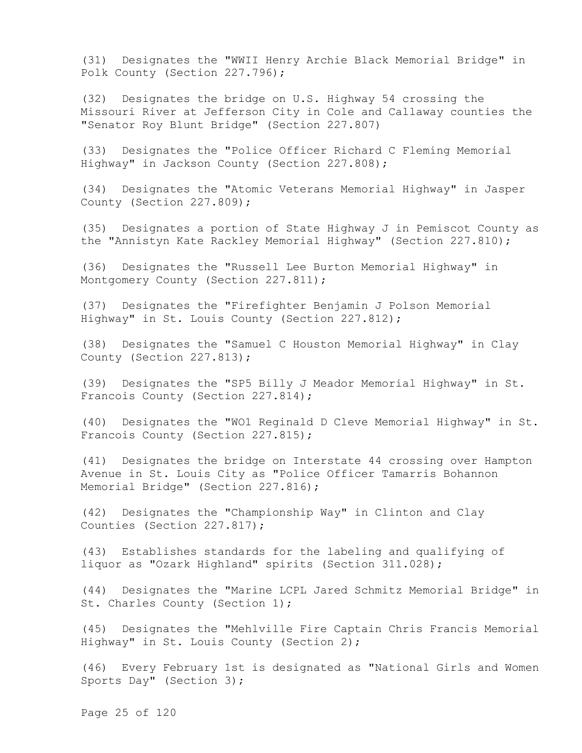(31) Designates the "WWII Henry Archie Black Memorial Bridge" in Polk County (Section 227.796);

(32) Designates the bridge on U.S. Highway 54 crossing the Missouri River at Jefferson City in Cole and Callaway counties the "Senator Roy Blunt Bridge" (Section 227.807)

(33) Designates the "Police Officer Richard C Fleming Memorial Highway" in Jackson County (Section 227.808);

(34) Designates the "Atomic Veterans Memorial Highway" in Jasper County (Section 227.809);

(35) Designates a portion of State Highway J in Pemiscot County as the "Annistyn Kate Rackley Memorial Highway" (Section 227.810);

(36) Designates the "Russell Lee Burton Memorial Highway" in Montgomery County (Section 227.811);

(37) Designates the "Firefighter Benjamin J Polson Memorial Highway" in St. Louis County (Section 227.812);

(38) Designates the "Samuel C Houston Memorial Highway" in Clay County (Section 227.813);

(39) Designates the "SP5 Billy J Meador Memorial Highway" in St. Francois County (Section 227.814);

(40) Designates the "WO1 Reginald D Cleve Memorial Highway" in St. Francois County (Section 227.815);

(41) Designates the bridge on Interstate 44 crossing over Hampton Avenue in St. Louis City as "Police Officer Tamarris Bohannon Memorial Bridge" (Section 227.816);

(42) Designates the "Championship Way" in Clinton and Clay Counties (Section 227.817);

(43) Establishes standards for the labeling and qualifying of liquor as "Ozark Highland" spirits (Section 311.028);

(44) Designates the "Marine LCPL Jared Schmitz Memorial Bridge" in St. Charles County (Section 1);

(45) Designates the "Mehlville Fire Captain Chris Francis Memorial Highway" in St. Louis County (Section 2);

(46) Every February 1st is designated as "National Girls and Women Sports Day" (Section 3);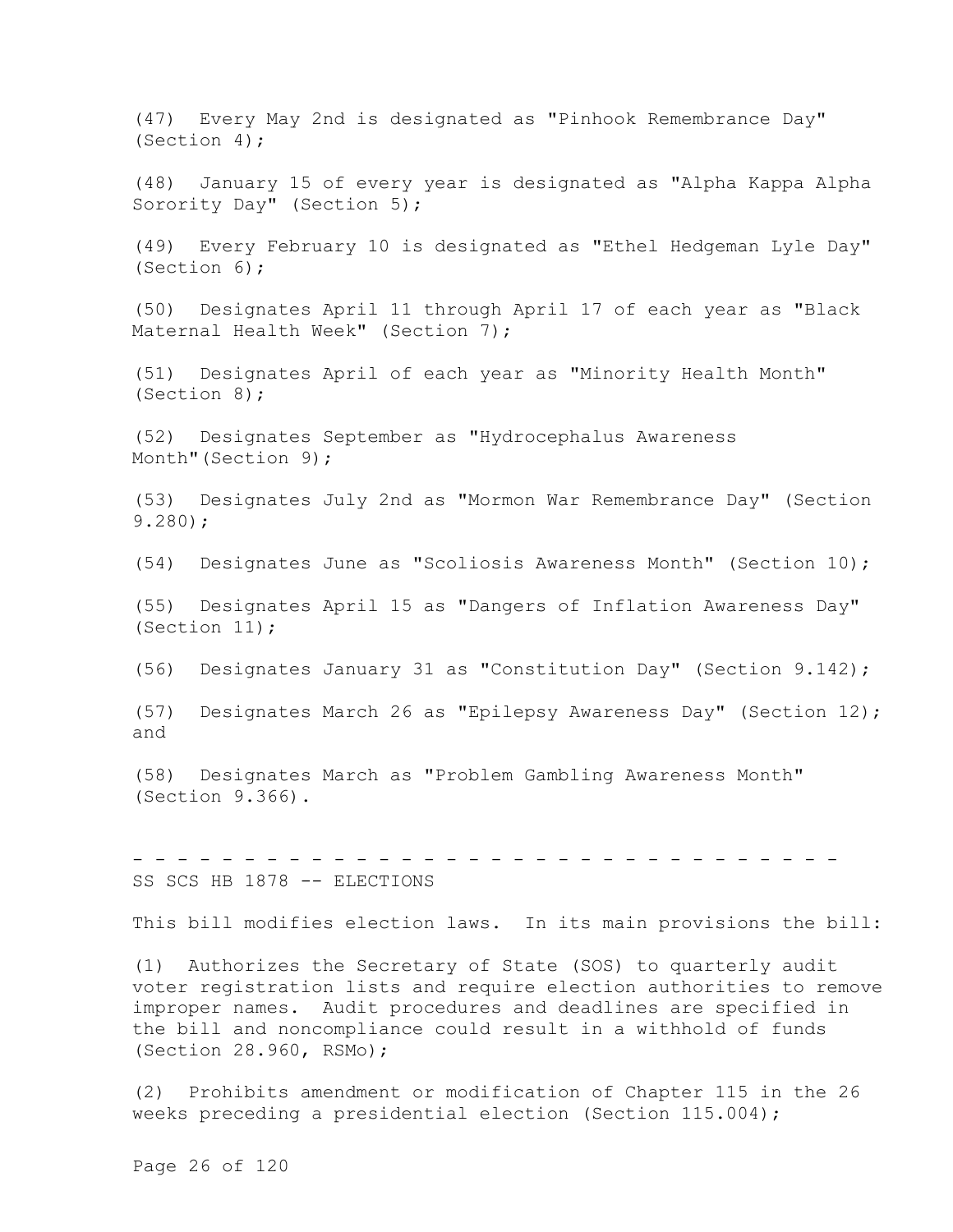(47) Every May 2nd is designated as "Pinhook Remembrance Day" (Section 4);

(48) January 15 of every year is designated as "Alpha Kappa Alpha Sorority Day" (Section 5);

(49) Every February 10 is designated as "Ethel Hedgeman Lyle Day" (Section 6);

(50) Designates April 11 through April 17 of each year as "Black Maternal Health Week" (Section 7);

(51) Designates April of each year as "Minority Health Month" (Section 8);

(52) Designates September as "Hydrocephalus Awareness Month"(Section 9);

(53) Designates July 2nd as "Mormon War Remembrance Day" (Section 9.280);

(54) Designates June as "Scoliosis Awareness Month" (Section 10);

(55) Designates April 15 as "Dangers of Inflation Awareness Day" (Section 11);

(56) Designates January 31 as "Constitution Day" (Section 9.142);

(57) Designates March 26 as "Epilepsy Awareness Day" (Section 12); and

(58) Designates March as "Problem Gambling Awareness Month" (Section 9.366).

- - - - - - - - - - - - - - - - - - - - - - - - - - - - - - - - -

SS SCS HB 1878 -- ELECTIONS

This bill modifies election laws. In its main provisions the bill:

(1) Authorizes the Secretary of State (SOS) to quarterly audit voter registration lists and require election authorities to remove improper names. Audit procedures and deadlines are specified in the bill and noncompliance could result in a withhold of funds (Section 28.960, RSMo);

(2) Prohibits amendment or modification of Chapter 115 in the 26 weeks preceding a presidential election (Section 115.004);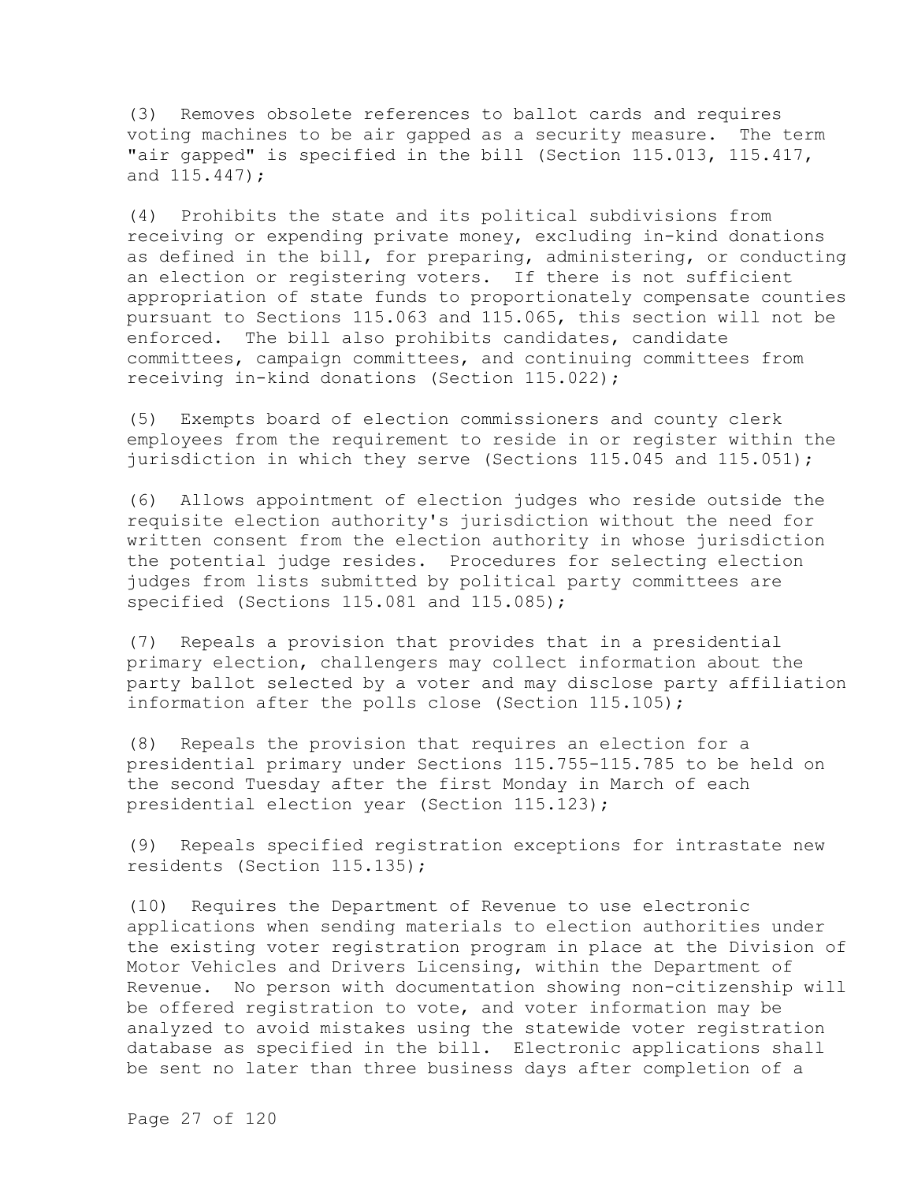(3) Removes obsolete references to ballot cards and requires voting machines to be air gapped as a security measure. The term "air gapped" is specified in the bill (Section 115.013, 115.417, and 115.447);

(4) Prohibits the state and its political subdivisions from receiving or expending private money, excluding in-kind donations as defined in the bill, for preparing, administering, or conducting an election or registering voters. If there is not sufficient appropriation of state funds to proportionately compensate counties pursuant to Sections 115.063 and 115.065, this section will not be enforced. The bill also prohibits candidates, candidate committees, campaign committees, and continuing committees from receiving in-kind donations (Section 115.022);

(5) Exempts board of election commissioners and county clerk employees from the requirement to reside in or register within the jurisdiction in which they serve (Sections 115.045 and 115.051);

(6) Allows appointment of election judges who reside outside the requisite election authority's jurisdiction without the need for written consent from the election authority in whose jurisdiction the potential judge resides. Procedures for selecting election judges from lists submitted by political party committees are specified (Sections 115.081 and 115.085);

(7) Repeals a provision that provides that in a presidential primary election, challengers may collect information about the party ballot selected by a voter and may disclose party affiliation information after the polls close (Section 115.105);

(8) Repeals the provision that requires an election for a presidential primary under Sections 115.755-115.785 to be held on the second Tuesday after the first Monday in March of each presidential election year (Section 115.123);

(9) Repeals specified registration exceptions for intrastate new residents (Section 115.135);

(10) Requires the Department of Revenue to use electronic applications when sending materials to election authorities under the existing voter registration program in place at the Division of Motor Vehicles and Drivers Licensing, within the Department of Revenue. No person with documentation showing non-citizenship will be offered registration to vote, and voter information may be analyzed to avoid mistakes using the statewide voter registration database as specified in the bill. Electronic applications shall be sent no later than three business days after completion of a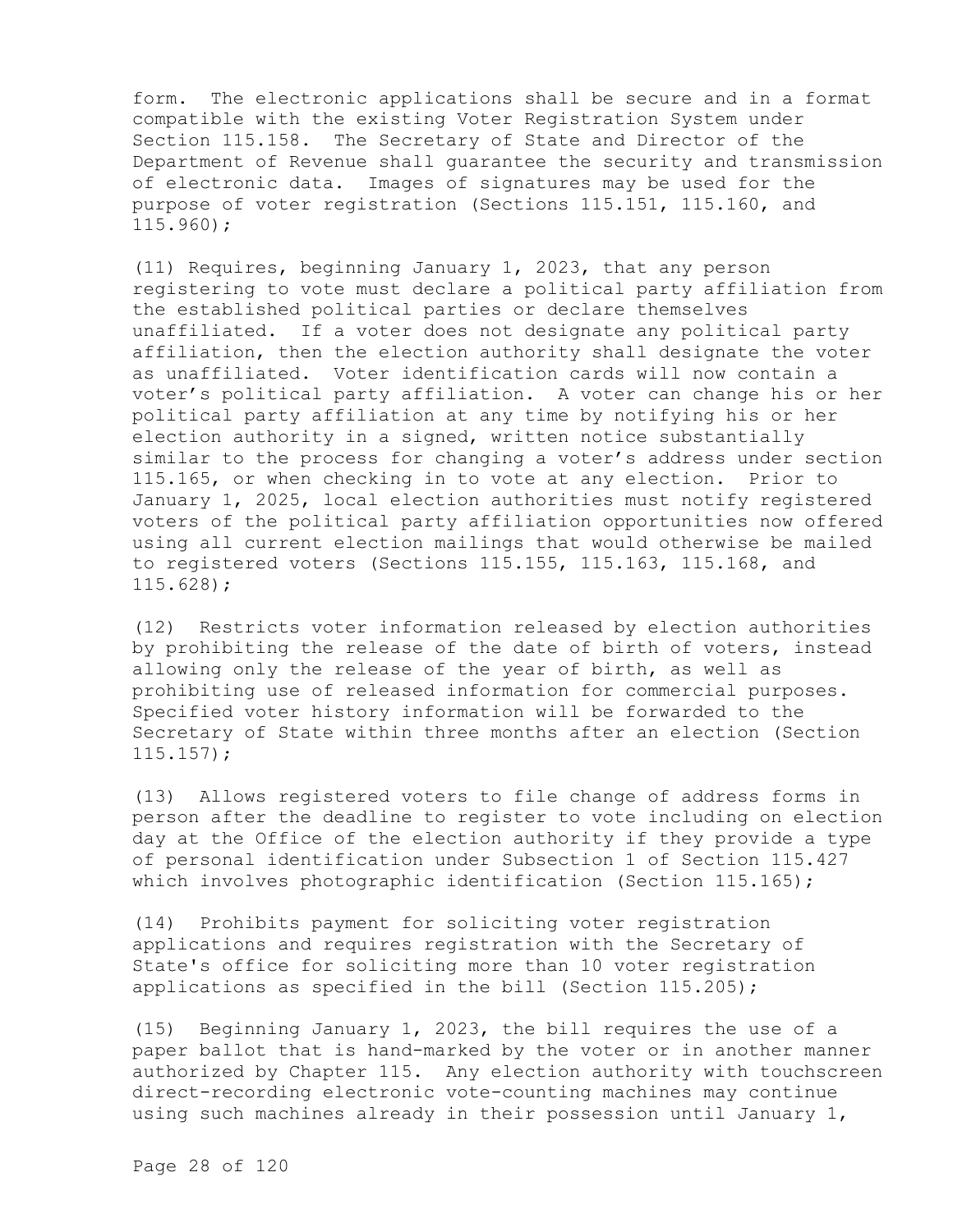form. The electronic applications shall be secure and in a format compatible with the existing Voter Registration System under Section 115.158. The Secretary of State and Director of the Department of Revenue shall guarantee the security and transmission of electronic data. Images of signatures may be used for the purpose of voter registration (Sections 115.151, 115.160, and 115.960);

(11) Requires, beginning January 1, 2023, that any person registering to vote must declare a political party affiliation from the established political parties or declare themselves unaffiliated. If a voter does not designate any political party affiliation, then the election authority shall designate the voter as unaffiliated. Voter identification cards will now contain a voter's political party affiliation. A voter can change his or her political party affiliation at any time by notifying his or her election authority in a signed, written notice substantially similar to the process for changing a voter's address under section 115.165, or when checking in to vote at any election. Prior to January 1, 2025, local election authorities must notify registered voters of the political party affiliation opportunities now offered using all current election mailings that would otherwise be mailed to registered voters (Sections 115.155, 115.163, 115.168, and 115.628);

(12) Restricts voter information released by election authorities by prohibiting the release of the date of birth of voters, instead allowing only the release of the year of birth, as well as prohibiting use of released information for commercial purposes. Specified voter history information will be forwarded to the Secretary of State within three months after an election (Section 115.157);

(13) Allows registered voters to file change of address forms in person after the deadline to register to vote including on election day at the Office of the election authority if they provide a type of personal identification under Subsection 1 of Section 115.427 which involves photographic identification (Section 115.165);

(14) Prohibits payment for soliciting voter registration applications and requires registration with the Secretary of State's office for soliciting more than 10 voter registration applications as specified in the bill (Section 115.205);

(15) Beginning January 1, 2023, the bill requires the use of a paper ballot that is hand-marked by the voter or in another manner authorized by Chapter 115. Any election authority with touchscreen direct-recording electronic vote-counting machines may continue using such machines already in their possession until January 1,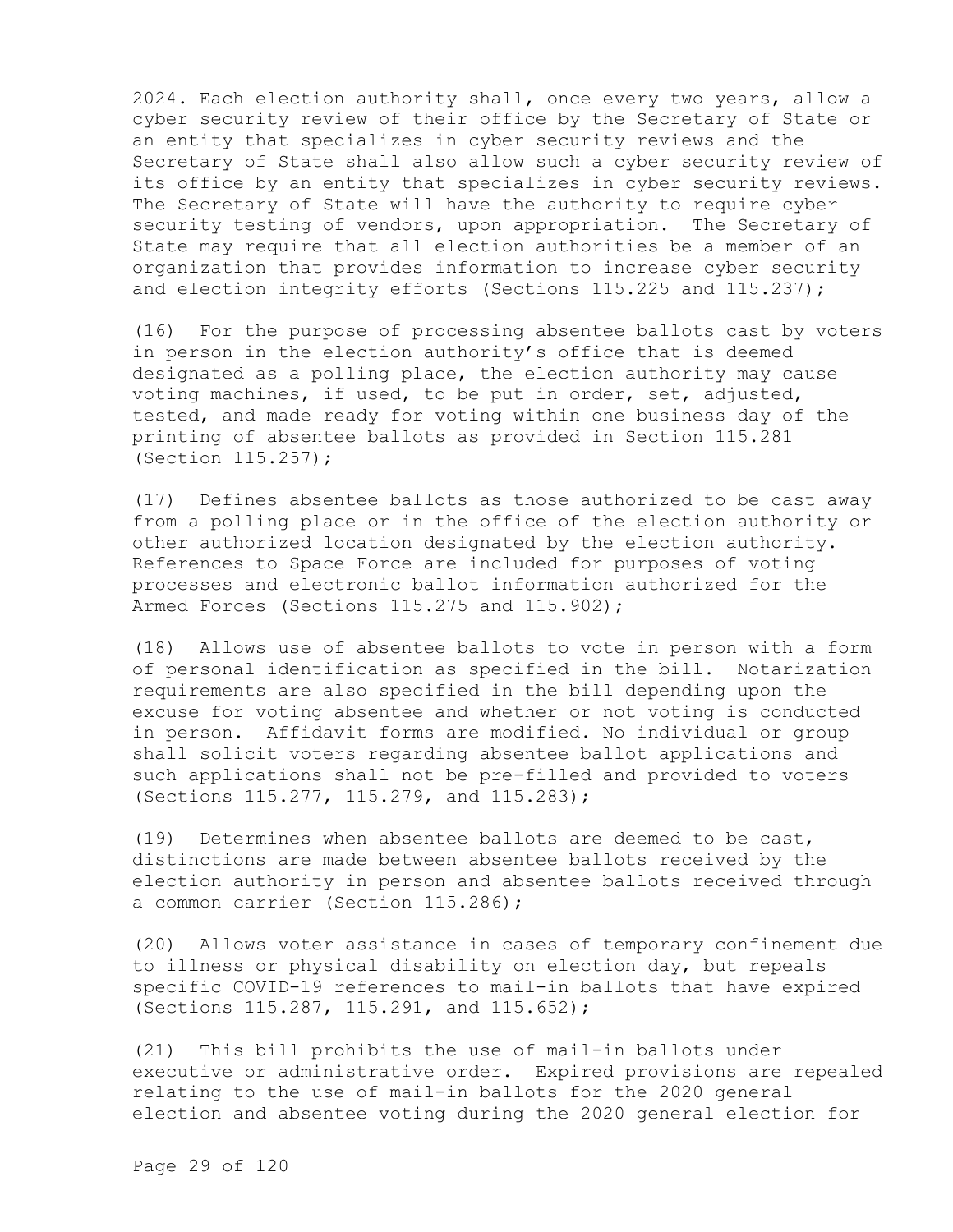2024. Each election authority shall, once every two years, allow a cyber security review of their office by the Secretary of State or an entity that specializes in cyber security reviews and the Secretary of State shall also allow such a cyber security review of its office by an entity that specializes in cyber security reviews. The Secretary of State will have the authority to require cyber security testing of vendors, upon appropriation. The Secretary of State may require that all election authorities be a member of an organization that provides information to increase cyber security and election integrity efforts (Sections 115.225 and 115.237);

(16) For the purpose of processing absentee ballots cast by voters in person in the election authority's office that is deemed designated as a polling place, the election authority may cause voting machines, if used, to be put in order, set, adjusted, tested, and made ready for voting within one business day of the printing of absentee ballots as provided in Section 115.281 (Section 115.257);

(17) Defines absentee ballots as those authorized to be cast away from a polling place or in the office of the election authority or other authorized location designated by the election authority. References to Space Force are included for purposes of voting processes and electronic ballot information authorized for the Armed Forces (Sections 115.275 and 115.902);

(18) Allows use of absentee ballots to vote in person with a form of personal identification as specified in the bill. Notarization requirements are also specified in the bill depending upon the excuse for voting absentee and whether or not voting is conducted in person. Affidavit forms are modified. No individual or group shall solicit voters regarding absentee ballot applications and such applications shall not be pre-filled and provided to voters (Sections 115.277, 115.279, and 115.283);

(19) Determines when absentee ballots are deemed to be cast, distinctions are made between absentee ballots received by the election authority in person and absentee ballots received through a common carrier (Section 115.286);

(20) Allows voter assistance in cases of temporary confinement due to illness or physical disability on election day, but repeals specific COVID-19 references to mail-in ballots that have expired (Sections 115.287, 115.291, and 115.652);

(21) This bill prohibits the use of mail-in ballots under executive or administrative order. Expired provisions are repealed relating to the use of mail-in ballots for the 2020 general election and absentee voting during the 2020 general election for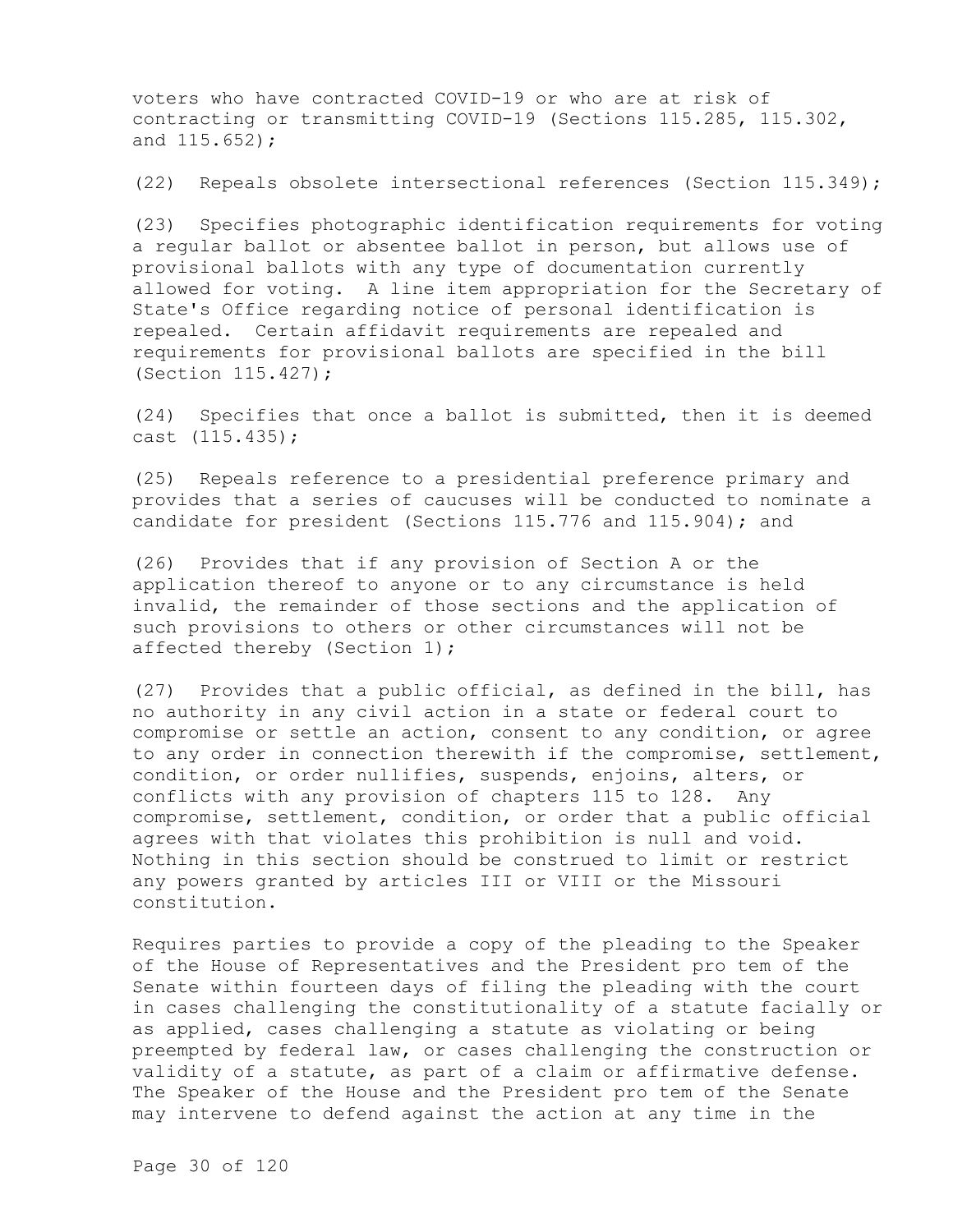voters who have contracted COVID-19 or who are at risk of contracting or transmitting COVID-19 (Sections 115.285, 115.302, and 115.652);

(22) Repeals obsolete intersectional references (Section 115.349);

(23) Specifies photographic identification requirements for voting a regular ballot or absentee ballot in person, but allows use of provisional ballots with any type of documentation currently allowed for voting. A line item appropriation for the Secretary of State's Office regarding notice of personal identification is repealed. Certain affidavit requirements are repealed and requirements for provisional ballots are specified in the bill (Section 115.427);

(24) Specifies that once a ballot is submitted, then it is deemed cast (115.435);

(25) Repeals reference to a presidential preference primary and provides that a series of caucuses will be conducted to nominate a candidate for president (Sections 115.776 and 115.904); and

(26) Provides that if any provision of Section A or the application thereof to anyone or to any circumstance is held invalid, the remainder of those sections and the application of such provisions to others or other circumstances will not be affected thereby (Section 1);

(27) Provides that a public official, as defined in the bill, has no authority in any civil action in a state or federal court to compromise or settle an action, consent to any condition, or agree to any order in connection therewith if the compromise, settlement, condition, or order nullifies, suspends, enjoins, alters, or conflicts with any provision of chapters 115 to 128. Any compromise, settlement, condition, or order that a public official agrees with that violates this prohibition is null and void. Nothing in this section should be construed to limit or restrict any powers granted by articles III or VIII or the Missouri constitution.

Requires parties to provide a copy of the pleading to the Speaker of the House of Representatives and the President pro tem of the Senate within fourteen days of filing the pleading with the court in cases challenging the constitutionality of a statute facially or as applied, cases challenging a statute as violating or being preempted by federal law, or cases challenging the construction or validity of a statute, as part of a claim or affirmative defense. The Speaker of the House and the President pro tem of the Senate may intervene to defend against the action at any time in the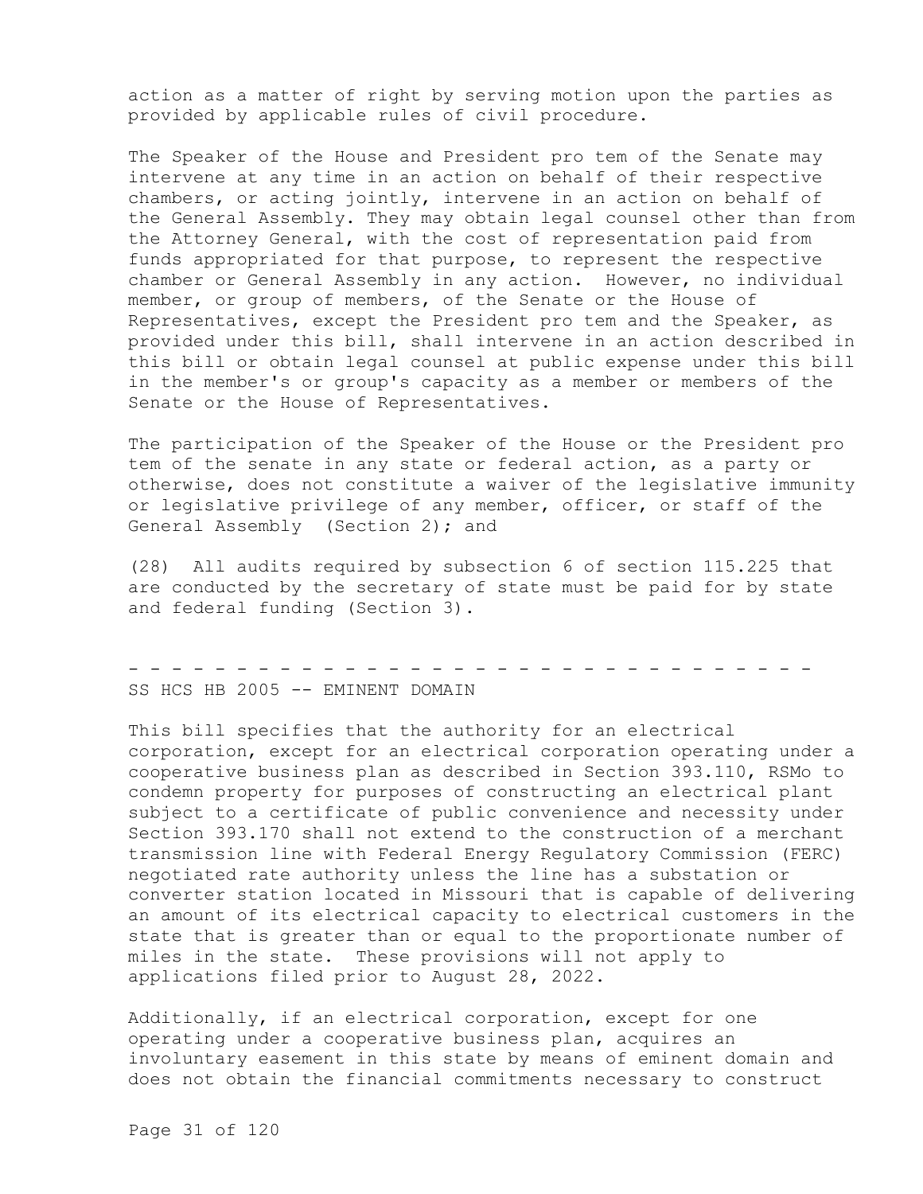action as a matter of right by serving motion upon the parties as provided by applicable rules of civil procedure.

The Speaker of the House and President pro tem of the Senate may intervene at any time in an action on behalf of their respective chambers, or acting jointly, intervene in an action on behalf of the General Assembly. They may obtain legal counsel other than from the Attorney General, with the cost of representation paid from funds appropriated for that purpose, to represent the respective chamber or General Assembly in any action. However, no individual member, or group of members, of the Senate or the House of Representatives, except the President pro tem and the Speaker, as provided under this bill, shall intervene in an action described in this bill or obtain legal counsel at public expense under this bill in the member's or group's capacity as a member or members of the Senate or the House of Representatives.

The participation of the Speaker of the House or the President pro tem of the senate in any state or federal action, as a party or otherwise, does not constitute a waiver of the legislative immunity or legislative privilege of any member, officer, or staff of the General Assembly (Section 2); and

(28) All audits required by subsection 6 of section 115.225 that are conducted by the secretary of state must be paid for by state and federal funding (Section 3).

- - - - - - - - - - - - - - - - - - - - - - - - - - - - - - - - - - -

SS HCS HB 2005 -- EMINENT DOMAIN

This bill specifies that the authority for an electrical corporation, except for an electrical corporation operating under a cooperative business plan as described in Section 393.110, RSMo to condemn property for purposes of constructing an electrical plant subject to a certificate of public convenience and necessity under Section 393.170 shall not extend to the construction of a merchant transmission line with Federal Energy Regulatory Commission (FERC) negotiated rate authority unless the line has a substation or converter station located in Missouri that is capable of delivering an amount of its electrical capacity to electrical customers in the state that is greater than or equal to the proportionate number of miles in the state. These provisions will not apply to applications filed prior to August 28, 2022.

Additionally, if an electrical corporation, except for one operating under a cooperative business plan, acquires an involuntary easement in this state by means of eminent domain and does not obtain the financial commitments necessary to construct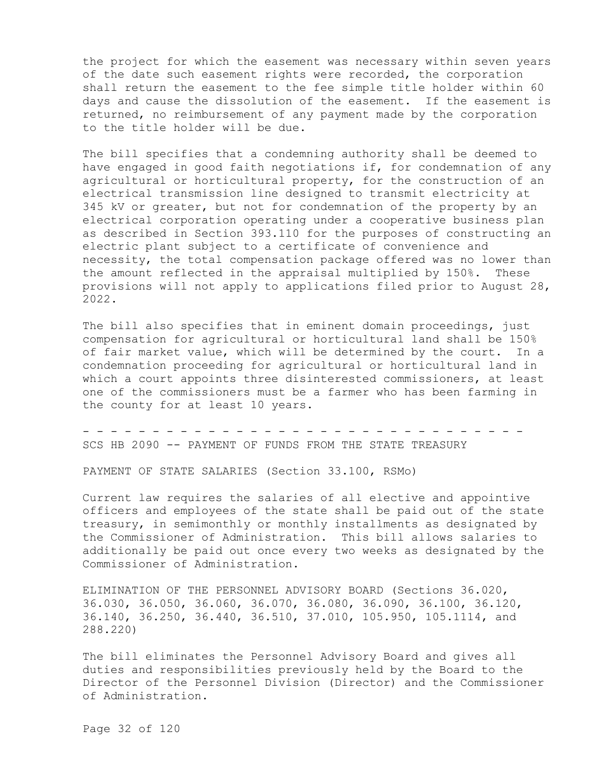the project for which the easement was necessary within seven years of the date such easement rights were recorded, the corporation shall return the easement to the fee simple title holder within 60 days and cause the dissolution of the easement. If the easement is returned, no reimbursement of any payment made by the corporation to the title holder will be due.

The bill specifies that a condemning authority shall be deemed to have engaged in good faith negotiations if, for condemnation of any agricultural or horticultural property, for the construction of an electrical transmission line designed to transmit electricity at 345 kV or greater, but not for condemnation of the property by an electrical corporation operating under a cooperative business plan as described in Section 393.110 for the purposes of constructing an electric plant subject to a certificate of convenience and necessity, the total compensation package offered was no lower than the amount reflected in the appraisal multiplied by 150%. These provisions will not apply to applications filed prior to August 28, 2022.

The bill also specifies that in eminent domain proceedings, just compensation for agricultural or horticultural land shall be 150% of fair market value, which will be determined by the court. In a condemnation proceeding for agricultural or horticultural land in which a court appoints three disinterested commissioners, at least one of the commissioners must be a farmer who has been farming in the county for at least 10 years.

- - - - - - - - - - - - - - - - - - - - - - - - - - - - - - - - - -

SCS HB 2090 -- PAYMENT OF FUNDS FROM THE STATE TREASURY

PAYMENT OF STATE SALARIES (Section 33.100, RSMo)

Current law requires the salaries of all elective and appointive officers and employees of the state shall be paid out of the state treasury, in semimonthly or monthly installments as designated by the Commissioner of Administration. This bill allows salaries to additionally be paid out once every two weeks as designated by the Commissioner of Administration.

ELIMINATION OF THE PERSONNEL ADVISORY BOARD (Sections 36.020, 36.030, 36.050, 36.060, 36.070, 36.080, 36.090, 36.100, 36.120, 36.140, 36.250, 36.440, 36.510, 37.010, 105.950, 105.1114, and 288.220)

The bill eliminates the Personnel Advisory Board and gives all duties and responsibilities previously held by the Board to the Director of the Personnel Division (Director) and the Commissioner of Administration.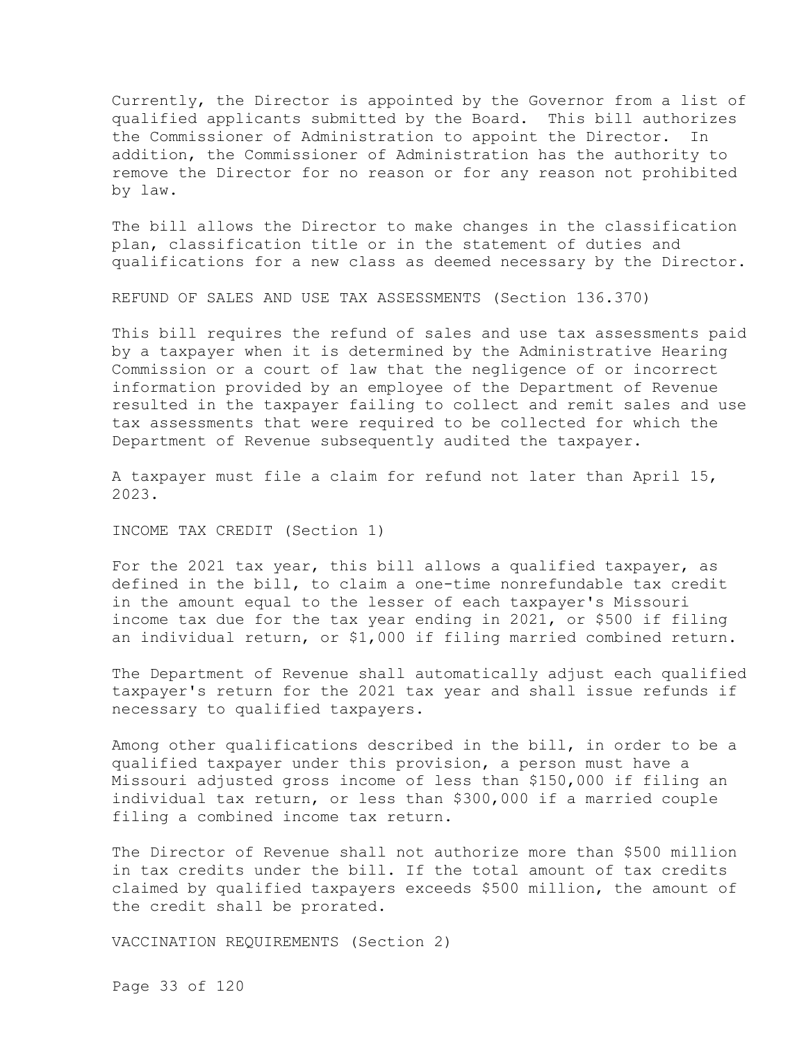Currently, the Director is appointed by the Governor from a list of qualified applicants submitted by the Board. This bill authorizes the Commissioner of Administration to appoint the Director. In addition, the Commissioner of Administration has the authority to remove the Director for no reason or for any reason not prohibited by law.

The bill allows the Director to make changes in the classification plan, classification title or in the statement of duties and qualifications for a new class as deemed necessary by the Director.

REFUND OF SALES AND USE TAX ASSESSMENTS (Section 136.370)

This bill requires the refund of sales and use tax assessments paid by a taxpayer when it is determined by the Administrative Hearing Commission or a court of law that the negligence of or incorrect information provided by an employee of the Department of Revenue resulted in the taxpayer failing to collect and remit sales and use tax assessments that were required to be collected for which the Department of Revenue subsequently audited the taxpayer.

A taxpayer must file a claim for refund not later than April 15, 2023.

INCOME TAX CREDIT (Section 1)

For the 2021 tax year, this bill allows a qualified taxpayer, as defined in the bill, to claim a one-time nonrefundable tax credit in the amount equal to the lesser of each taxpayer's Missouri income tax due for the tax year ending in 2021, or $500 if filing an individual return, or $1,000 if filing married combined return.

The Department of Revenue shall automatically adjust each qualified taxpayer's return for the 2021 tax year and shall issue refunds if necessary to qualified taxpayers.

Among other qualifications described in the bill, in order to be a qualified taxpayer under this provision, a person must have a Missouri adjusted gross income of less than $150,000 if filing an individual tax return, or less than $300,000 if a married couple filing a combined income tax return.

The Director of Revenue shall not authorize more than $500 million in tax credits under the bill. If the total amount of tax credits claimed by qualified taxpayers exceeds $500 million, the amount of the credit shall be prorated.

VACCINATION REQUIREMENTS (Section 2)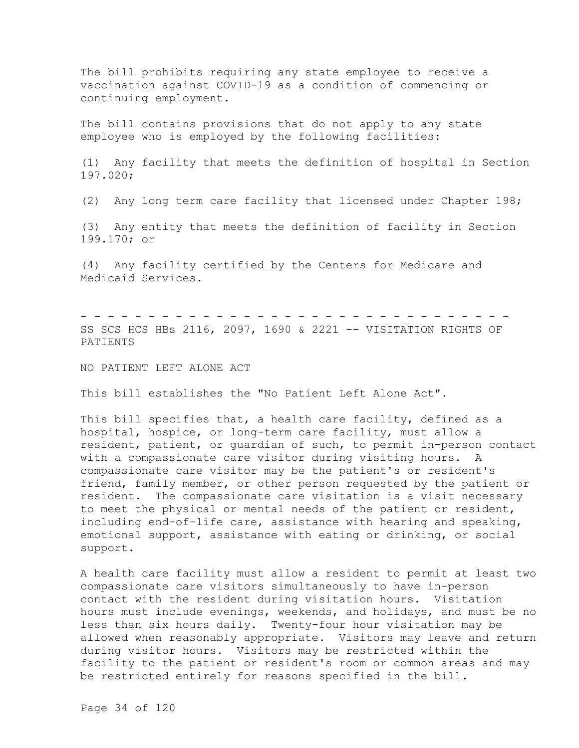The bill prohibits requiring any state employee to receive a vaccination against COVID-19 as a condition of commencing or continuing employment.

The bill contains provisions that do not apply to any state employee who is employed by the following facilities:

(1) Any facility that meets the definition of hospital in Section 197.020;

(2) Any long term care facility that licensed under Chapter 198;

(3) Any entity that meets the definition of facility in Section 199.170; or

(4) Any facility certified by the Centers for Medicare and Medicaid Services.

- - - - - - - - - - - - - - - - - - - - - - - - - - - - - - - - - -

SS SCS HCS HBs 2116, 2097, 1690 & 2221 -- VISITATION RIGHTS OF PATIENTS

NO PATIENT LEFT ALONE ACT

This bill establishes the "No Patient Left Alone Act".

This bill specifies that, a health care facility, defined as a hospital, hospice, or long-term care facility, must allow a resident, patient, or guardian of such, to permit in-person contact with a compassionate care visitor during visiting hours. A compassionate care visitor may be the patient's or resident's friend, family member, or other person requested by the patient or resident. The compassionate care visitation is a visit necessary to meet the physical or mental needs of the patient or resident, including end-of-life care, assistance with hearing and speaking, emotional support, assistance with eating or drinking, or social support.

A health care facility must allow a resident to permit at least two compassionate care visitors simultaneously to have in-person contact with the resident during visitation hours. Visitation hours must include evenings, weekends, and holidays, and must be no less than six hours daily. Twenty-four hour visitation may be allowed when reasonably appropriate. Visitors may leave and return during visitor hours. Visitors may be restricted within the facility to the patient or resident's room or common areas and may be restricted entirely for reasons specified in the bill.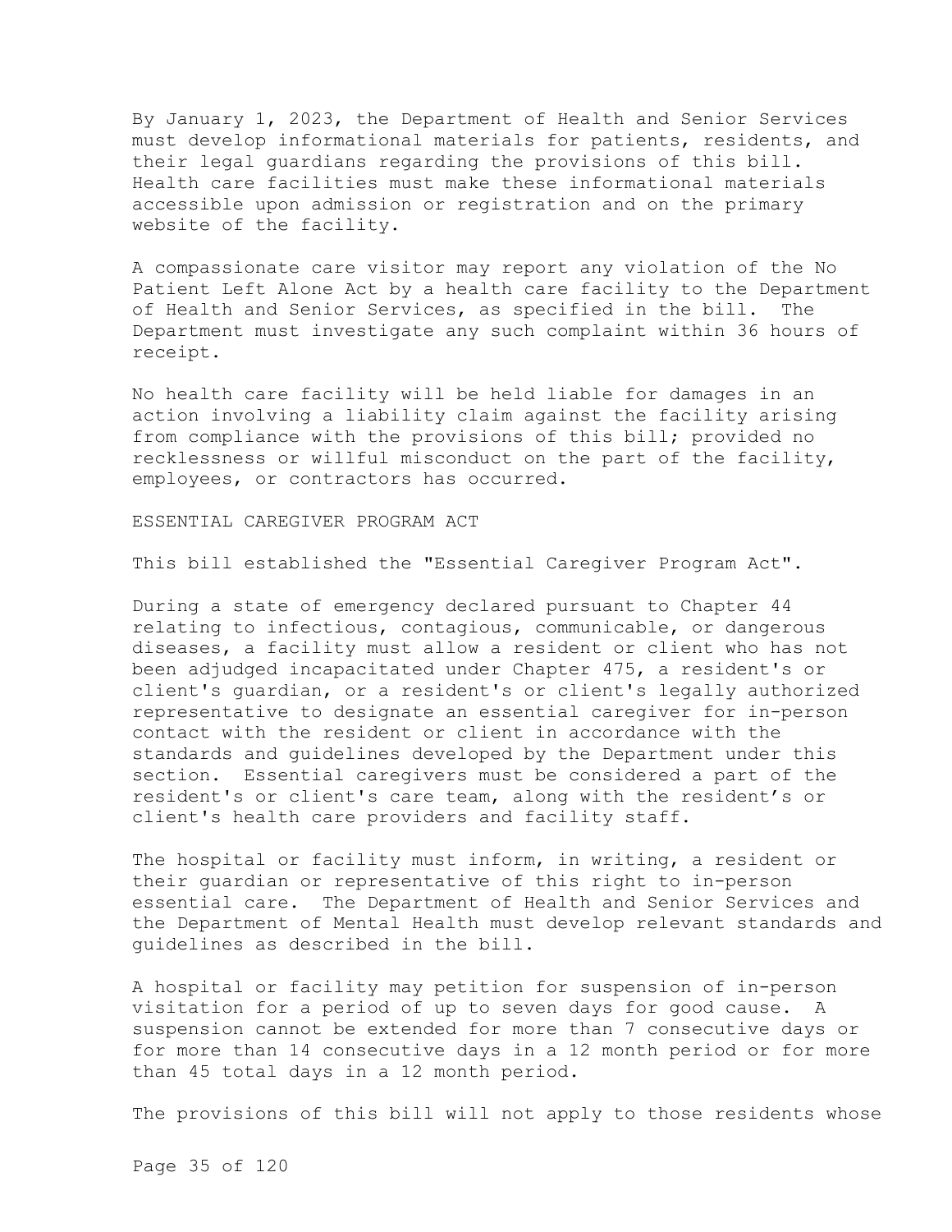By January 1, 2023, the Department of Health and Senior Services must develop informational materials for patients, residents, and their legal guardians regarding the provisions of this bill. Health care facilities must make these informational materials accessible upon admission or registration and on the primary website of the facility.

A compassionate care visitor may report any violation of the No Patient Left Alone Act by a health care facility to the Department of Health and Senior Services, as specified in the bill. The Department must investigate any such complaint within 36 hours of receipt.

No health care facility will be held liable for damages in an action involving a liability claim against the facility arising from compliance with the provisions of this bill; provided no recklessness or willful misconduct on the part of the facility, employees, or contractors has occurred.

ESSENTIAL CAREGIVER PROGRAM ACT

This bill established the "Essential Caregiver Program Act".

During a state of emergency declared pursuant to Chapter 44 relating to infectious, contagious, communicable, or dangerous diseases, a facility must allow a resident or client who has not been adjudged incapacitated under Chapter 475, a resident's or client's guardian, or a resident's or client's legally authorized representative to designate an essential caregiver for in-person contact with the resident or client in accordance with the standards and guidelines developed by the Department under this section. Essential caregivers must be considered a part of the resident's or client's care team, along with the resident's or client's health care providers and facility staff.

The hospital or facility must inform, in writing, a resident or their guardian or representative of this right to in-person essential care. The Department of Health and Senior Services and the Department of Mental Health must develop relevant standards and guidelines as described in the bill.

A hospital or facility may petition for suspension of in-person visitation for a period of up to seven days for good cause. A suspension cannot be extended for more than 7 consecutive days or for more than 14 consecutive days in a 12 month period or for more than 45 total days in a 12 month period.

The provisions of this bill will not apply to those residents whose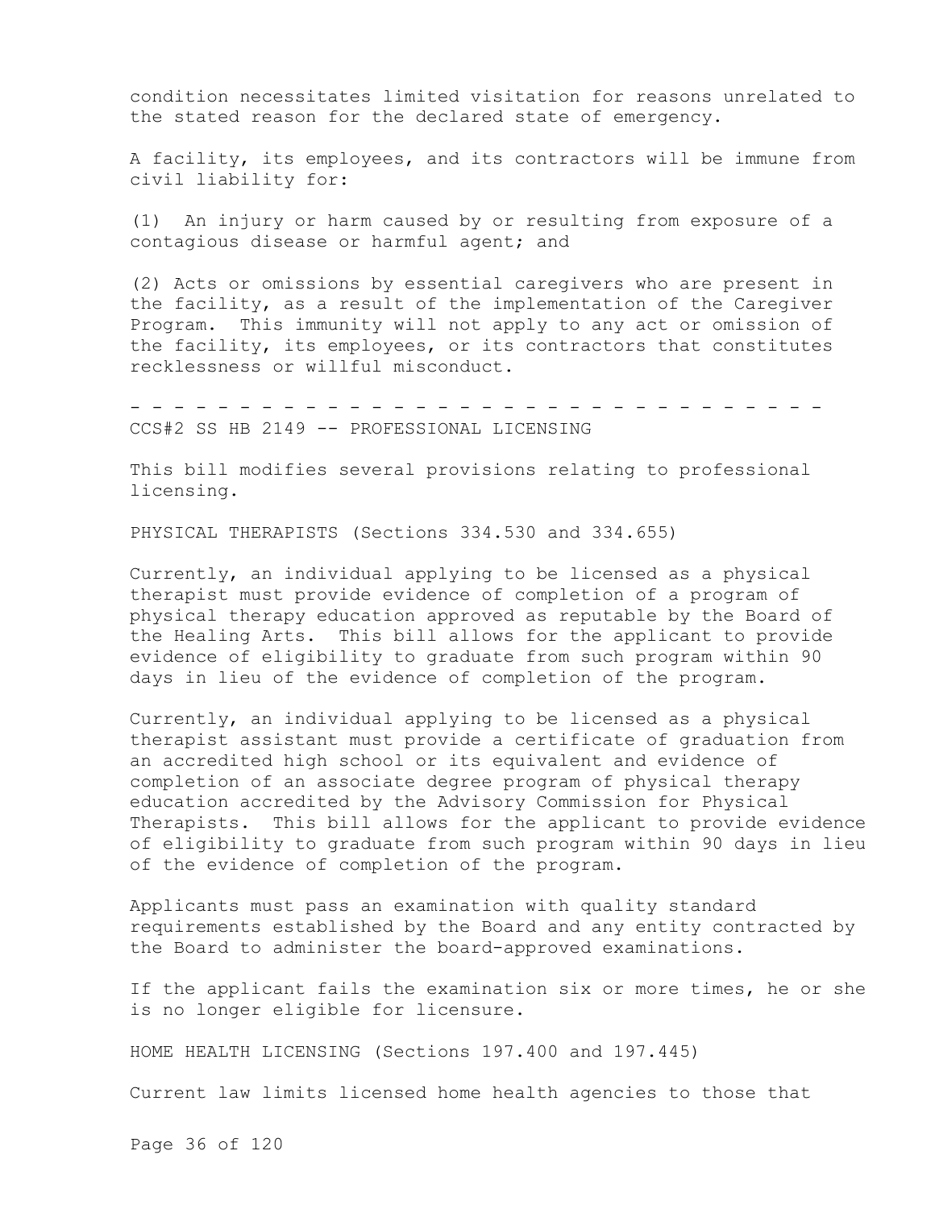condition necessitates limited visitation for reasons unrelated to the stated reason for the declared state of emergency.

A facility, its employees, and its contractors will be immune from civil liability for:

(1) An injury or harm caused by or resulting from exposure of a contagious disease or harmful agent; and

(2) Acts or omissions by essential caregivers who are present in the facility, as a result of the implementation of the Caregiver Program. This immunity will not apply to any act or omission of the facility, its employees, or its contractors that constitutes recklessness or willful misconduct.

- - - - - - - - - - - - - - - - - - - - - - - - - - - - - - - - - -

CCS#2 SS HB 2149 -- PROFESSIONAL LICENSING

This bill modifies several provisions relating to professional licensing.

PHYSICAL THERAPISTS (Sections 334.530 and 334.655)

Currently, an individual applying to be licensed as a physical therapist must provide evidence of completion of a program of physical therapy education approved as reputable by the Board of the Healing Arts. This bill allows for the applicant to provide evidence of eligibility to graduate from such program within 90 days in lieu of the evidence of completion of the program.

Currently, an individual applying to be licensed as a physical therapist assistant must provide a certificate of graduation from an accredited high school or its equivalent and evidence of completion of an associate degree program of physical therapy education accredited by the Advisory Commission for Physical Therapists. This bill allows for the applicant to provide evidence of eligibility to graduate from such program within 90 days in lieu of the evidence of completion of the program.

Applicants must pass an examination with quality standard requirements established by the Board and any entity contracted by the Board to administer the board-approved examinations.

If the applicant fails the examination six or more times, he or she is no longer eligible for licensure.

HOME HEALTH LICENSING (Sections 197.400 and 197.445)

Current law limits licensed home health agencies to those that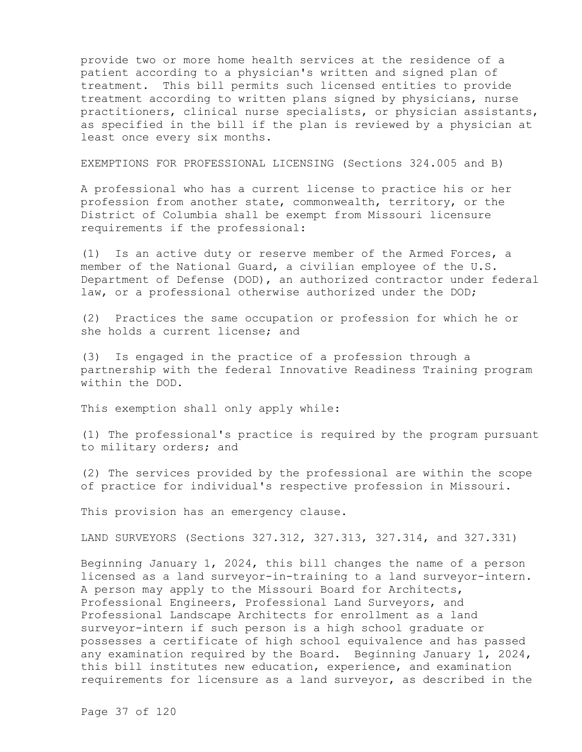provide two or more home health services at the residence of a patient according to a physician's written and signed plan of treatment. This bill permits such licensed entities to provide treatment according to written plans signed by physicians, nurse practitioners, clinical nurse specialists, or physician assistants, as specified in the bill if the plan is reviewed by a physician at least once every six months.

EXEMPTIONS FOR PROFESSIONAL LICENSING (Sections 324.005 and B)

A professional who has a current license to practice his or her profession from another state, commonwealth, territory, or the District of Columbia shall be exempt from Missouri licensure requirements if the professional:

(1) Is an active duty or reserve member of the Armed Forces, a member of the National Guard, a civilian employee of the U.S. Department of Defense (DOD), an authorized contractor under federal law, or a professional otherwise authorized under the DOD;

(2) Practices the same occupation or profession for which he or she holds a current license; and

(3) Is engaged in the practice of a profession through a partnership with the federal Innovative Readiness Training program within the DOD.

This exemption shall only apply while:

(1) The professional's practice is required by the program pursuant to military orders; and

(2) The services provided by the professional are within the scope of practice for individual's respective profession in Missouri.

This provision has an emergency clause.

LAND SURVEYORS (Sections 327.312, 327.313, 327.314, and 327.331)

Beginning January 1, 2024, this bill changes the name of a person licensed as a land surveyor-in-training to a land surveyor-intern. A person may apply to the Missouri Board for Architects, Professional Engineers, Professional Land Surveyors, and Professional Landscape Architects for enrollment as a land surveyor-intern if such person is a high school graduate or possesses a certificate of high school equivalence and has passed any examination required by the Board. Beginning January 1, 2024, this bill institutes new education, experience, and examination requirements for licensure as a land surveyor, as described in the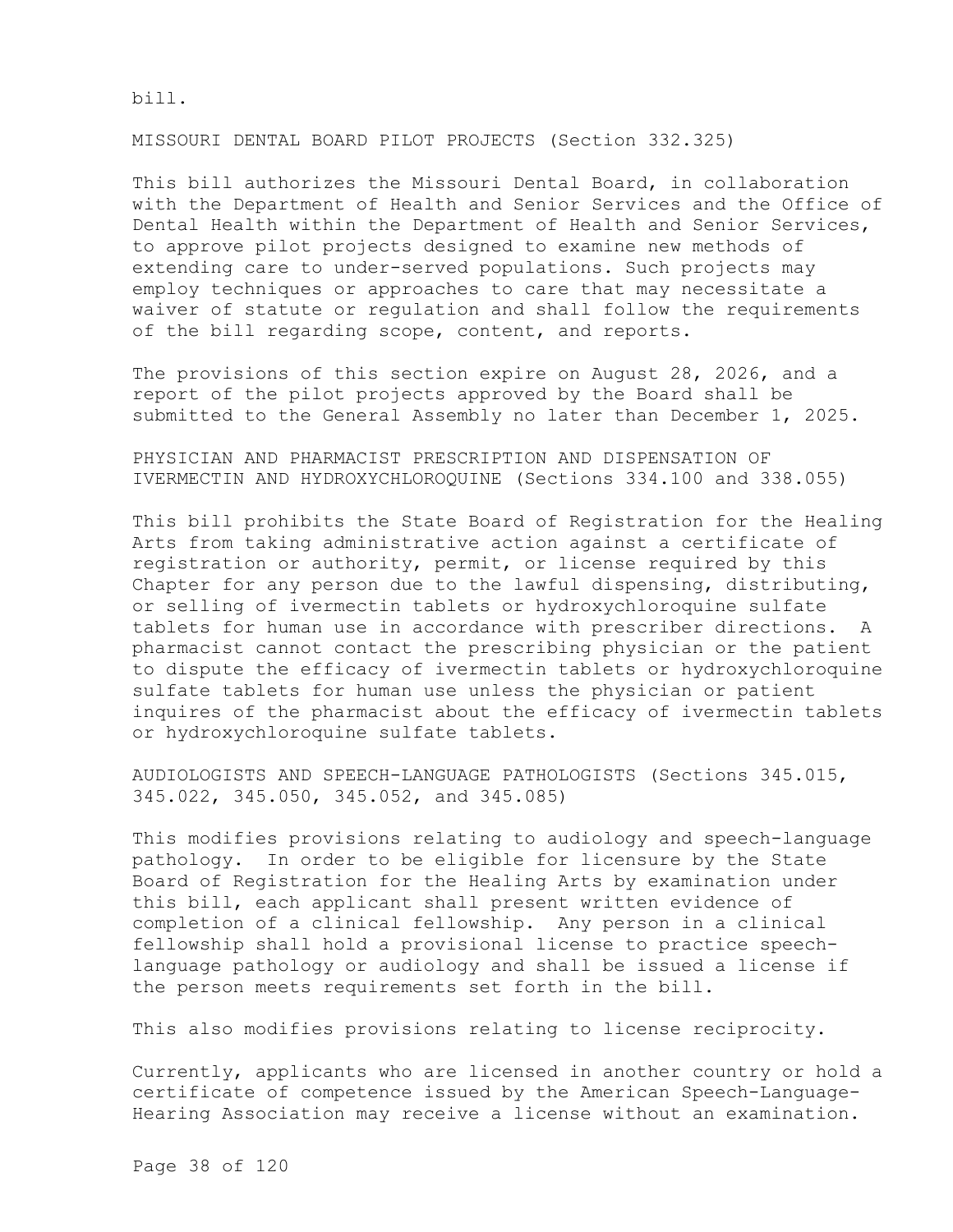bill.

MISSOURI DENTAL BOARD PILOT PROJECTS (Section 332.325)

This bill authorizes the Missouri Dental Board, in collaboration with the Department of Health and Senior Services and the Office of Dental Health within the Department of Health and Senior Services, to approve pilot projects designed to examine new methods of extending care to under-served populations. Such projects may employ techniques or approaches to care that may necessitate a waiver of statute or regulation and shall follow the requirements of the bill regarding scope, content, and reports.

The provisions of this section expire on August 28, 2026, and a report of the pilot projects approved by the Board shall be submitted to the General Assembly no later than December 1, 2025.

PHYSICIAN AND PHARMACIST PRESCRIPTION AND DISPENSATION OF IVERMECTIN AND HYDROXYCHLOROQUINE (Sections 334.100 and 338.055)

This bill prohibits the State Board of Registration for the Healing Arts from taking administrative action against a certificate of registration or authority, permit, or license required by this Chapter for any person due to the lawful dispensing, distributing, or selling of ivermectin tablets or hydroxychloroquine sulfate tablets for human use in accordance with prescriber directions. A pharmacist cannot contact the prescribing physician or the patient to dispute the efficacy of ivermectin tablets or hydroxychloroquine sulfate tablets for human use unless the physician or patient inquires of the pharmacist about the efficacy of ivermectin tablets or hydroxychloroquine sulfate tablets.

AUDIOLOGISTS AND SPEECH-LANGUAGE PATHOLOGISTS (Sections 345.015, 345.022, 345.050, 345.052, and 345.085)

This modifies provisions relating to audiology and speech-language pathology. In order to be eligible for licensure by the State Board of Registration for the Healing Arts by examination under this bill, each applicant shall present written evidence of completion of a clinical fellowship. Any person in a clinical fellowship shall hold a provisional license to practice speech-language pathology or audiology and shall be issued a license if the person meets requirements set forth in the bill.

This also modifies provisions relating to license reciprocity.

Currently, applicants who are licensed in another country or hold a certificate of competence issued by the American Speech-Language-Hearing Association may receive a license without an examination.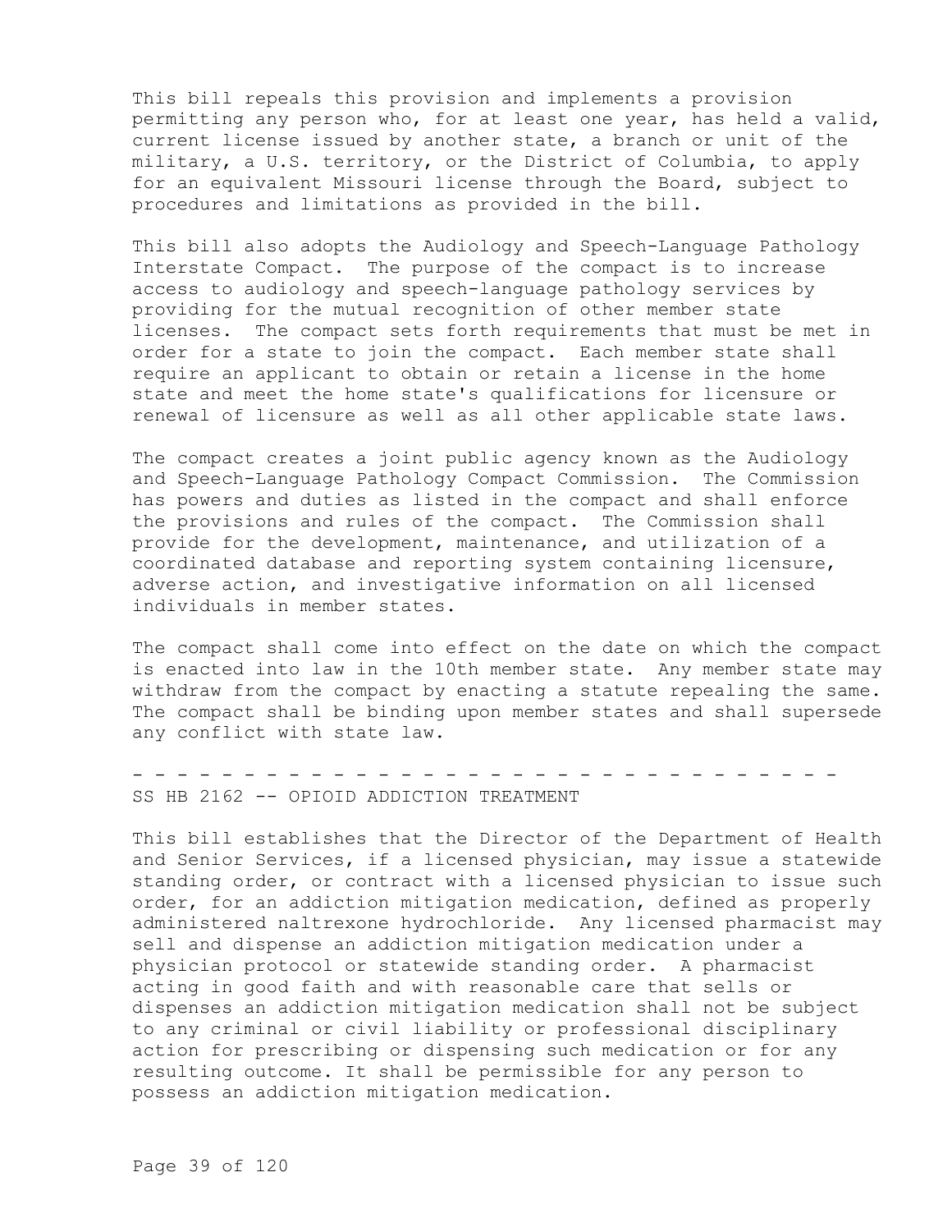This bill repeals this provision and implements a provision permitting any person who, for at least one year, has held a valid, current license issued by another state, a branch or unit of the military, a U.S. territory, or the District of Columbia, to apply for an equivalent Missouri license through the Board, subject to procedures and limitations as provided in the bill.

This bill also adopts the Audiology and Speech-Language Pathology Interstate Compact. The purpose of the compact is to increase access to audiology and speech-language pathology services by providing for the mutual recognition of other member state licenses. The compact sets forth requirements that must be met in order for a state to join the compact. Each member state shall require an applicant to obtain or retain a license in the home state and meet the home state's qualifications for licensure or renewal of licensure as well as all other applicable state laws.

The compact creates a joint public agency known as the Audiology and Speech-Language Pathology Compact Commission. The Commission has powers and duties as listed in the compact and shall enforce the provisions and rules of the compact. The Commission shall provide for the development, maintenance, and utilization of a coordinated database and reporting system containing licensure, adverse action, and investigative information on all licensed individuals in member states.

The compact shall come into effect on the date on which the compact is enacted into law in the 10th member state. Any member state may withdraw from the compact by enacting a statute repealing the same. The compact shall be binding upon member states and shall supersede any conflict with state law.

- - - - - - - - - - - - - - - - - - - - - - - - - - - - - - - - -

SS HB 2162 -- OPIOID ADDICTION TREATMENT

This bill establishes that the Director of the Department of Health and Senior Services, if a licensed physician, may issue a statewide standing order, or contract with a licensed physician to issue such order, for an addiction mitigation medication, defined as properly administered naltrexone hydrochloride. Any licensed pharmacist may sell and dispense an addiction mitigation medication under a physician protocol or statewide standing order. A pharmacist acting in good faith and with reasonable care that sells or dispenses an addiction mitigation medication shall not be subject to any criminal or civil liability or professional disciplinary action for prescribing or dispensing such medication or for any resulting outcome. It shall be permissible for any person to possess an addiction mitigation medication.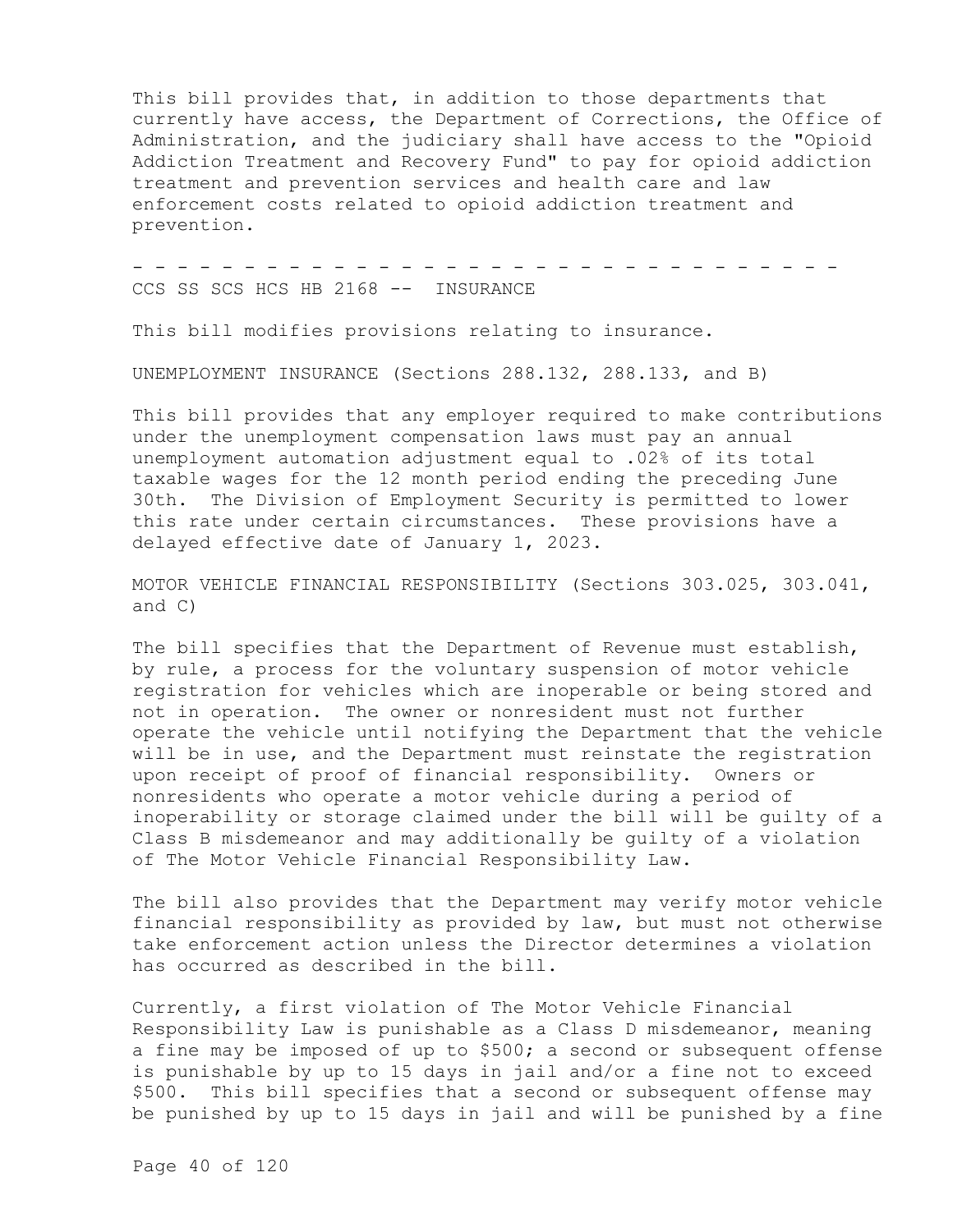This bill provides that, in addition to those departments that currently have access, the Department of Corrections, the Office of Administration, and the judiciary shall have access to the "Opioid Addiction Treatment and Recovery Fund" to pay for opioid addiction treatment and prevention services and health care and law enforcement costs related to opioid addiction treatment and prevention.

- - - - - - - - - - - - - - - - - - - - - - - - - - - - - - - - - - -

CCS SS SCS HCS HB 2168 -- INSURANCE

This bill modifies provisions relating to insurance.

UNEMPLOYMENT INSURANCE (Sections 288.132, 288.133, and B)

This bill provides that any employer required to make contributions under the unemployment compensation laws must pay an annual unemployment automation adjustment equal to .02% of its total taxable wages for the 12 month period ending the preceding June 30th. The Division of Employment Security is permitted to lower this rate under certain circumstances. These provisions have a delayed effective date of January 1, 2023.

MOTOR VEHICLE FINANCIAL RESPONSIBILITY (Sections 303.025, 303.041, and C)

The bill specifies that the Department of Revenue must establish, by rule, a process for the voluntary suspension of motor vehicle registration for vehicles which are inoperable or being stored and not in operation. The owner or nonresident must not further operate the vehicle until notifying the Department that the vehicle will be in use, and the Department must reinstate the registration upon receipt of proof of financial responsibility. Owners or nonresidents who operate a motor vehicle during a period of inoperability or storage claimed under the bill will be guilty of a Class B misdemeanor and may additionally be guilty of a violation of The Motor Vehicle Financial Responsibility Law.

The bill also provides that the Department may verify motor vehicle financial responsibility as provided by law, but must not otherwise take enforcement action unless the Director determines a violation has occurred as described in the bill.

Currently, a first violation of The Motor Vehicle Financial Responsibility Law is punishable as a Class D misdemeanor, meaning a fine may be imposed of up to $500; a second or subsequent offense is punishable by up to 15 days in jail and/or a fine not to exceed $500. This bill specifies that a second or subsequent offense may be punished by up to 15 days in jail and will be punished by a fine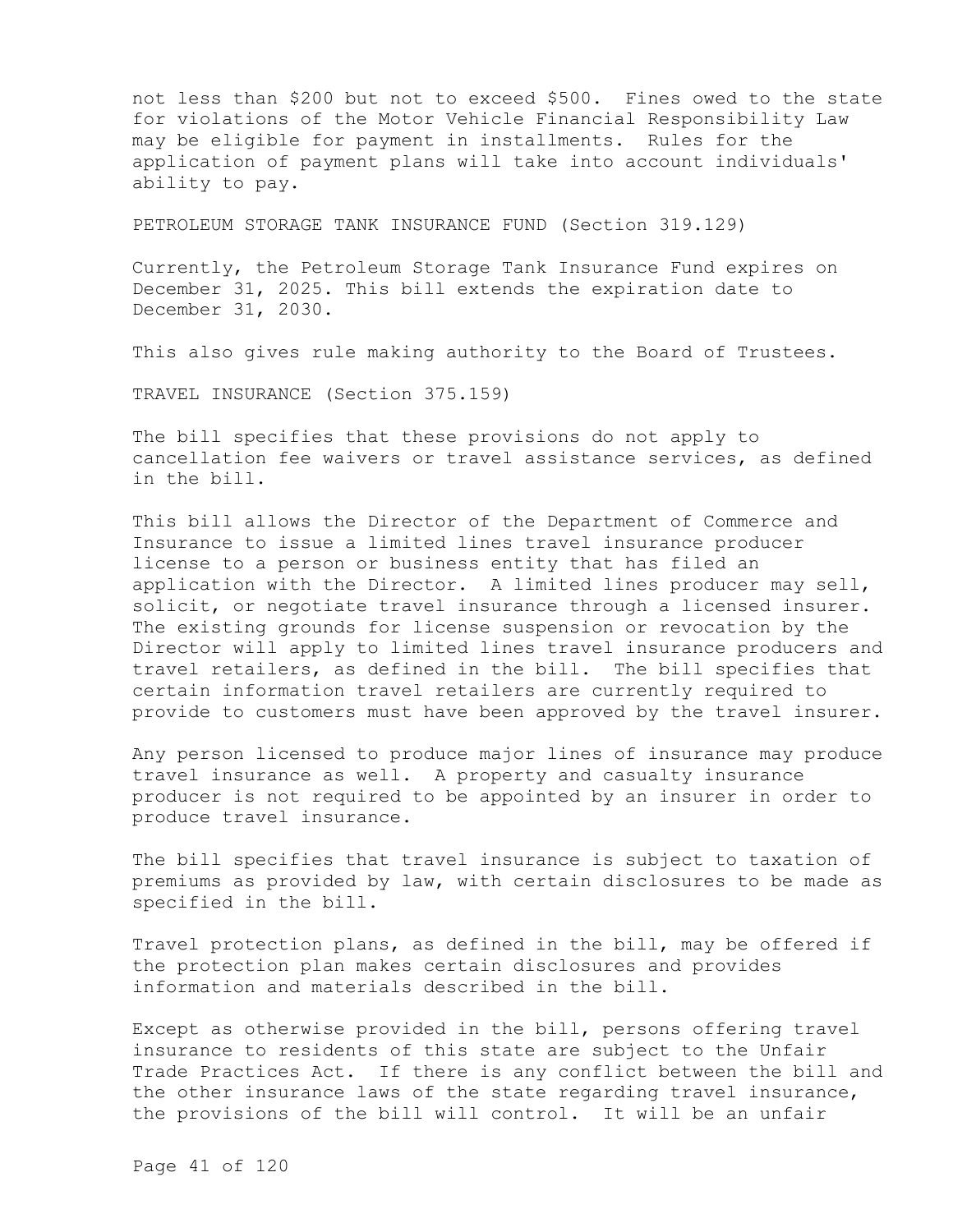not less than $200 but not to exceed $500. Fines owed to the state for violations of the Motor Vehicle Financial Responsibility Law may be eligible for payment in installments. Rules for the application of payment plans will take into account individuals' ability to pay.

PETROLEUM STORAGE TANK INSURANCE FUND (Section 319.129)

Currently, the Petroleum Storage Tank Insurance Fund expires on December 31, 2025. This bill extends the expiration date to December 31, 2030.

This also gives rule making authority to the Board of Trustees.

TRAVEL INSURANCE (Section 375.159)

The bill specifies that these provisions do not apply to cancellation fee waivers or travel assistance services, as defined in the bill.

This bill allows the Director of the Department of Commerce and Insurance to issue a limited lines travel insurance producer license to a person or business entity that has filed an application with the Director. A limited lines producer may sell, solicit, or negotiate travel insurance through a licensed insurer. The existing grounds for license suspension or revocation by the Director will apply to limited lines travel insurance producers and travel retailers, as defined in the bill. The bill specifies that certain information travel retailers are currently required to provide to customers must have been approved by the travel insurer.

Any person licensed to produce major lines of insurance may produce travel insurance as well. A property and casualty insurance producer is not required to be appointed by an insurer in order to produce travel insurance.

The bill specifies that travel insurance is subject to taxation of premiums as provided by law, with certain disclosures to be made as specified in the bill.

Travel protection plans, as defined in the bill, may be offered if the protection plan makes certain disclosures and provides information and materials described in the bill.

Except as otherwise provided in the bill, persons offering travel insurance to residents of this state are subject to the Unfair Trade Practices Act. If there is any conflict between the bill and the other insurance laws of the state regarding travel insurance, the provisions of the bill will control. It will be an unfair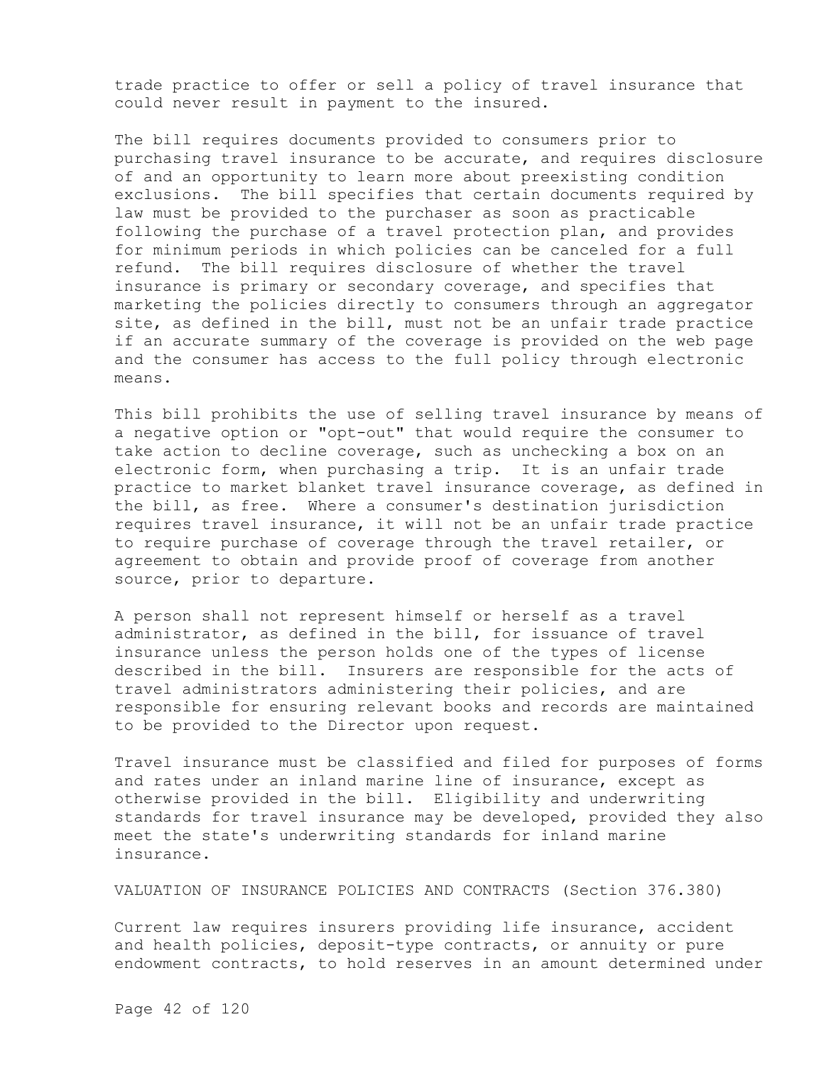trade practice to offer or sell a policy of travel insurance that could never result in payment to the insured.

The bill requires documents provided to consumers prior to purchasing travel insurance to be accurate, and requires disclosure of and an opportunity to learn more about preexisting condition exclusions. The bill specifies that certain documents required by law must be provided to the purchaser as soon as practicable following the purchase of a travel protection plan, and provides for minimum periods in which policies can be canceled for a full refund. The bill requires disclosure of whether the travel insurance is primary or secondary coverage, and specifies that marketing the policies directly to consumers through an aggregator site, as defined in the bill, must not be an unfair trade practice if an accurate summary of the coverage is provided on the web page and the consumer has access to the full policy through electronic means.

This bill prohibits the use of selling travel insurance by means of a negative option or "opt-out" that would require the consumer to take action to decline coverage, such as unchecking a box on an electronic form, when purchasing a trip. It is an unfair trade practice to market blanket travel insurance coverage, as defined in the bill, as free. Where a consumer's destination jurisdiction requires travel insurance, it will not be an unfair trade practice to require purchase of coverage through the travel retailer, or agreement to obtain and provide proof of coverage from another source, prior to departure.

A person shall not represent himself or herself as a travel administrator, as defined in the bill, for issuance of travel insurance unless the person holds one of the types of license described in the bill. Insurers are responsible for the acts of travel administrators administering their policies, and are responsible for ensuring relevant books and records are maintained to be provided to the Director upon request.

Travel insurance must be classified and filed for purposes of forms and rates under an inland marine line of insurance, except as otherwise provided in the bill. Eligibility and underwriting standards for travel insurance may be developed, provided they also meet the state's underwriting standards for inland marine insurance.

VALUATION OF INSURANCE POLICIES AND CONTRACTS (Section 376.380)

Current law requires insurers providing life insurance, accident and health policies, deposit-type contracts, or annuity or pure endowment contracts, to hold reserves in an amount determined under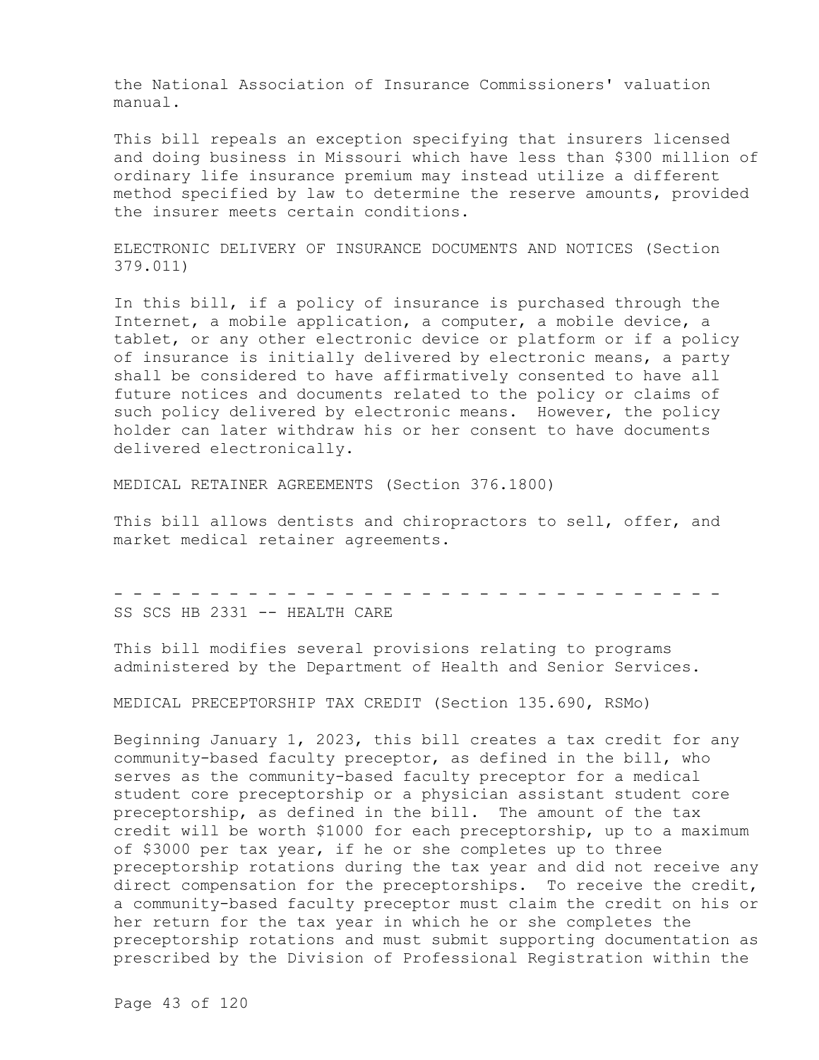the National Association of Insurance Commissioners' valuation manual.

This bill repeals an exception specifying that insurers licensed and doing business in Missouri which have less than $300 million of ordinary life insurance premium may instead utilize a different method specified by law to determine the reserve amounts, provided the insurer meets certain conditions.

ELECTRONIC DELIVERY OF INSURANCE DOCUMENTS AND NOTICES (Section 379.011)

In this bill, if a policy of insurance is purchased through the Internet, a mobile application, a computer, a mobile device, a tablet, or any other electronic device or platform or if a policy of insurance is initially delivered by electronic means, a party shall be considered to have affirmatively consented to have all future notices and documents related to the policy or claims of such policy delivered by electronic means. However, the policy holder can later withdraw his or her consent to have documents delivered electronically.

MEDICAL RETAINER AGREEMENTS (Section 376.1800)

This bill allows dentists and chiropractors to sell, offer, and market medical retainer agreements.

- - - - - - - - - - - - - - - - - - - - - - - - - - - - - - - - - - -

SS SCS HB 2331 -- HEALTH CARE

This bill modifies several provisions relating to programs administered by the Department of Health and Senior Services.

MEDICAL PRECEPTORSHIP TAX CREDIT (Section 135.690, RSMo)

Beginning January 1, 2023, this bill creates a tax credit for any community-based faculty preceptor, as defined in the bill, who serves as the community-based faculty preceptor for a medical student core preceptorship or a physician assistant student core preceptorship, as defined in the bill. The amount of the tax credit will be worth $1000 for each preceptorship, up to a maximum of $3000 per tax year, if he or she completes up to three preceptorship rotations during the tax year and did not receive any direct compensation for the preceptorships. To receive the credit, a community-based faculty preceptor must claim the credit on his or her return for the tax year in which he or she completes the preceptorship rotations and must submit supporting documentation as prescribed by the Division of Professional Registration within the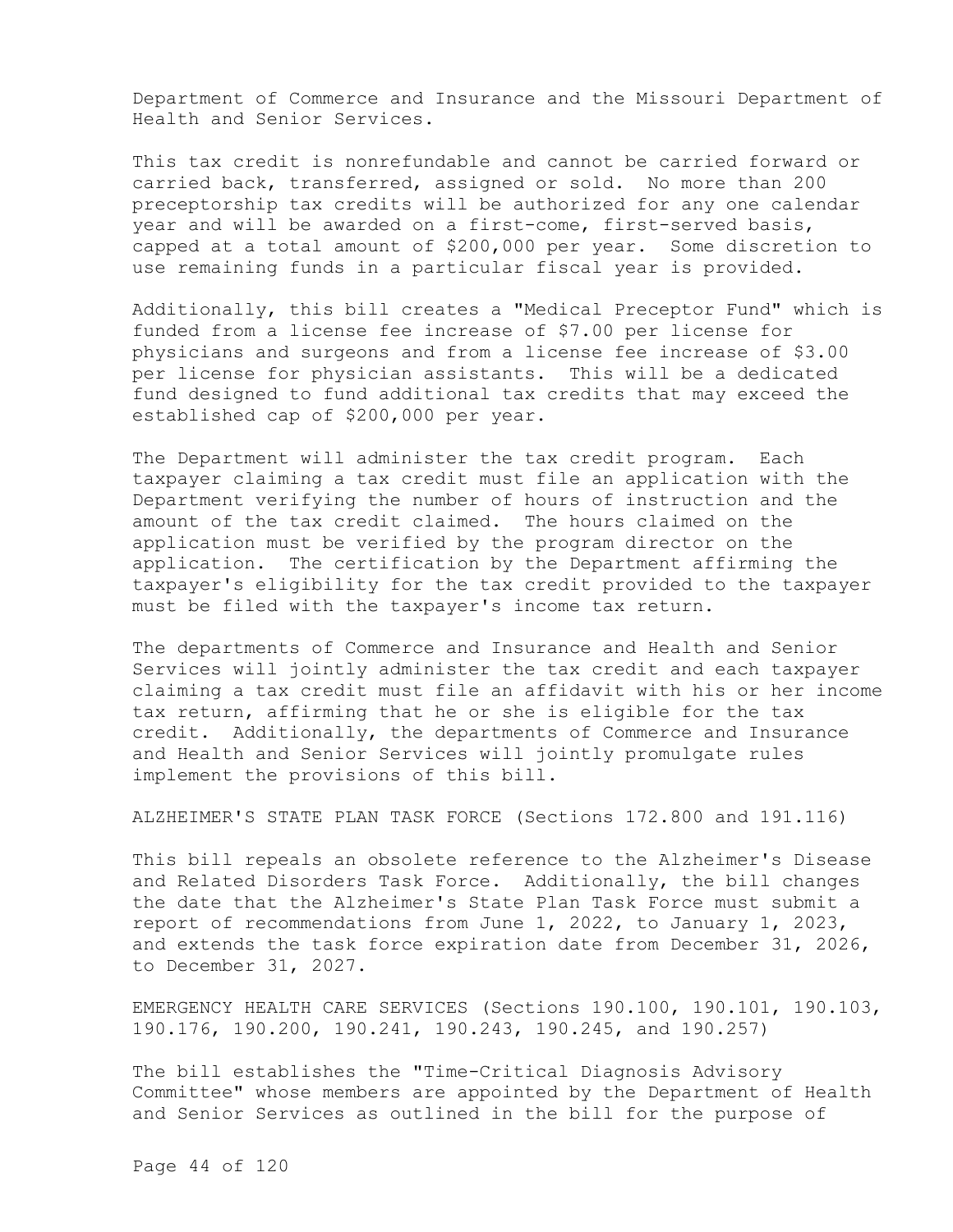Department of Commerce and Insurance and the Missouri Department of Health and Senior Services.

This tax credit is nonrefundable and cannot be carried forward or carried back, transferred, assigned or sold. No more than 200 preceptorship tax credits will be authorized for any one calendar year and will be awarded on a first-come, first-served basis, capped at a total amount of $200,000 per year. Some discretion to use remaining funds in a particular fiscal year is provided.

Additionally, this bill creates a "Medical Preceptor Fund" which is funded from a license fee increase of $7.00 per license for physicians and surgeons and from a license fee increase of $3.00 per license for physician assistants. This will be a dedicated fund designed to fund additional tax credits that may exceed the established cap of $200,000 per year.

The Department will administer the tax credit program. Each taxpayer claiming a tax credit must file an application with the Department verifying the number of hours of instruction and the amount of the tax credit claimed. The hours claimed on the application must be verified by the program director on the application. The certification by the Department affirming the taxpayer's eligibility for the tax credit provided to the taxpayer must be filed with the taxpayer's income tax return.

The departments of Commerce and Insurance and Health and Senior Services will jointly administer the tax credit and each taxpayer claiming a tax credit must file an affidavit with his or her income tax return, affirming that he or she is eligible for the tax credit. Additionally, the departments of Commerce and Insurance and Health and Senior Services will jointly promulgate rules implement the provisions of this bill.

ALZHEIMER'S STATE PLAN TASK FORCE (Sections 172.800 and 191.116)

This bill repeals an obsolete reference to the Alzheimer's Disease and Related Disorders Task Force. Additionally, the bill changes the date that the Alzheimer's State Plan Task Force must submit a report of recommendations from June 1, 2022, to January 1, 2023, and extends the task force expiration date from December 31, 2026, to December 31, 2027.

EMERGENCY HEALTH CARE SERVICES (Sections 190.100, 190.101, 190.103, 190.176, 190.200, 190.241, 190.243, 190.245, and 190.257)

The bill establishes the "Time-Critical Diagnosis Advisory Committee" whose members are appointed by the Department of Health and Senior Services as outlined in the bill for the purpose of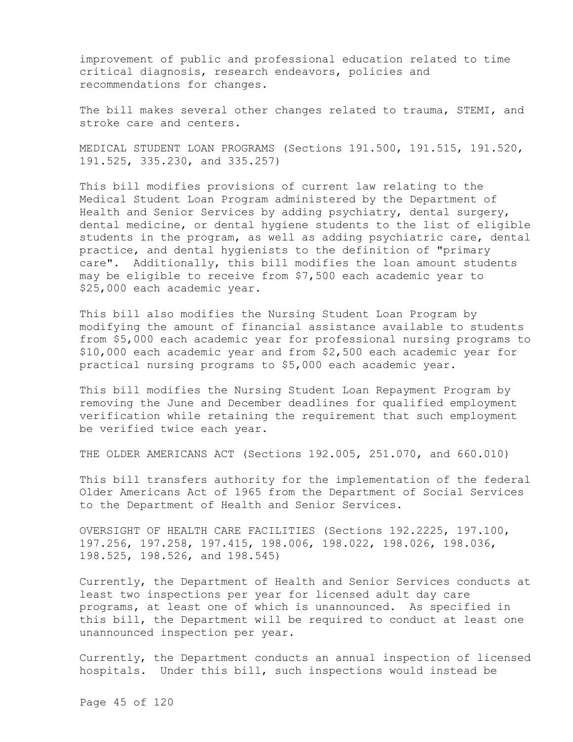improvement of public and professional education related to time critical diagnosis, research endeavors, policies and recommendations for changes.

The bill makes several other changes related to trauma, STEMI, and stroke care and centers.

MEDICAL STUDENT LOAN PROGRAMS (Sections 191.500, 191.515, 191.520, 191.525, 335.230, and 335.257)

This bill modifies provisions of current law relating to the Medical Student Loan Program administered by the Department of Health and Senior Services by adding psychiatry, dental surgery, dental medicine, or dental hygiene students to the list of eligible students in the program, as well as adding psychiatric care, dental practice, and dental hygienists to the definition of "primary care". Additionally, this bill modifies the loan amount students may be eligible to receive from $7,500 each academic year to $25,000 each academic year.

This bill also modifies the Nursing Student Loan Program by modifying the amount of financial assistance available to students from $5,000 each academic year for professional nursing programs to $10,000 each academic year and from $2,500 each academic year for practical nursing programs to $5,000 each academic year.

This bill modifies the Nursing Student Loan Repayment Program by removing the June and December deadlines for qualified employment verification while retaining the requirement that such employment be verified twice each year.

THE OLDER AMERICANS ACT (Sections 192.005, 251.070, and 660.010)

This bill transfers authority for the implementation of the federal Older Americans Act of 1965 from the Department of Social Services to the Department of Health and Senior Services.

OVERSIGHT OF HEALTH CARE FACILITIES (Sections 192.2225, 197.100, 197.256, 197.258, 197.415, 198.006, 198.022, 198.026, 198.036, 198.525, 198.526, and 198.545)

Currently, the Department of Health and Senior Services conducts at least two inspections per year for licensed adult day care programs, at least one of which is unannounced. As specified in this bill, the Department will be required to conduct at least one unannounced inspection per year.

Currently, the Department conducts an annual inspection of licensed hospitals. Under this bill, such inspections would instead be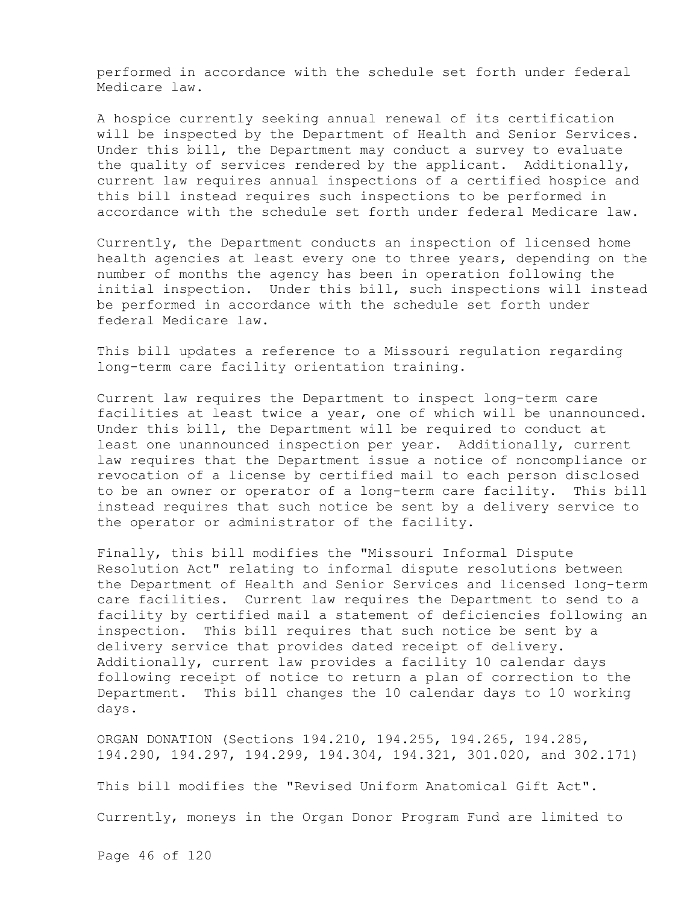performed in accordance with the schedule set forth under federal Medicare law.

A hospice currently seeking annual renewal of its certification will be inspected by the Department of Health and Senior Services. Under this bill, the Department may conduct a survey to evaluate the quality of services rendered by the applicant. Additionally, current law requires annual inspections of a certified hospice and this bill instead requires such inspections to be performed in accordance with the schedule set forth under federal Medicare law.

Currently, the Department conducts an inspection of licensed home health agencies at least every one to three years, depending on the number of months the agency has been in operation following the initial inspection. Under this bill, such inspections will instead be performed in accordance with the schedule set forth under federal Medicare law.

This bill updates a reference to a Missouri regulation regarding long-term care facility orientation training.

Current law requires the Department to inspect long-term care facilities at least twice a year, one of which will be unannounced. Under this bill, the Department will be required to conduct at least one unannounced inspection per year. Additionally, current law requires that the Department issue a notice of noncompliance or revocation of a license by certified mail to each person disclosed to be an owner or operator of a long-term care facility. This bill instead requires that such notice be sent by a delivery service to the operator or administrator of the facility.

Finally, this bill modifies the "Missouri Informal Dispute Resolution Act" relating to informal dispute resolutions between the Department of Health and Senior Services and licensed long-term care facilities. Current law requires the Department to send to a facility by certified mail a statement of deficiencies following an inspection. This bill requires that such notice be sent by a delivery service that provides dated receipt of delivery. Additionally, current law provides a facility 10 calendar days following receipt of notice to return a plan of correction to the Department. This bill changes the 10 calendar days to 10 working days.

ORGAN DONATION (Sections 194.210, 194.255, 194.265, 194.285, 194.290, 194.297, 194.299, 194.304, 194.321, 301.020, and 302.171)

This bill modifies the "Revised Uniform Anatomical Gift Act".

Currently, moneys in the Organ Donor Program Fund are limited to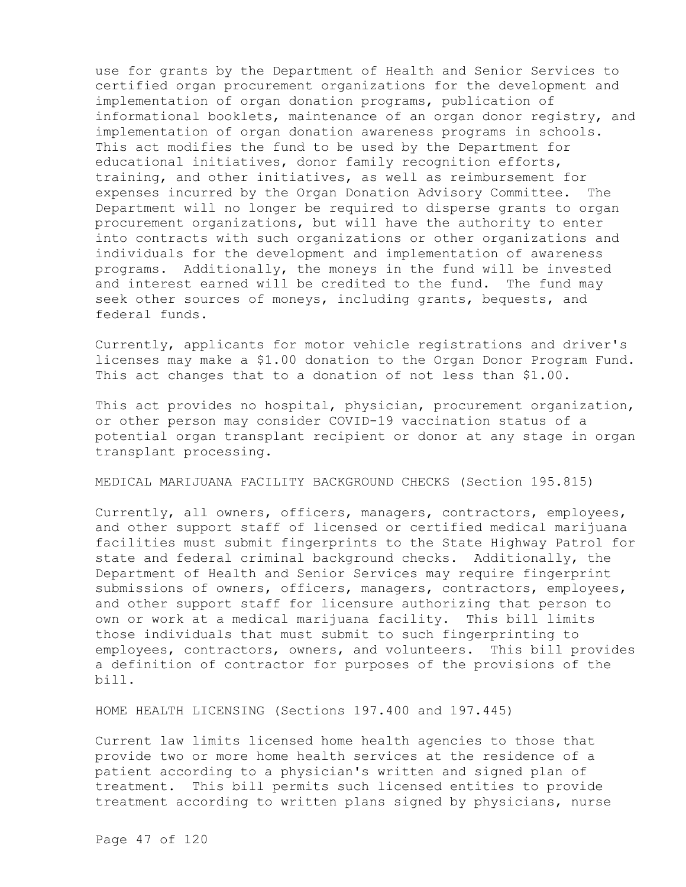use for grants by the Department of Health and Senior Services to certified organ procurement organizations for the development and implementation of organ donation programs, publication of informational booklets, maintenance of an organ donor registry, and implementation of organ donation awareness programs in schools. This act modifies the fund to be used by the Department for educational initiatives, donor family recognition efforts, training, and other initiatives, as well as reimbursement for expenses incurred by the Organ Donation Advisory Committee. The Department will no longer be required to disperse grants to organ procurement organizations, but will have the authority to enter into contracts with such organizations or other organizations and individuals for the development and implementation of awareness programs. Additionally, the moneys in the fund will be invested and interest earned will be credited to the fund. The fund may seek other sources of moneys, including grants, bequests, and federal funds.

Currently, applicants for motor vehicle registrations and driver's licenses may make a $1.00 donation to the Organ Donor Program Fund. This act changes that to a donation of not less than $1.00.

This act provides no hospital, physician, procurement organization, or other person may consider COVID-19 vaccination status of a potential organ transplant recipient or donor at any stage in organ transplant processing.

MEDICAL MARIJUANA FACILITY BACKGROUND CHECKS (Section 195.815)

Currently, all owners, officers, managers, contractors, employees, and other support staff of licensed or certified medical marijuana facilities must submit fingerprints to the State Highway Patrol for state and federal criminal background checks. Additionally, the Department of Health and Senior Services may require fingerprint submissions of owners, officers, managers, contractors, employees, and other support staff for licensure authorizing that person to own or work at a medical marijuana facility. This bill limits those individuals that must submit to such fingerprinting to employees, contractors, owners, and volunteers. This bill provides a definition of contractor for purposes of the provisions of the bill.

HOME HEALTH LICENSING (Sections 197.400 and 197.445)

Current law limits licensed home health agencies to those that provide two or more home health services at the residence of a patient according to a physician's written and signed plan of treatment. This bill permits such licensed entities to provide treatment according to written plans signed by physicians, nurse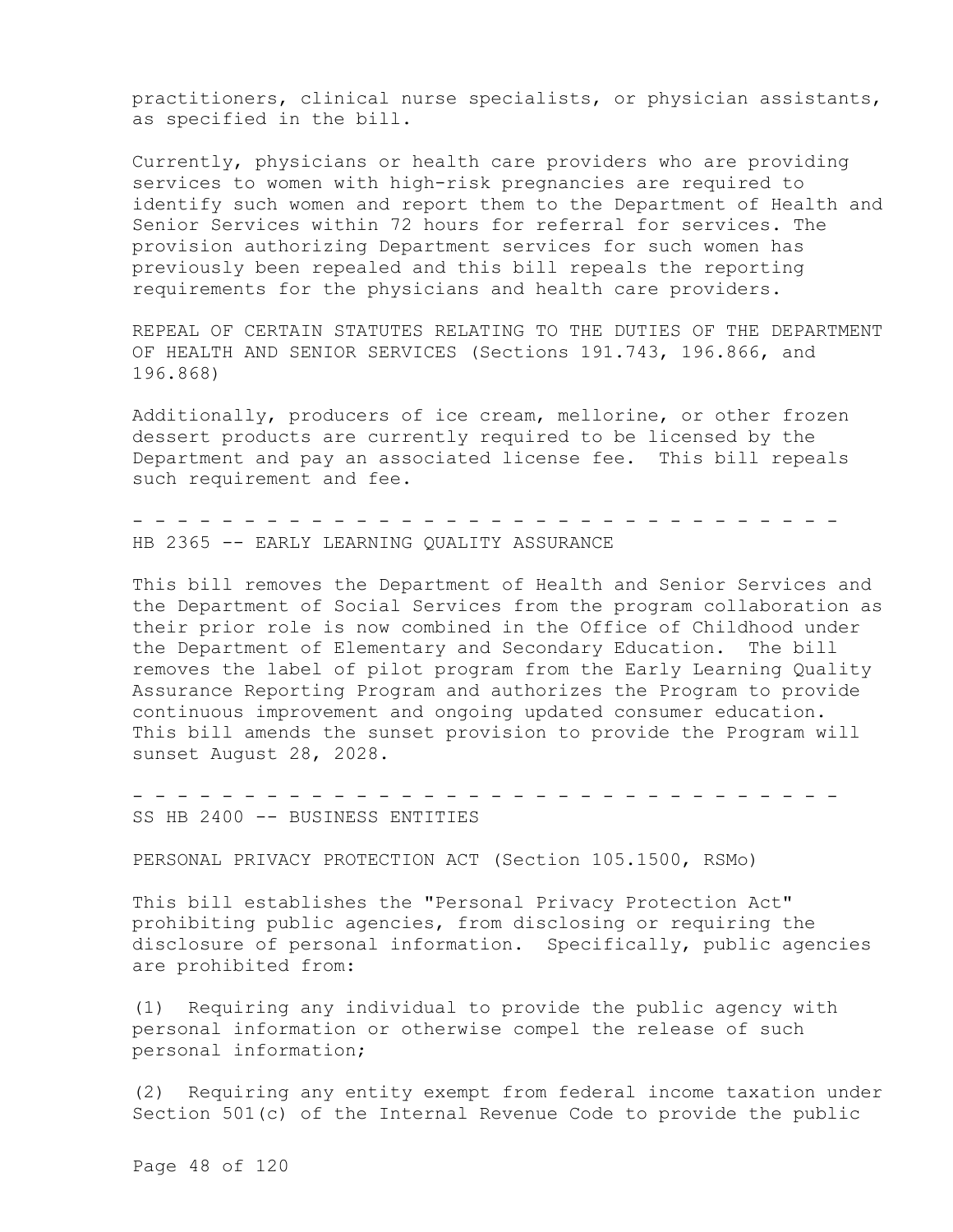practitioners, clinical nurse specialists, or physician assistants, as specified in the bill.

Currently, physicians or health care providers who are providing services to women with high-risk pregnancies are required to identify such women and report them to the Department of Health and Senior Services within 72 hours for referral for services. The provision authorizing Department services for such women has previously been repealed and this bill repeals the reporting requirements for the physicians and health care providers.

REPEAL OF CERTAIN STATUTES RELATING TO THE DUTIES OF THE DEPARTMENT OF HEALTH AND SENIOR SERVICES (Sections 191.743, 196.866, and 196.868)

Additionally, producers of ice cream, mellorine, or other frozen dessert products are currently required to be licensed by the Department and pay an associated license fee. This bill repeals such requirement and fee.

- - - - - - - - - - - - - - - - - - - - - - - - - - - - - - - - -

HB 2365 -- EARLY LEARNING QUALITY ASSURANCE

This bill removes the Department of Health and Senior Services and the Department of Social Services from the program collaboration as their prior role is now combined in the Office of Childhood under the Department of Elementary and Secondary Education. The bill removes the label of pilot program from the Early Learning Quality Assurance Reporting Program and authorizes the Program to provide continuous improvement and ongoing updated consumer education. This bill amends the sunset provision to provide the Program will sunset August 28, 2028.

- - - - - - - - - - - - - - - - - - - - - - - - - - - - - - - - -

SS HB 2400 -- BUSINESS ENTITIES

PERSONAL PRIVACY PROTECTION ACT (Section 105.1500, RSMo)

This bill establishes the "Personal Privacy Protection Act" prohibiting public agencies, from disclosing or requiring the disclosure of personal information. Specifically, public agencies are prohibited from:

(1) Requiring any individual to provide the public agency with personal information or otherwise compel the release of such personal information;

(2) Requiring any entity exempt from federal income taxation under Section 501(c) of the Internal Revenue Code to provide the public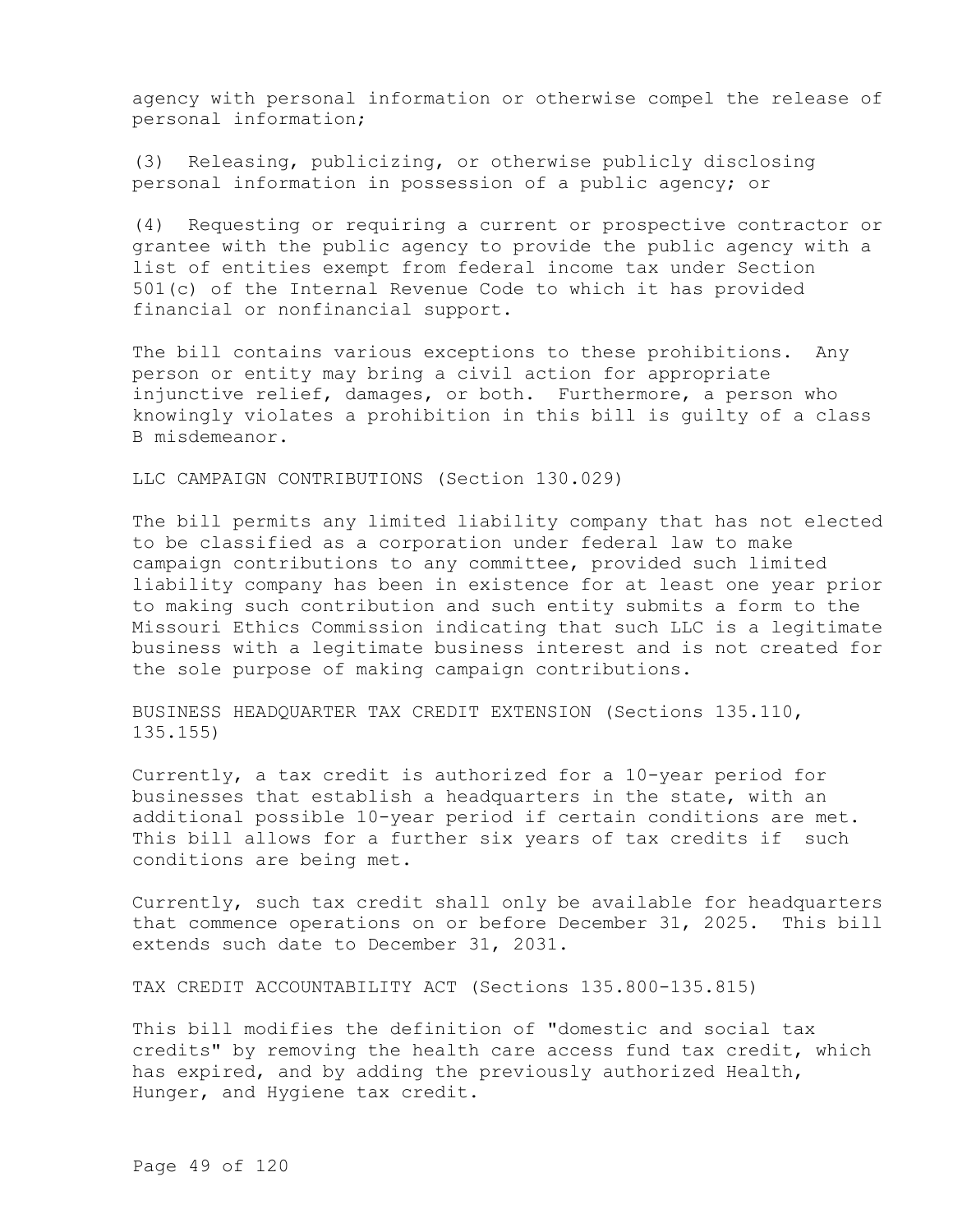agency with personal information or otherwise compel the release of personal information;

(3) Releasing, publicizing, or otherwise publicly disclosing personal information in possession of a public agency; or

(4) Requesting or requiring a current or prospective contractor or grantee with the public agency to provide the public agency with a list of entities exempt from federal income tax under Section 501(c) of the Internal Revenue Code to which it has provided financial or nonfinancial support.

The bill contains various exceptions to these prohibitions. Any person or entity may bring a civil action for appropriate injunctive relief, damages, or both. Furthermore, a person who knowingly violates a prohibition in this bill is guilty of a class B misdemeanor.

LLC CAMPAIGN CONTRIBUTIONS (Section 130.029)

The bill permits any limited liability company that has not elected to be classified as a corporation under federal law to make campaign contributions to any committee, provided such limited liability company has been in existence for at least one year prior to making such contribution and such entity submits a form to the Missouri Ethics Commission indicating that such LLC is a legitimate business with a legitimate business interest and is not created for the sole purpose of making campaign contributions.

BUSINESS HEADQUARTER TAX CREDIT EXTENSION (Sections 135.110, 135.155)

Currently, a tax credit is authorized for a 10-year period for businesses that establish a headquarters in the state, with an additional possible 10-year period if certain conditions are met. This bill allows for a further six years of tax credits if such conditions are being met.

Currently, such tax credit shall only be available for headquarters that commence operations on or before December 31, 2025. This bill extends such date to December 31, 2031.

TAX CREDIT ACCOUNTABILITY ACT (Sections 135.800-135.815)

This bill modifies the definition of "domestic and social tax credits" by removing the health care access fund tax credit, which has expired, and by adding the previously authorized Health, Hunger, and Hygiene tax credit.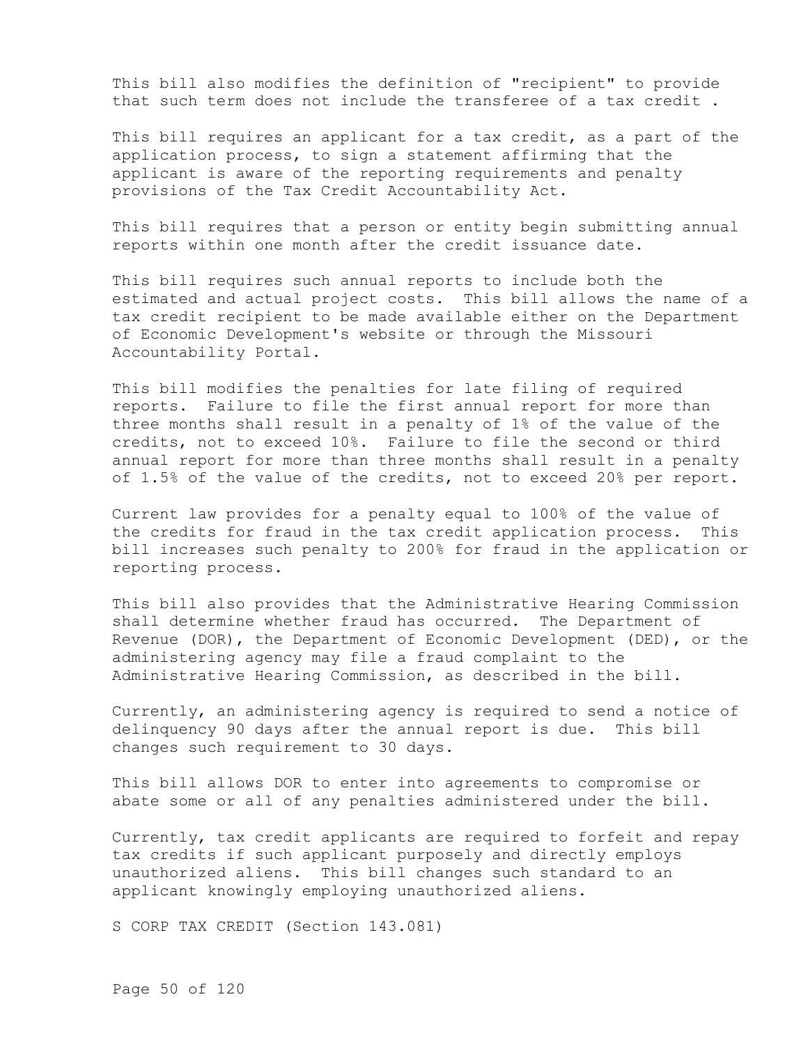This bill also modifies the definition of "recipient" to provide that such term does not include the transferee of a tax credit .

This bill requires an applicant for a tax credit, as a part of the application process, to sign a statement affirming that the applicant is aware of the reporting requirements and penalty provisions of the Tax Credit Accountability Act.

This bill requires that a person or entity begin submitting annual reports within one month after the credit issuance date.

This bill requires such annual reports to include both the estimated and actual project costs. This bill allows the name of a tax credit recipient to be made available either on the Department of Economic Development's website or through the Missouri Accountability Portal.

This bill modifies the penalties for late filing of required reports. Failure to file the first annual report for more than three months shall result in a penalty of 1% of the value of the credits, not to exceed 10%. Failure to file the second or third annual report for more than three months shall result in a penalty of 1.5% of the value of the credits, not to exceed 20% per report.

Current law provides for a penalty equal to 100% of the value of the credits for fraud in the tax credit application process. This bill increases such penalty to 200% for fraud in the application or reporting process.

This bill also provides that the Administrative Hearing Commission shall determine whether fraud has occurred. The Department of Revenue (DOR), the Department of Economic Development (DED), or the administering agency may file a fraud complaint to the Administrative Hearing Commission, as described in the bill.

Currently, an administering agency is required to send a notice of delinquency 90 days after the annual report is due. This bill changes such requirement to 30 days.

This bill allows DOR to enter into agreements to compromise or abate some or all of any penalties administered under the bill.

Currently, tax credit applicants are required to forfeit and repay tax credits if such applicant purposely and directly employs unauthorized aliens. This bill changes such standard to an applicant knowingly employing unauthorized aliens.

S CORP TAX CREDIT (Section 143.081)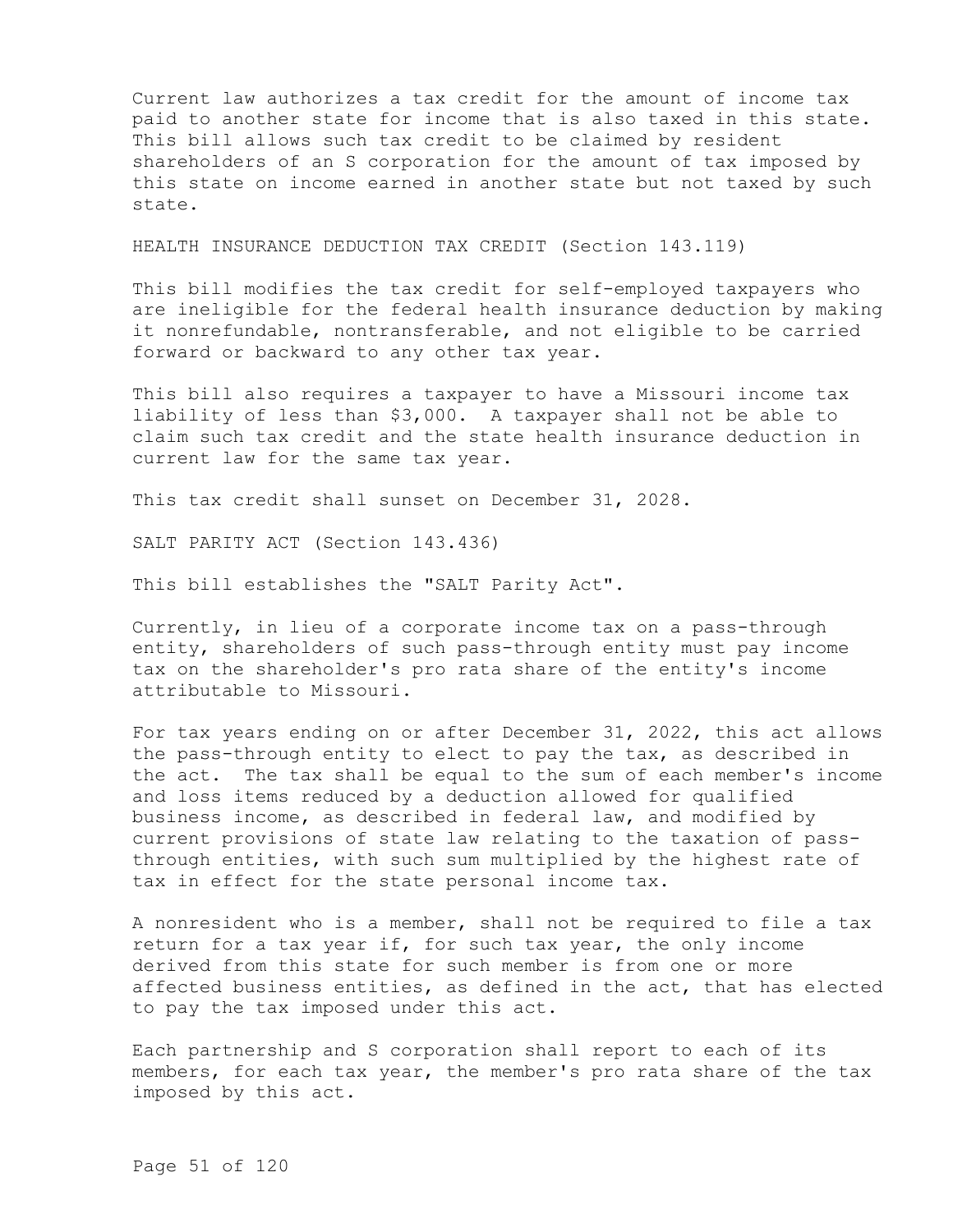Current law authorizes a tax credit for the amount of income tax paid to another state for income that is also taxed in this state. This bill allows such tax credit to be claimed by resident shareholders of an S corporation for the amount of tax imposed by this state on income earned in another state but not taxed by such state.

HEALTH INSURANCE DEDUCTION TAX CREDIT (Section 143.119)

This bill modifies the tax credit for self-employed taxpayers who are ineligible for the federal health insurance deduction by making it nonrefundable, nontransferable, and not eligible to be carried forward or backward to any other tax year.

This bill also requires a taxpayer to have a Missouri income tax liability of less than $3,000. A taxpayer shall not be able to claim such tax credit and the state health insurance deduction in current law for the same tax year.

This tax credit shall sunset on December 31, 2028.

SALT PARITY ACT (Section 143.436)

This bill establishes the "SALT Parity Act".

Currently, in lieu of a corporate income tax on a pass-through entity, shareholders of such pass-through entity must pay income tax on the shareholder's pro rata share of the entity's income attributable to Missouri.

For tax years ending on or after December 31, 2022, this act allows the pass-through entity to elect to pay the tax, as described in the act. The tax shall be equal to the sum of each member's income and loss items reduced by a deduction allowed for qualified business income, as described in federal law, and modified by current provisions of state law relating to the taxation of pass-through entities, with such sum multiplied by the highest rate of tax in effect for the state personal income tax.

A nonresident who is a member, shall not be required to file a tax return for a tax year if, for such tax year, the only income derived from this state for such member is from one or more affected business entities, as defined in the act, that has elected to pay the tax imposed under this act.

Each partnership and S corporation shall report to each of its members, for each tax year, the member's pro rata share of the tax imposed by this act.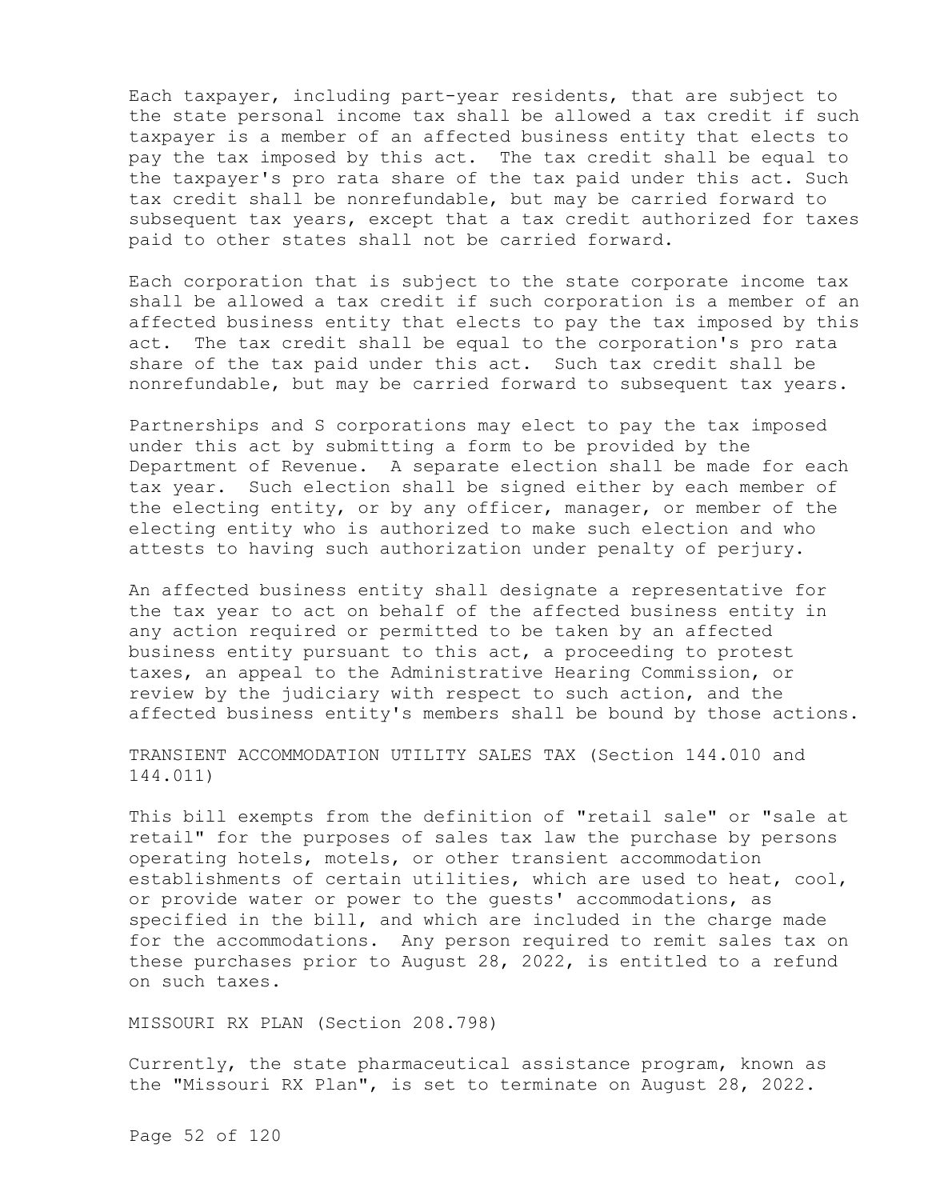Each taxpayer, including part-year residents, that are subject to the state personal income tax shall be allowed a tax credit if such taxpayer is a member of an affected business entity that elects to pay the tax imposed by this act. The tax credit shall be equal to the taxpayer's pro rata share of the tax paid under this act. Such tax credit shall be nonrefundable, but may be carried forward to subsequent tax years, except that a tax credit authorized for taxes paid to other states shall not be carried forward.

Each corporation that is subject to the state corporate income tax shall be allowed a tax credit if such corporation is a member of an affected business entity that elects to pay the tax imposed by this act. The tax credit shall be equal to the corporation's pro rata share of the tax paid under this act. Such tax credit shall be nonrefundable, but may be carried forward to subsequent tax years.

Partnerships and S corporations may elect to pay the tax imposed under this act by submitting a form to be provided by the Department of Revenue. A separate election shall be made for each tax year. Such election shall be signed either by each member of the electing entity, or by any officer, manager, or member of the electing entity who is authorized to make such election and who attests to having such authorization under penalty of perjury.

An affected business entity shall designate a representative for the tax year to act on behalf of the affected business entity in any action required or permitted to be taken by an affected business entity pursuant to this act, a proceeding to protest taxes, an appeal to the Administrative Hearing Commission, or review by the judiciary with respect to such action, and the affected business entity's members shall be bound by those actions.

TRANSIENT ACCOMMODATION UTILITY SALES TAX (Section 144.010 and 144.011)

This bill exempts from the definition of "retail sale" or "sale at retail" for the purposes of sales tax law the purchase by persons operating hotels, motels, or other transient accommodation establishments of certain utilities, which are used to heat, cool, or provide water or power to the guests' accommodations, as specified in the bill, and which are included in the charge made for the accommodations. Any person required to remit sales tax on these purchases prior to August 28, 2022, is entitled to a refund on such taxes.

MISSOURI RX PLAN (Section 208.798)

Currently, the state pharmaceutical assistance program, known as the "Missouri RX Plan", is set to terminate on August 28, 2022.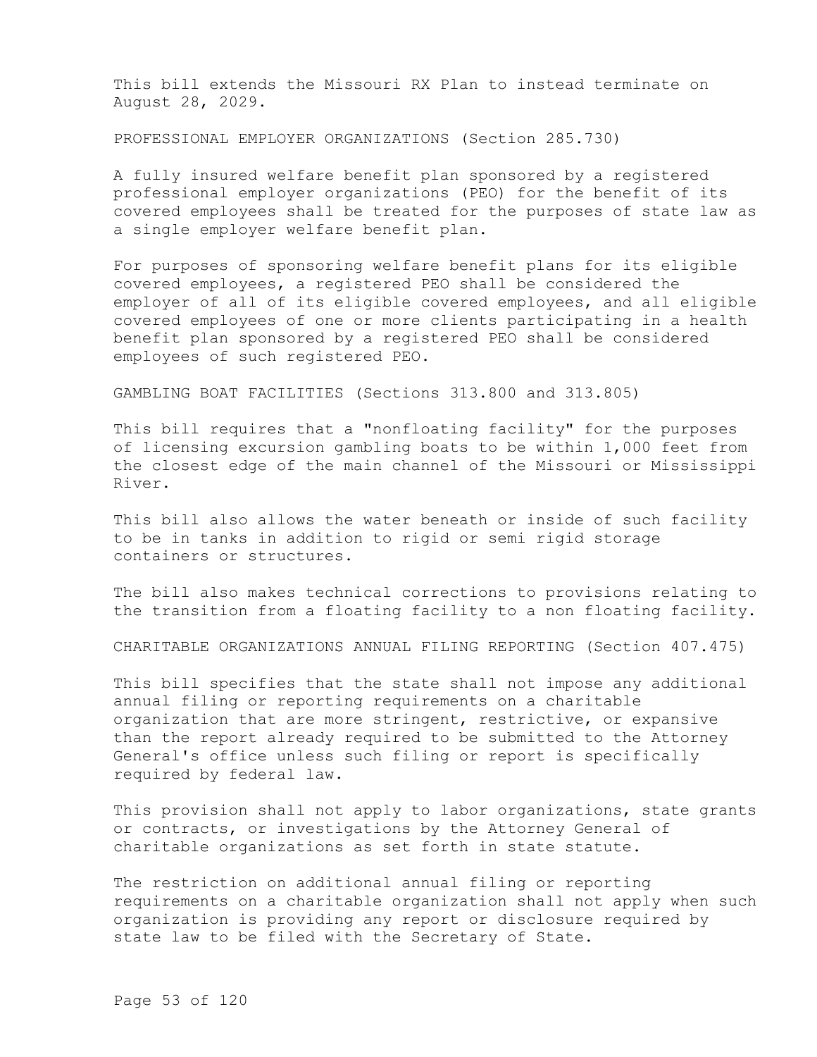This bill extends the Missouri RX Plan to instead terminate on August 28, 2029.

PROFESSIONAL EMPLOYER ORGANIZATIONS (Section 285.730)

A fully insured welfare benefit plan sponsored by a registered professional employer organizations (PEO) for the benefit of its covered employees shall be treated for the purposes of state law as a single employer welfare benefit plan.

For purposes of sponsoring welfare benefit plans for its eligible covered employees, a registered PEO shall be considered the employer of all of its eligible covered employees, and all eligible covered employees of one or more clients participating in a health benefit plan sponsored by a registered PEO shall be considered employees of such registered PEO.

GAMBLING BOAT FACILITIES (Sections 313.800 and 313.805)

This bill requires that a "nonfloating facility" for the purposes of licensing excursion gambling boats to be within 1,000 feet from the closest edge of the main channel of the Missouri or Mississippi River.

This bill also allows the water beneath or inside of such facility to be in tanks in addition to rigid or semi rigid storage containers or structures.

The bill also makes technical corrections to provisions relating to the transition from a floating facility to a non floating facility.

CHARITABLE ORGANIZATIONS ANNUAL FILING REPORTING (Section 407.475)

This bill specifies that the state shall not impose any additional annual filing or reporting requirements on a charitable organization that are more stringent, restrictive, or expansive than the report already required to be submitted to the Attorney General's office unless such filing or report is specifically required by federal law.

This provision shall not apply to labor organizations, state grants or contracts, or investigations by the Attorney General of charitable organizations as set forth in state statute.

The restriction on additional annual filing or reporting requirements on a charitable organization shall not apply when such organization is providing any report or disclosure required by state law to be filed with the Secretary of State.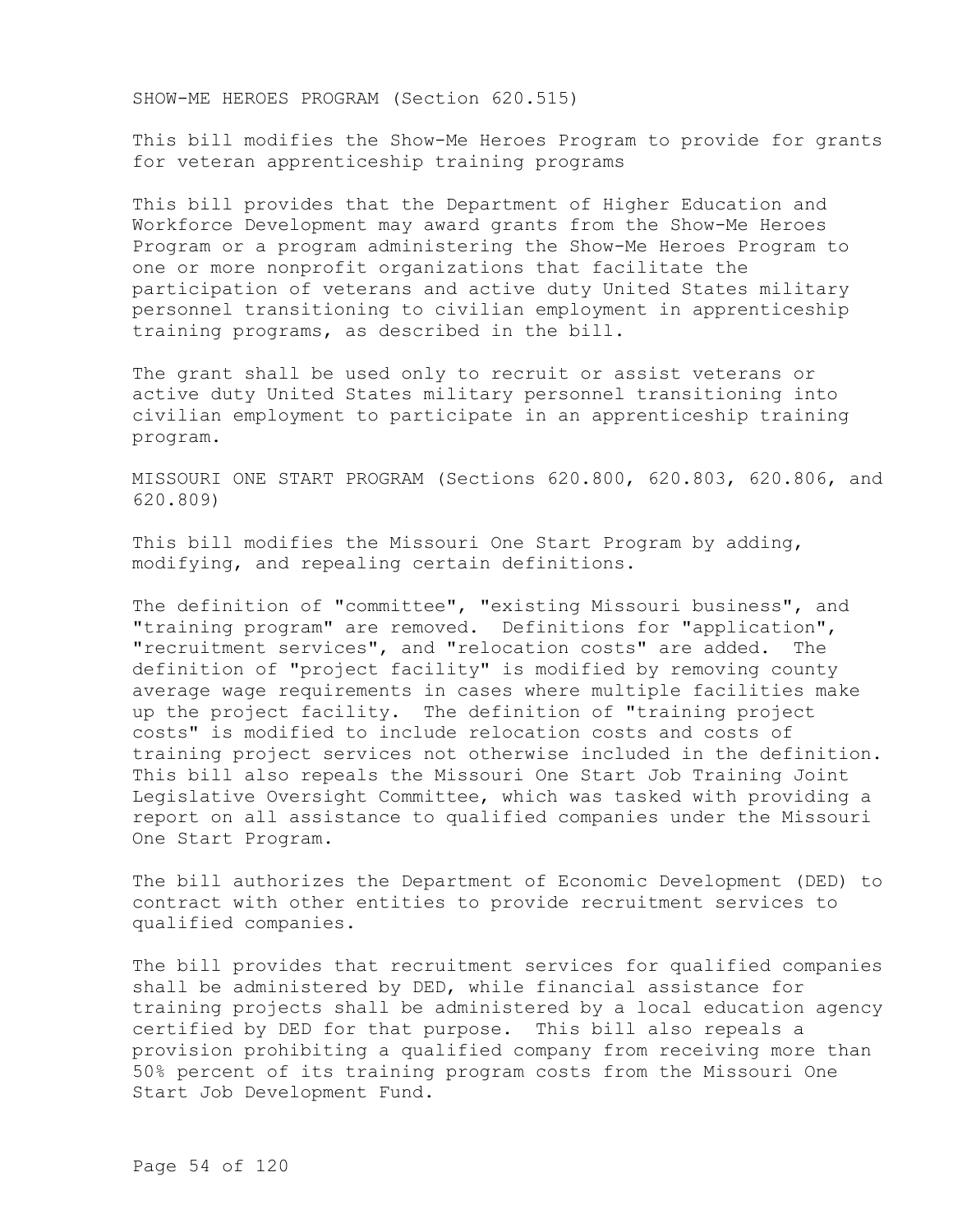SHOW-ME HEROES PROGRAM (Section 620.515)

This bill modifies the Show-Me Heroes Program to provide for grants for veteran apprenticeship training programs

This bill provides that the Department of Higher Education and Workforce Development may award grants from the Show-Me Heroes Program or a program administering the Show-Me Heroes Program to one or more nonprofit organizations that facilitate the participation of veterans and active duty United States military personnel transitioning to civilian employment in apprenticeship training programs, as described in the bill.

The grant shall be used only to recruit or assist veterans or active duty United States military personnel transitioning into civilian employment to participate in an apprenticeship training program.

MISSOURI ONE START PROGRAM (Sections 620.800, 620.803, 620.806, and 620.809)

This bill modifies the Missouri One Start Program by adding, modifying, and repealing certain definitions.

The definition of "committee", "existing Missouri business", and "training program" are removed. Definitions for "application", "recruitment services", and "relocation costs" are added. The definition of "project facility" is modified by removing county average wage requirements in cases where multiple facilities make up the project facility. The definition of "training project costs" is modified to include relocation costs and costs of training project services not otherwise included in the definition. This bill also repeals the Missouri One Start Job Training Joint Legislative Oversight Committee, which was tasked with providing a report on all assistance to qualified companies under the Missouri One Start Program.

The bill authorizes the Department of Economic Development (DED) to contract with other entities to provide recruitment services to qualified companies.

The bill provides that recruitment services for qualified companies shall be administered by DED, while financial assistance for training projects shall be administered by a local education agency certified by DED for that purpose. This bill also repeals a provision prohibiting a qualified company from receiving more than 50% percent of its training program costs from the Missouri One Start Job Development Fund.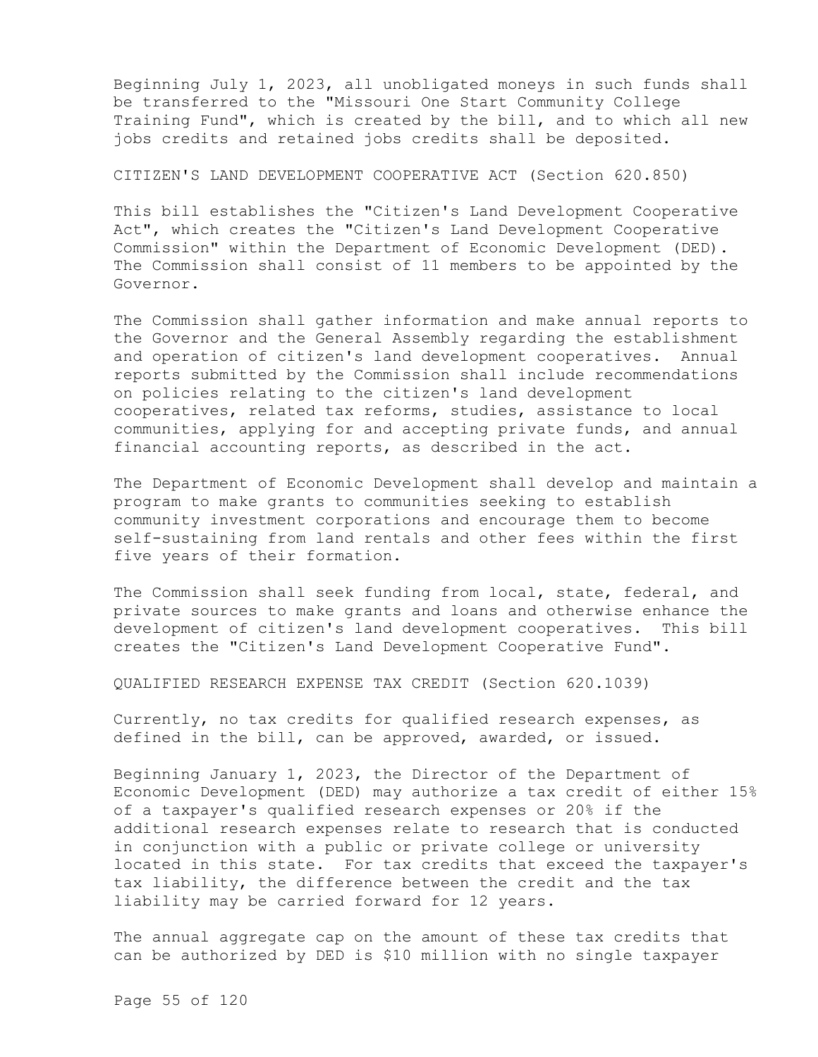Beginning July 1, 2023, all unobligated moneys in such funds shall be transferred to the "Missouri One Start Community College Training Fund", which is created by the bill, and to which all new jobs credits and retained jobs credits shall be deposited.

CITIZEN'S LAND DEVELOPMENT COOPERATIVE ACT (Section 620.850)

This bill establishes the "Citizen's Land Development Cooperative Act", which creates the "Citizen's Land Development Cooperative Commission" within the Department of Economic Development (DED). The Commission shall consist of 11 members to be appointed by the Governor.

The Commission shall gather information and make annual reports to the Governor and the General Assembly regarding the establishment and operation of citizen's land development cooperatives. Annual reports submitted by the Commission shall include recommendations on policies relating to the citizen's land development cooperatives, related tax reforms, studies, assistance to local communities, applying for and accepting private funds, and annual financial accounting reports, as described in the act.

The Department of Economic Development shall develop and maintain a program to make grants to communities seeking to establish community investment corporations and encourage them to become self-sustaining from land rentals and other fees within the first five years of their formation.

The Commission shall seek funding from local, state, federal, and private sources to make grants and loans and otherwise enhance the development of citizen's land development cooperatives. This bill creates the "Citizen's Land Development Cooperative Fund".

QUALIFIED RESEARCH EXPENSE TAX CREDIT (Section 620.1039)

Currently, no tax credits for qualified research expenses, as defined in the bill, can be approved, awarded, or issued.

Beginning January 1, 2023, the Director of the Department of Economic Development (DED) may authorize a tax credit of either 15% of a taxpayer's qualified research expenses or 20% if the additional research expenses relate to research that is conducted in conjunction with a public or private college or university located in this state. For tax credits that exceed the taxpayer's tax liability, the difference between the credit and the tax liability may be carried forward for 12 years.

The annual aggregate cap on the amount of these tax credits that can be authorized by DED is $10 million with no single taxpayer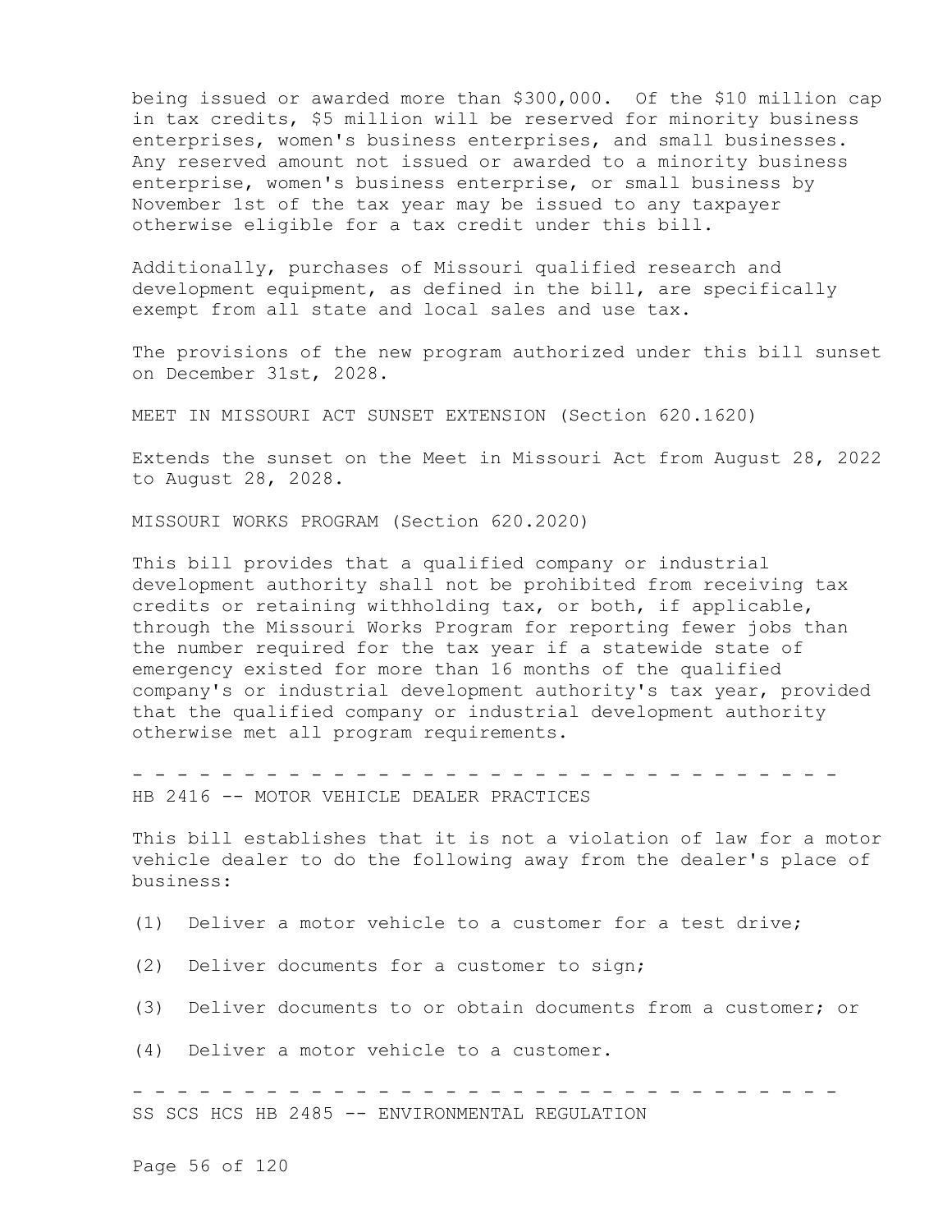being issued or awarded more than $300,000. Of the $10 million cap in tax credits, $5 million will be reserved for minority business enterprises, women's business enterprises, and small businesses. Any reserved amount not issued or awarded to a minority business enterprise, women's business enterprise, or small business by November 1st of the tax year may be issued to any taxpayer otherwise eligible for a tax credit under this bill.

Additionally, purchases of Missouri qualified research and development equipment, as defined in the bill, are specifically exempt from all state and local sales and use tax.

The provisions of the new program authorized under this bill sunset on December 31st, 2028.

MEET IN MISSOURI ACT SUNSET EXTENSION (Section 620.1620)

Extends the sunset on the Meet in Missouri Act from August 28, 2022 to August 28, 2028.

MISSOURI WORKS PROGRAM (Section 620.2020)

This bill provides that a qualified company or industrial development authority shall not be prohibited from receiving tax credits or retaining withholding tax, or both, if applicable, through the Missouri Works Program for reporting fewer jobs than the number required for the tax year if a statewide state of emergency existed for more than 16 months of the qualified company's or industrial development authority's tax year, provided that the qualified company or industrial development authority otherwise met all program requirements.

- - - - - - - - - - - - - - - - - - - - - - - - - - - - - - - - -

HB 2416 -- MOTOR VEHICLE DEALER PRACTICES

This bill establishes that it is not a violation of law for a motor vehicle dealer to do the following away from the dealer's place of business:

(1) Deliver a motor vehicle to a customer for a test drive;

(2) Deliver documents for a customer to sign;

(3) Deliver documents to or obtain documents from a customer; or

(4) Deliver a motor vehicle to a customer.

- - - - - - - - - - - - - - - - - - - - - - - - - - - - - - - - -

SS SCS HCS HB 2485 -- ENVIRONMENTAL REGULATION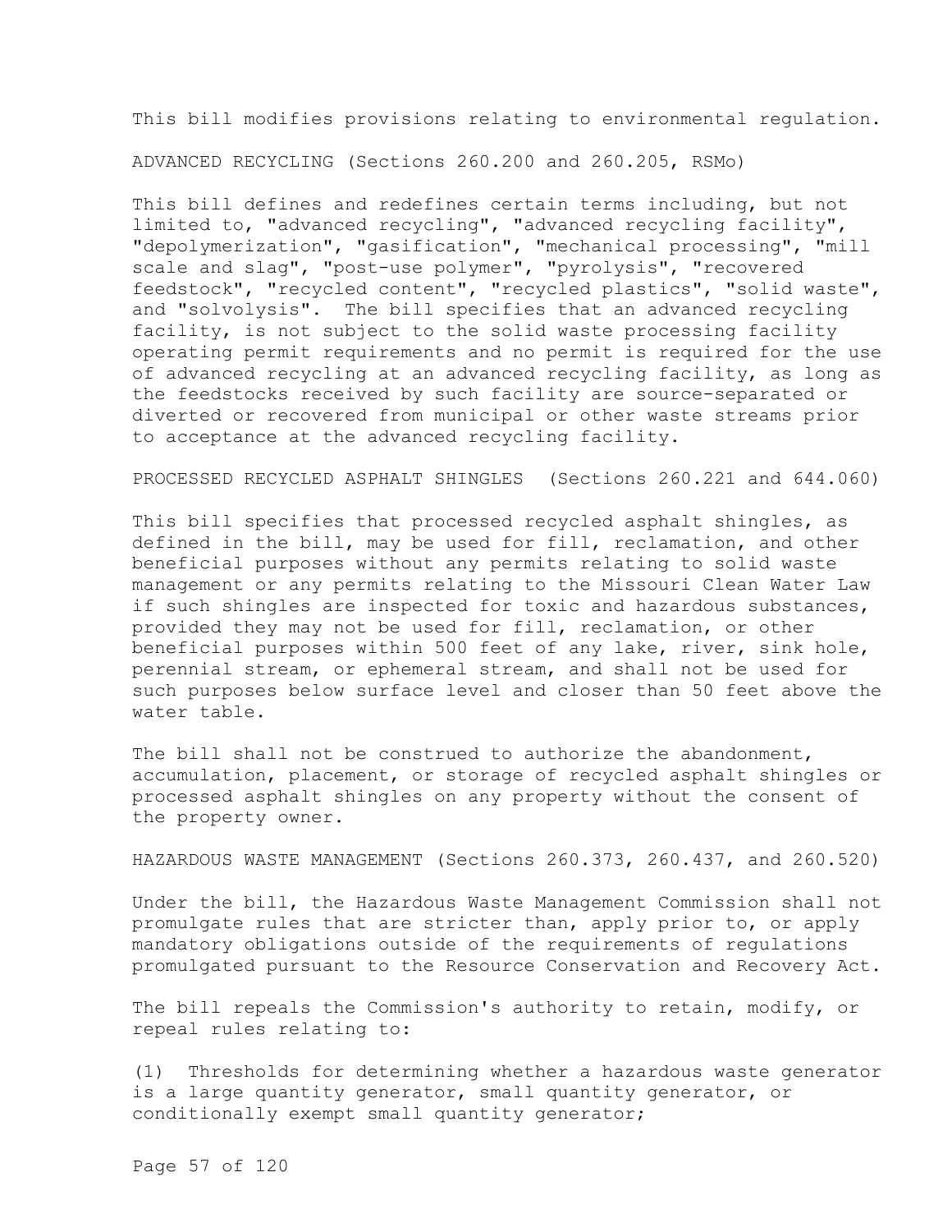This bill modifies provisions relating to environmental regulation.

ADVANCED RECYCLING (Sections 260.200 and 260.205, RSMo)

This bill defines and redefines certain terms including, but not limited to, "advanced recycling", "advanced recycling facility", "depolymerization", "gasification", "mechanical processing", "mill scale and slag", "post-use polymer", "pyrolysis", "recovered feedstock", "recycled content", "recycled plastics", "solid waste", and "solvolysis". The bill specifies that an advanced recycling facility, is not subject to the solid waste processing facility operating permit requirements and no permit is required for the use of advanced recycling at an advanced recycling facility, as long as the feedstocks received by such facility are source-separated or diverted or recovered from municipal or other waste streams prior to acceptance at the advanced recycling facility.

PROCESSED RECYCLED ASPHALT SHINGLES (Sections 260.221 and 644.060)

This bill specifies that processed recycled asphalt shingles, as defined in the bill, may be used for fill, reclamation, and other beneficial purposes without any permits relating to solid waste management or any permits relating to the Missouri Clean Water Law if such shingles are inspected for toxic and hazardous substances, provided they may not be used for fill, reclamation, or other beneficial purposes within 500 feet of any lake, river, sink hole, perennial stream, or ephemeral stream, and shall not be used for such purposes below surface level and closer than 50 feet above the water table.

The bill shall not be construed to authorize the abandonment, accumulation, placement, or storage of recycled asphalt shingles or processed asphalt shingles on any property without the consent of the property owner.

HAZARDOUS WASTE MANAGEMENT (Sections 260.373, 260.437, and 260.520)

Under the bill, the Hazardous Waste Management Commission shall not promulgate rules that are stricter than, apply prior to, or apply mandatory obligations outside of the requirements of regulations promulgated pursuant to the Resource Conservation and Recovery Act.

The bill repeals the Commission's authority to retain, modify, or repeal rules relating to:

(1) Thresholds for determining whether a hazardous waste generator is a large quantity generator, small quantity generator, or conditionally exempt small quantity generator;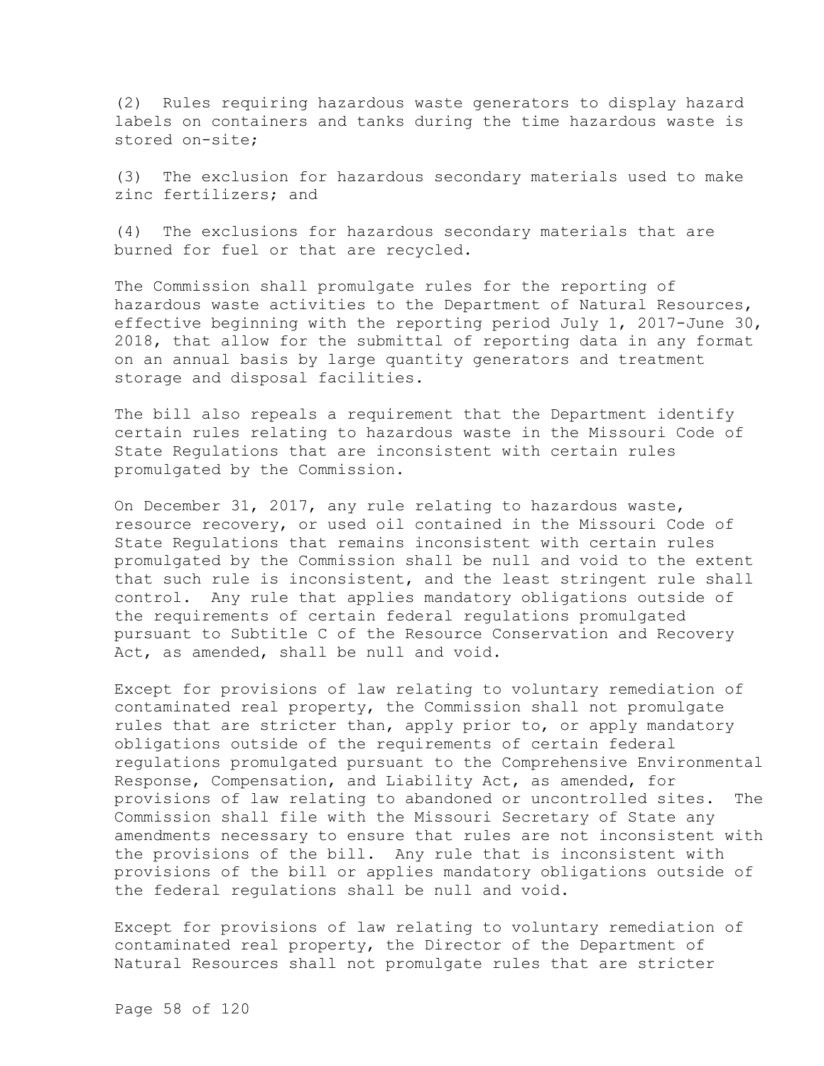(2) Rules requiring hazardous waste generators to display hazard labels on containers and tanks during the time hazardous waste is stored on-site;

(3) The exclusion for hazardous secondary materials used to make zinc fertilizers; and

(4) The exclusions for hazardous secondary materials that are burned for fuel or that are recycled.

The Commission shall promulgate rules for the reporting of hazardous waste activities to the Department of Natural Resources, effective beginning with the reporting period July 1, 2017-June 30, 2018, that allow for the submittal of reporting data in any format on an annual basis by large quantity generators and treatment storage and disposal facilities.

The bill also repeals a requirement that the Department identify certain rules relating to hazardous waste in the Missouri Code of State Regulations that are inconsistent with certain rules promulgated by the Commission.

On December 31, 2017, any rule relating to hazardous waste, resource recovery, or used oil contained in the Missouri Code of State Regulations that remains inconsistent with certain rules promulgated by the Commission shall be null and void to the extent that such rule is inconsistent, and the least stringent rule shall control. Any rule that applies mandatory obligations outside of the requirements of certain federal regulations promulgated pursuant to Subtitle C of the Resource Conservation and Recovery Act, as amended, shall be null and void.

Except for provisions of law relating to voluntary remediation of contaminated real property, the Commission shall not promulgate rules that are stricter than, apply prior to, or apply mandatory obligations outside of the requirements of certain federal regulations promulgated pursuant to the Comprehensive Environmental Response, Compensation, and Liability Act, as amended, for provisions of law relating to abandoned or uncontrolled sites. The Commission shall file with the Missouri Secretary of State any amendments necessary to ensure that rules are not inconsistent with the provisions of the bill. Any rule that is inconsistent with provisions of the bill or applies mandatory obligations outside of the federal regulations shall be null and void.

Except for provisions of law relating to voluntary remediation of contaminated real property, the Director of the Department of Natural Resources shall not promulgate rules that are stricter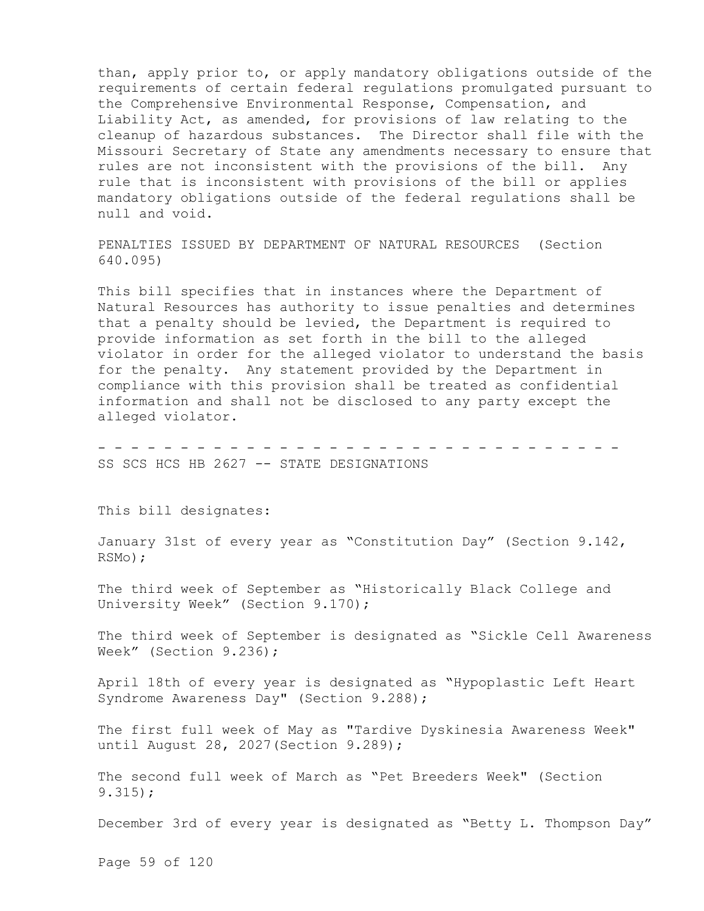than, apply prior to, or apply mandatory obligations outside of the requirements of certain federal regulations promulgated pursuant to the Comprehensive Environmental Response, Compensation, and Liability Act, as amended, for provisions of law relating to the cleanup of hazardous substances. The Director shall file with the Missouri Secretary of State any amendments necessary to ensure that rules are not inconsistent with the provisions of the bill. Any rule that is inconsistent with provisions of the bill or applies mandatory obligations outside of the federal regulations shall be null and void.

PENALTIES ISSUED BY DEPARTMENT OF NATURAL RESOURCES (Section 640.095)

This bill specifies that in instances where the Department of Natural Resources has authority to issue penalties and determines that a penalty should be levied, the Department is required to provide information as set forth in the bill to the alleged violator in order for the alleged violator to understand the basis for the penalty. Any statement provided by the Department in compliance with this provision shall be treated as confidential information and shall not be disclosed to any party except the alleged violator.

- - - - - - - - - - - - - - - - - - - - - - - - - - - - - - - - -

SS SCS HCS HB 2627 -- STATE DESIGNATIONS

This bill designates:

January 31st of every year as “Constitution Day” (Section 9.142, RSMo);

The third week of September as “Historically Black College and University Week” (Section 9.170);

The third week of September is designated as “Sickle Cell Awareness Week” (Section 9.236);

April 18th of every year is designated as “Hypoplastic Left Heart Syndrome Awareness Day" (Section 9.288);

The first full week of May as "Tardive Dyskinesia Awareness Week" until August 28, 2027(Section 9.289);

The second full week of March as “Pet Breeders Week" (Section 9.315);

December 3rd of every year is designated as “Betty L. Thompson Day”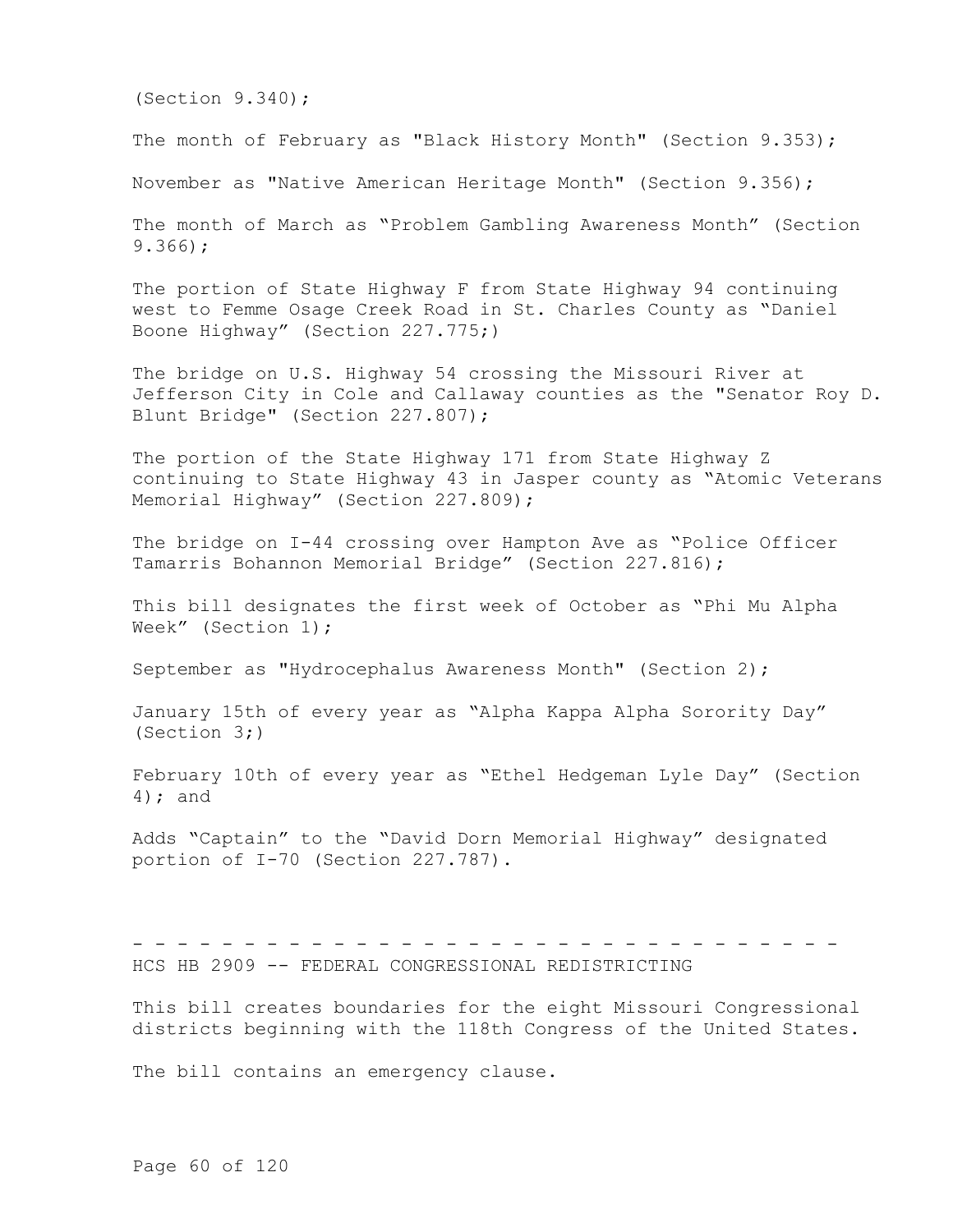(Section 9.340);

The month of February as "Black History Month" (Section 9.353);

November as "Native American Heritage Month" (Section 9.356);

The month of March as "Problem Gambling Awareness Month" (Section 9.366);

The portion of State Highway F from State Highway 94 continuing west to Femme Osage Creek Road in St. Charles County as "Daniel Boone Highway" (Section 227.775;)

The bridge on U.S. Highway 54 crossing the Missouri River at Jefferson City in Cole and Callaway counties as the "Senator Roy D. Blunt Bridge" (Section 227.807);

The portion of the State Highway 171 from State Highway Z continuing to State Highway 43 in Jasper county as "Atomic Veterans Memorial Highway" (Section 227.809);

The bridge on I-44 crossing over Hampton Ave as "Police Officer Tamarris Bohannon Memorial Bridge" (Section 227.816);

This bill designates the first week of October as "Phi Mu Alpha Week" (Section 1);

September as "Hydrocephalus Awareness Month" (Section 2);

January 15th of every year as "Alpha Kappa Alpha Sorority Day" (Section 3;)

February 10th of every year as "Ethel Hedgeman Lyle Day" (Section 4); and

Adds "Captain" to the "David Dorn Memorial Highway" designated portion of I-70 (Section 227.787).

- - - - - - - - - - - - - - - - - - - - - - - - - - - - - - - - - -

HCS HB 2909 -- FEDERAL CONGRESSIONAL REDISTRICTING

This bill creates boundaries for the eight Missouri Congressional districts beginning with the 118th Congress of the United States.

The bill contains an emergency clause.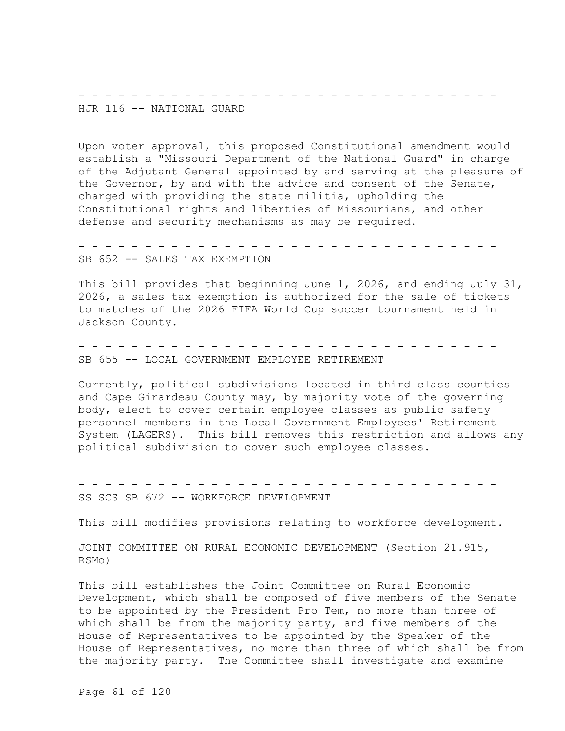- - - - - - - - - - - - - - - - - - - - - - - - - - - - - - - - - -

HJR 116 -- NATIONAL GUARD

Upon voter approval, this proposed Constitutional amendment would establish a "Missouri Department of the National Guard" in charge of the Adjutant General appointed by and serving at the pleasure of the Governor, by and with the advice and consent of the Senate, charged with providing the state militia, upholding the Constitutional rights and liberties of Missourians, and other defense and security mechanisms as may be required.

- - - - - - - - - - - - - - - - - - - - - - - - - - - - - - - - - -

SB 652 -- SALES TAX EXEMPTION

This bill provides that beginning June 1, 2026, and ending July 31, 2026, a sales tax exemption is authorized for the sale of tickets to matches of the 2026 FIFA World Cup soccer tournament held in Jackson County.

- - - - - - - - - - - - - - - - - - - - - - - - - - - - - - - - - -

SB 655 -- LOCAL GOVERNMENT EMPLOYEE RETIREMENT

Currently, political subdivisions located in third class counties and Cape Girardeau County may, by majority vote of the governing body, elect to cover certain employee classes as public safety personnel members in the Local Government Employees' Retirement System (LAGERS). This bill removes this restriction and allows any political subdivision to cover such employee classes.

- - - - - - - - - - - - - - - - - - - - - - - - - - - - - - - - - -

SS SCS SB 672 -- WORKFORCE DEVELOPMENT

This bill modifies provisions relating to workforce development.

JOINT COMMITTEE ON RURAL ECONOMIC DEVELOPMENT (Section 21.915, RSMo)

This bill establishes the Joint Committee on Rural Economic Development, which shall be composed of five members of the Senate to be appointed by the President Pro Tem, no more than three of which shall be from the majority party, and five members of the House of Representatives to be appointed by the Speaker of the House of Representatives, no more than three of which shall be from the majority party. The Committee shall investigate and examine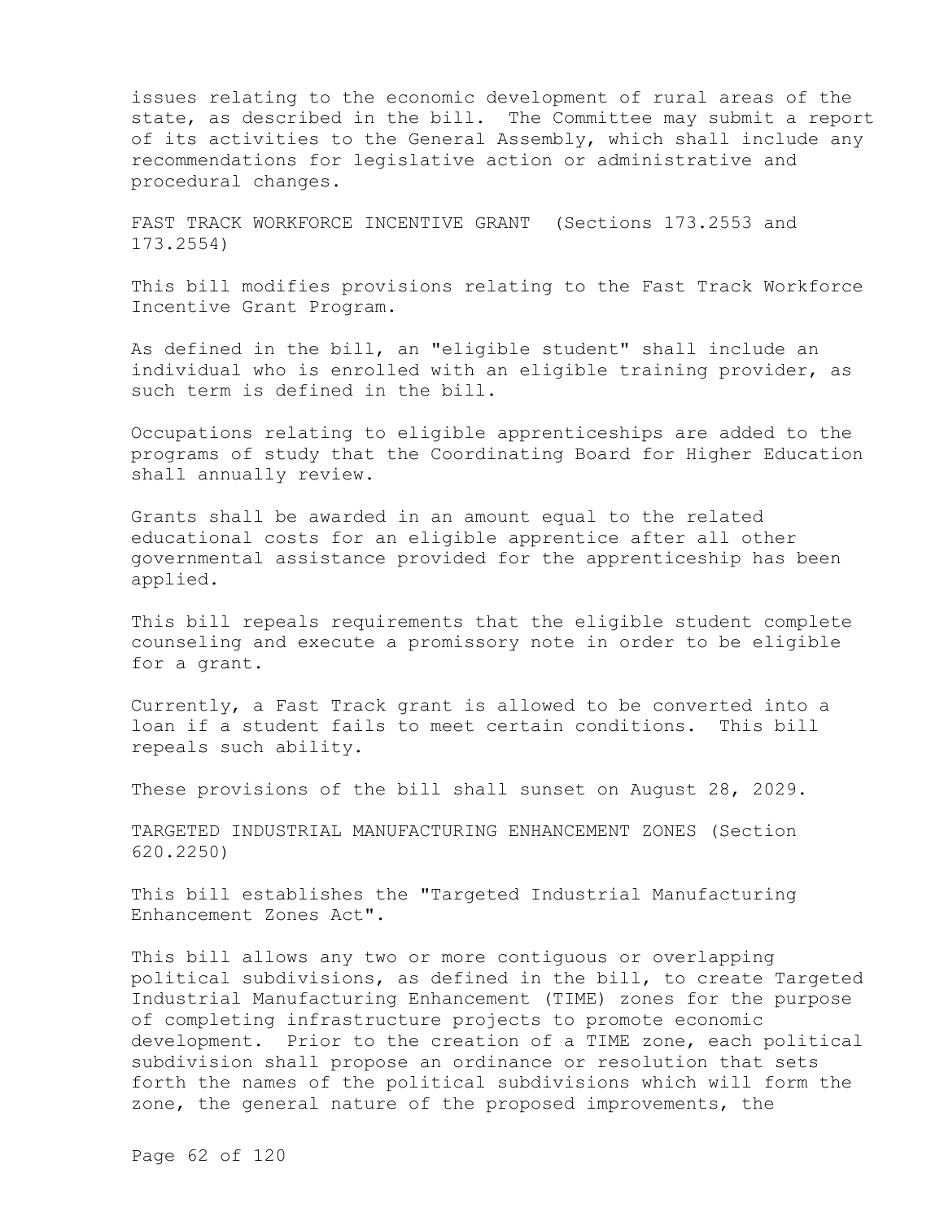issues relating to the economic development of rural areas of the state, as described in the bill. The Committee may submit a report of its activities to the General Assembly, which shall include any recommendations for legislative action or administrative and procedural changes.

FAST TRACK WORKFORCE INCENTIVE GRANT (Sections 173.2553 and 173.2554)

This bill modifies provisions relating to the Fast Track Workforce Incentive Grant Program.

As defined in the bill, an "eligible student" shall include an individual who is enrolled with an eligible training provider, as such term is defined in the bill.

Occupations relating to eligible apprenticeships are added to the programs of study that the Coordinating Board for Higher Education shall annually review.

Grants shall be awarded in an amount equal to the related educational costs for an eligible apprentice after all other governmental assistance provided for the apprenticeship has been applied.

This bill repeals requirements that the eligible student complete counseling and execute a promissory note in order to be eligible for a grant.

Currently, a Fast Track grant is allowed to be converted into a loan if a student fails to meet certain conditions. This bill repeals such ability.

These provisions of the bill shall sunset on August 28, 2029.

TARGETED INDUSTRIAL MANUFACTURING ENHANCEMENT ZONES (Section 620.2250)

This bill establishes the "Targeted Industrial Manufacturing Enhancement Zones Act".

This bill allows any two or more contiguous or overlapping political subdivisions, as defined in the bill, to create Targeted Industrial Manufacturing Enhancement (TIME) zones for the purpose of completing infrastructure projects to promote economic development. Prior to the creation of a TIME zone, each political subdivision shall propose an ordinance or resolution that sets forth the names of the political subdivisions which will form the zone, the general nature of the proposed improvements, the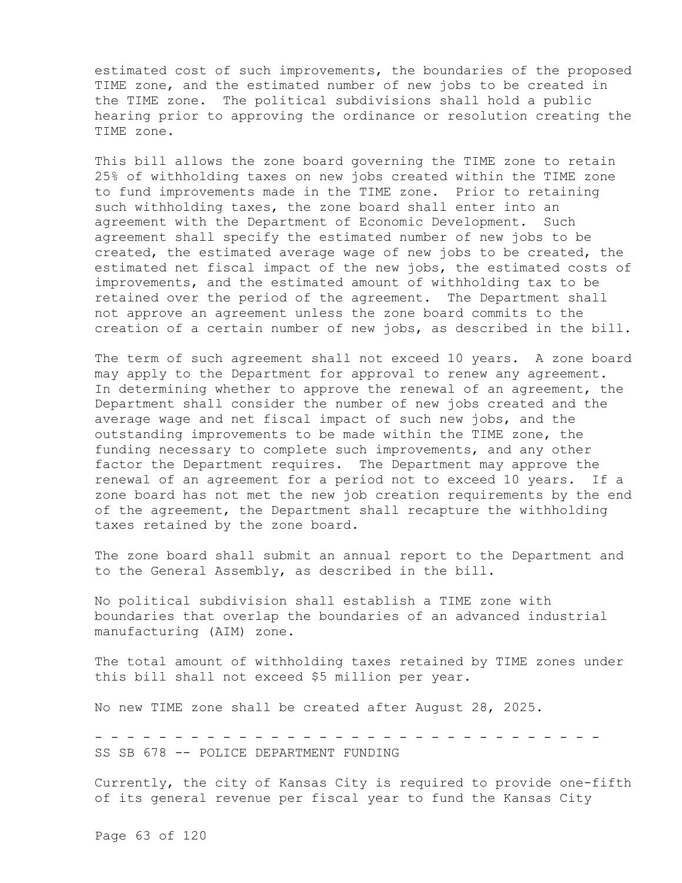estimated cost of such improvements, the boundaries of the proposed TIME zone, and the estimated number of new jobs to be created in the TIME zone. The political subdivisions shall hold a public hearing prior to approving the ordinance or resolution creating the TIME zone.

This bill allows the zone board governing the TIME zone to retain 25% of withholding taxes on new jobs created within the TIME zone to fund improvements made in the TIME zone. Prior to retaining such withholding taxes, the zone board shall enter into an agreement with the Department of Economic Development. Such agreement shall specify the estimated number of new jobs to be created, the estimated average wage of new jobs to be created, the estimated net fiscal impact of the new jobs, the estimated costs of improvements, and the estimated amount of withholding tax to be retained over the period of the agreement. The Department shall not approve an agreement unless the zone board commits to the creation of a certain number of new jobs, as described in the bill.

The term of such agreement shall not exceed 10 years. A zone board may apply to the Department for approval to renew any agreement. In determining whether to approve the renewal of an agreement, the Department shall consider the number of new jobs created and the average wage and net fiscal impact of such new jobs, and the outstanding improvements to be made within the TIME zone, the funding necessary to complete such improvements, and any other factor the Department requires. The Department may approve the renewal of an agreement for a period not to exceed 10 years. If a zone board has not met the new job creation requirements by the end of the agreement, the Department shall recapture the withholding taxes retained by the zone board.

The zone board shall submit an annual report to the Department and to the General Assembly, as described in the bill.

No political subdivision shall establish a TIME zone with boundaries that overlap the boundaries of an advanced industrial manufacturing (AIM) zone.

The total amount of withholding taxes retained by TIME zones under this bill shall not exceed $5 million per year.

No new TIME zone shall be created after August 28, 2025.

- - - - - - - - - - - - - - - - - - - - - - - - - - - - - - - - - -

SS SB 678 -- POLICE DEPARTMENT FUNDING

Currently, the city of Kansas City is required to provide one-fifth of its general revenue per fiscal year to fund the Kansas City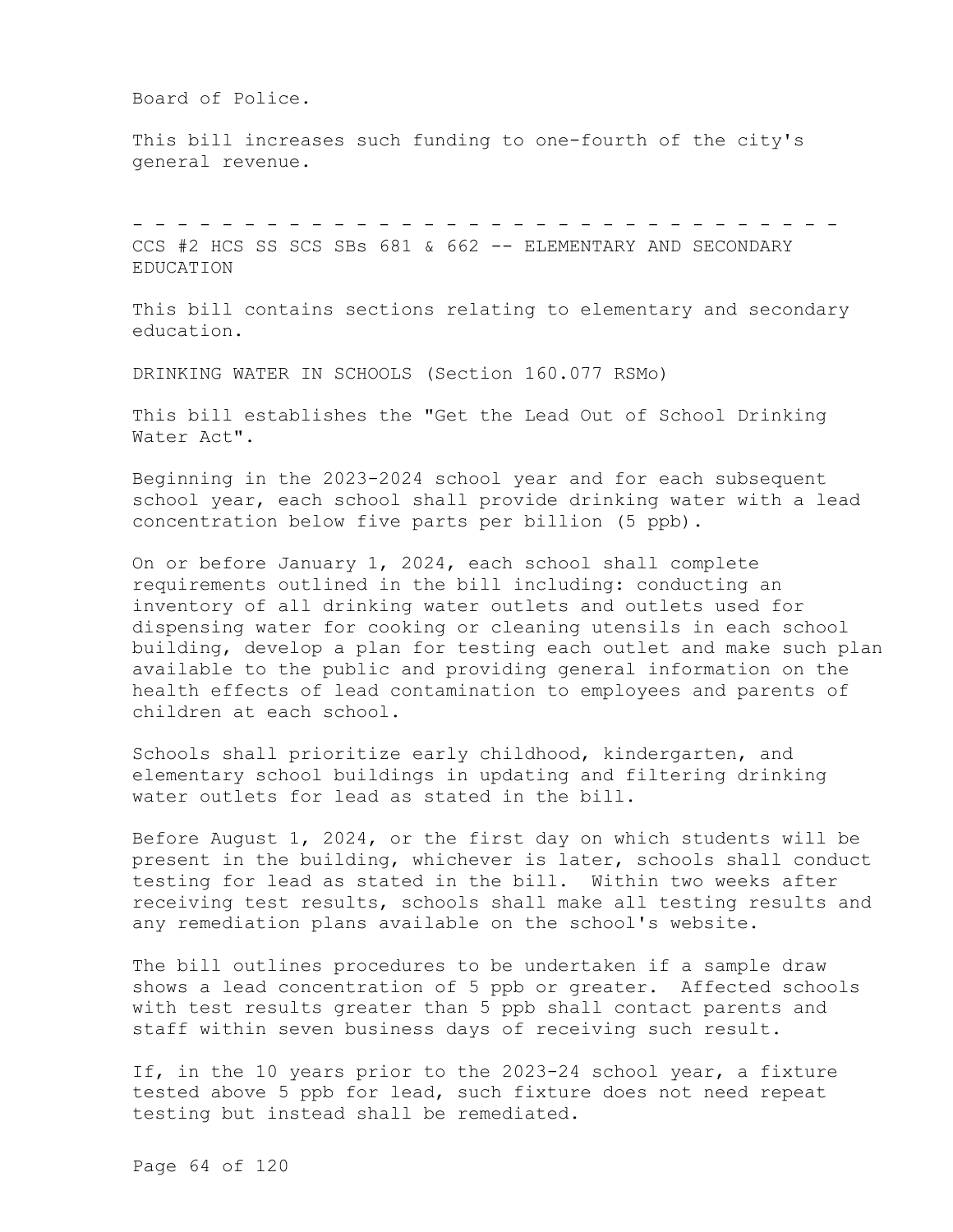Board of Police.

This bill increases such funding to one-fourth of the city's general revenue.

- - - - - - - - - - - - - - - - - - - - - - - - - - - - - - - - -

CCS #2 HCS SS SCS SBs 681 & 662 -- ELEMENTARY AND SECONDARY EDUCATION

This bill contains sections relating to elementary and secondary education.

DRINKING WATER IN SCHOOLS (Section 160.077 RSMo)

This bill establishes the "Get the Lead Out of School Drinking Water Act".

Beginning in the 2023-2024 school year and for each subsequent school year, each school shall provide drinking water with a lead concentration below five parts per billion (5 ppb).

On or before January 1, 2024, each school shall complete requirements outlined in the bill including: conducting an inventory of all drinking water outlets and outlets used for dispensing water for cooking or cleaning utensils in each school building, develop a plan for testing each outlet and make such plan available to the public and providing general information on the health effects of lead contamination to employees and parents of children at each school.

Schools shall prioritize early childhood, kindergarten, and elementary school buildings in updating and filtering drinking water outlets for lead as stated in the bill.

Before August 1, 2024, or the first day on which students will be present in the building, whichever is later, schools shall conduct testing for lead as stated in the bill. Within two weeks after receiving test results, schools shall make all testing results and any remediation plans available on the school's website.

The bill outlines procedures to be undertaken if a sample draw shows a lead concentration of 5 ppb or greater. Affected schools with test results greater than 5 ppb shall contact parents and staff within seven business days of receiving such result.

If, in the 10 years prior to the 2023-24 school year, a fixture tested above 5 ppb for lead, such fixture does not need repeat testing but instead shall be remediated.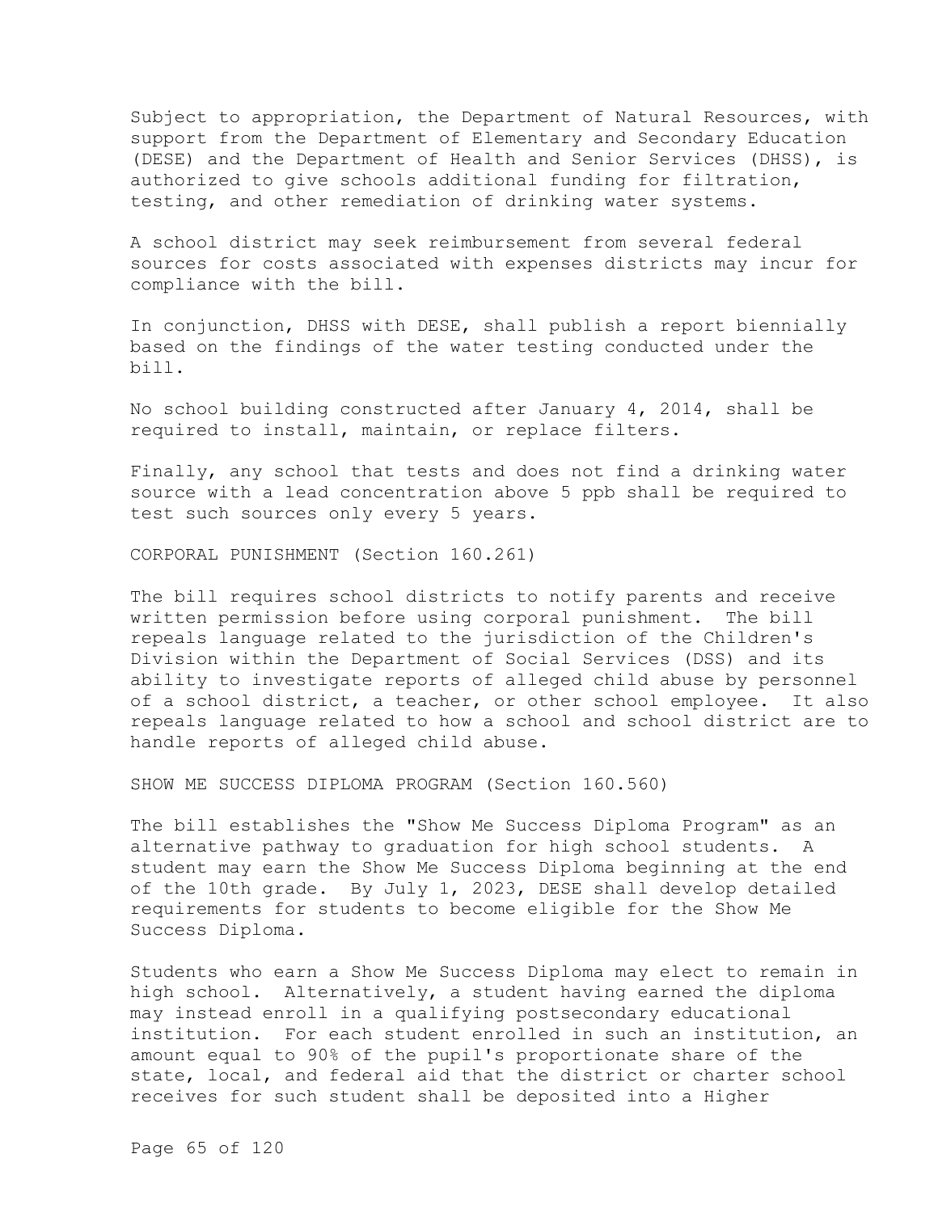Subject to appropriation, the Department of Natural Resources, with support from the Department of Elementary and Secondary Education (DESE) and the Department of Health and Senior Services (DHSS), is authorized to give schools additional funding for filtration, testing, and other remediation of drinking water systems.

A school district may seek reimbursement from several federal sources for costs associated with expenses districts may incur for compliance with the bill.

In conjunction, DHSS with DESE, shall publish a report biennially based on the findings of the water testing conducted under the bill.

No school building constructed after January 4, 2014, shall be required to install, maintain, or replace filters.

Finally, any school that tests and does not find a drinking water source with a lead concentration above 5 ppb shall be required to test such sources only every 5 years.

CORPORAL PUNISHMENT (Section 160.261)

The bill requires school districts to notify parents and receive written permission before using corporal punishment. The bill repeals language related to the jurisdiction of the Children's Division within the Department of Social Services (DSS) and its ability to investigate reports of alleged child abuse by personnel of a school district, a teacher, or other school employee. It also repeals language related to how a school and school district are to handle reports of alleged child abuse.

SHOW ME SUCCESS DIPLOMA PROGRAM (Section 160.560)

The bill establishes the "Show Me Success Diploma Program" as an alternative pathway to graduation for high school students. A student may earn the Show Me Success Diploma beginning at the end of the 10th grade. By July 1, 2023, DESE shall develop detailed requirements for students to become eligible for the Show Me Success Diploma.

Students who earn a Show Me Success Diploma may elect to remain in high school. Alternatively, a student having earned the diploma may instead enroll in a qualifying postsecondary educational institution. For each student enrolled in such an institution, an amount equal to 90% of the pupil's proportionate share of the state, local, and federal aid that the district or charter school receives for such student shall be deposited into a Higher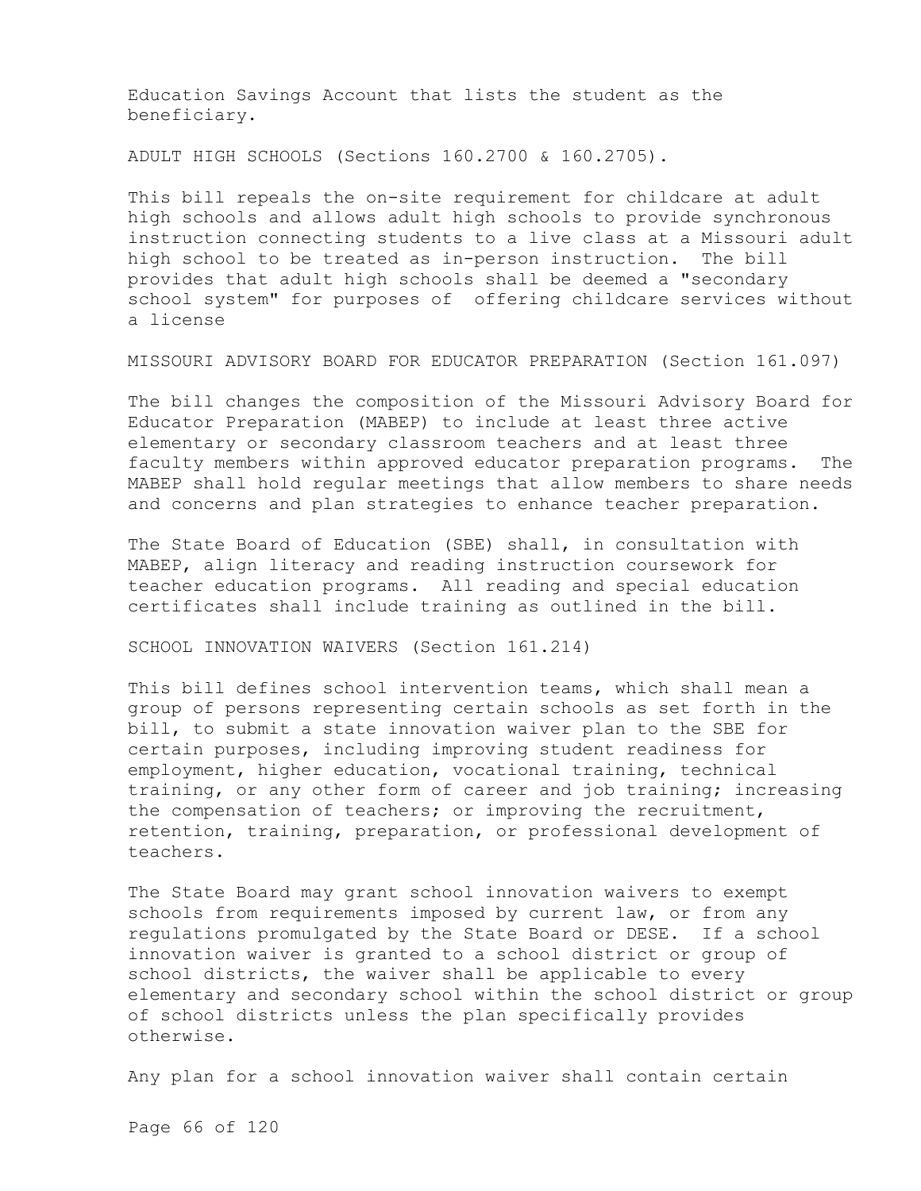Education Savings Account that lists the student as the beneficiary.

ADULT HIGH SCHOOLS (Sections 160.2700 & 160.2705).

This bill repeals the on-site requirement for childcare at adult high schools and allows adult high schools to provide synchronous instruction connecting students to a live class at a Missouri adult high school to be treated as in-person instruction. The bill provides that adult high schools shall be deemed a "secondary school system" for purposes of offering childcare services without a license

MISSOURI ADVISORY BOARD FOR EDUCATOR PREPARATION (Section 161.097)

The bill changes the composition of the Missouri Advisory Board for Educator Preparation (MABEP) to include at least three active elementary or secondary classroom teachers and at least three faculty members within approved educator preparation programs. The MABEP shall hold regular meetings that allow members to share needs and concerns and plan strategies to enhance teacher preparation.

The State Board of Education (SBE) shall, in consultation with MABEP, align literacy and reading instruction coursework for teacher education programs. All reading and special education certificates shall include training as outlined in the bill.

SCHOOL INNOVATION WAIVERS (Section 161.214)

This bill defines school intervention teams, which shall mean a group of persons representing certain schools as set forth in the bill, to submit a state innovation waiver plan to the SBE for certain purposes, including improving student readiness for employment, higher education, vocational training, technical training, or any other form of career and job training; increasing the compensation of teachers; or improving the recruitment, retention, training, preparation, or professional development of teachers.

The State Board may grant school innovation waivers to exempt schools from requirements imposed by current law, or from any regulations promulgated by the State Board or DESE. If a school innovation waiver is granted to a school district or group of school districts, the waiver shall be applicable to every elementary and secondary school within the school district or group of school districts unless the plan specifically provides otherwise.

Any plan for a school innovation waiver shall contain certain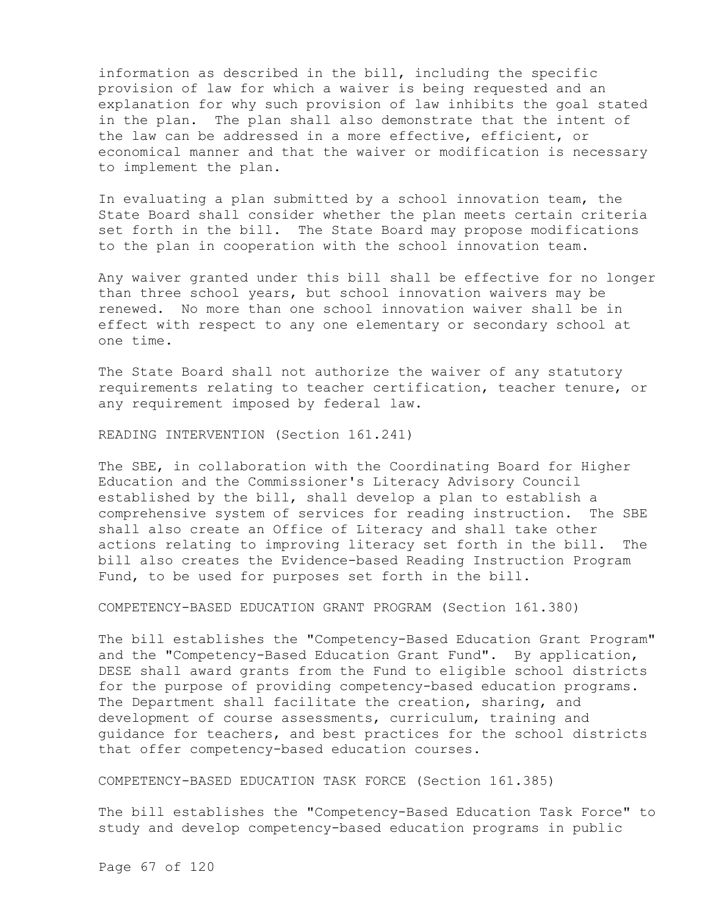information as described in the bill, including the specific provision of law for which a waiver is being requested and an explanation for why such provision of law inhibits the goal stated in the plan. The plan shall also demonstrate that the intent of the law can be addressed in a more effective, efficient, or economical manner and that the waiver or modification is necessary to implement the plan.

In evaluating a plan submitted by a school innovation team, the State Board shall consider whether the plan meets certain criteria set forth in the bill. The State Board may propose modifications to the plan in cooperation with the school innovation team.

Any waiver granted under this bill shall be effective for no longer than three school years, but school innovation waivers may be renewed. No more than one school innovation waiver shall be in effect with respect to any one elementary or secondary school at one time.

The State Board shall not authorize the waiver of any statutory requirements relating to teacher certification, teacher tenure, or any requirement imposed by federal law.

READING INTERVENTION (Section 161.241)

The SBE, in collaboration with the Coordinating Board for Higher Education and the Commissioner's Literacy Advisory Council established by the bill, shall develop a plan to establish a comprehensive system of services for reading instruction. The SBE shall also create an Office of Literacy and shall take other actions relating to improving literacy set forth in the bill. The bill also creates the Evidence-based Reading Instruction Program Fund, to be used for purposes set forth in the bill.

COMPETENCY-BASED EDUCATION GRANT PROGRAM (Section 161.380)

The bill establishes the "Competency-Based Education Grant Program" and the "Competency-Based Education Grant Fund". By application, DESE shall award grants from the Fund to eligible school districts for the purpose of providing competency-based education programs. The Department shall facilitate the creation, sharing, and development of course assessments, curriculum, training and guidance for teachers, and best practices for the school districts that offer competency-based education courses.

COMPETENCY-BASED EDUCATION TASK FORCE (Section 161.385)

The bill establishes the "Competency-Based Education Task Force" to study and develop competency-based education programs in public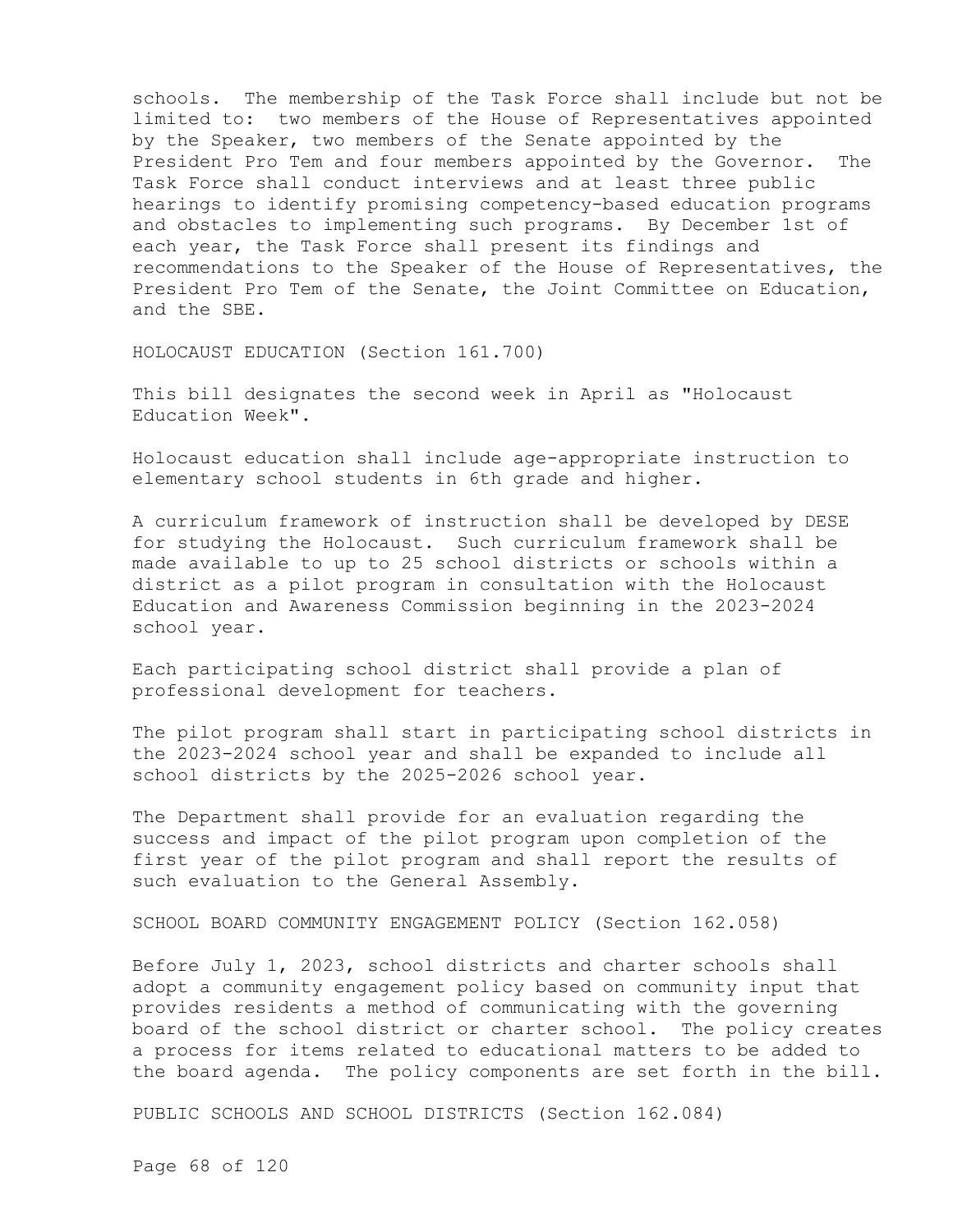schools. The membership of the Task Force shall include but not be limited to: two members of the House of Representatives appointed by the Speaker, two members of the Senate appointed by the President Pro Tem and four members appointed by the Governor. The Task Force shall conduct interviews and at least three public hearings to identify promising competency-based education programs and obstacles to implementing such programs. By December 1st of each year, the Task Force shall present its findings and recommendations to the Speaker of the House of Representatives, the President Pro Tem of the Senate, the Joint Committee on Education, and the SBE.

HOLOCAUST EDUCATION (Section 161.700)

This bill designates the second week in April as "Holocaust Education Week".

Holocaust education shall include age-appropriate instruction to elementary school students in 6th grade and higher.

A curriculum framework of instruction shall be developed by DESE for studying the Holocaust. Such curriculum framework shall be made available to up to 25 school districts or schools within a district as a pilot program in consultation with the Holocaust Education and Awareness Commission beginning in the 2023-2024 school year.

Each participating school district shall provide a plan of professional development for teachers.

The pilot program shall start in participating school districts in the 2023-2024 school year and shall be expanded to include all school districts by the 2025-2026 school year.

The Department shall provide for an evaluation regarding the success and impact of the pilot program upon completion of the first year of the pilot program and shall report the results of such evaluation to the General Assembly.

SCHOOL BOARD COMMUNITY ENGAGEMENT POLICY (Section 162.058)

Before July 1, 2023, school districts and charter schools shall adopt a community engagement policy based on community input that provides residents a method of communicating with the governing board of the school district or charter school. The policy creates a process for items related to educational matters to be added to the board agenda. The policy components are set forth in the bill.

PUBLIC SCHOOLS AND SCHOOL DISTRICTS (Section 162.084)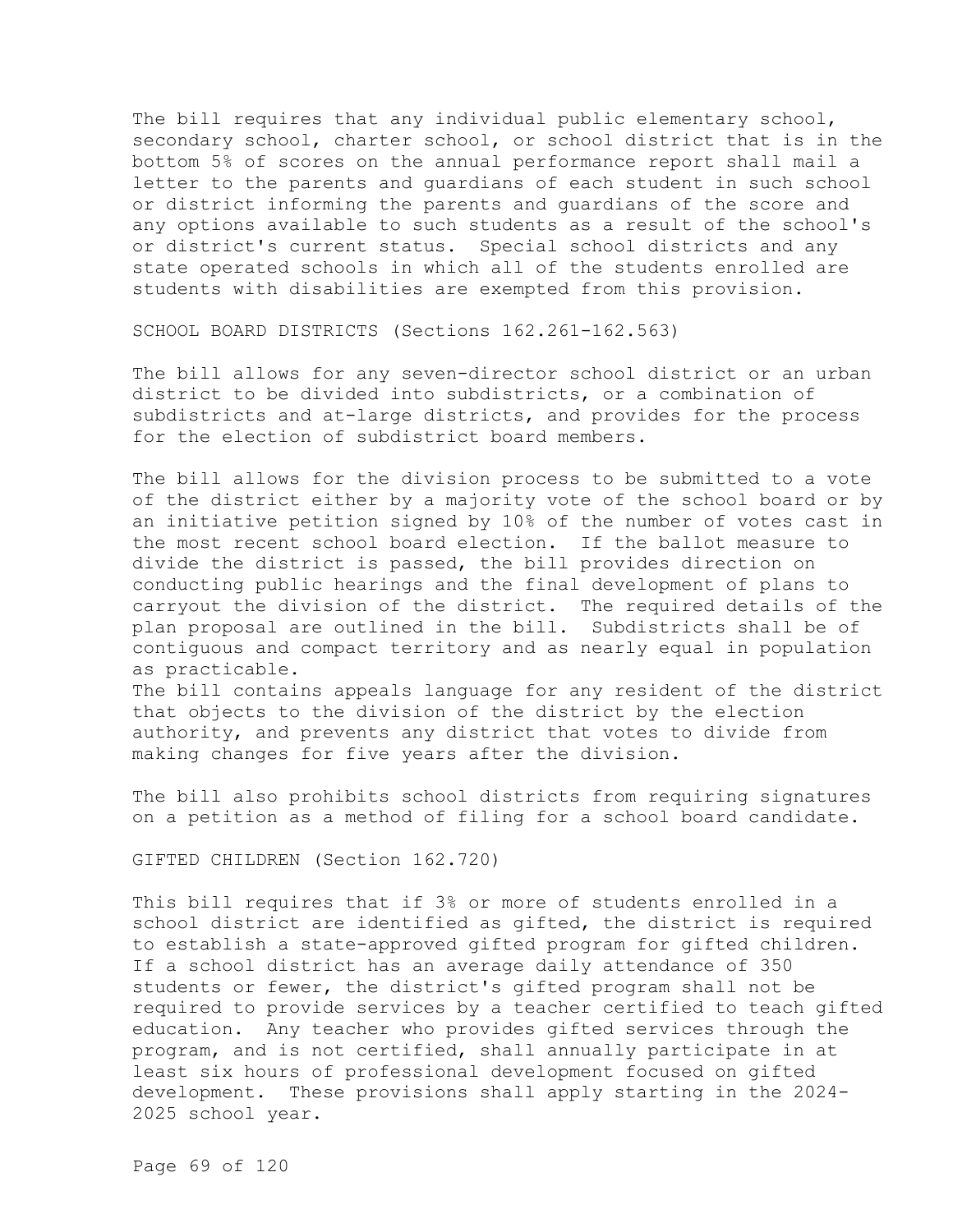The bill requires that any individual public elementary school, secondary school, charter school, or school district that is in the bottom 5% of scores on the annual performance report shall mail a letter to the parents and guardians of each student in such school or district informing the parents and guardians of the score and any options available to such students as a result of the school's or district's current status. Special school districts and any state operated schools in which all of the students enrolled are students with disabilities are exempted from this provision.

SCHOOL BOARD DISTRICTS (Sections 162.261-162.563)

The bill allows for any seven-director school district or an urban district to be divided into subdistricts, or a combination of subdistricts and at-large districts, and provides for the process for the election of subdistrict board members.

The bill allows for the division process to be submitted to a vote of the district either by a majority vote of the school board or by an initiative petition signed by 10% of the number of votes cast in the most recent school board election. If the ballot measure to divide the district is passed, the bill provides direction on conducting public hearings and the final development of plans to carryout the division of the district. The required details of the plan proposal are outlined in the bill. Subdistricts shall be of contiguous and compact territory and as nearly equal in population as practicable.

The bill contains appeals language for any resident of the district that objects to the division of the district by the election authority, and prevents any district that votes to divide from making changes for five years after the division.

The bill also prohibits school districts from requiring signatures on a petition as a method of filing for a school board candidate.

GIFTED CHILDREN (Section 162.720)

This bill requires that if 3% or more of students enrolled in a school district are identified as gifted, the district is required to establish a state-approved gifted program for gifted children. If a school district has an average daily attendance of 350 students or fewer, the district's gifted program shall not be required to provide services by a teacher certified to teach gifted education. Any teacher who provides gifted services through the program, and is not certified, shall annually participate in at least six hours of professional development focused on gifted development. These provisions shall apply starting in the 2024-2025 school year.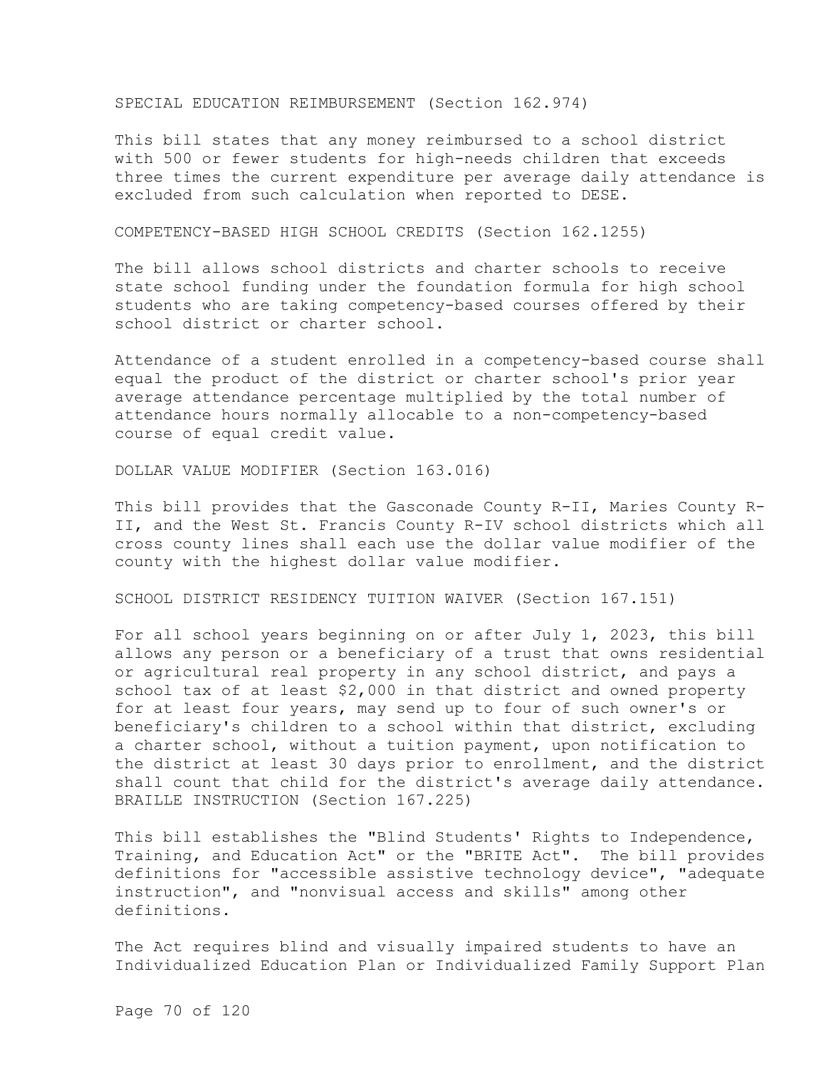SPECIAL EDUCATION REIMBURSEMENT (Section 162.974)

This bill states that any money reimbursed to a school district with 500 or fewer students for high-needs children that exceeds three times the current expenditure per average daily attendance is excluded from such calculation when reported to DESE.

COMPETENCY-BASED HIGH SCHOOL CREDITS (Section 162.1255)

The bill allows school districts and charter schools to receive state school funding under the foundation formula for high school students who are taking competency-based courses offered by their school district or charter school.

Attendance of a student enrolled in a competency-based course shall equal the product of the district or charter school's prior year average attendance percentage multiplied by the total number of attendance hours normally allocable to a non-competency-based course of equal credit value.

DOLLAR VALUE MODIFIER (Section 163.016)

This bill provides that the Gasconade County R-II, Maries County R-II, and the West St. Francis County R-IV school districts which all cross county lines shall each use the dollar value modifier of the county with the highest dollar value modifier.

SCHOOL DISTRICT RESIDENCY TUITION WAIVER (Section 167.151)

For all school years beginning on or after July 1, 2023, this bill allows any person or a beneficiary of a trust that owns residential or agricultural real property in any school district, and pays a school tax of at least $2,000 in that district and owned property for at least four years, may send up to four of such owner's or beneficiary's children to a school within that district, excluding a charter school, without a tuition payment, upon notification to the district at least 30 days prior to enrollment, and the district shall count that child for the district's average daily attendance.

BRAILLE INSTRUCTION (Section 167.225)

This bill establishes the "Blind Students' Rights to Independence, Training, and Education Act" or the "BRITE Act". The bill provides definitions for "accessible assistive technology device", "adequate instruction", and "nonvisual access and skills" among other definitions.

The Act requires blind and visually impaired students to have an Individualized Education Plan or Individualized Family Support Plan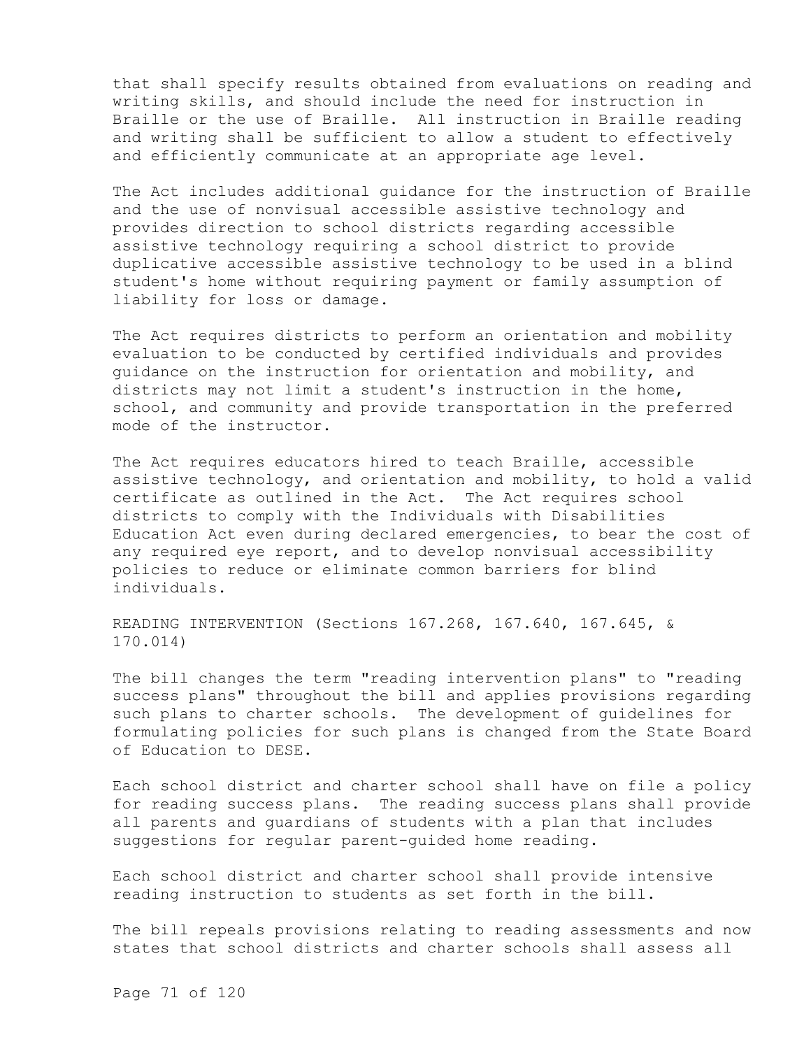that shall specify results obtained from evaluations on reading and writing skills, and should include the need for instruction in Braille or the use of Braille. All instruction in Braille reading and writing shall be sufficient to allow a student to effectively and efficiently communicate at an appropriate age level.

The Act includes additional guidance for the instruction of Braille and the use of nonvisual accessible assistive technology and provides direction to school districts regarding accessible assistive technology requiring a school district to provide duplicative accessible assistive technology to be used in a blind student's home without requiring payment or family assumption of liability for loss or damage.

The Act requires districts to perform an orientation and mobility evaluation to be conducted by certified individuals and provides guidance on the instruction for orientation and mobility, and districts may not limit a student's instruction in the home, school, and community and provide transportation in the preferred mode of the instructor.

The Act requires educators hired to teach Braille, accessible assistive technology, and orientation and mobility, to hold a valid certificate as outlined in the Act. The Act requires school districts to comply with the Individuals with Disabilities Education Act even during declared emergencies, to bear the cost of any required eye report, and to develop nonvisual accessibility policies to reduce or eliminate common barriers for blind individuals.

READING INTERVENTION (Sections 167.268, 167.640, 167.645, & 170.014)

The bill changes the term "reading intervention plans" to "reading success plans" throughout the bill and applies provisions regarding such plans to charter schools. The development of guidelines for formulating policies for such plans is changed from the State Board of Education to DESE.

Each school district and charter school shall have on file a policy for reading success plans. The reading success plans shall provide all parents and guardians of students with a plan that includes suggestions for regular parent-guided home reading.

Each school district and charter school shall provide intensive reading instruction to students as set forth in the bill.

The bill repeals provisions relating to reading assessments and now states that school districts and charter schools shall assess all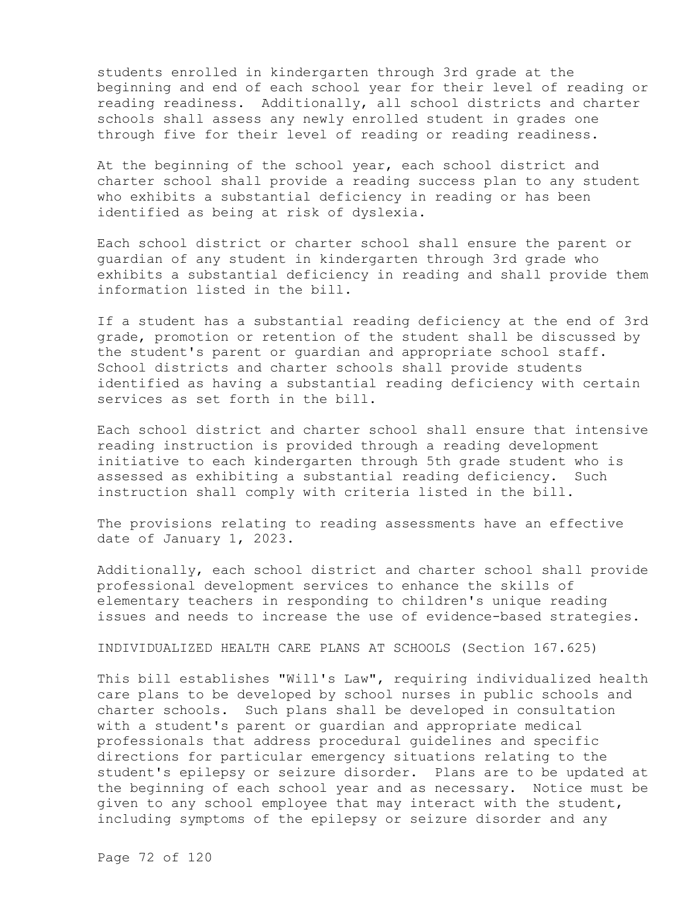students enrolled in kindergarten through 3rd grade at the beginning and end of each school year for their level of reading or reading readiness. Additionally, all school districts and charter schools shall assess any newly enrolled student in grades one through five for their level of reading or reading readiness.

At the beginning of the school year, each school district and charter school shall provide a reading success plan to any student who exhibits a substantial deficiency in reading or has been identified as being at risk of dyslexia.

Each school district or charter school shall ensure the parent or guardian of any student in kindergarten through 3rd grade who exhibits a substantial deficiency in reading and shall provide them information listed in the bill.

If a student has a substantial reading deficiency at the end of 3rd grade, promotion or retention of the student shall be discussed by the student's parent or guardian and appropriate school staff. School districts and charter schools shall provide students identified as having a substantial reading deficiency with certain services as set forth in the bill.

Each school district and charter school shall ensure that intensive reading instruction is provided through a reading development initiative to each kindergarten through 5th grade student who is assessed as exhibiting a substantial reading deficiency. Such instruction shall comply with criteria listed in the bill.

The provisions relating to reading assessments have an effective date of January 1, 2023.

Additionally, each school district and charter school shall provide professional development services to enhance the skills of elementary teachers in responding to children's unique reading issues and needs to increase the use of evidence-based strategies.

INDIVIDUALIZED HEALTH CARE PLANS AT SCHOOLS (Section 167.625)

This bill establishes "Will's Law", requiring individualized health care plans to be developed by school nurses in public schools and charter schools. Such plans shall be developed in consultation with a student's parent or guardian and appropriate medical professionals that address procedural guidelines and specific directions for particular emergency situations relating to the student's epilepsy or seizure disorder. Plans are to be updated at the beginning of each school year and as necessary. Notice must be given to any school employee that may interact with the student, including symptoms of the epilepsy or seizure disorder and any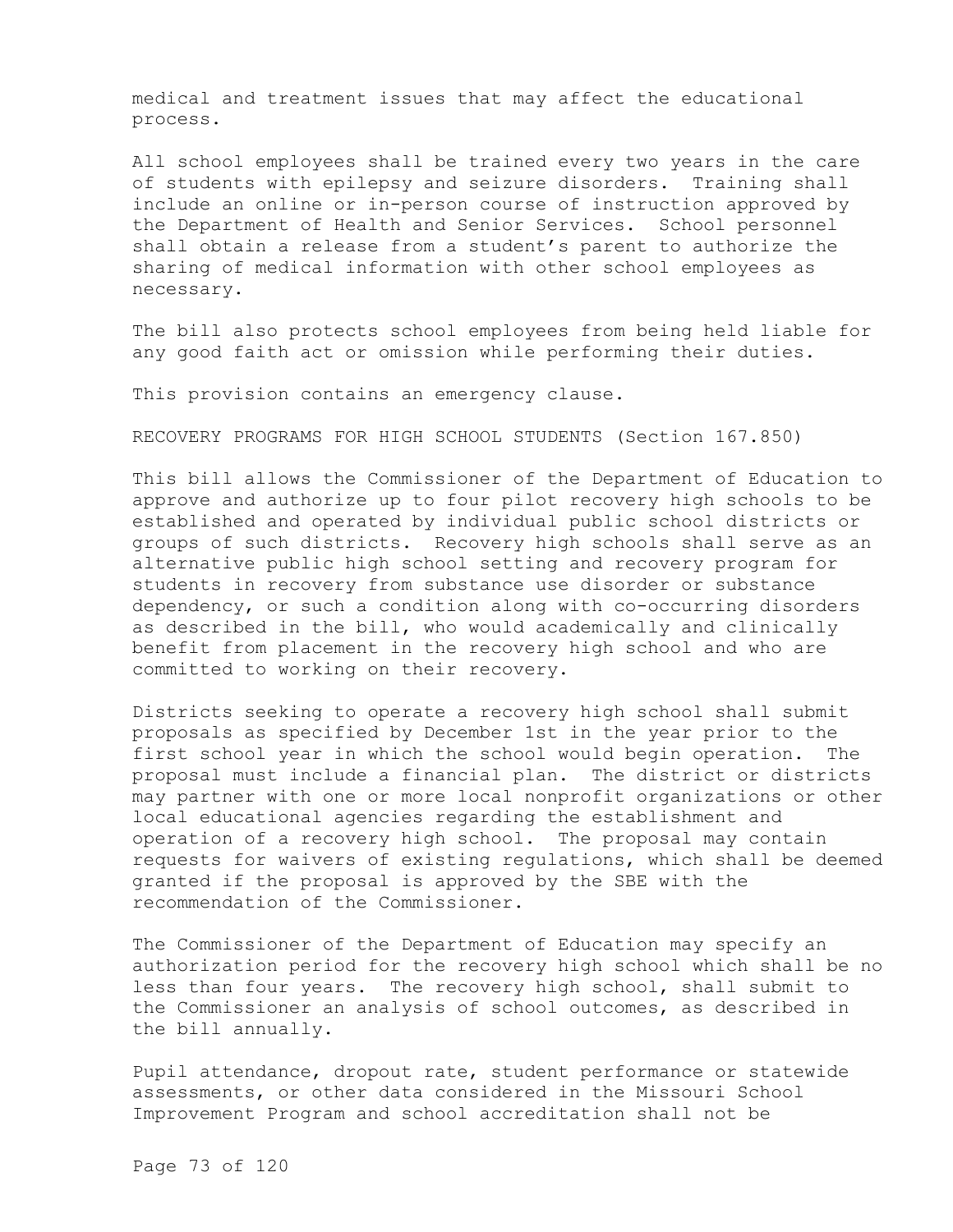medical and treatment issues that may affect the educational process.

All school employees shall be trained every two years in the care of students with epilepsy and seizure disorders. Training shall include an online or in-person course of instruction approved by the Department of Health and Senior Services. School personnel shall obtain a release from a student's parent to authorize the sharing of medical information with other school employees as necessary.

The bill also protects school employees from being held liable for any good faith act or omission while performing their duties.

This provision contains an emergency clause.

RECOVERY PROGRAMS FOR HIGH SCHOOL STUDENTS (Section 167.850)

This bill allows the Commissioner of the Department of Education to approve and authorize up to four pilot recovery high schools to be established and operated by individual public school districts or groups of such districts. Recovery high schools shall serve as an alternative public high school setting and recovery program for students in recovery from substance use disorder or substance dependency, or such a condition along with co-occurring disorders as described in the bill, who would academically and clinically benefit from placement in the recovery high school and who are committed to working on their recovery.

Districts seeking to operate a recovery high school shall submit proposals as specified by December 1st in the year prior to the first school year in which the school would begin operation. The proposal must include a financial plan. The district or districts may partner with one or more local nonprofit organizations or other local educational agencies regarding the establishment and operation of a recovery high school. The proposal may contain requests for waivers of existing regulations, which shall be deemed granted if the proposal is approved by the SBE with the recommendation of the Commissioner.

The Commissioner of the Department of Education may specify an authorization period for the recovery high school which shall be no less than four years. The recovery high school, shall submit to the Commissioner an analysis of school outcomes, as described in the bill annually.

Pupil attendance, dropout rate, student performance or statewide assessments, or other data considered in the Missouri School Improvement Program and school accreditation shall not be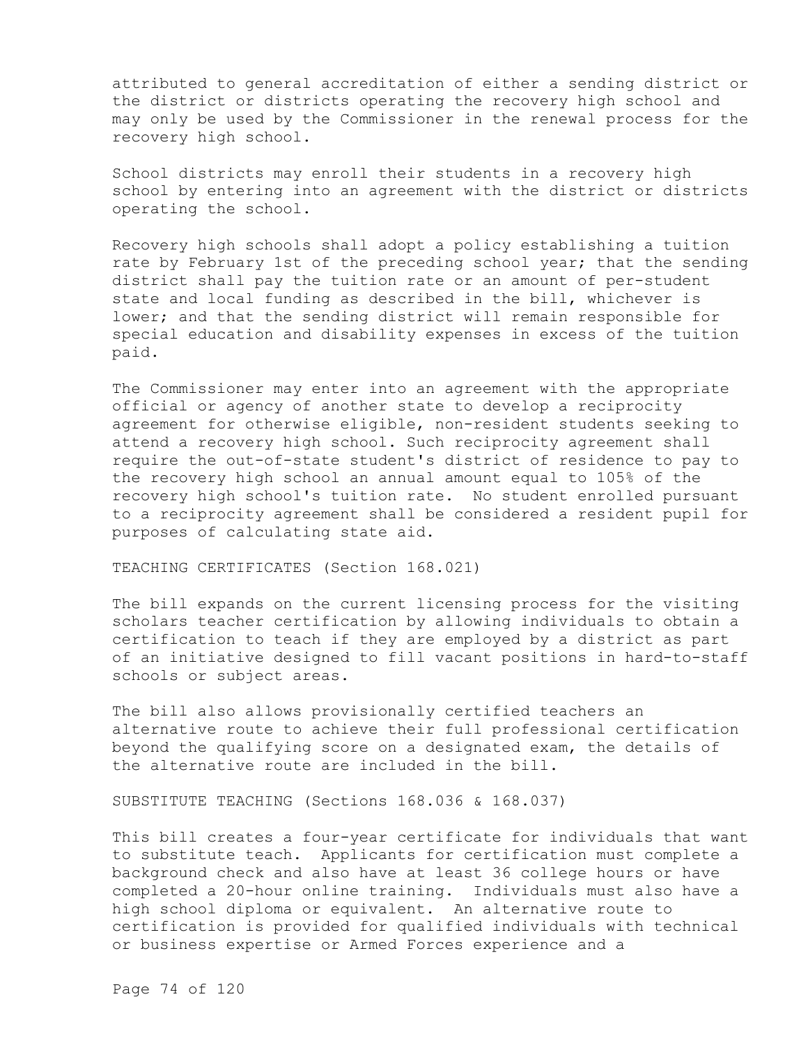attributed to general accreditation of either a sending district or the district or districts operating the recovery high school and may only be used by the Commissioner in the renewal process for the recovery high school.

School districts may enroll their students in a recovery high school by entering into an agreement with the district or districts operating the school.

Recovery high schools shall adopt a policy establishing a tuition rate by February 1st of the preceding school year; that the sending district shall pay the tuition rate or an amount of per-student state and local funding as described in the bill, whichever is lower; and that the sending district will remain responsible for special education and disability expenses in excess of the tuition paid.

The Commissioner may enter into an agreement with the appropriate official or agency of another state to develop a reciprocity agreement for otherwise eligible, non-resident students seeking to attend a recovery high school. Such reciprocity agreement shall require the out-of-state student's district of residence to pay to the recovery high school an annual amount equal to 105% of the recovery high school's tuition rate. No student enrolled pursuant to a reciprocity agreement shall be considered a resident pupil for purposes of calculating state aid.

TEACHING CERTIFICATES (Section 168.021)

The bill expands on the current licensing process for the visiting scholars teacher certification by allowing individuals to obtain a certification to teach if they are employed by a district as part of an initiative designed to fill vacant positions in hard-to-staff schools or subject areas.

The bill also allows provisionally certified teachers an alternative route to achieve their full professional certification beyond the qualifying score on a designated exam, the details of the alternative route are included in the bill.

SUBSTITUTE TEACHING (Sections 168.036 & 168.037)

This bill creates a four-year certificate for individuals that want to substitute teach. Applicants for certification must complete a background check and also have at least 36 college hours or have completed a 20-hour online training. Individuals must also have a high school diploma or equivalent. An alternative route to certification is provided for qualified individuals with technical or business expertise or Armed Forces experience and a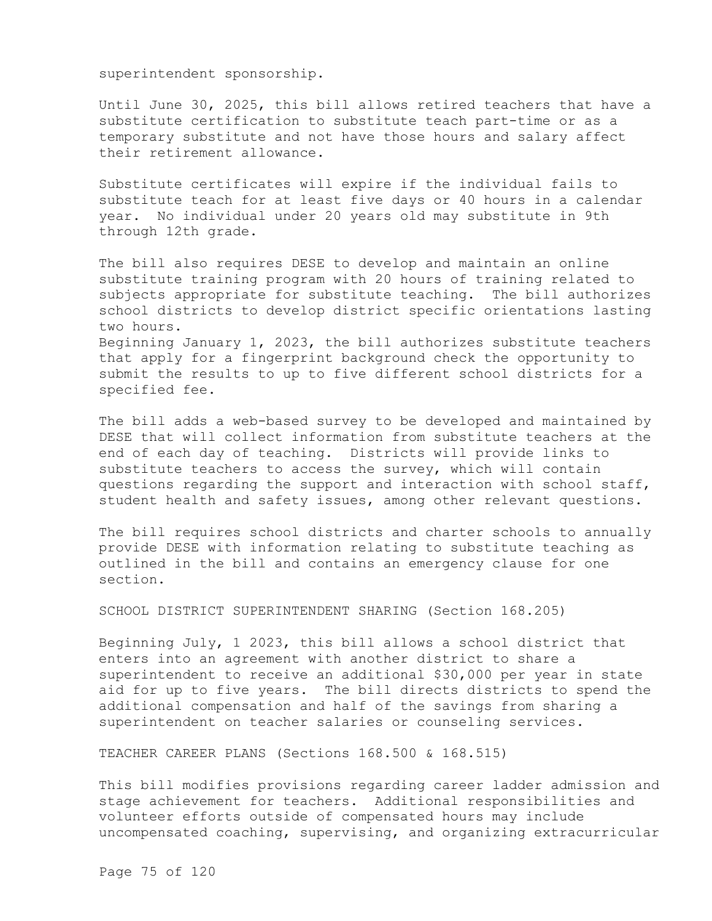superintendent sponsorship.

Until June 30, 2025, this bill allows retired teachers that have a substitute certification to substitute teach part-time or as a temporary substitute and not have those hours and salary affect their retirement allowance.

Substitute certificates will expire if the individual fails to substitute teach for at least five days or 40 hours in a calendar year. No individual under 20 years old may substitute in 9th through 12th grade.

The bill also requires DESE to develop and maintain an online substitute training program with 20 hours of training related to subjects appropriate for substitute teaching. The bill authorizes school districts to develop district specific orientations lasting two hours.

Beginning January 1, 2023, the bill authorizes substitute teachers that apply for a fingerprint background check the opportunity to submit the results to up to five different school districts for a specified fee.

The bill adds a web-based survey to be developed and maintained by DESE that will collect information from substitute teachers at the end of each day of teaching. Districts will provide links to substitute teachers to access the survey, which will contain questions regarding the support and interaction with school staff, student health and safety issues, among other relevant questions.

The bill requires school districts and charter schools to annually provide DESE with information relating to substitute teaching as outlined in the bill and contains an emergency clause for one section.

SCHOOL DISTRICT SUPERINTENDENT SHARING (Section 168.205)

Beginning July, 1 2023, this bill allows a school district that enters into an agreement with another district to share a superintendent to receive an additional $30,000 per year in state aid for up to five years. The bill directs districts to spend the additional compensation and half of the savings from sharing a superintendent on teacher salaries or counseling services.

TEACHER CAREER PLANS (Sections 168.500 & 168.515)

This bill modifies provisions regarding career ladder admission and stage achievement for teachers. Additional responsibilities and volunteer efforts outside of compensated hours may include uncompensated coaching, supervising, and organizing extracurricular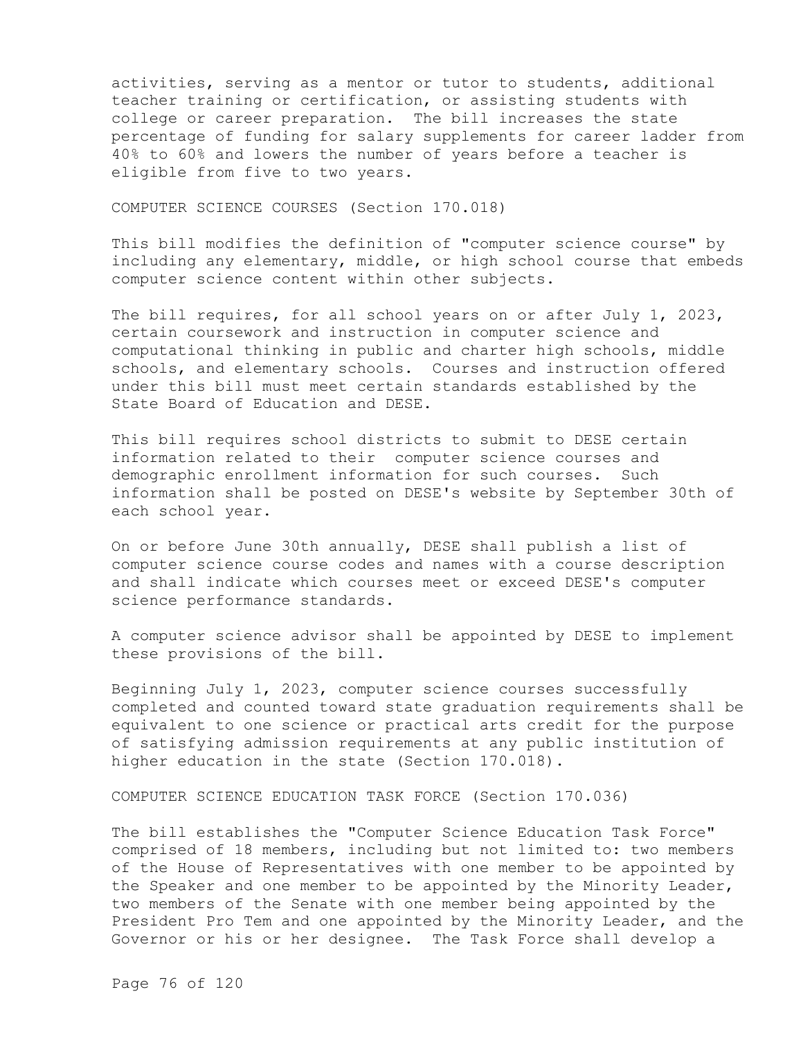activities, serving as a mentor or tutor to students, additional teacher training or certification, or assisting students with college or career preparation. The bill increases the state percentage of funding for salary supplements for career ladder from 40% to 60% and lowers the number of years before a teacher is eligible from five to two years.

COMPUTER SCIENCE COURSES (Section 170.018)

This bill modifies the definition of "computer science course" by including any elementary, middle, or high school course that embeds computer science content within other subjects.

The bill requires, for all school years on or after July 1, 2023, certain coursework and instruction in computer science and computational thinking in public and charter high schools, middle schools, and elementary schools. Courses and instruction offered under this bill must meet certain standards established by the State Board of Education and DESE.

This bill requires school districts to submit to DESE certain information related to their computer science courses and demographic enrollment information for such courses. Such information shall be posted on DESE's website by September 30th of each school year.

On or before June 30th annually, DESE shall publish a list of computer science course codes and names with a course description and shall indicate which courses meet or exceed DESE's computer science performance standards.

A computer science advisor shall be appointed by DESE to implement these provisions of the bill.

Beginning July 1, 2023, computer science courses successfully completed and counted toward state graduation requirements shall be equivalent to one science or practical arts credit for the purpose of satisfying admission requirements at any public institution of higher education in the state (Section 170.018).

COMPUTER SCIENCE EDUCATION TASK FORCE (Section 170.036)

The bill establishes the "Computer Science Education Task Force" comprised of 18 members, including but not limited to: two members of the House of Representatives with one member to be appointed by the Speaker and one member to be appointed by the Minority Leader, two members of the Senate with one member being appointed by the President Pro Tem and one appointed by the Minority Leader, and the Governor or his or her designee. The Task Force shall develop a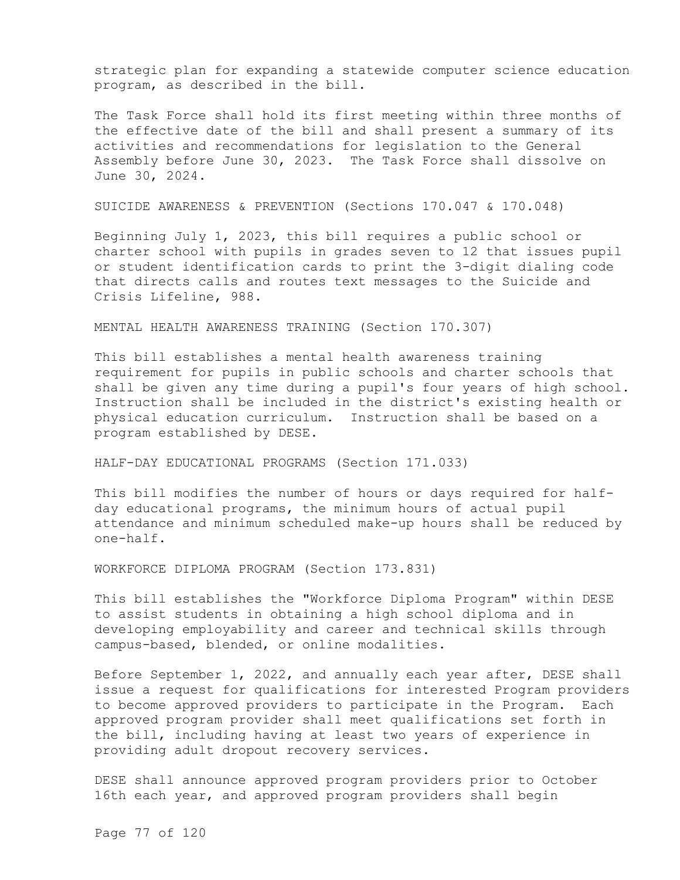strategic plan for expanding a statewide computer science education program, as described in the bill.

The Task Force shall hold its first meeting within three months of the effective date of the bill and shall present a summary of its activities and recommendations for legislation to the General Assembly before June 30, 2023. The Task Force shall dissolve on June 30, 2024.

SUICIDE AWARENESS & PREVENTION (Sections 170.047 & 170.048)

Beginning July 1, 2023, this bill requires a public school or charter school with pupils in grades seven to 12 that issues pupil or student identification cards to print the 3-digit dialing code that directs calls and routes text messages to the Suicide and Crisis Lifeline, 988.

MENTAL HEALTH AWARENESS TRAINING (Section 170.307)

This bill establishes a mental health awareness training requirement for pupils in public schools and charter schools that shall be given any time during a pupil's four years of high school. Instruction shall be included in the district's existing health or physical education curriculum. Instruction shall be based on a program established by DESE.

HALF-DAY EDUCATIONAL PROGRAMS (Section 171.033)

This bill modifies the number of hours or days required for half-day educational programs, the minimum hours of actual pupil attendance and minimum scheduled make-up hours shall be reduced by one-half.

WORKFORCE DIPLOMA PROGRAM (Section 173.831)

This bill establishes the "Workforce Diploma Program" within DESE to assist students in obtaining a high school diploma and in developing employability and career and technical skills through campus-based, blended, or online modalities.

Before September 1, 2022, and annually each year after, DESE shall issue a request for qualifications for interested Program providers to become approved providers to participate in the Program. Each approved program provider shall meet qualifications set forth in the bill, including having at least two years of experience in providing adult dropout recovery services.

DESE shall announce approved program providers prior to October 16th each year, and approved program providers shall begin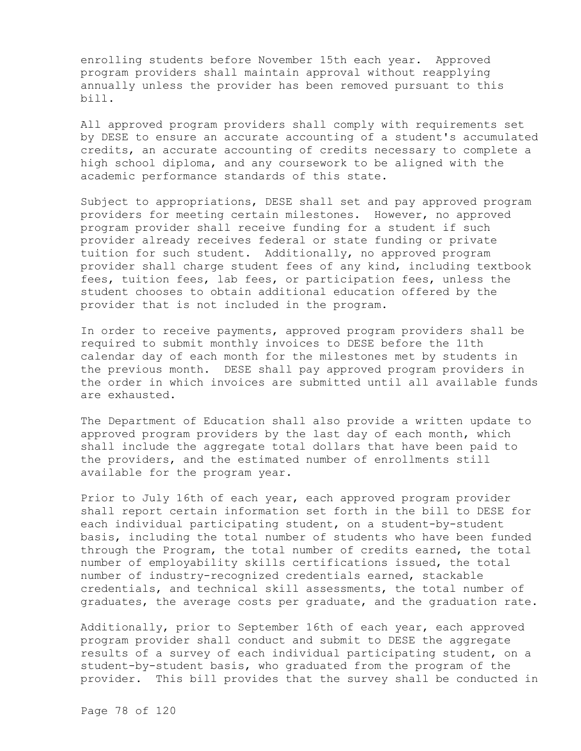enrolling students before November 15th each year. Approved program providers shall maintain approval without reapplying annually unless the provider has been removed pursuant to this bill.

All approved program providers shall comply with requirements set by DESE to ensure an accurate accounting of a student's accumulated credits, an accurate accounting of credits necessary to complete a high school diploma, and any coursework to be aligned with the academic performance standards of this state.

Subject to appropriations, DESE shall set and pay approved program providers for meeting certain milestones. However, no approved program provider shall receive funding for a student if such provider already receives federal or state funding or private tuition for such student. Additionally, no approved program provider shall charge student fees of any kind, including textbook fees, tuition fees, lab fees, or participation fees, unless the student chooses to obtain additional education offered by the provider that is not included in the program.

In order to receive payments, approved program providers shall be required to submit monthly invoices to DESE before the 11th calendar day of each month for the milestones met by students in the previous month. DESE shall pay approved program providers in the order in which invoices are submitted until all available funds are exhausted.

The Department of Education shall also provide a written update to approved program providers by the last day of each month, which shall include the aggregate total dollars that have been paid to the providers, and the estimated number of enrollments still available for the program year.

Prior to July 16th of each year, each approved program provider shall report certain information set forth in the bill to DESE for each individual participating student, on a student-by-student basis, including the total number of students who have been funded through the Program, the total number of credits earned, the total number of employability skills certifications issued, the total number of industry-recognized credentials earned, stackable credentials, and technical skill assessments, the total number of graduates, the average costs per graduate, and the graduation rate.

Additionally, prior to September 16th of each year, each approved program provider shall conduct and submit to DESE the aggregate results of a survey of each individual participating student, on a student-by-student basis, who graduated from the program of the provider. This bill provides that the survey shall be conducted in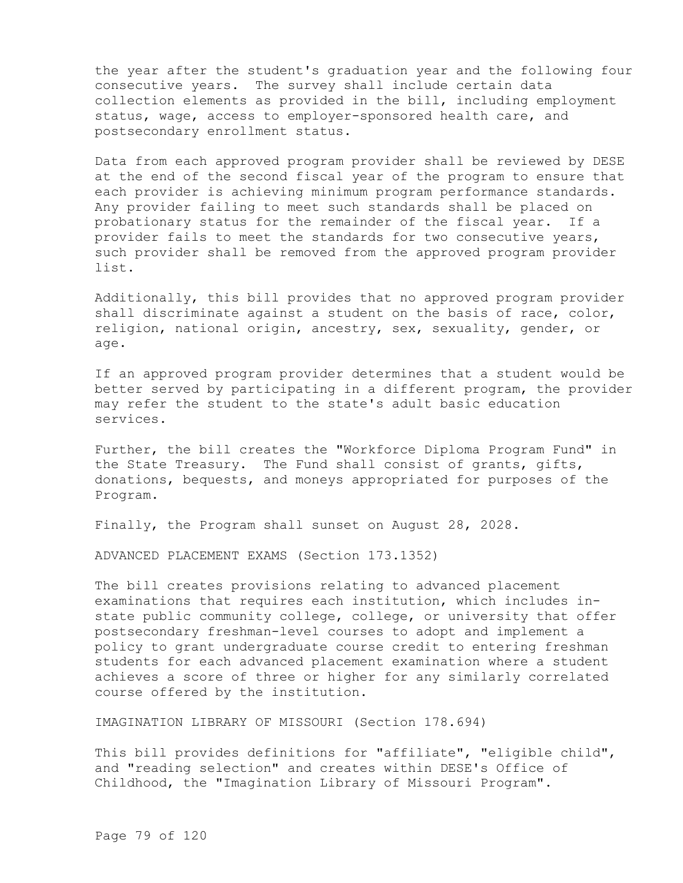the year after the student's graduation year and the following four consecutive years. The survey shall include certain data collection elements as provided in the bill, including employment status, wage, access to employer-sponsored health care, and postsecondary enrollment status.

Data from each approved program provider shall be reviewed by DESE at the end of the second fiscal year of the program to ensure that each provider is achieving minimum program performance standards. Any provider failing to meet such standards shall be placed on probationary status for the remainder of the fiscal year. If a provider fails to meet the standards for two consecutive years, such provider shall be removed from the approved program provider list.

Additionally, this bill provides that no approved program provider shall discriminate against a student on the basis of race, color, religion, national origin, ancestry, sex, sexuality, gender, or age.

If an approved program provider determines that a student would be better served by participating in a different program, the provider may refer the student to the state's adult basic education services.

Further, the bill creates the "Workforce Diploma Program Fund" in the State Treasury. The Fund shall consist of grants, gifts, donations, bequests, and moneys appropriated for purposes of the Program.

Finally, the Program shall sunset on August 28, 2028.

ADVANCED PLACEMENT EXAMS (Section 173.1352)

The bill creates provisions relating to advanced placement examinations that requires each institution, which includes in-state public community college, college, or university that offer postsecondary freshman-level courses to adopt and implement a policy to grant undergraduate course credit to entering freshman students for each advanced placement examination where a student achieves a score of three or higher for any similarly correlated course offered by the institution.

IMAGINATION LIBRARY OF MISSOURI (Section 178.694)

This bill provides definitions for "affiliate", "eligible child", and "reading selection" and creates within DESE's Office of Childhood, the "Imagination Library of Missouri Program".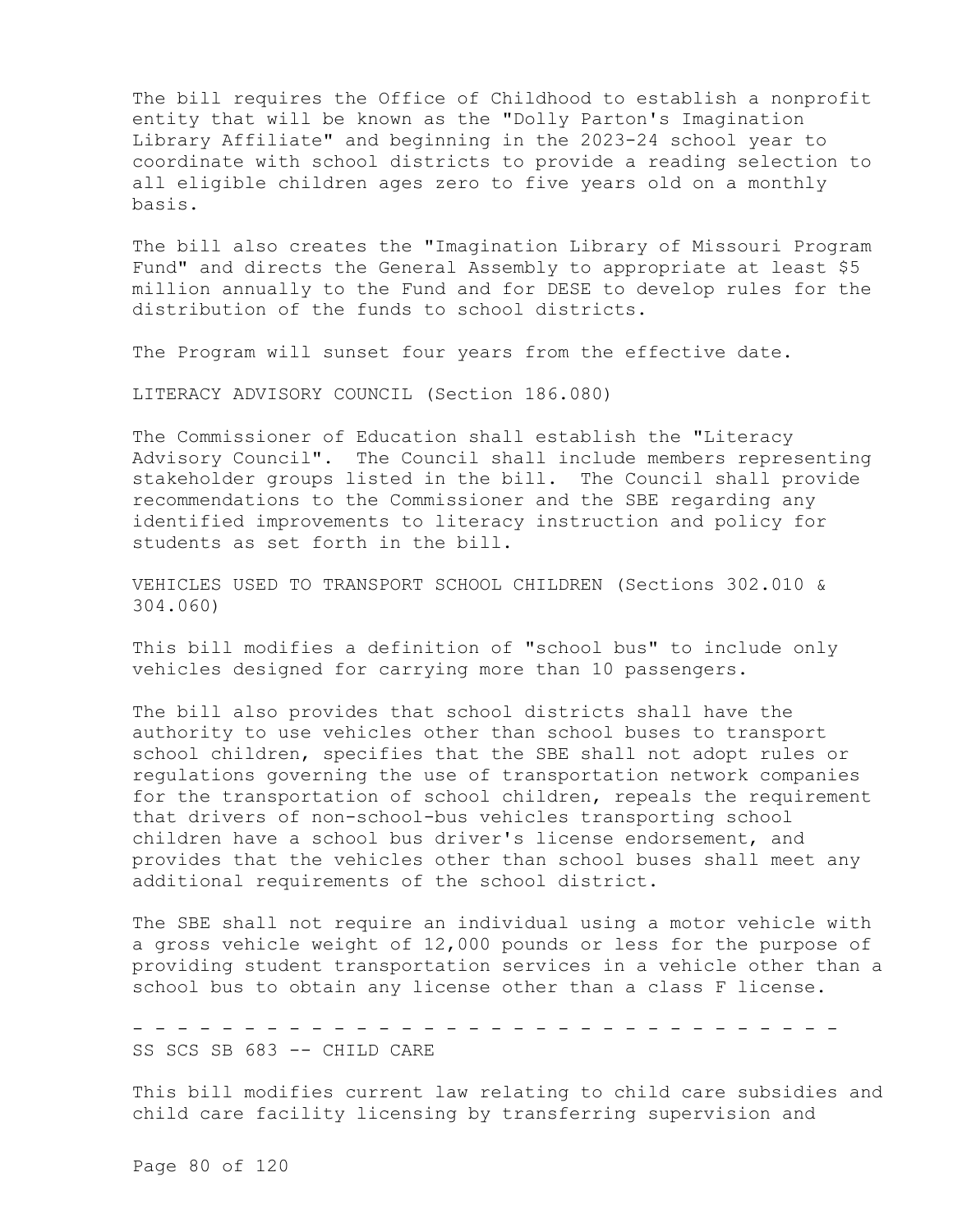The bill requires the Office of Childhood to establish a nonprofit entity that will be known as the "Dolly Parton's Imagination Library Affiliate" and beginning in the 2023-24 school year to coordinate with school districts to provide a reading selection to all eligible children ages zero to five years old on a monthly basis.

The bill also creates the "Imagination Library of Missouri Program Fund" and directs the General Assembly to appropriate at least $5 million annually to the Fund and for DESE to develop rules for the distribution of the funds to school districts.

The Program will sunset four years from the effective date.

LITERACY ADVISORY COUNCIL (Section 186.080)

The Commissioner of Education shall establish the "Literacy Advisory Council". The Council shall include members representing stakeholder groups listed in the bill. The Council shall provide recommendations to the Commissioner and the SBE regarding any identified improvements to literacy instruction and policy for students as set forth in the bill.

VEHICLES USED TO TRANSPORT SCHOOL CHILDREN (Sections 302.010 & 304.060)

This bill modifies a definition of "school bus" to include only vehicles designed for carrying more than 10 passengers.

The bill also provides that school districts shall have the authority to use vehicles other than school buses to transport school children, specifies that the SBE shall not adopt rules or regulations governing the use of transportation network companies for the transportation of school children, repeals the requirement that drivers of non-school-bus vehicles transporting school children have a school bus driver's license endorsement, and provides that the vehicles other than school buses shall meet any additional requirements of the school district.

The SBE shall not require an individual using a motor vehicle with a gross vehicle weight of 12,000 pounds or less for the purpose of providing student transportation services in a vehicle other than a school bus to obtain any license other than a class F license.

- - - - - - - - - - - - - - - - - - - - - - - - - - - - - - - - -

SS SCS SB 683 -- CHILD CARE

This bill modifies current law relating to child care subsidies and child care facility licensing by transferring supervision and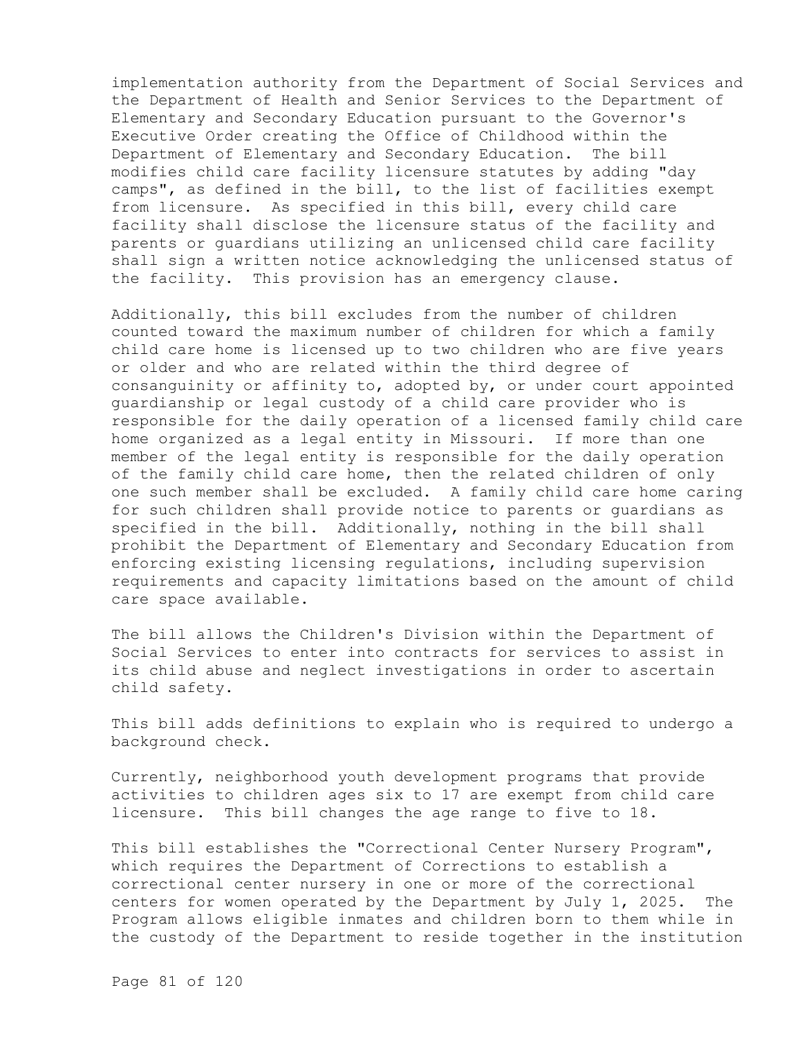implementation authority from the Department of Social Services and the Department of Health and Senior Services to the Department of Elementary and Secondary Education pursuant to the Governor's Executive Order creating the Office of Childhood within the Department of Elementary and Secondary Education. The bill modifies child care facility licensure statutes by adding "day camps", as defined in the bill, to the list of facilities exempt from licensure. As specified in this bill, every child care facility shall disclose the licensure status of the facility and parents or guardians utilizing an unlicensed child care facility shall sign a written notice acknowledging the unlicensed status of the facility. This provision has an emergency clause.

Additionally, this bill excludes from the number of children counted toward the maximum number of children for which a family child care home is licensed up to two children who are five years or older and who are related within the third degree of consanguinity or affinity to, adopted by, or under court appointed guardianship or legal custody of a child care provider who is responsible for the daily operation of a licensed family child care home organized as a legal entity in Missouri. If more than one member of the legal entity is responsible for the daily operation of the family child care home, then the related children of only one such member shall be excluded. A family child care home caring for such children shall provide notice to parents or guardians as specified in the bill. Additionally, nothing in the bill shall prohibit the Department of Elementary and Secondary Education from enforcing existing licensing regulations, including supervision requirements and capacity limitations based on the amount of child care space available.

The bill allows the Children's Division within the Department of Social Services to enter into contracts for services to assist in its child abuse and neglect investigations in order to ascertain child safety.

This bill adds definitions to explain who is required to undergo a background check.

Currently, neighborhood youth development programs that provide activities to children ages six to 17 are exempt from child care licensure. This bill changes the age range to five to 18.

This bill establishes the "Correctional Center Nursery Program", which requires the Department of Corrections to establish a correctional center nursery in one or more of the correctional centers for women operated by the Department by July 1, 2025. The Program allows eligible inmates and children born to them while in the custody of the Department to reside together in the institution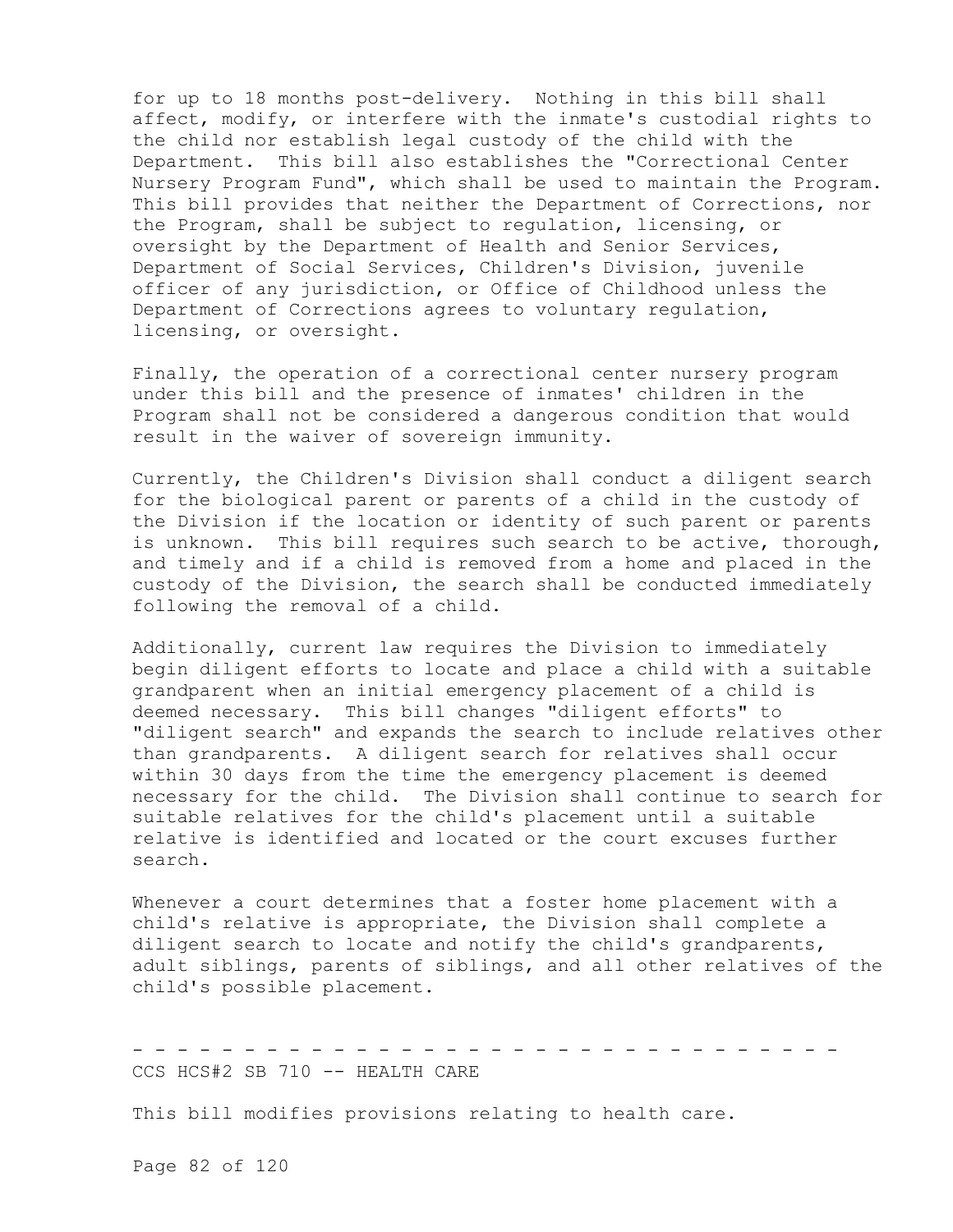for up to 18 months post-delivery. Nothing in this bill shall affect, modify, or interfere with the inmate's custodial rights to the child nor establish legal custody of the child with the Department. This bill also establishes the "Correctional Center Nursery Program Fund", which shall be used to maintain the Program. This bill provides that neither the Department of Corrections, nor the Program, shall be subject to regulation, licensing, or oversight by the Department of Health and Senior Services, Department of Social Services, Children's Division, juvenile officer of any jurisdiction, or Office of Childhood unless the Department of Corrections agrees to voluntary regulation, licensing, or oversight.

Finally, the operation of a correctional center nursery program under this bill and the presence of inmates' children in the Program shall not be considered a dangerous condition that would result in the waiver of sovereign immunity.

Currently, the Children's Division shall conduct a diligent search for the biological parent or parents of a child in the custody of the Division if the location or identity of such parent or parents is unknown. This bill requires such search to be active, thorough, and timely and if a child is removed from a home and placed in the custody of the Division, the search shall be conducted immediately following the removal of a child.

Additionally, current law requires the Division to immediately begin diligent efforts to locate and place a child with a suitable grandparent when an initial emergency placement of a child is deemed necessary. This bill changes "diligent efforts" to "diligent search" and expands the search to include relatives other than grandparents. A diligent search for relatives shall occur within 30 days from the time the emergency placement is deemed necessary for the child. The Division shall continue to search for suitable relatives for the child's placement until a suitable relative is identified and located or the court excuses further search.

Whenever a court determines that a foster home placement with a child's relative is appropriate, the Division shall complete a diligent search to locate and notify the child's grandparents, adult siblings, parents of siblings, and all other relatives of the child's possible placement.

- - - - - - - - - - - - - - - - - - - - - - - - - - - - - - - - -

CCS HCS#2 SB 710 -- HEALTH CARE

This bill modifies provisions relating to health care.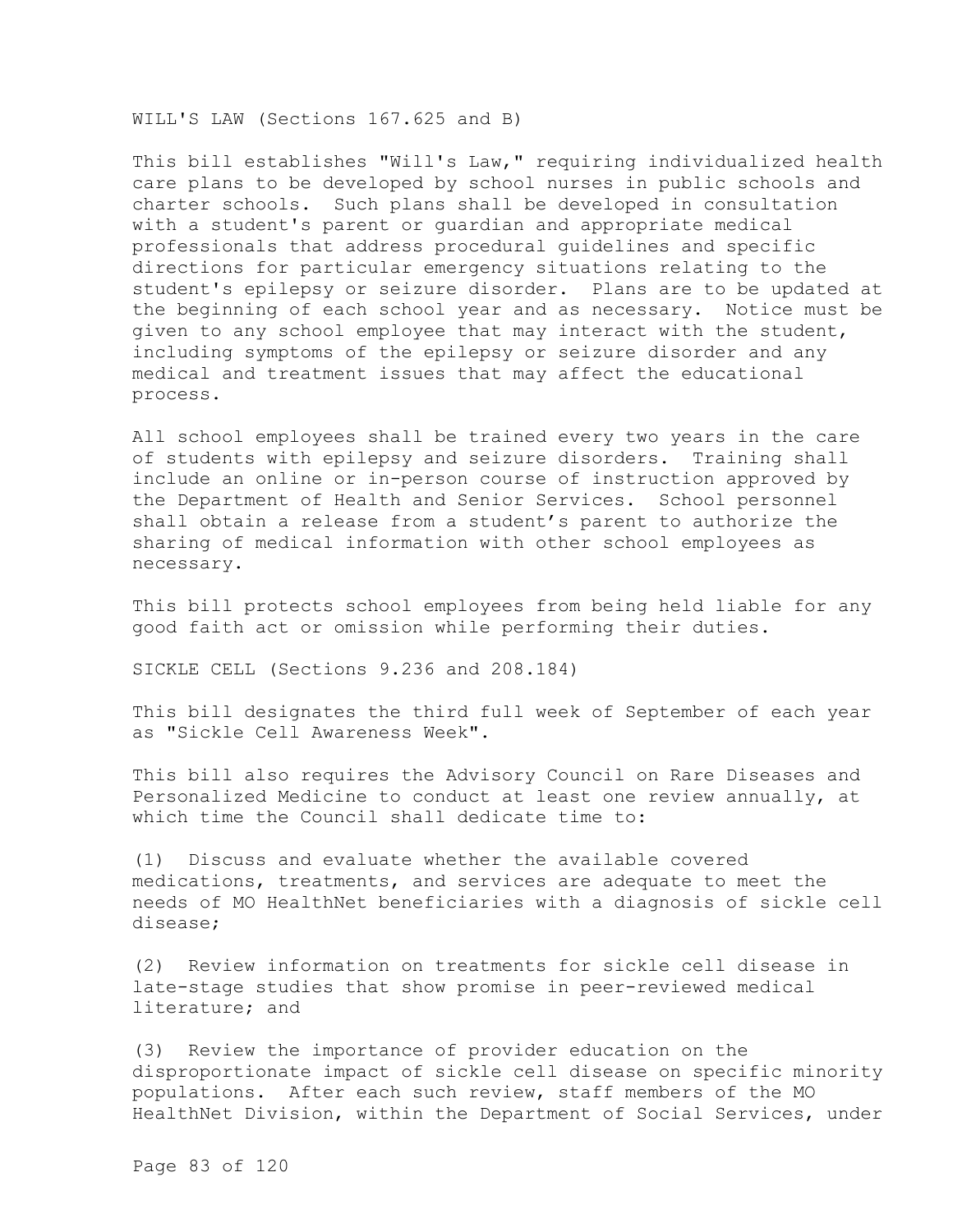WILL'S LAW (Sections 167.625 and B)

This bill establishes "Will's Law," requiring individualized health care plans to be developed by school nurses in public schools and charter schools. Such plans shall be developed in consultation with a student's parent or guardian and appropriate medical professionals that address procedural guidelines and specific directions for particular emergency situations relating to the student's epilepsy or seizure disorder. Plans are to be updated at the beginning of each school year and as necessary. Notice must be given to any school employee that may interact with the student, including symptoms of the epilepsy or seizure disorder and any medical and treatment issues that may affect the educational process.

All school employees shall be trained every two years in the care of students with epilepsy and seizure disorders. Training shall include an online or in-person course of instruction approved by the Department of Health and Senior Services. School personnel shall obtain a release from a student's parent to authorize the sharing of medical information with other school employees as necessary.

This bill protects school employees from being held liable for any good faith act or omission while performing their duties.

SICKLE CELL (Sections 9.236 and 208.184)

This bill designates the third full week of September of each year as "Sickle Cell Awareness Week".

This bill also requires the Advisory Council on Rare Diseases and Personalized Medicine to conduct at least one review annually, at which time the Council shall dedicate time to:

(1) Discuss and evaluate whether the available covered medications, treatments, and services are adequate to meet the needs of MO HealthNet beneficiaries with a diagnosis of sickle cell disease;

(2) Review information on treatments for sickle cell disease in late-stage studies that show promise in peer-reviewed medical literature; and

(3) Review the importance of provider education on the disproportionate impact of sickle cell disease on specific minority populations. After each such review, staff members of the MO HealthNet Division, within the Department of Social Services, under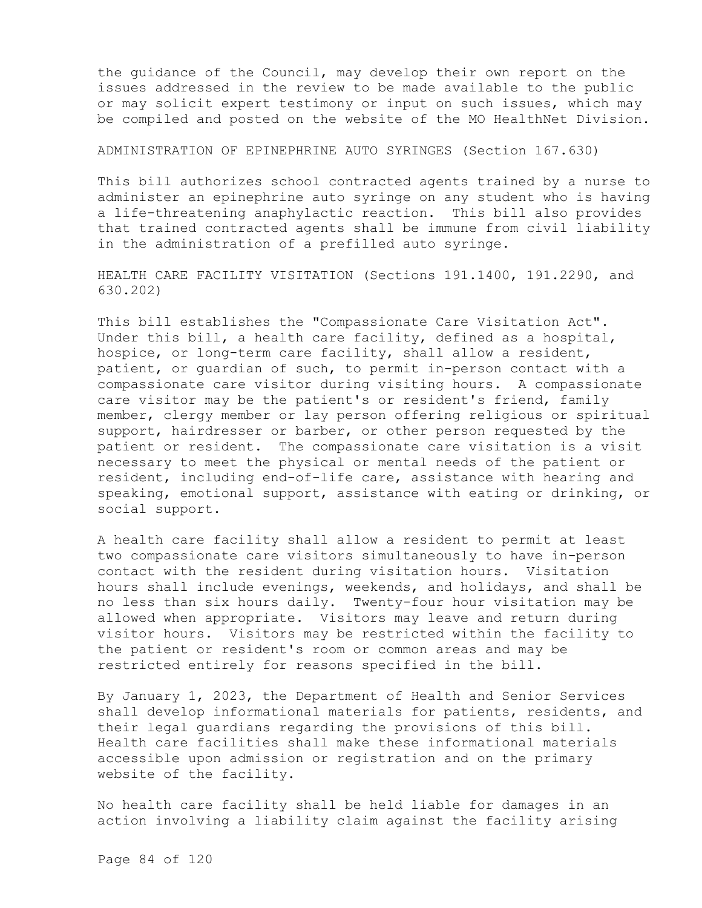the guidance of the Council, may develop their own report on the issues addressed in the review to be made available to the public or may solicit expert testimony or input on such issues, which may be compiled and posted on the website of the MO HealthNet Division.

ADMINISTRATION OF EPINEPHRINE AUTO SYRINGES (Section 167.630)

This bill authorizes school contracted agents trained by a nurse to administer an epinephrine auto syringe on any student who is having a life-threatening anaphylactic reaction. This bill also provides that trained contracted agents shall be immune from civil liability in the administration of a prefilled auto syringe.

HEALTH CARE FACILITY VISITATION (Sections 191.1400, 191.2290, and 630.202)

This bill establishes the "Compassionate Care Visitation Act". Under this bill, a health care facility, defined as a hospital, hospice, or long-term care facility, shall allow a resident, patient, or guardian of such, to permit in-person contact with a compassionate care visitor during visiting hours. A compassionate care visitor may be the patient's or resident's friend, family member, clergy member or lay person offering religious or spiritual support, hairdresser or barber, or other person requested by the patient or resident. The compassionate care visitation is a visit necessary to meet the physical or mental needs of the patient or resident, including end-of-life care, assistance with hearing and speaking, emotional support, assistance with eating or drinking, or social support.

A health care facility shall allow a resident to permit at least two compassionate care visitors simultaneously to have in-person contact with the resident during visitation hours. Visitation hours shall include evenings, weekends, and holidays, and shall be no less than six hours daily. Twenty-four hour visitation may be allowed when appropriate. Visitors may leave and return during visitor hours. Visitors may be restricted within the facility to the patient or resident's room or common areas and may be restricted entirely for reasons specified in the bill.

By January 1, 2023, the Department of Health and Senior Services shall develop informational materials for patients, residents, and their legal guardians regarding the provisions of this bill. Health care facilities shall make these informational materials accessible upon admission or registration and on the primary website of the facility.

No health care facility shall be held liable for damages in an action involving a liability claim against the facility arising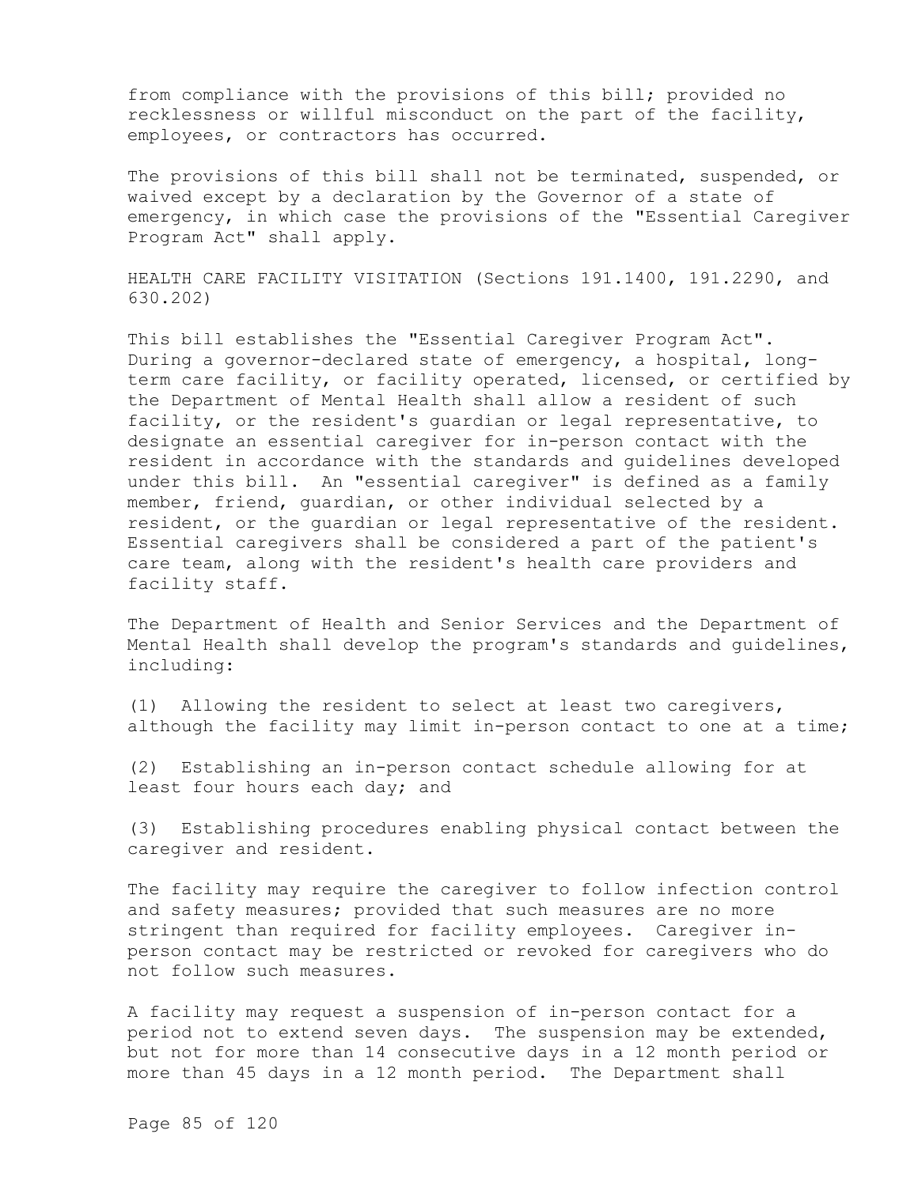from compliance with the provisions of this bill; provided no recklessness or willful misconduct on the part of the facility, employees, or contractors has occurred.

The provisions of this bill shall not be terminated, suspended, or waived except by a declaration by the Governor of a state of emergency, in which case the provisions of the "Essential Caregiver Program Act" shall apply.

HEALTH CARE FACILITY VISITATION (Sections 191.1400, 191.2290, and 630.202)

This bill establishes the "Essential Caregiver Program Act". During a governor-declared state of emergency, a hospital, long-term care facility, or facility operated, licensed, or certified by the Department of Mental Health shall allow a resident of such facility, or the resident's guardian or legal representative, to designate an essential caregiver for in-person contact with the resident in accordance with the standards and guidelines developed under this bill. An "essential caregiver" is defined as a family member, friend, guardian, or other individual selected by a resident, or the guardian or legal representative of the resident. Essential caregivers shall be considered a part of the patient's care team, along with the resident's health care providers and facility staff.

The Department of Health and Senior Services and the Department of Mental Health shall develop the program's standards and guidelines, including:

(1) Allowing the resident to select at least two caregivers, although the facility may limit in-person contact to one at a time;

(2) Establishing an in-person contact schedule allowing for at least four hours each day; and

(3) Establishing procedures enabling physical contact between the caregiver and resident.

The facility may require the caregiver to follow infection control and safety measures; provided that such measures are no more stringent than required for facility employees. Caregiver in-person contact may be restricted or revoked for caregivers who do not follow such measures.

A facility may request a suspension of in-person contact for a period not to extend seven days. The suspension may be extended, but not for more than 14 consecutive days in a 12 month period or more than 45 days in a 12 month period. The Department shall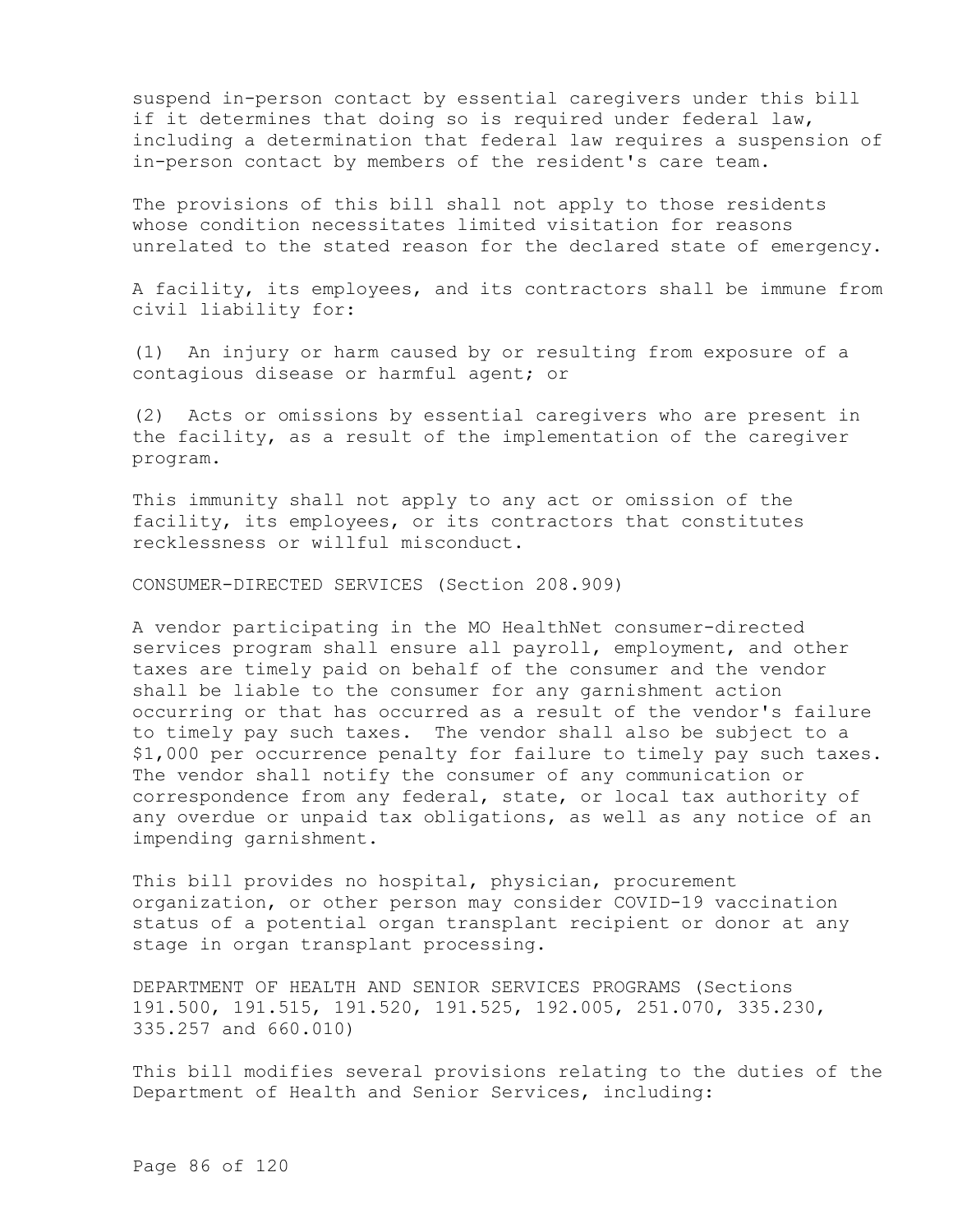suspend in-person contact by essential caregivers under this bill if it determines that doing so is required under federal law, including a determination that federal law requires a suspension of in-person contact by members of the resident's care team.

The provisions of this bill shall not apply to those residents whose condition necessitates limited visitation for reasons unrelated to the stated reason for the declared state of emergency.

A facility, its employees, and its contractors shall be immune from civil liability for:

(1) An injury or harm caused by or resulting from exposure of a contagious disease or harmful agent; or

(2) Acts or omissions by essential caregivers who are present in the facility, as a result of the implementation of the caregiver program.

This immunity shall not apply to any act or omission of the facility, its employees, or its contractors that constitutes recklessness or willful misconduct.

CONSUMER-DIRECTED SERVICES (Section 208.909)

A vendor participating in the MO HealthNet consumer-directed services program shall ensure all payroll, employment, and other taxes are timely paid on behalf of the consumer and the vendor shall be liable to the consumer for any garnishment action occurring or that has occurred as a result of the vendor's failure to timely pay such taxes. The vendor shall also be subject to a $1,000 per occurrence penalty for failure to timely pay such taxes. The vendor shall notify the consumer of any communication or correspondence from any federal, state, or local tax authority of any overdue or unpaid tax obligations, as well as any notice of an impending garnishment.

This bill provides no hospital, physician, procurement organization, or other person may consider COVID-19 vaccination status of a potential organ transplant recipient or donor at any stage in organ transplant processing.

DEPARTMENT OF HEALTH AND SENIOR SERVICES PROGRAMS (Sections 191.500, 191.515, 191.520, 191.525, 192.005, 251.070, 335.230, 335.257 and 660.010)

This bill modifies several provisions relating to the duties of the Department of Health and Senior Services, including: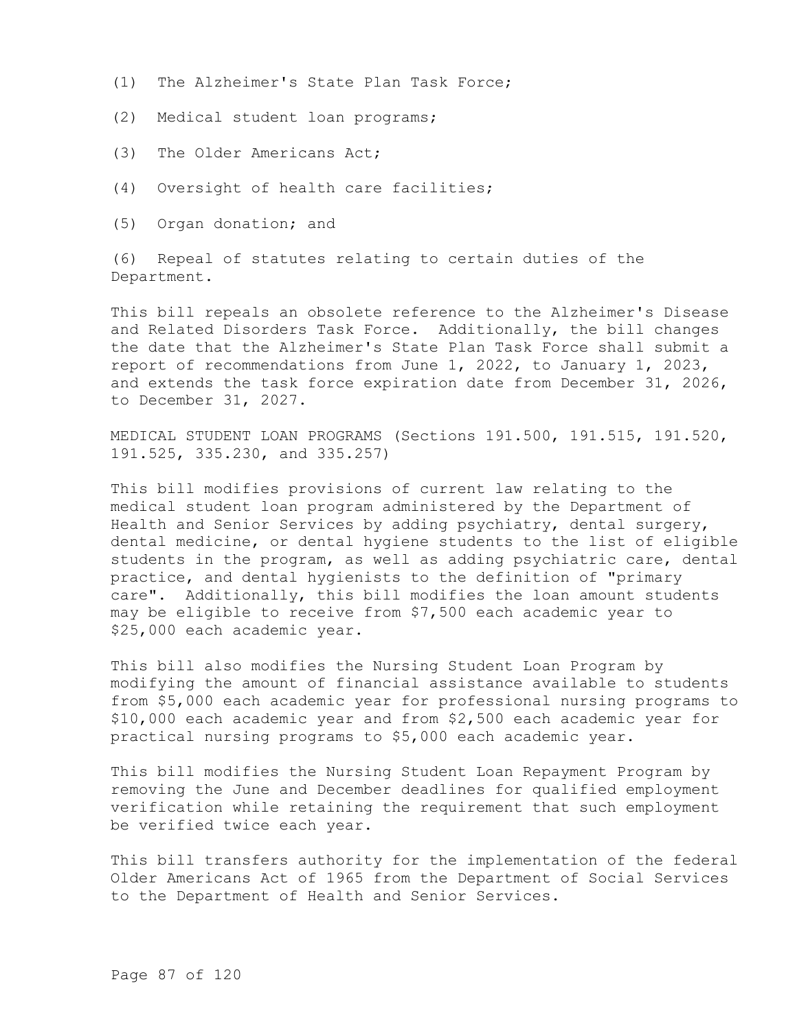(1) The Alzheimer's State Plan Task Force;

(2) Medical student loan programs;

(3) The Older Americans Act;

(4) Oversight of health care facilities;

(5) Organ donation; and

(6) Repeal of statutes relating to certain duties of the Department.

This bill repeals an obsolete reference to the Alzheimer's Disease and Related Disorders Task Force. Additionally, the bill changes the date that the Alzheimer's State Plan Task Force shall submit a report of recommendations from June 1, 2022, to January 1, 2023, and extends the task force expiration date from December 31, 2026, to December 31, 2027.

MEDICAL STUDENT LOAN PROGRAMS (Sections 191.500, 191.515, 191.520, 191.525, 335.230, and 335.257)

This bill modifies provisions of current law relating to the medical student loan program administered by the Department of Health and Senior Services by adding psychiatry, dental surgery, dental medicine, or dental hygiene students to the list of eligible students in the program, as well as adding psychiatric care, dental practice, and dental hygienists to the definition of "primary care". Additionally, this bill modifies the loan amount students may be eligible to receive from $7,500 each academic year to $25,000 each academic year.

This bill also modifies the Nursing Student Loan Program by modifying the amount of financial assistance available to students from $5,000 each academic year for professional nursing programs to $10,000 each academic year and from $2,500 each academic year for practical nursing programs to $5,000 each academic year.

This bill modifies the Nursing Student Loan Repayment Program by removing the June and December deadlines for qualified employment verification while retaining the requirement that such employment be verified twice each year.

This bill transfers authority for the implementation of the federal Older Americans Act of 1965 from the Department of Social Services to the Department of Health and Senior Services.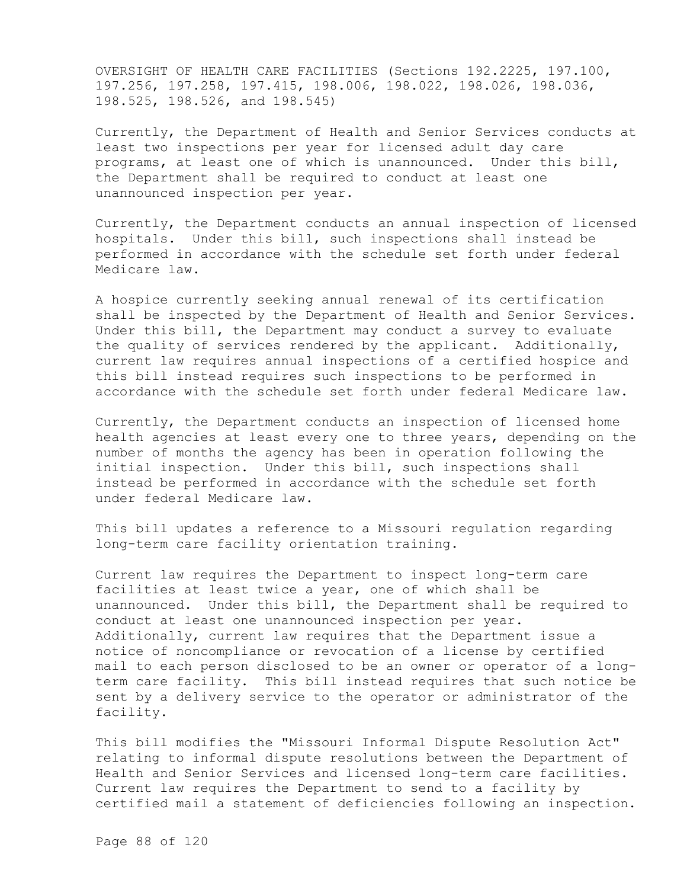OVERSIGHT OF HEALTH CARE FACILITIES (Sections 192.2225, 197.100, 197.256, 197.258, 197.415, 198.006, 198.022, 198.026, 198.036, 198.525, 198.526, and 198.545)

Currently, the Department of Health and Senior Services conducts at least two inspections per year for licensed adult day care programs, at least one of which is unannounced. Under this bill, the Department shall be required to conduct at least one unannounced inspection per year.

Currently, the Department conducts an annual inspection of licensed hospitals. Under this bill, such inspections shall instead be performed in accordance with the schedule set forth under federal Medicare law.

A hospice currently seeking annual renewal of its certification shall be inspected by the Department of Health and Senior Services. Under this bill, the Department may conduct a survey to evaluate the quality of services rendered by the applicant. Additionally, current law requires annual inspections of a certified hospice and this bill instead requires such inspections to be performed in accordance with the schedule set forth under federal Medicare law.

Currently, the Department conducts an inspection of licensed home health agencies at least every one to three years, depending on the number of months the agency has been in operation following the initial inspection. Under this bill, such inspections shall instead be performed in accordance with the schedule set forth under federal Medicare law.

This bill updates a reference to a Missouri regulation regarding long-term care facility orientation training.

Current law requires the Department to inspect long-term care facilities at least twice a year, one of which shall be unannounced. Under this bill, the Department shall be required to conduct at least one unannounced inspection per year. Additionally, current law requires that the Department issue a notice of noncompliance or revocation of a license by certified mail to each person disclosed to be an owner or operator of a long-term care facility. This bill instead requires that such notice be sent by a delivery service to the operator or administrator of the facility.

This bill modifies the "Missouri Informal Dispute Resolution Act" relating to informal dispute resolutions between the Department of Health and Senior Services and licensed long-term care facilities. Current law requires the Department to send to a facility by certified mail a statement of deficiencies following an inspection.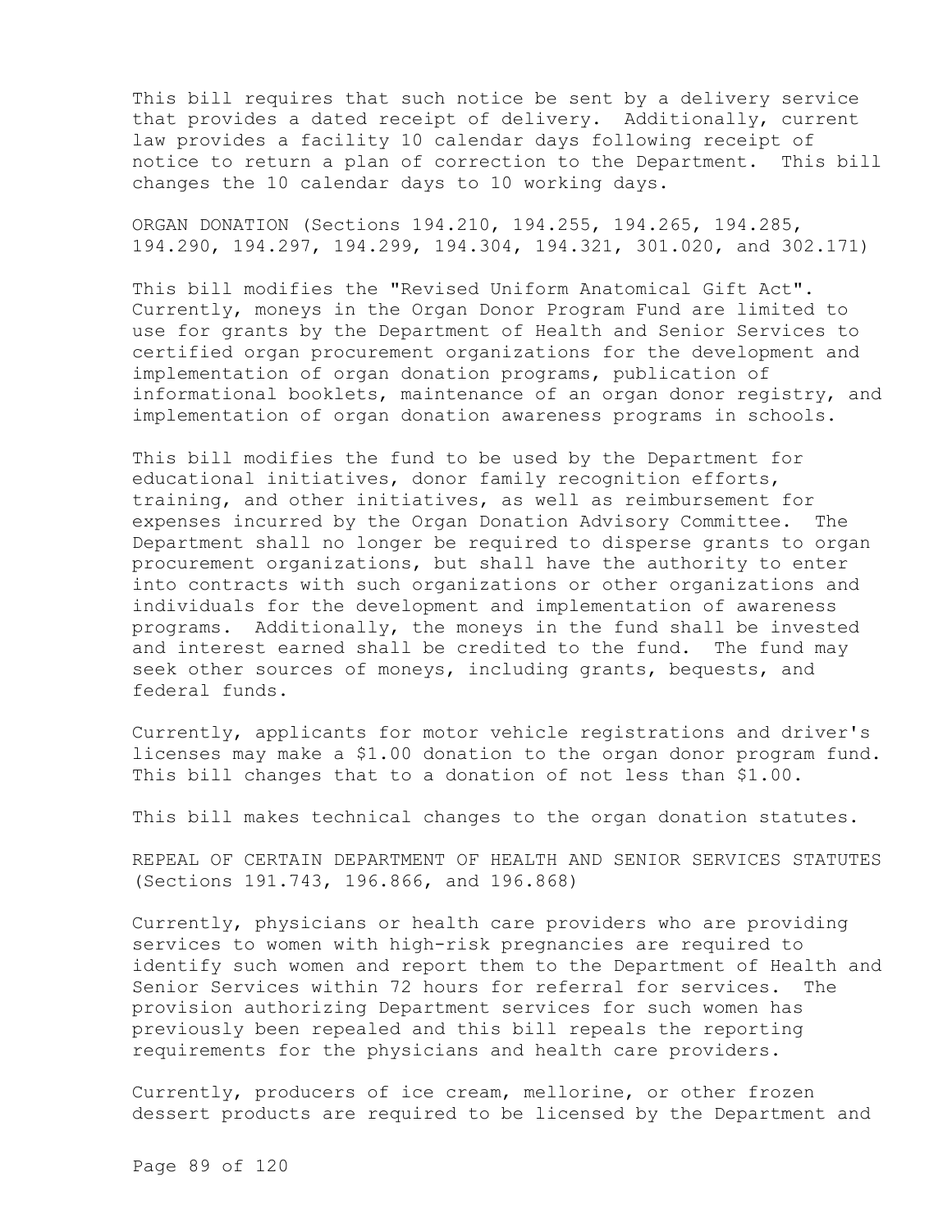This bill requires that such notice be sent by a delivery service that provides a dated receipt of delivery. Additionally, current law provides a facility 10 calendar days following receipt of notice to return a plan of correction to the Department. This bill changes the 10 calendar days to 10 working days.

ORGAN DONATION (Sections 194.210, 194.255, 194.265, 194.285, 194.290, 194.297, 194.299, 194.304, 194.321, 301.020, and 302.171)

This bill modifies the "Revised Uniform Anatomical Gift Act". Currently, moneys in the Organ Donor Program Fund are limited to use for grants by the Department of Health and Senior Services to certified organ procurement organizations for the development and implementation of organ donation programs, publication of informational booklets, maintenance of an organ donor registry, and implementation of organ donation awareness programs in schools.

This bill modifies the fund to be used by the Department for educational initiatives, donor family recognition efforts, training, and other initiatives, as well as reimbursement for expenses incurred by the Organ Donation Advisory Committee. The Department shall no longer be required to disperse grants to organ procurement organizations, but shall have the authority to enter into contracts with such organizations or other organizations and individuals for the development and implementation of awareness programs. Additionally, the moneys in the fund shall be invested and interest earned shall be credited to the fund. The fund may seek other sources of moneys, including grants, bequests, and federal funds.

Currently, applicants for motor vehicle registrations and driver's licenses may make a $1.00 donation to the organ donor program fund. This bill changes that to a donation of not less than $1.00.

This bill makes technical changes to the organ donation statutes.

REPEAL OF CERTAIN DEPARTMENT OF HEALTH AND SENIOR SERVICES STATUTES (Sections 191.743, 196.866, and 196.868)

Currently, physicians or health care providers who are providing services to women with high-risk pregnancies are required to identify such women and report them to the Department of Health and Senior Services within 72 hours for referral for services. The provision authorizing Department services for such women has previously been repealed and this bill repeals the reporting requirements for the physicians and health care providers.

Currently, producers of ice cream, mellorine, or other frozen dessert products are required to be licensed by the Department and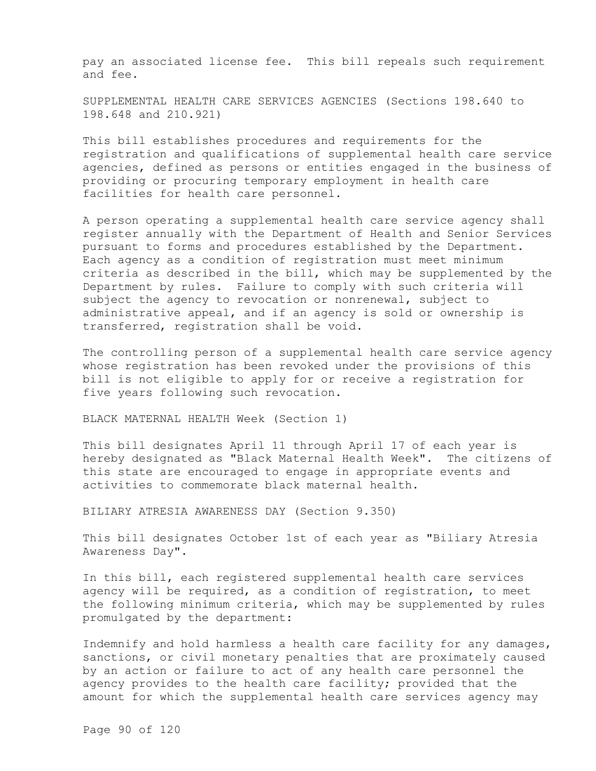pay an associated license fee. This bill repeals such requirement and fee.

SUPPLEMENTAL HEALTH CARE SERVICES AGENCIES (Sections 198.640 to 198.648 and 210.921)

This bill establishes procedures and requirements for the registration and qualifications of supplemental health care service agencies, defined as persons or entities engaged in the business of providing or procuring temporary employment in health care facilities for health care personnel.

A person operating a supplemental health care service agency shall register annually with the Department of Health and Senior Services pursuant to forms and procedures established by the Department. Each agency as a condition of registration must meet minimum criteria as described in the bill, which may be supplemented by the Department by rules. Failure to comply with such criteria will subject the agency to revocation or nonrenewal, subject to administrative appeal, and if an agency is sold or ownership is transferred, registration shall be void.

The controlling person of a supplemental health care service agency whose registration has been revoked under the provisions of this bill is not eligible to apply for or receive a registration for five years following such revocation.

BLACK MATERNAL HEALTH Week (Section 1)

This bill designates April 11 through April 17 of each year is hereby designated as "Black Maternal Health Week". The citizens of this state are encouraged to engage in appropriate events and activities to commemorate black maternal health.

BILIARY ATRESIA AWARENESS DAY (Section 9.350)

This bill designates October 1st of each year as "Biliary Atresia Awareness Day".

In this bill, each registered supplemental health care services agency will be required, as a condition of registration, to meet the following minimum criteria, which may be supplemented by rules promulgated by the department:

Indemnify and hold harmless a health care facility for any damages, sanctions, or civil monetary penalties that are proximately caused by an action or failure to act of any health care personnel the agency provides to the health care facility; provided that the amount for which the supplemental health care services agency may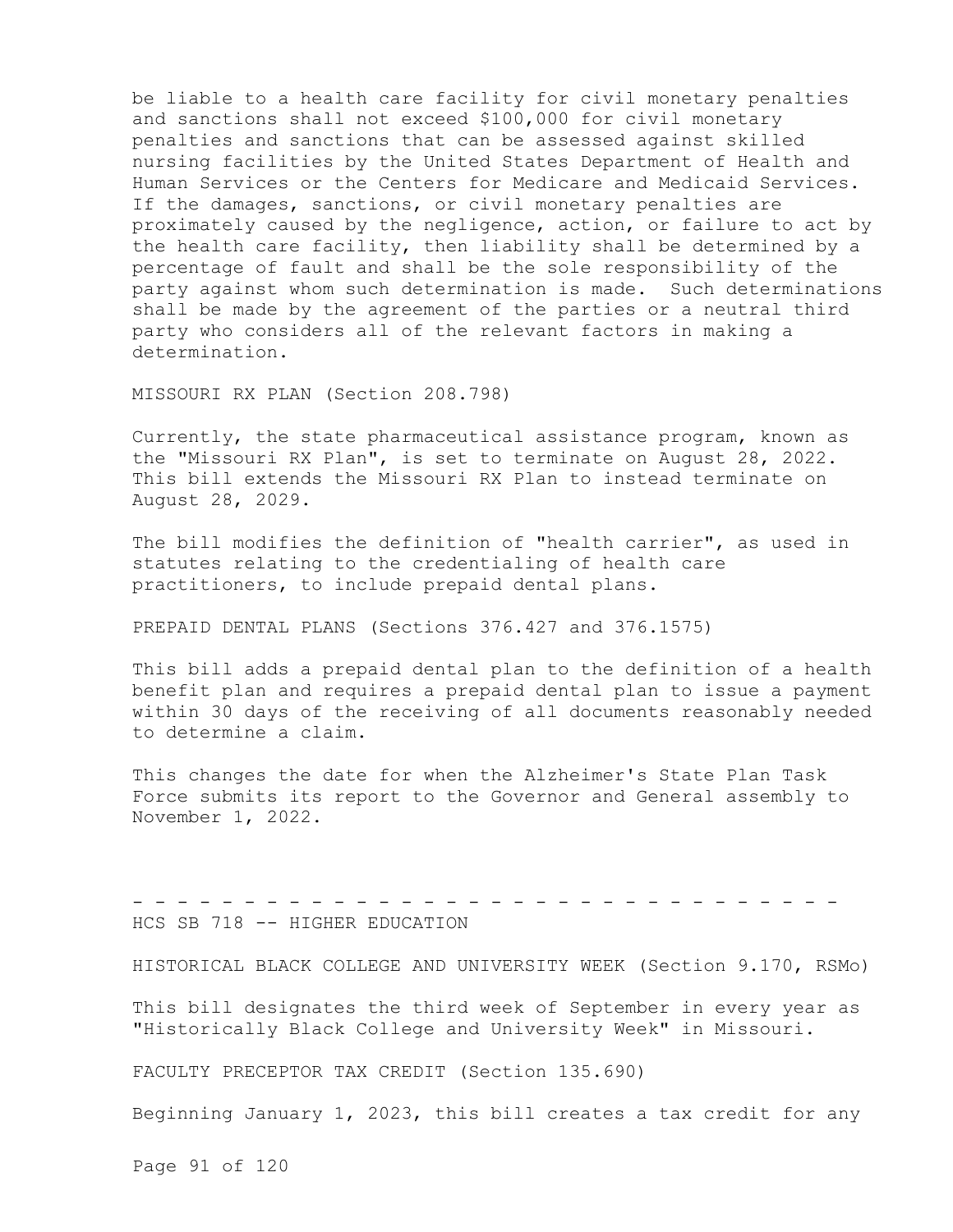be liable to a health care facility for civil monetary penalties and sanctions shall not exceed $100,000 for civil monetary penalties and sanctions that can be assessed against skilled nursing facilities by the United States Department of Health and Human Services or the Centers for Medicare and Medicaid Services. If the damages, sanctions, or civil monetary penalties are proximately caused by the negligence, action, or failure to act by the health care facility, then liability shall be determined by a percentage of fault and shall be the sole responsibility of the party against whom such determination is made. Such determinations shall be made by the agreement of the parties or a neutral third party who considers all of the relevant factors in making a determination.

MISSOURI RX PLAN (Section 208.798)

Currently, the state pharmaceutical assistance program, known as the "Missouri RX Plan", is set to terminate on August 28, 2022. This bill extends the Missouri RX Plan to instead terminate on August 28, 2029.

The bill modifies the definition of "health carrier", as used in statutes relating to the credentialing of health care practitioners, to include prepaid dental plans.

PREPAID DENTAL PLANS (Sections 376.427 and 376.1575)

This bill adds a prepaid dental plan to the definition of a health benefit plan and requires a prepaid dental plan to issue a payment within 30 days of the receiving of all documents reasonably needed to determine a claim.

This changes the date for when the Alzheimer's State Plan Task Force submits its report to the Governor and General assembly to November 1, 2022.

- - - - - - - - - - - - - - - - - - - - - - - - - - - - - - - - -

HCS SB 718 -- HIGHER EDUCATION

HISTORICAL BLACK COLLEGE AND UNIVERSITY WEEK (Section 9.170, RSMo)

This bill designates the third week of September in every year as "Historically Black College and University Week" in Missouri.

FACULTY PRECEPTOR TAX CREDIT (Section 135.690)

Beginning January 1, 2023, this bill creates a tax credit for any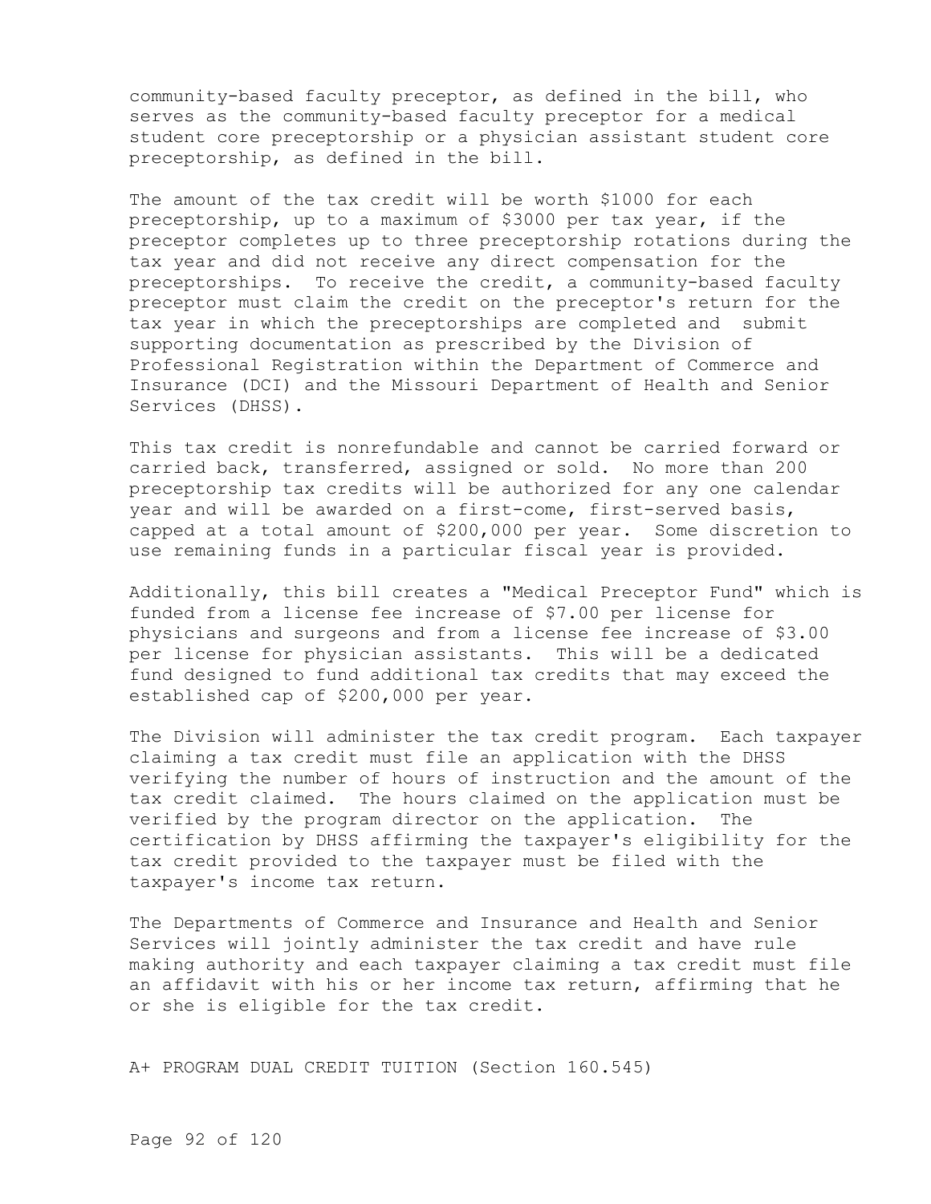community-based faculty preceptor, as defined in the bill, who serves as the community-based faculty preceptor for a medical student core preceptorship or a physician assistant student core preceptorship, as defined in the bill.

The amount of the tax credit will be worth $1000 for each preceptorship, up to a maximum of $3000 per tax year, if the preceptor completes up to three preceptorship rotations during the tax year and did not receive any direct compensation for the preceptorships. To receive the credit, a community-based faculty preceptor must claim the credit on the preceptor's return for the tax year in which the preceptorships are completed and submit supporting documentation as prescribed by the Division of Professional Registration within the Department of Commerce and Insurance (DCI) and the Missouri Department of Health and Senior Services (DHSS).

This tax credit is nonrefundable and cannot be carried forward or carried back, transferred, assigned or sold. No more than 200 preceptorship tax credits will be authorized for any one calendar year and will be awarded on a first-come, first-served basis, capped at a total amount of $200,000 per year. Some discretion to use remaining funds in a particular fiscal year is provided.

Additionally, this bill creates a "Medical Preceptor Fund" which is funded from a license fee increase of $7.00 per license for physicians and surgeons and from a license fee increase of $3.00 per license for physician assistants. This will be a dedicated fund designed to fund additional tax credits that may exceed the established cap of $200,000 per year.

The Division will administer the tax credit program. Each taxpayer claiming a tax credit must file an application with the DHSS verifying the number of hours of instruction and the amount of the tax credit claimed. The hours claimed on the application must be verified by the program director on the application. The certification by DHSS affirming the taxpayer's eligibility for the tax credit provided to the taxpayer must be filed with the taxpayer's income tax return.

The Departments of Commerce and Insurance and Health and Senior Services will jointly administer the tax credit and have rule making authority and each taxpayer claiming a tax credit must file an affidavit with his or her income tax return, affirming that he or she is eligible for the tax credit.

A+ PROGRAM DUAL CREDIT TUITION (Section 160.545)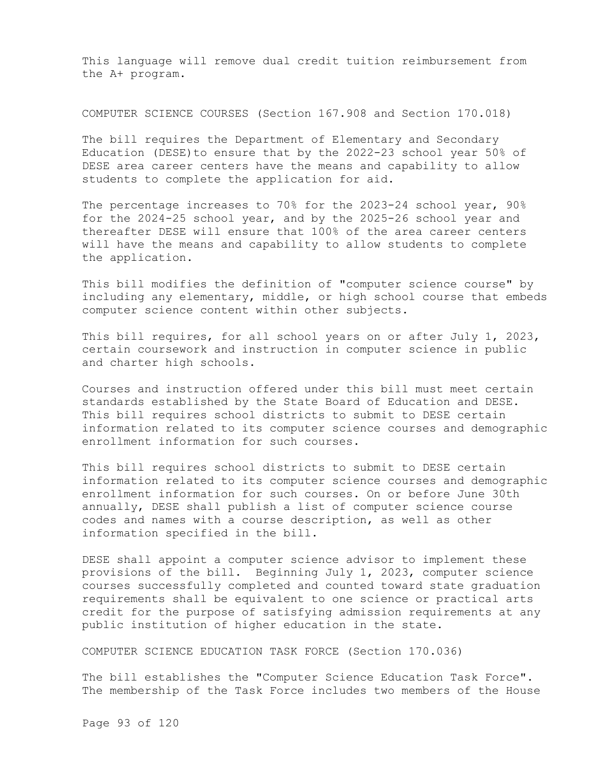This language will remove dual credit tuition reimbursement from the A+ program.

COMPUTER SCIENCE COURSES (Section 167.908 and Section 170.018)

The bill requires the Department of Elementary and Secondary Education (DESE)to ensure that by the 2022-23 school year 50% of DESE area career centers have the means and capability to allow students to complete the application for aid.

The percentage increases to 70% for the 2023-24 school year, 90% for the 2024-25 school year, and by the 2025-26 school year and thereafter DESE will ensure that 100% of the area career centers will have the means and capability to allow students to complete the application.

This bill modifies the definition of "computer science course" by including any elementary, middle, or high school course that embeds computer science content within other subjects.

This bill requires, for all school years on or after July 1, 2023, certain coursework and instruction in computer science in public and charter high schools.

Courses and instruction offered under this bill must meet certain standards established by the State Board of Education and DESE. This bill requires school districts to submit to DESE certain information related to its computer science courses and demographic enrollment information for such courses.

This bill requires school districts to submit to DESE certain information related to its computer science courses and demographic enrollment information for such courses. On or before June 30th annually, DESE shall publish a list of computer science course codes and names with a course description, as well as other information specified in the bill.

DESE shall appoint a computer science advisor to implement these provisions of the bill. Beginning July 1, 2023, computer science courses successfully completed and counted toward state graduation requirements shall be equivalent to one science or practical arts credit for the purpose of satisfying admission requirements at any public institution of higher education in the state.

COMPUTER SCIENCE EDUCATION TASK FORCE (Section 170.036)

The bill establishes the "Computer Science Education Task Force". The membership of the Task Force includes two members of the House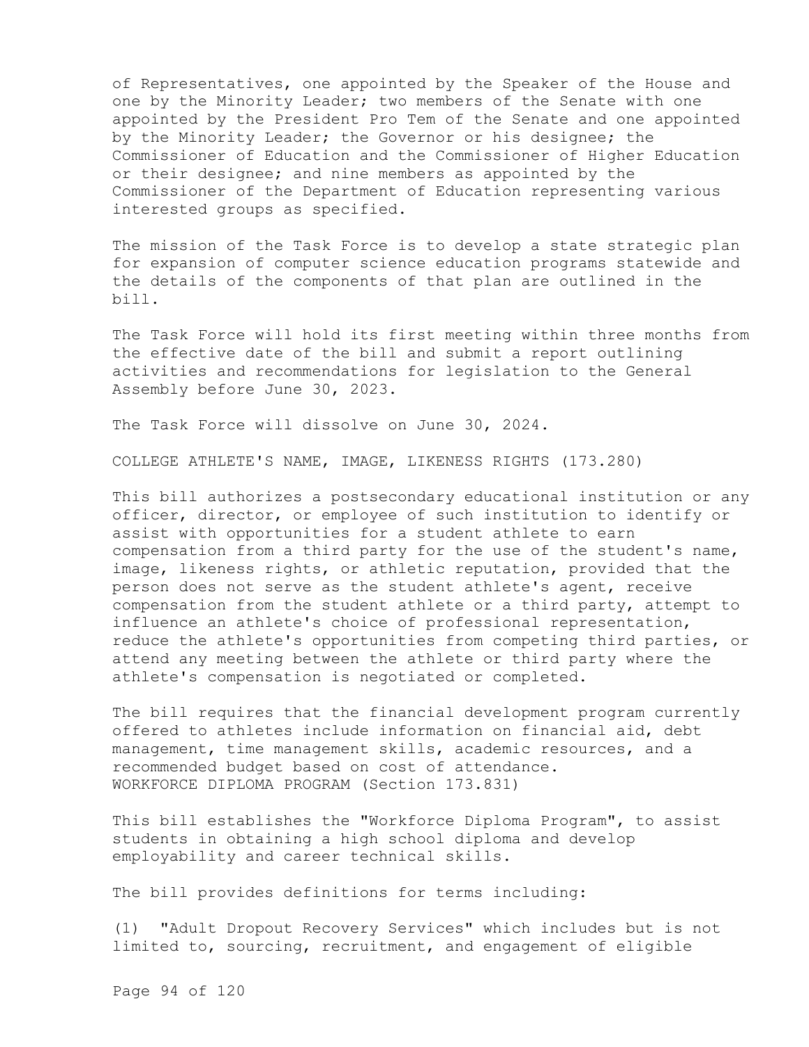of Representatives, one appointed by the Speaker of the House and one by the Minority Leader; two members of the Senate with one appointed by the President Pro Tem of the Senate and one appointed by the Minority Leader; the Governor or his designee; the Commissioner of Education and the Commissioner of Higher Education or their designee; and nine members as appointed by the Commissioner of the Department of Education representing various interested groups as specified.

The mission of the Task Force is to develop a state strategic plan for expansion of computer science education programs statewide and the details of the components of that plan are outlined in the bill.

The Task Force will hold its first meeting within three months from the effective date of the bill and submit a report outlining activities and recommendations for legislation to the General Assembly before June 30, 2023.

The Task Force will dissolve on June 30, 2024.

COLLEGE ATHLETE'S NAME, IMAGE, LIKENESS RIGHTS (173.280)

This bill authorizes a postsecondary educational institution or any officer, director, or employee of such institution to identify or assist with opportunities for a student athlete to earn compensation from a third party for the use of the student's name, image, likeness rights, or athletic reputation, provided that the person does not serve as the student athlete's agent, receive compensation from the student athlete or a third party, attempt to influence an athlete's choice of professional representation, reduce the athlete's opportunities from competing third parties, or attend any meeting between the athlete or third party where the athlete's compensation is negotiated or completed.

The bill requires that the financial development program currently offered to athletes include information on financial aid, debt management, time management skills, academic resources, and a recommended budget based on cost of attendance.

WORKFORCE DIPLOMA PROGRAM (Section 173.831)

This bill establishes the "Workforce Diploma Program", to assist students in obtaining a high school diploma and develop employability and career technical skills.

The bill provides definitions for terms including:

(1) "Adult Dropout Recovery Services" which includes but is not limited to, sourcing, recruitment, and engagement of eligible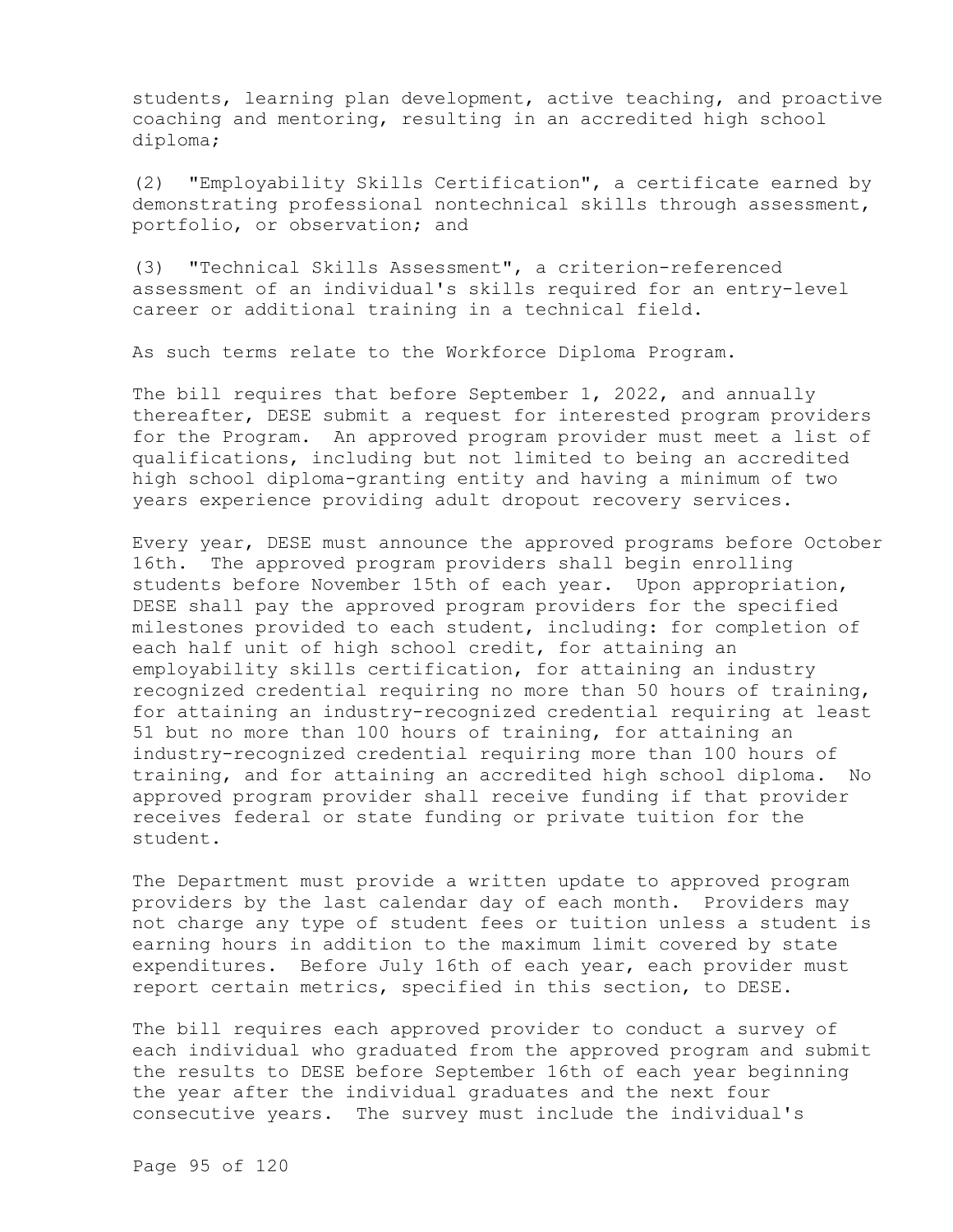students, learning plan development, active teaching, and proactive coaching and mentoring, resulting in an accredited high school diploma;

(2) "Employability Skills Certification", a certificate earned by demonstrating professional nontechnical skills through assessment, portfolio, or observation; and

(3) "Technical Skills Assessment", a criterion-referenced assessment of an individual's skills required for an entry-level career or additional training in a technical field.

As such terms relate to the Workforce Diploma Program.

The bill requires that before September 1, 2022, and annually thereafter, DESE submit a request for interested program providers for the Program. An approved program provider must meet a list of qualifications, including but not limited to being an accredited high school diploma-granting entity and having a minimum of two years experience providing adult dropout recovery services.

Every year, DESE must announce the approved programs before October 16th. The approved program providers shall begin enrolling students before November 15th of each year. Upon appropriation, DESE shall pay the approved program providers for the specified milestones provided to each student, including: for completion of each half unit of high school credit, for attaining an employability skills certification, for attaining an industry recognized credential requiring no more than 50 hours of training, for attaining an industry-recognized credential requiring at least 51 but no more than 100 hours of training, for attaining an industry-recognized credential requiring more than 100 hours of training, and for attaining an accredited high school diploma. No approved program provider shall receive funding if that provider receives federal or state funding or private tuition for the student.

The Department must provide a written update to approved program providers by the last calendar day of each month. Providers may not charge any type of student fees or tuition unless a student is earning hours in addition to the maximum limit covered by state expenditures. Before July 16th of each year, each provider must report certain metrics, specified in this section, to DESE.

The bill requires each approved provider to conduct a survey of each individual who graduated from the approved program and submit the results to DESE before September 16th of each year beginning the year after the individual graduates and the next four consecutive years. The survey must include the individual's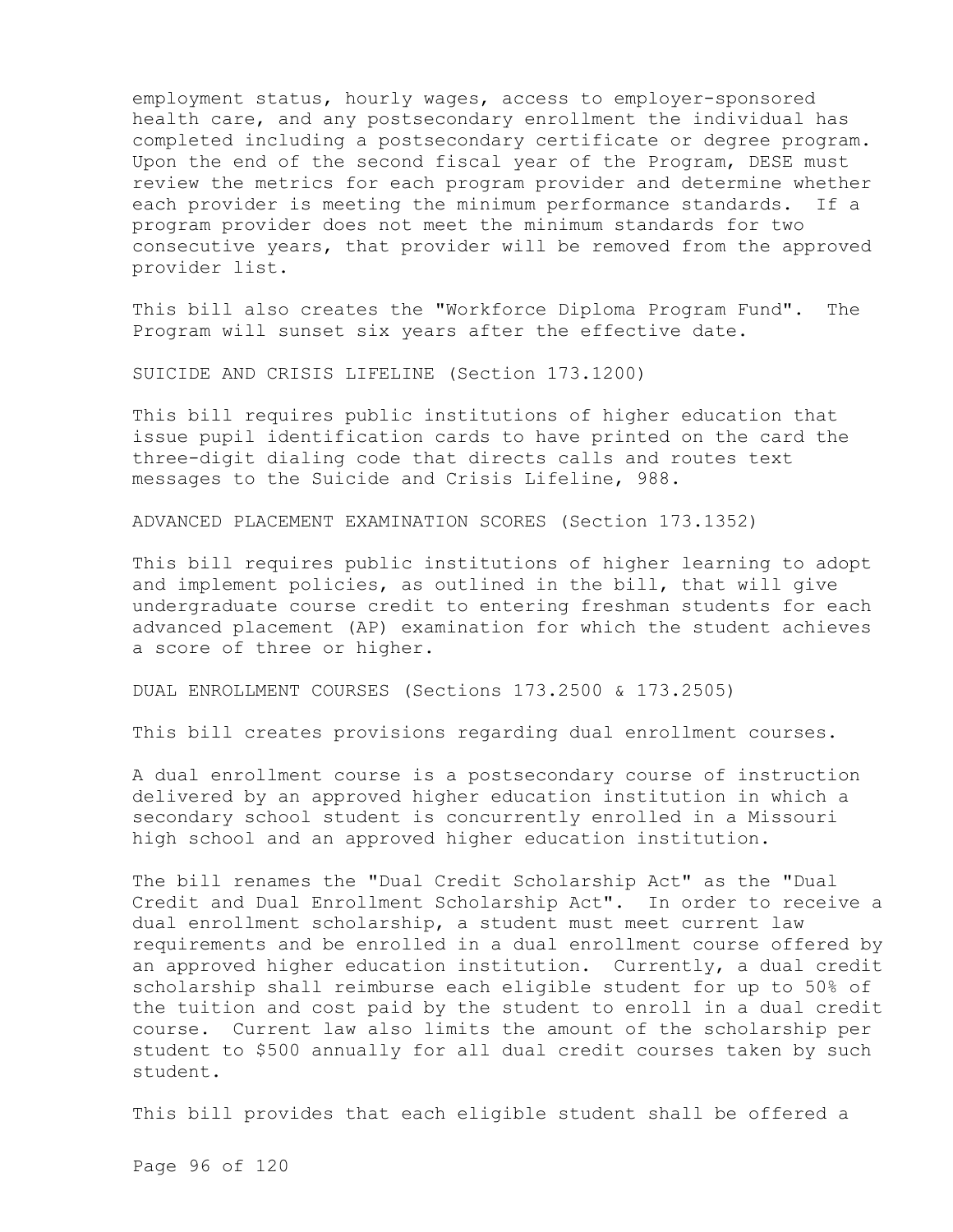employment status, hourly wages, access to employer-sponsored health care, and any postsecondary enrollment the individual has completed including a postsecondary certificate or degree program. Upon the end of the second fiscal year of the Program, DESE must review the metrics for each program provider and determine whether each provider is meeting the minimum performance standards. If a program provider does not meet the minimum standards for two consecutive years, that provider will be removed from the approved provider list.

This bill also creates the "Workforce Diploma Program Fund". The Program will sunset six years after the effective date.

SUICIDE AND CRISIS LIFELINE (Section 173.1200)

This bill requires public institutions of higher education that issue pupil identification cards to have printed on the card the three-digit dialing code that directs calls and routes text messages to the Suicide and Crisis Lifeline, 988.

ADVANCED PLACEMENT EXAMINATION SCORES (Section 173.1352)

This bill requires public institutions of higher learning to adopt and implement policies, as outlined in the bill, that will give undergraduate course credit to entering freshman students for each advanced placement (AP) examination for which the student achieves a score of three or higher.

DUAL ENROLLMENT COURSES (Sections 173.2500 & 173.2505)

This bill creates provisions regarding dual enrollment courses.

A dual enrollment course is a postsecondary course of instruction delivered by an approved higher education institution in which a secondary school student is concurrently enrolled in a Missouri high school and an approved higher education institution.

The bill renames the "Dual Credit Scholarship Act" as the "Dual Credit and Dual Enrollment Scholarship Act". In order to receive a dual enrollment scholarship, a student must meet current law requirements and be enrolled in a dual enrollment course offered by an approved higher education institution. Currently, a dual credit scholarship shall reimburse each eligible student for up to 50% of the tuition and cost paid by the student to enroll in a dual credit course. Current law also limits the amount of the scholarship per student to $500 annually for all dual credit courses taken by such student.

This bill provides that each eligible student shall be offered a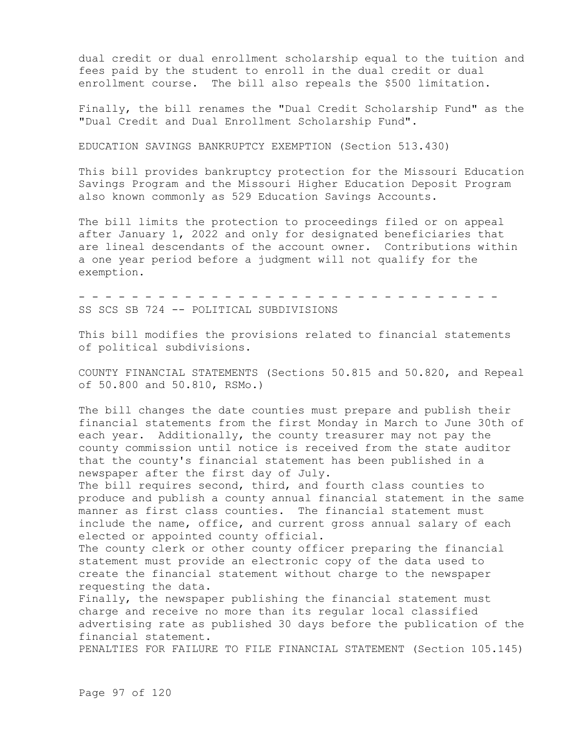dual credit or dual enrollment scholarship equal to the tuition and fees paid by the student to enroll in the dual credit or dual enrollment course. The bill also repeals the $500 limitation.

Finally, the bill renames the "Dual Credit Scholarship Fund" as the "Dual Credit and Dual Enrollment Scholarship Fund".

EDUCATION SAVINGS BANKRUPTCY EXEMPTION (Section 513.430)

This bill provides bankruptcy protection for the Missouri Education Savings Program and the Missouri Higher Education Deposit Program also known commonly as 529 Education Savings Accounts.

The bill limits the protection to proceedings filed or on appeal after January 1, 2022 and only for designated beneficiaries that are lineal descendants of the account owner. Contributions within a one year period before a judgment will not qualify for the exemption.

- - - - - - - - - - - - - - - - - - - - - - - - - - - - - - - - - -

SS SCS SB 724 -- POLITICAL SUBDIVISIONS

This bill modifies the provisions related to financial statements of political subdivisions.

COUNTY FINANCIAL STATEMENTS (Sections 50.815 and 50.820, and Repeal of 50.800 and 50.810, RSMo.)

The bill changes the date counties must prepare and publish their financial statements from the first Monday in March to June 30th of each year. Additionally, the county treasurer may not pay the county commission until notice is received from the state auditor that the county's financial statement has been published in a newspaper after the first day of July.

The bill requires second, third, and fourth class counties to produce and publish a county annual financial statement in the same manner as first class counties. The financial statement must include the name, office, and current gross annual salary of each elected or appointed county official.

The county clerk or other county officer preparing the financial statement must provide an electronic copy of the data used to create the financial statement without charge to the newspaper requesting the data.

Finally, the newspaper publishing the financial statement must charge and receive no more than its regular local classified advertising rate as published 30 days before the publication of the financial statement.

PENALTIES FOR FAILURE TO FILE FINANCIAL STATEMENT (Section 105.145)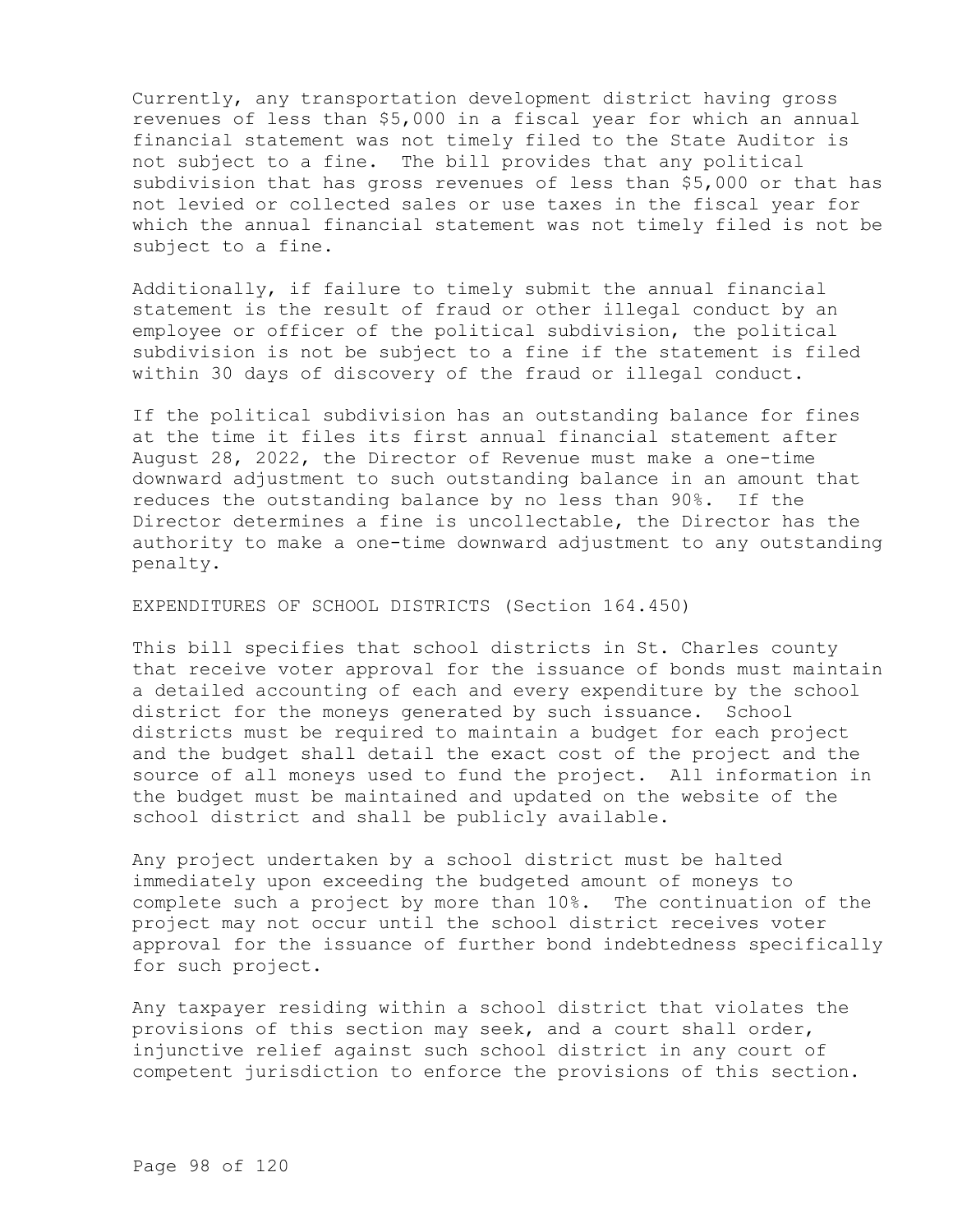Currently, any transportation development district having gross revenues of less than $5,000 in a fiscal year for which an annual financial statement was not timely filed to the State Auditor is not subject to a fine. The bill provides that any political subdivision that has gross revenues of less than $5,000 or that has not levied or collected sales or use taxes in the fiscal year for which the annual financial statement was not timely filed is not be subject to a fine.

Additionally, if failure to timely submit the annual financial statement is the result of fraud or other illegal conduct by an employee or officer of the political subdivision, the political subdivision is not be subject to a fine if the statement is filed within 30 days of discovery of the fraud or illegal conduct.

If the political subdivision has an outstanding balance for fines at the time it files its first annual financial statement after August 28, 2022, the Director of Revenue must make a one-time downward adjustment to such outstanding balance in an amount that reduces the outstanding balance by no less than 90%. If the Director determines a fine is uncollectable, the Director has the authority to make a one-time downward adjustment to any outstanding penalty.

EXPENDITURES OF SCHOOL DISTRICTS (Section 164.450)

This bill specifies that school districts in St. Charles county that receive voter approval for the issuance of bonds must maintain a detailed accounting of each and every expenditure by the school district for the moneys generated by such issuance. School districts must be required to maintain a budget for each project and the budget shall detail the exact cost of the project and the source of all moneys used to fund the project. All information in the budget must be maintained and updated on the website of the school district and shall be publicly available.

Any project undertaken by a school district must be halted immediately upon exceeding the budgeted amount of moneys to complete such a project by more than 10%. The continuation of the project may not occur until the school district receives voter approval for the issuance of further bond indebtedness specifically for such project.

Any taxpayer residing within a school district that violates the provisions of this section may seek, and a court shall order, injunctive relief against such school district in any court of competent jurisdiction to enforce the provisions of this section.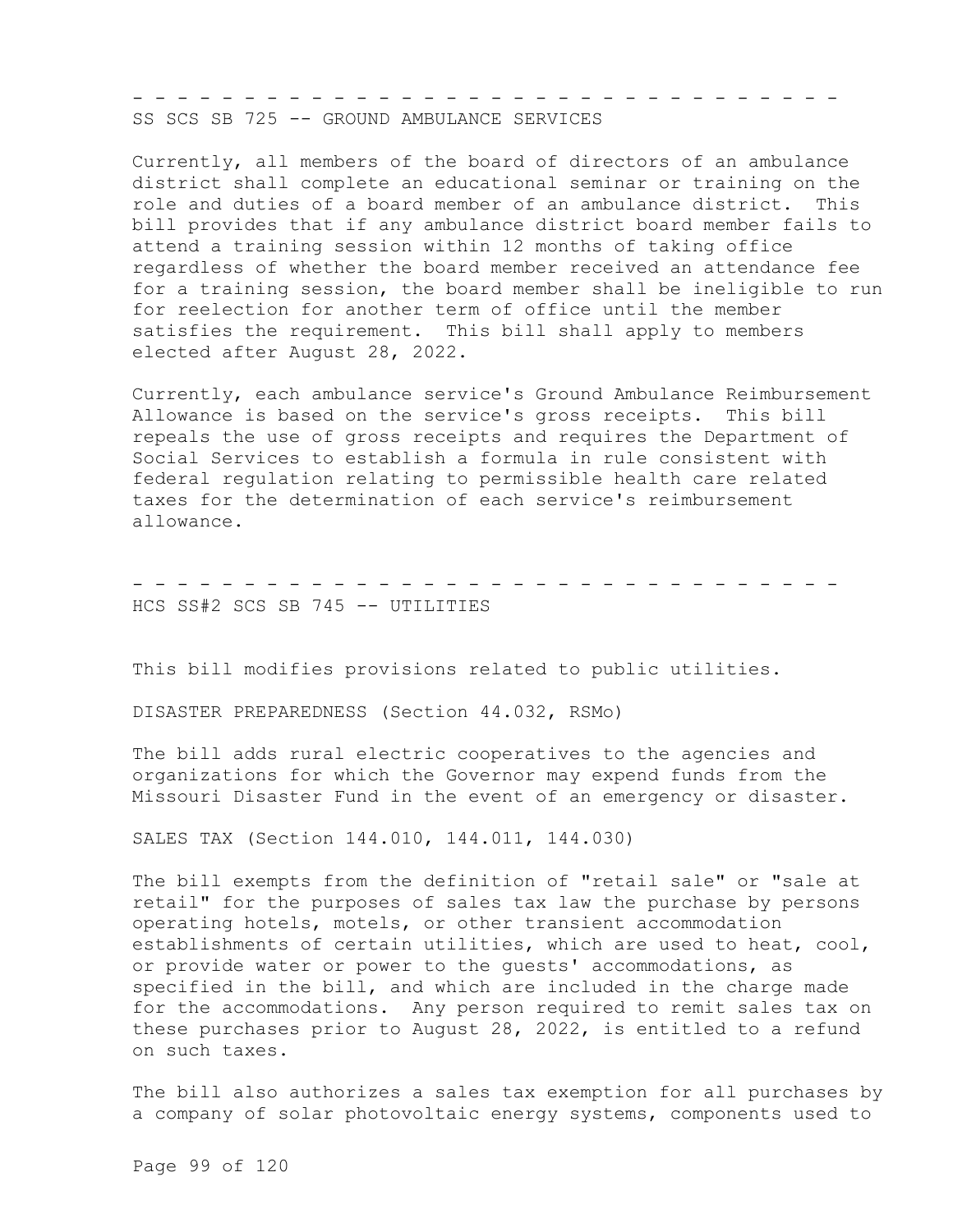- - - - - - - - - - - - - - - - - - - - - - - - - - - - - - - - - -

SS SCS SB 725 -- GROUND AMBULANCE SERVICES

Currently, all members of the board of directors of an ambulance district shall complete an educational seminar or training on the role and duties of a board member of an ambulance district. This bill provides that if any ambulance district board member fails to attend a training session within 12 months of taking office regardless of whether the board member received an attendance fee for a training session, the board member shall be ineligible to run for reelection for another term of office until the member satisfies the requirement. This bill shall apply to members elected after August 28, 2022.

Currently, each ambulance service's Ground Ambulance Reimbursement Allowance is based on the service's gross receipts. This bill repeals the use of gross receipts and requires the Department of Social Services to establish a formula in rule consistent with federal regulation relating to permissible health care related taxes for the determination of each service's reimbursement allowance.

- - - - - - - - - - - - - - - - - - - - - - - - - - - - - - - - - -

HCS SS#2 SCS SB 745 -- UTILITIES

This bill modifies provisions related to public utilities.

DISASTER PREPAREDNESS (Section 44.032, RSMo)

The bill adds rural electric cooperatives to the agencies and organizations for which the Governor may expend funds from the Missouri Disaster Fund in the event of an emergency or disaster.

SALES TAX (Section 144.010, 144.011, 144.030)

The bill exempts from the definition of "retail sale" or "sale at retail" for the purposes of sales tax law the purchase by persons operating hotels, motels, or other transient accommodation establishments of certain utilities, which are used to heat, cool, or provide water or power to the guests' accommodations, as specified in the bill, and which are included in the charge made for the accommodations. Any person required to remit sales tax on these purchases prior to August 28, 2022, is entitled to a refund on such taxes.

The bill also authorizes a sales tax exemption for all purchases by a company of solar photovoltaic energy systems, components used to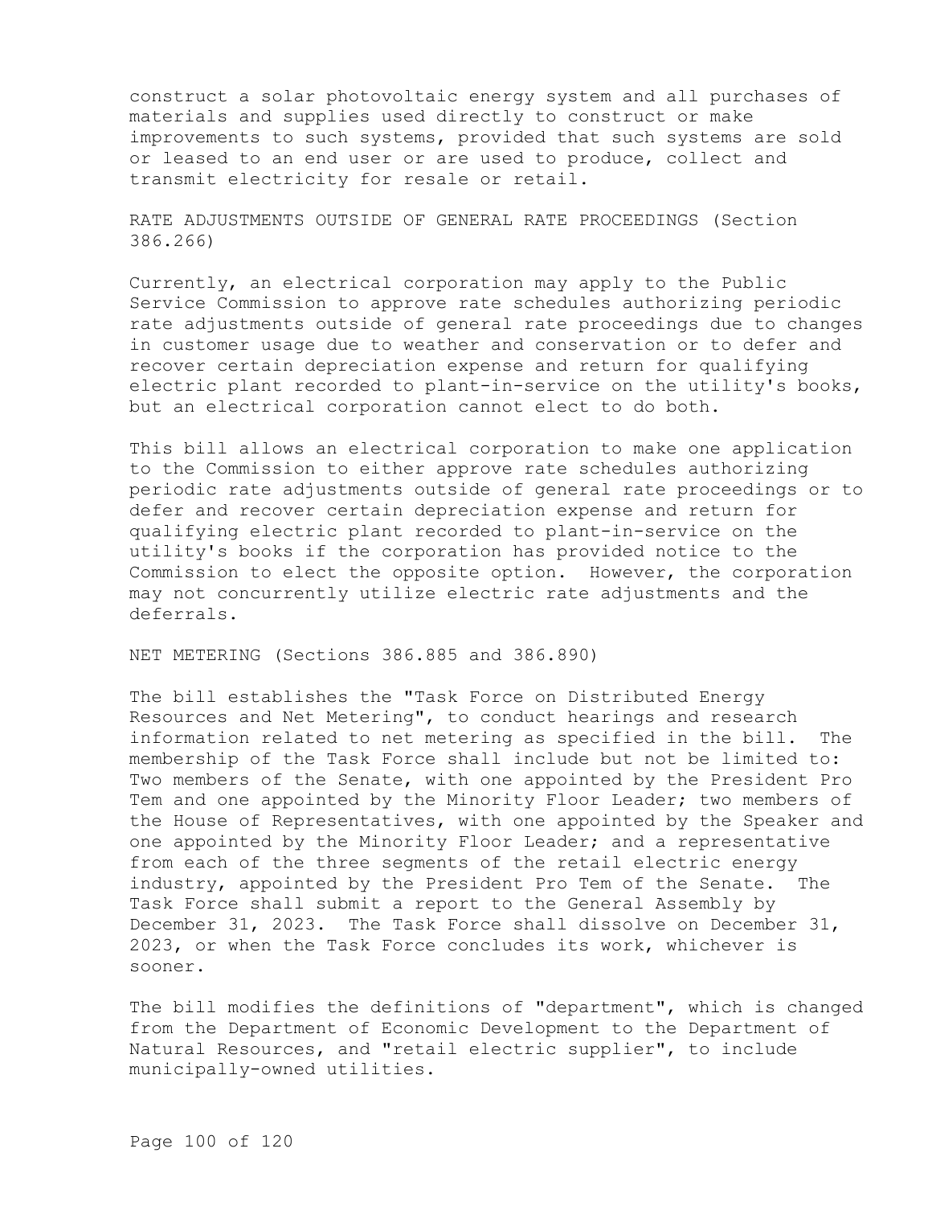construct a solar photovoltaic energy system and all purchases of materials and supplies used directly to construct or make improvements to such systems, provided that such systems are sold or leased to an end user or are used to produce, collect and transmit electricity for resale or retail.

RATE ADJUSTMENTS OUTSIDE OF GENERAL RATE PROCEEDINGS (Section 386.266)

Currently, an electrical corporation may apply to the Public Service Commission to approve rate schedules authorizing periodic rate adjustments outside of general rate proceedings due to changes in customer usage due to weather and conservation or to defer and recover certain depreciation expense and return for qualifying electric plant recorded to plant-in-service on the utility's books, but an electrical corporation cannot elect to do both.

This bill allows an electrical corporation to make one application to the Commission to either approve rate schedules authorizing periodic rate adjustments outside of general rate proceedings or to defer and recover certain depreciation expense and return for qualifying electric plant recorded to plant-in-service on the utility's books if the corporation has provided notice to the Commission to elect the opposite option. However, the corporation may not concurrently utilize electric rate adjustments and the deferrals.

NET METERING (Sections 386.885 and 386.890)

The bill establishes the "Task Force on Distributed Energy Resources and Net Metering", to conduct hearings and research information related to net metering as specified in the bill. The membership of the Task Force shall include but not be limited to: Two members of the Senate, with one appointed by the President Pro Tem and one appointed by the Minority Floor Leader; two members of the House of Representatives, with one appointed by the Speaker and one appointed by the Minority Floor Leader; and a representative from each of the three segments of the retail electric energy industry, appointed by the President Pro Tem of the Senate. The Task Force shall submit a report to the General Assembly by December 31, 2023. The Task Force shall dissolve on December 31, 2023, or when the Task Force concludes its work, whichever is sooner.

The bill modifies the definitions of "department", which is changed from the Department of Economic Development to the Department of Natural Resources, and "retail electric supplier", to include municipally-owned utilities.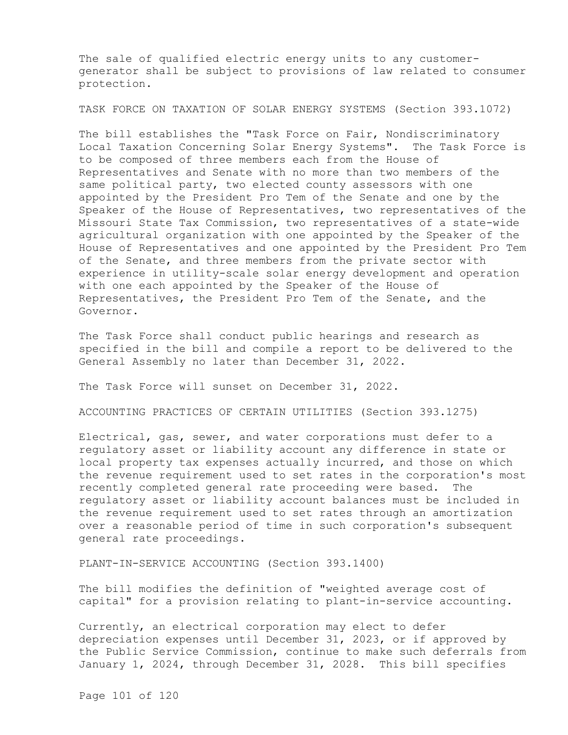The sale of qualified electric energy units to any customer-generator shall be subject to provisions of law related to consumer protection.

TASK FORCE ON TAXATION OF SOLAR ENERGY SYSTEMS (Section 393.1072)

The bill establishes the "Task Force on Fair, Nondiscriminatory Local Taxation Concerning Solar Energy Systems". The Task Force is to be composed of three members each from the House of Representatives and Senate with no more than two members of the same political party, two elected county assessors with one appointed by the President Pro Tem of the Senate and one by the Speaker of the House of Representatives, two representatives of the Missouri State Tax Commission, two representatives of a state-wide agricultural organization with one appointed by the Speaker of the House of Representatives and one appointed by the President Pro Tem of the Senate, and three members from the private sector with experience in utility-scale solar energy development and operation with one each appointed by the Speaker of the House of Representatives, the President Pro Tem of the Senate, and the Governor.

The Task Force shall conduct public hearings and research as specified in the bill and compile a report to be delivered to the General Assembly no later than December 31, 2022.

The Task Force will sunset on December 31, 2022.

ACCOUNTING PRACTICES OF CERTAIN UTILITIES (Section 393.1275)

Electrical, gas, sewer, and water corporations must defer to a regulatory asset or liability account any difference in state or local property tax expenses actually incurred, and those on which the revenue requirement used to set rates in the corporation's most recently completed general rate proceeding were based. The regulatory asset or liability account balances must be included in the revenue requirement used to set rates through an amortization over a reasonable period of time in such corporation's subsequent general rate proceedings.

PLANT-IN-SERVICE ACCOUNTING (Section 393.1400)

The bill modifies the definition of "weighted average cost of capital" for a provision relating to plant-in-service accounting.

Currently, an electrical corporation may elect to defer depreciation expenses until December 31, 2023, or if approved by the Public Service Commission, continue to make such deferrals from January 1, 2024, through December 31, 2028. This bill specifies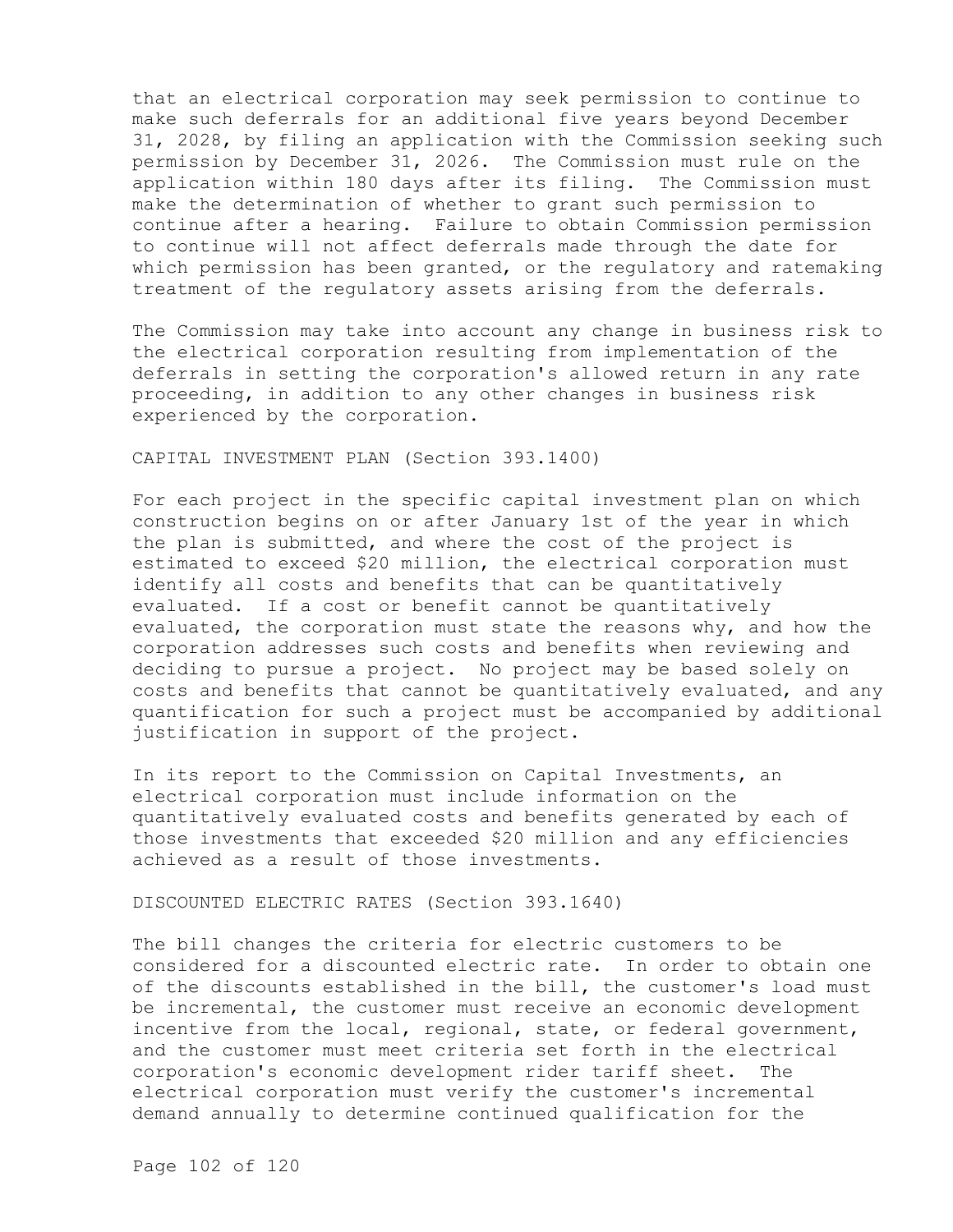that an electrical corporation may seek permission to continue to make such deferrals for an additional five years beyond December 31, 2028, by filing an application with the Commission seeking such permission by December 31, 2026. The Commission must rule on the application within 180 days after its filing. The Commission must make the determination of whether to grant such permission to continue after a hearing. Failure to obtain Commission permission to continue will not affect deferrals made through the date for which permission has been granted, or the regulatory and ratemaking treatment of the regulatory assets arising from the deferrals.

The Commission may take into account any change in business risk to the electrical corporation resulting from implementation of the deferrals in setting the corporation's allowed return in any rate proceeding, in addition to any other changes in business risk experienced by the corporation.

CAPITAL INVESTMENT PLAN (Section 393.1400)

For each project in the specific capital investment plan on which construction begins on or after January 1st of the year in which the plan is submitted, and where the cost of the project is estimated to exceed $20 million, the electrical corporation must identify all costs and benefits that can be quantitatively evaluated. If a cost or benefit cannot be quantitatively evaluated, the corporation must state the reasons why, and how the corporation addresses such costs and benefits when reviewing and deciding to pursue a project. No project may be based solely on costs and benefits that cannot be quantitatively evaluated, and any quantification for such a project must be accompanied by additional justification in support of the project.

In its report to the Commission on Capital Investments, an electrical corporation must include information on the quantitatively evaluated costs and benefits generated by each of those investments that exceeded $20 million and any efficiencies achieved as a result of those investments.

DISCOUNTED ELECTRIC RATES (Section 393.1640)

The bill changes the criteria for electric customers to be considered for a discounted electric rate. In order to obtain one of the discounts established in the bill, the customer's load must be incremental, the customer must receive an economic development incentive from the local, regional, state, or federal government, and the customer must meet criteria set forth in the electrical corporation's economic development rider tariff sheet. The electrical corporation must verify the customer's incremental demand annually to determine continued qualification for the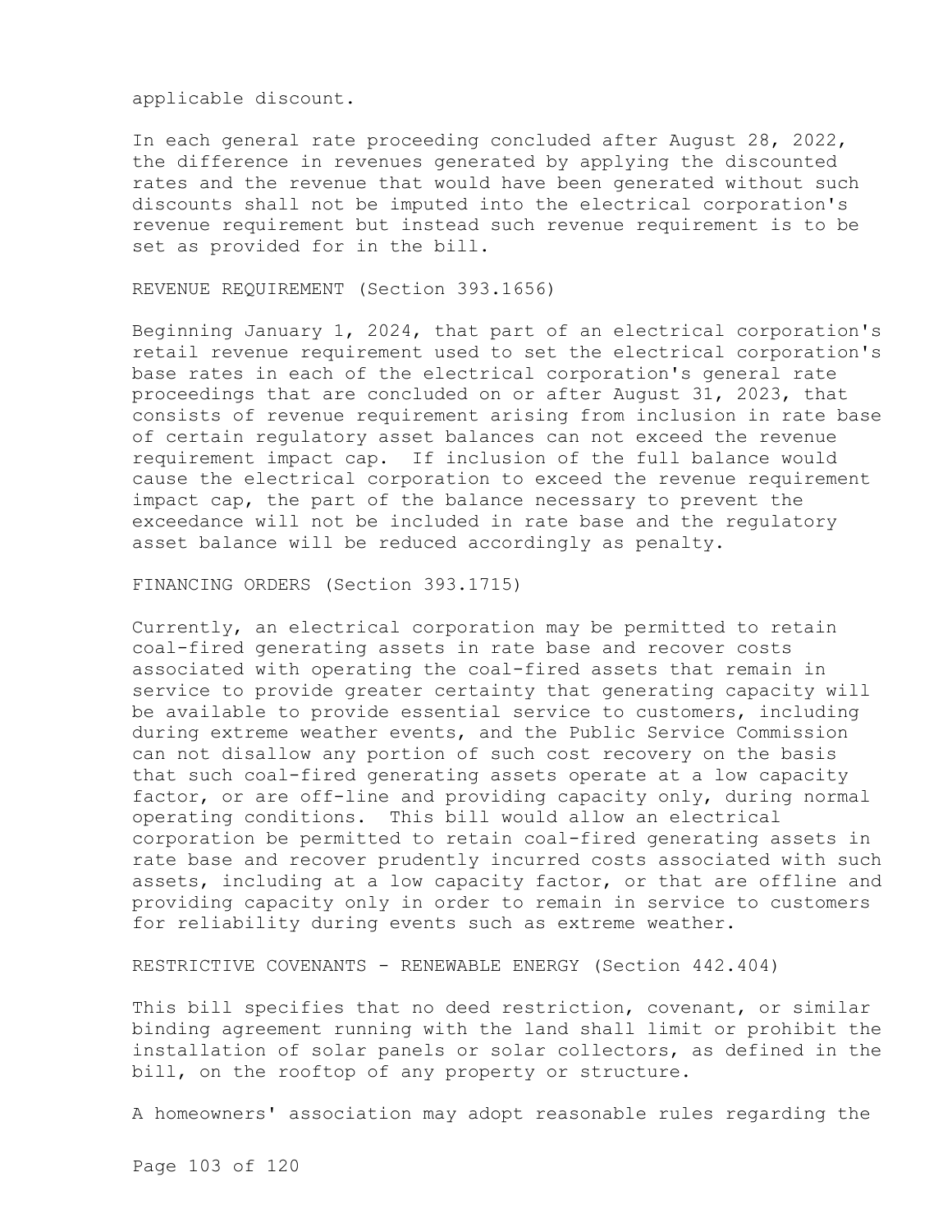applicable discount.

In each general rate proceeding concluded after August 28, 2022, the difference in revenues generated by applying the discounted rates and the revenue that would have been generated without such discounts shall not be imputed into the electrical corporation's revenue requirement but instead such revenue requirement is to be set as provided for in the bill.

REVENUE REQUIREMENT (Section 393.1656)

Beginning January 1, 2024, that part of an electrical corporation's retail revenue requirement used to set the electrical corporation's base rates in each of the electrical corporation's general rate proceedings that are concluded on or after August 31, 2023, that consists of revenue requirement arising from inclusion in rate base of certain regulatory asset balances can not exceed the revenue requirement impact cap. If inclusion of the full balance would cause the electrical corporation to exceed the revenue requirement impact cap, the part of the balance necessary to prevent the exceedance will not be included in rate base and the regulatory asset balance will be reduced accordingly as penalty.

FINANCING ORDERS (Section 393.1715)

Currently, an electrical corporation may be permitted to retain coal-fired generating assets in rate base and recover costs associated with operating the coal-fired assets that remain in service to provide greater certainty that generating capacity will be available to provide essential service to customers, including during extreme weather events, and the Public Service Commission can not disallow any portion of such cost recovery on the basis that such coal-fired generating assets operate at a low capacity factor, or are off-line and providing capacity only, during normal operating conditions. This bill would allow an electrical corporation be permitted to retain coal-fired generating assets in rate base and recover prudently incurred costs associated with such assets, including at a low capacity factor, or that are offline and providing capacity only in order to remain in service to customers for reliability during events such as extreme weather.

RESTRICTIVE COVENANTS - RENEWABLE ENERGY (Section 442.404)

This bill specifies that no deed restriction, covenant, or similar binding agreement running with the land shall limit or prohibit the installation of solar panels or solar collectors, as defined in the bill, on the rooftop of any property or structure.

A homeowners' association may adopt reasonable rules regarding the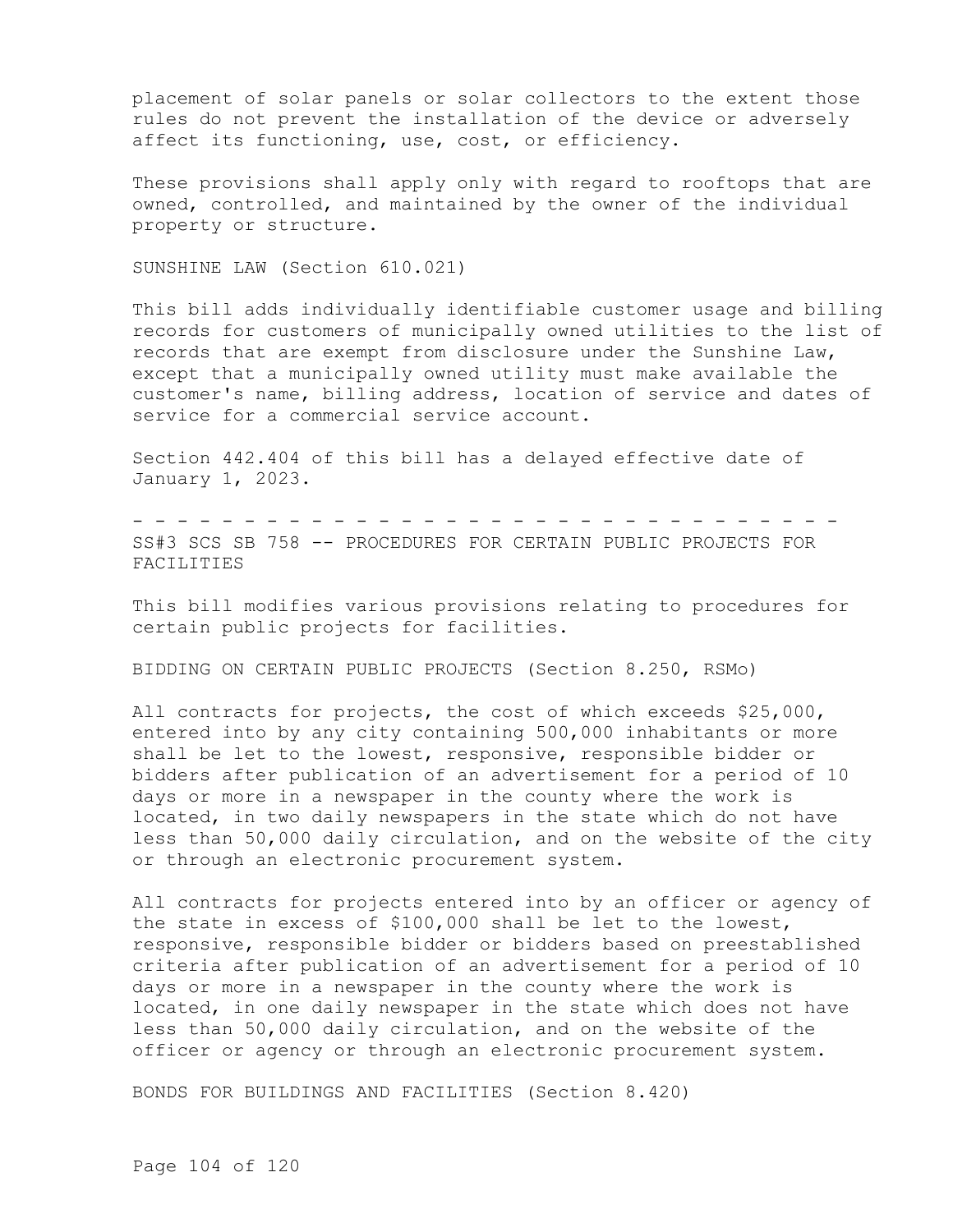placement of solar panels or solar collectors to the extent those rules do not prevent the installation of the device or adversely affect its functioning, use, cost, or efficiency.

These provisions shall apply only with regard to rooftops that are owned, controlled, and maintained by the owner of the individual property or structure.

SUNSHINE LAW (Section 610.021)

This bill adds individually identifiable customer usage and billing records for customers of municipally owned utilities to the list of records that are exempt from disclosure under the Sunshine Law, except that a municipally owned utility must make available the customer's name, billing address, location of service and dates of service for a commercial service account.

Section 442.404 of this bill has a delayed effective date of January 1, 2023.

- - - - - - - - - - - - - - - - - - - - - - - - - - - - - - - - -

SS#3 SCS SB 758 -- PROCEDURES FOR CERTAIN PUBLIC PROJECTS FOR FACILITIES

This bill modifies various provisions relating to procedures for certain public projects for facilities.

BIDDING ON CERTAIN PUBLIC PROJECTS (Section 8.250, RSMo)

All contracts for projects, the cost of which exceeds $25,000, entered into by any city containing 500,000 inhabitants or more shall be let to the lowest, responsive, responsible bidder or bidders after publication of an advertisement for a period of 10 days or more in a newspaper in the county where the work is located, in two daily newspapers in the state which do not have less than 50,000 daily circulation, and on the website of the city or through an electronic procurement system.

All contracts for projects entered into by an officer or agency of the state in excess of $100,000 shall be let to the lowest, responsive, responsible bidder or bidders based on preestablished criteria after publication of an advertisement for a period of 10 days or more in a newspaper in the county where the work is located, in one daily newspaper in the state which does not have less than 50,000 daily circulation, and on the website of the officer or agency or through an electronic procurement system.

BONDS FOR BUILDINGS AND FACILITIES (Section 8.420)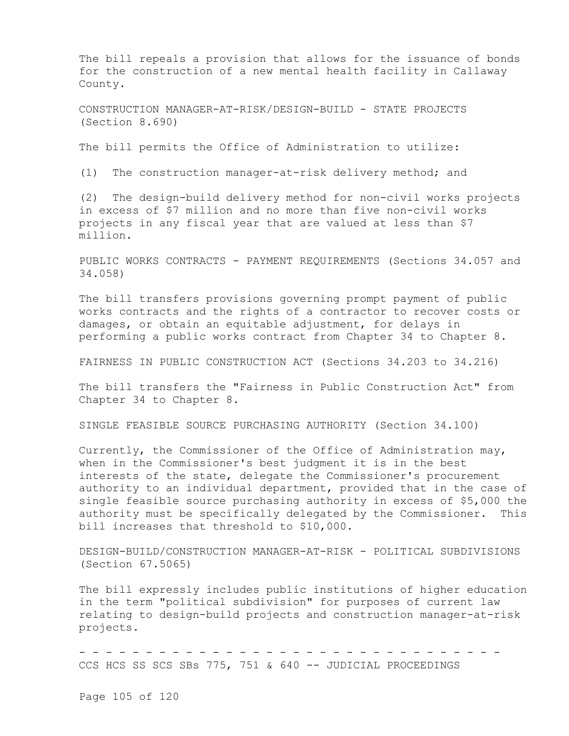The bill repeals a provision that allows for the issuance of bonds for the construction of a new mental health facility in Callaway County.

CONSTRUCTION MANAGER-AT-RISK/DESIGN-BUILD - STATE PROJECTS (Section 8.690)

The bill permits the Office of Administration to utilize:

(1) The construction manager-at-risk delivery method; and

(2) The design-build delivery method for non-civil works projects in excess of $7 million and no more than five non-civil works projects in any fiscal year that are valued at less than $7 million.

PUBLIC WORKS CONTRACTS - PAYMENT REQUIREMENTS (Sections 34.057 and 34.058)

The bill transfers provisions governing prompt payment of public works contracts and the rights of a contractor to recover costs or damages, or obtain an equitable adjustment, for delays in performing a public works contract from Chapter 34 to Chapter 8.

FAIRNESS IN PUBLIC CONSTRUCTION ACT (Sections 34.203 to 34.216)

The bill transfers the "Fairness in Public Construction Act" from Chapter 34 to Chapter 8.

SINGLE FEASIBLE SOURCE PURCHASING AUTHORITY (Section 34.100)

Currently, the Commissioner of the Office of Administration may, when in the Commissioner's best judgment it is in the best interests of the state, delegate the Commissioner's procurement authority to an individual department, provided that in the case of single feasible source purchasing authority in excess of $5,000 the authority must be specifically delegated by the Commissioner. This bill increases that threshold to $10,000.

DESIGN-BUILD/CONSTRUCTION MANAGER-AT-RISK - POLITICAL SUBDIVISIONS (Section 67.5065)

The bill expressly includes public institutions of higher education in the term "political subdivision" for purposes of current law relating to design-build projects and construction manager-at-risk projects.

- - - - - - - - - - - - - - - - - - - - - - - - - - - - - - - - -

CCS HCS SS SCS SBs 775, 751 & 640 -- JUDICIAL PROCEEDINGS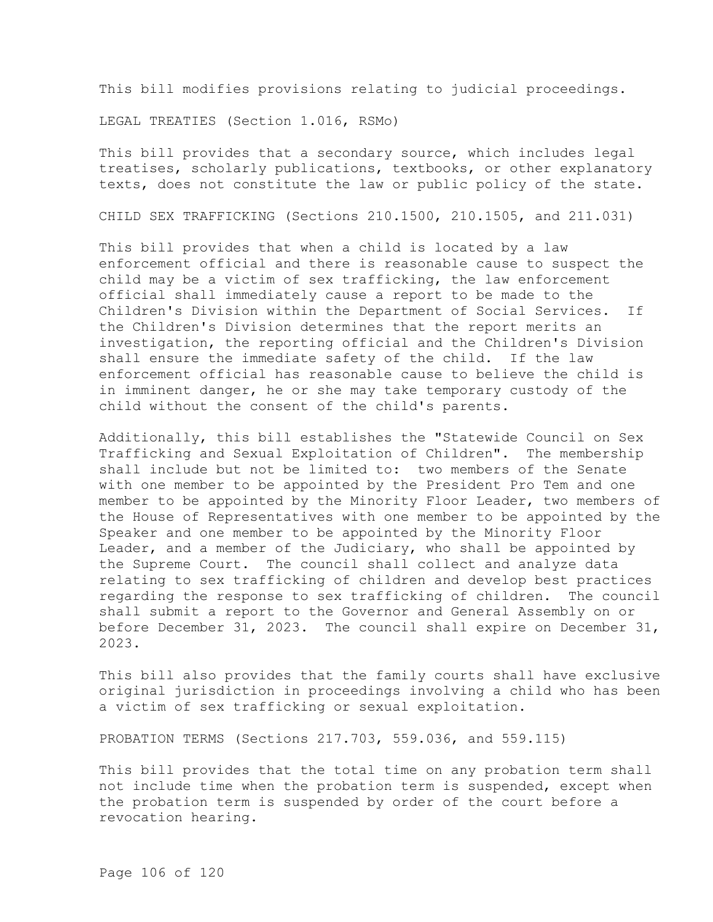This bill modifies provisions relating to judicial proceedings.

LEGAL TREATIES (Section 1.016, RSMo)

This bill provides that a secondary source, which includes legal treatises, scholarly publications, textbooks, or other explanatory texts, does not constitute the law or public policy of the state.

CHILD SEX TRAFFICKING (Sections 210.1500, 210.1505, and 211.031)

This bill provides that when a child is located by a law enforcement official and there is reasonable cause to suspect the child may be a victim of sex trafficking, the law enforcement official shall immediately cause a report to be made to the Children's Division within the Department of Social Services. If the Children's Division determines that the report merits an investigation, the reporting official and the Children's Division shall ensure the immediate safety of the child. If the law enforcement official has reasonable cause to believe the child is in imminent danger, he or she may take temporary custody of the child without the consent of the child's parents.

Additionally, this bill establishes the "Statewide Council on Sex Trafficking and Sexual Exploitation of Children". The membership shall include but not be limited to: two members of the Senate with one member to be appointed by the President Pro Tem and one member to be appointed by the Minority Floor Leader, two members of the House of Representatives with one member to be appointed by the Speaker and one member to be appointed by the Minority Floor Leader, and a member of the Judiciary, who shall be appointed by the Supreme Court. The council shall collect and analyze data relating to sex trafficking of children and develop best practices regarding the response to sex trafficking of children. The council shall submit a report to the Governor and General Assembly on or before December 31, 2023. The council shall expire on December 31, 2023.

This bill also provides that the family courts shall have exclusive original jurisdiction in proceedings involving a child who has been a victim of sex trafficking or sexual exploitation.

PROBATION TERMS (Sections 217.703, 559.036, and 559.115)

This bill provides that the total time on any probation term shall not include time when the probation term is suspended, except when the probation term is suspended by order of the court before a revocation hearing.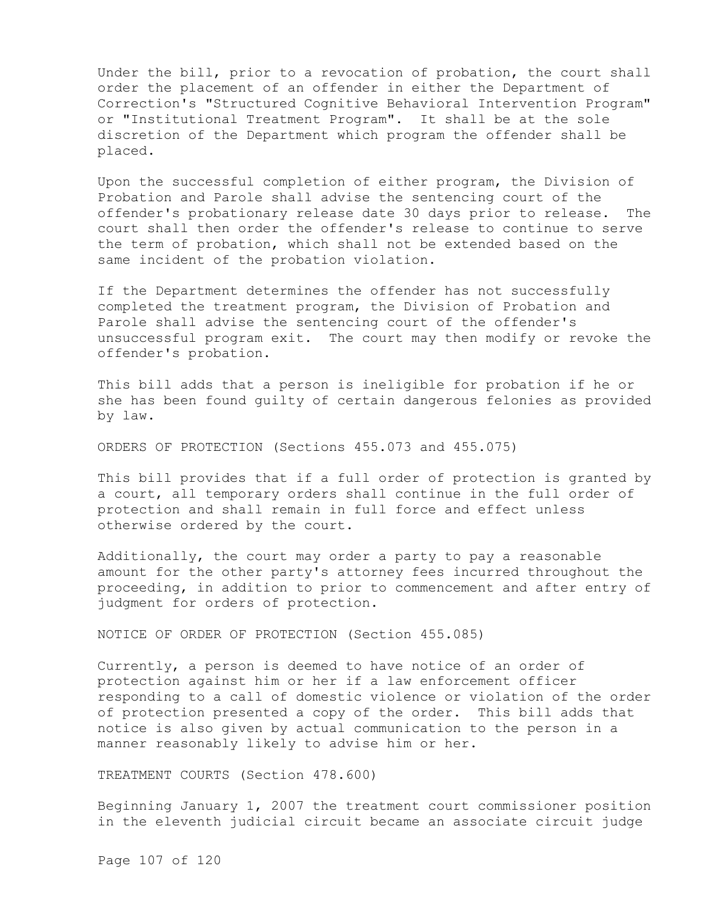Under the bill, prior to a revocation of probation, the court shall order the placement of an offender in either the Department of Correction's "Structured Cognitive Behavioral Intervention Program" or "Institutional Treatment Program". It shall be at the sole discretion of the Department which program the offender shall be placed.

Upon the successful completion of either program, the Division of Probation and Parole shall advise the sentencing court of the offender's probationary release date 30 days prior to release. The court shall then order the offender's release to continue to serve the term of probation, which shall not be extended based on the same incident of the probation violation.

If the Department determines the offender has not successfully completed the treatment program, the Division of Probation and Parole shall advise the sentencing court of the offender's unsuccessful program exit. The court may then modify or revoke the offender's probation.

This bill adds that a person is ineligible for probation if he or she has been found guilty of certain dangerous felonies as provided by law.

ORDERS OF PROTECTION (Sections 455.073 and 455.075)

This bill provides that if a full order of protection is granted by a court, all temporary orders shall continue in the full order of protection and shall remain in full force and effect unless otherwise ordered by the court.

Additionally, the court may order a party to pay a reasonable amount for the other party's attorney fees incurred throughout the proceeding, in addition to prior to commencement and after entry of judgment for orders of protection.

NOTICE OF ORDER OF PROTECTION (Section 455.085)

Currently, a person is deemed to have notice of an order of protection against him or her if a law enforcement officer responding to a call of domestic violence or violation of the order of protection presented a copy of the order. This bill adds that notice is also given by actual communication to the person in a manner reasonably likely to advise him or her.

TREATMENT COURTS (Section 478.600)

Beginning January 1, 2007 the treatment court commissioner position in the eleventh judicial circuit became an associate circuit judge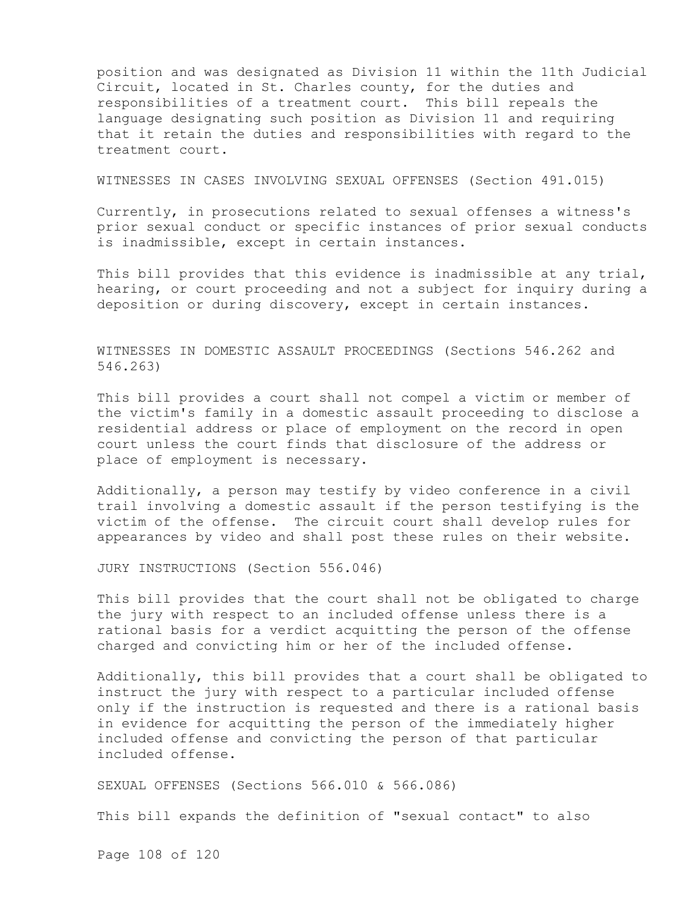position and was designated as Division 11 within the 11th Judicial Circuit, located in St. Charles county, for the duties and responsibilities of a treatment court. This bill repeals the language designating such position as Division 11 and requiring that it retain the duties and responsibilities with regard to the treatment court.

WITNESSES IN CASES INVOLVING SEXUAL OFFENSES (Section 491.015)

Currently, in prosecutions related to sexual offenses a witness's prior sexual conduct or specific instances of prior sexual conducts is inadmissible, except in certain instances.

This bill provides that this evidence is inadmissible at any trial, hearing, or court proceeding and not a subject for inquiry during a deposition or during discovery, except in certain instances.

WITNESSES IN DOMESTIC ASSAULT PROCEEDINGS (Sections 546.262 and 546.263)

This bill provides a court shall not compel a victim or member of the victim's family in a domestic assault proceeding to disclose a residential address or place of employment on the record in open court unless the court finds that disclosure of the address or place of employment is necessary.

Additionally, a person may testify by video conference in a civil trail involving a domestic assault if the person testifying is the victim of the offense. The circuit court shall develop rules for appearances by video and shall post these rules on their website.

JURY INSTRUCTIONS (Section 556.046)

This bill provides that the court shall not be obligated to charge the jury with respect to an included offense unless there is a rational basis for a verdict acquitting the person of the offense charged and convicting him or her of the included offense.

Additionally, this bill provides that a court shall be obligated to instruct the jury with respect to a particular included offense only if the instruction is requested and there is a rational basis in evidence for acquitting the person of the immediately higher included offense and convicting the person of that particular included offense.

SEXUAL OFFENSES (Sections 566.010 & 566.086)

This bill expands the definition of "sexual contact" to also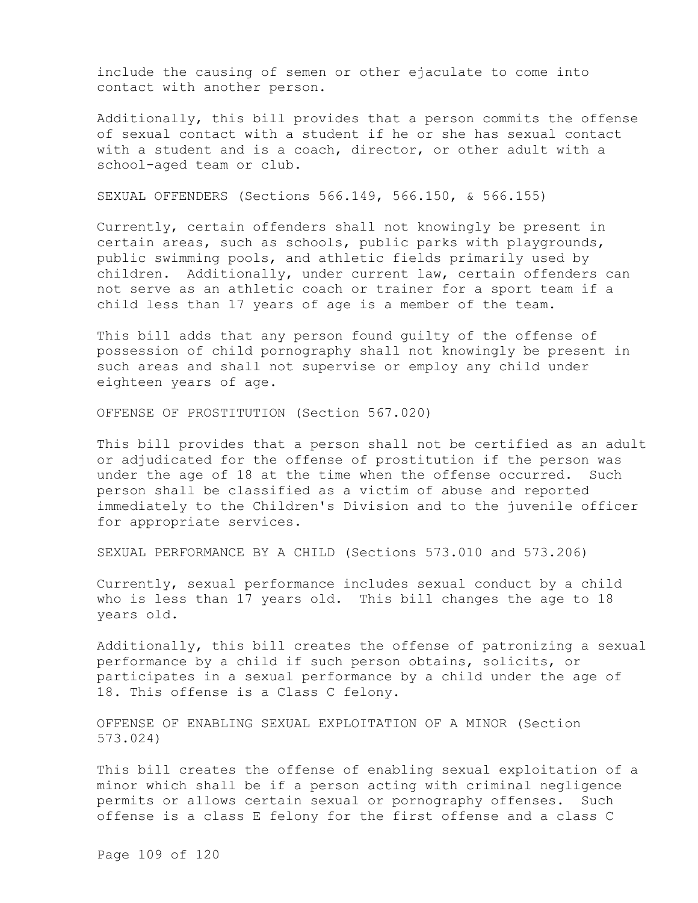include the causing of semen or other ejaculate to come into contact with another person.

Additionally, this bill provides that a person commits the offense of sexual contact with a student if he or she has sexual contact with a student and is a coach, director, or other adult with a school-aged team or club.

SEXUAL OFFENDERS (Sections 566.149, 566.150, & 566.155)

Currently, certain offenders shall not knowingly be present in certain areas, such as schools, public parks with playgrounds, public swimming pools, and athletic fields primarily used by children. Additionally, under current law, certain offenders can not serve as an athletic coach or trainer for a sport team if a child less than 17 years of age is a member of the team.

This bill adds that any person found guilty of the offense of possession of child pornography shall not knowingly be present in such areas and shall not supervise or employ any child under eighteen years of age.

OFFENSE OF PROSTITUTION (Section 567.020)

This bill provides that a person shall not be certified as an adult or adjudicated for the offense of prostitution if the person was under the age of 18 at the time when the offense occurred. Such person shall be classified as a victim of abuse and reported immediately to the Children's Division and to the juvenile officer for appropriate services.

SEXUAL PERFORMANCE BY A CHILD (Sections 573.010 and 573.206)

Currently, sexual performance includes sexual conduct by a child who is less than 17 years old. This bill changes the age to 18 years old.

Additionally, this bill creates the offense of patronizing a sexual performance by a child if such person obtains, solicits, or participates in a sexual performance by a child under the age of 18. This offense is a Class C felony.

OFFENSE OF ENABLING SEXUAL EXPLOITATION OF A MINOR (Section 573.024)

This bill creates the offense of enabling sexual exploitation of a minor which shall be if a person acting with criminal negligence permits or allows certain sexual or pornography offenses. Such offense is a class E felony for the first offense and a class C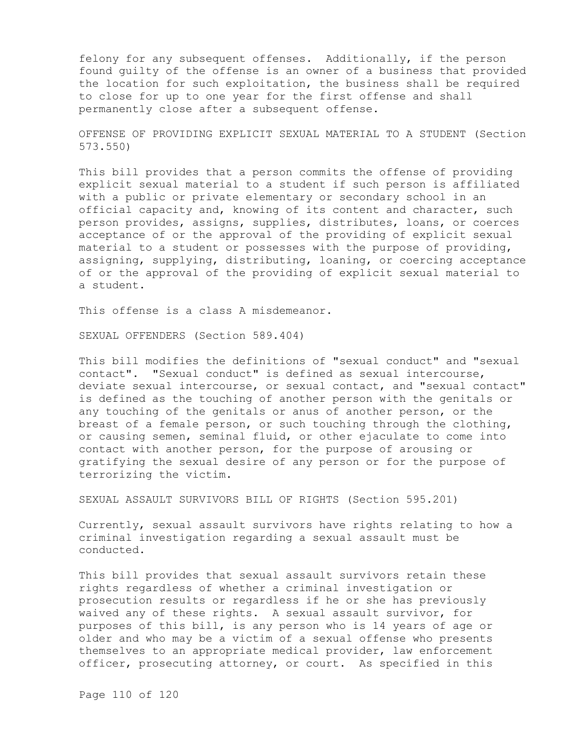felony for any subsequent offenses. Additionally, if the person found guilty of the offense is an owner of a business that provided the location for such exploitation, the business shall be required to close for up to one year for the first offense and shall permanently close after a subsequent offense.

OFFENSE OF PROVIDING EXPLICIT SEXUAL MATERIAL TO A STUDENT (Section 573.550)

This bill provides that a person commits the offense of providing explicit sexual material to a student if such person is affiliated with a public or private elementary or secondary school in an official capacity and, knowing of its content and character, such person provides, assigns, supplies, distributes, loans, or coerces acceptance of or the approval of the providing of explicit sexual material to a student or possesses with the purpose of providing, assigning, supplying, distributing, loaning, or coercing acceptance of or the approval of the providing of explicit sexual material to a student.

This offense is a class A misdemeanor.

SEXUAL OFFENDERS (Section 589.404)

This bill modifies the definitions of "sexual conduct" and "sexual contact". "Sexual conduct" is defined as sexual intercourse, deviate sexual intercourse, or sexual contact, and "sexual contact" is defined as the touching of another person with the genitals or any touching of the genitals or anus of another person, or the breast of a female person, or such touching through the clothing, or causing semen, seminal fluid, or other ejaculate to come into contact with another person, for the purpose of arousing or gratifying the sexual desire of any person or for the purpose of terrorizing the victim.

SEXUAL ASSAULT SURVIVORS BILL OF RIGHTS (Section 595.201)

Currently, sexual assault survivors have rights relating to how a criminal investigation regarding a sexual assault must be conducted.

This bill provides that sexual assault survivors retain these rights regardless of whether a criminal investigation or prosecution results or regardless if he or she has previously waived any of these rights. A sexual assault survivor, for purposes of this bill, is any person who is 14 years of age or older and who may be a victim of a sexual offense who presents themselves to an appropriate medical provider, law enforcement officer, prosecuting attorney, or court. As specified in this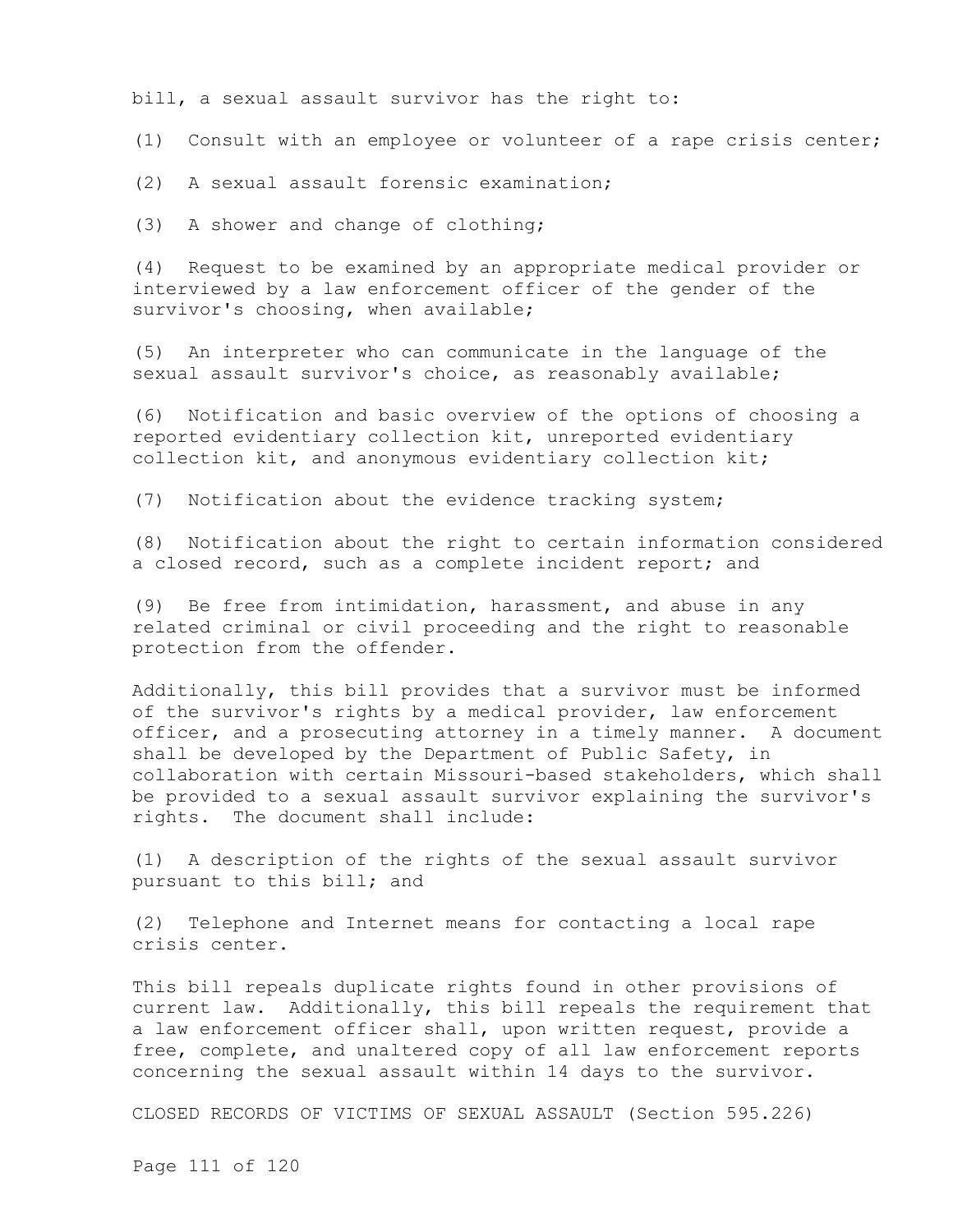bill, a sexual assault survivor has the right to:

(1) Consult with an employee or volunteer of a rape crisis center;

(2) A sexual assault forensic examination;

(3) A shower and change of clothing;

(4) Request to be examined by an appropriate medical provider or interviewed by a law enforcement officer of the gender of the survivor's choosing, when available;

(5) An interpreter who can communicate in the language of the sexual assault survivor's choice, as reasonably available;

(6) Notification and basic overview of the options of choosing a reported evidentiary collection kit, unreported evidentiary collection kit, and anonymous evidentiary collection kit;

(7) Notification about the evidence tracking system;

(8) Notification about the right to certain information considered a closed record, such as a complete incident report; and

(9) Be free from intimidation, harassment, and abuse in any related criminal or civil proceeding and the right to reasonable protection from the offender.

Additionally, this bill provides that a survivor must be informed of the survivor's rights by a medical provider, law enforcement officer, and a prosecuting attorney in a timely manner. A document shall be developed by the Department of Public Safety, in collaboration with certain Missouri-based stakeholders, which shall be provided to a sexual assault survivor explaining the survivor's rights. The document shall include:

(1) A description of the rights of the sexual assault survivor pursuant to this bill; and

(2) Telephone and Internet means for contacting a local rape crisis center.

This bill repeals duplicate rights found in other provisions of current law. Additionally, this bill repeals the requirement that a law enforcement officer shall, upon written request, provide a free, complete, and unaltered copy of all law enforcement reports concerning the sexual assault within 14 days to the survivor.

CLOSED RECORDS OF VICTIMS OF SEXUAL ASSAULT (Section 595.226)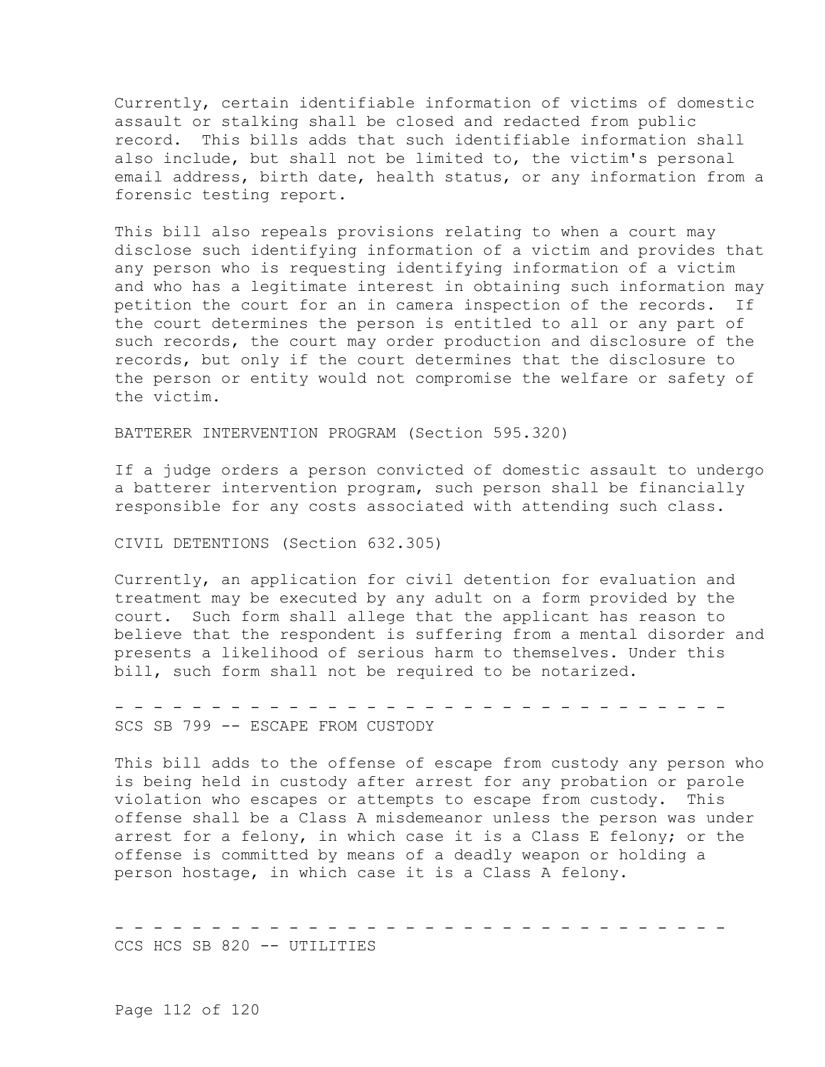Currently, certain identifiable information of victims of domestic assault or stalking shall be closed and redacted from public record. This bills adds that such identifiable information shall also include, but shall not be limited to, the victim's personal email address, birth date, health status, or any information from a forensic testing report.

This bill also repeals provisions relating to when a court may disclose such identifying information of a victim and provides that any person who is requesting identifying information of a victim and who has a legitimate interest in obtaining such information may petition the court for an in camera inspection of the records. If the court determines the person is entitled to all or any part of such records, the court may order production and disclosure of the records, but only if the court determines that the disclosure to the person or entity would not compromise the welfare or safety of the victim.

BATTERER INTERVENTION PROGRAM (Section 595.320)

If a judge orders a person convicted of domestic assault to undergo a batterer intervention program, such person shall be financially responsible for any costs associated with attending such class.

CIVIL DETENTIONS (Section 632.305)

Currently, an application for civil detention for evaluation and treatment may be executed by any adult on a form provided by the court. Such form shall allege that the applicant has reason to believe that the respondent is suffering from a mental disorder and presents a likelihood of serious harm to themselves. Under this bill, such form shall not be required to be notarized.

- - - - - - - - - - - - - - - - - - - - - - - - - - - - - - - - -

SCS SB 799 -- ESCAPE FROM CUSTODY

This bill adds to the offense of escape from custody any person who is being held in custody after arrest for any probation or parole violation who escapes or attempts to escape from custody. This offense shall be a Class A misdemeanor unless the person was under arrest for a felony, in which case it is a Class E felony; or the offense is committed by means of a deadly weapon or holding a person hostage, in which case it is a Class A felony.

- - - - - - - - - - - - - - - - - - - - - - - - - - - - - - - - -

CCS HCS SB 820 -- UTILITIES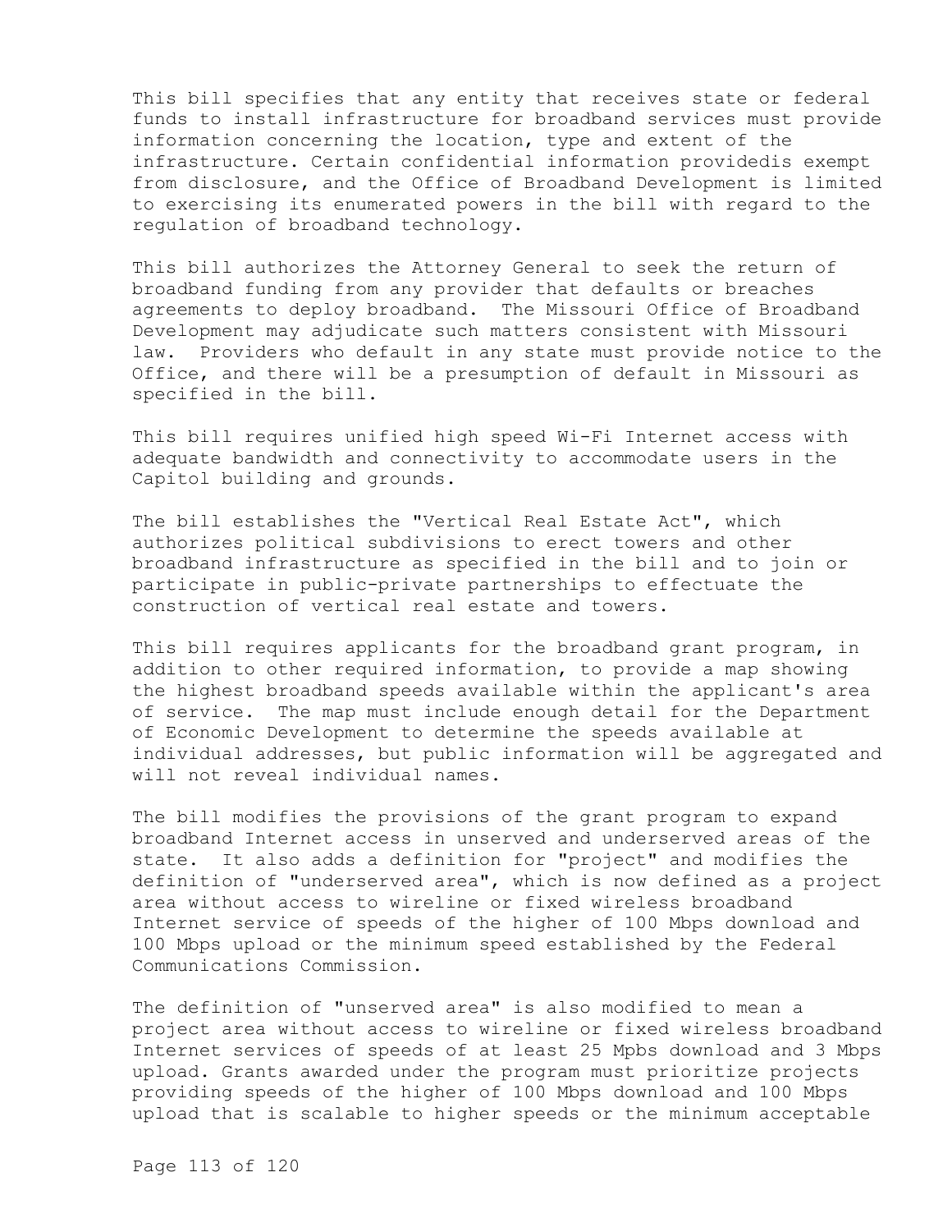This bill specifies that any entity that receives state or federal funds to install infrastructure for broadband services must provide information concerning the location, type and extent of the infrastructure. Certain confidential information providedis exempt from disclosure, and the Office of Broadband Development is limited to exercising its enumerated powers in the bill with regard to the regulation of broadband technology.

This bill authorizes the Attorney General to seek the return of broadband funding from any provider that defaults or breaches agreements to deploy broadband. The Missouri Office of Broadband Development may adjudicate such matters consistent with Missouri law. Providers who default in any state must provide notice to the Office, and there will be a presumption of default in Missouri as specified in the bill.

This bill requires unified high speed Wi-Fi Internet access with adequate bandwidth and connectivity to accommodate users in the Capitol building and grounds.

The bill establishes the "Vertical Real Estate Act", which authorizes political subdivisions to erect towers and other broadband infrastructure as specified in the bill and to join or participate in public-private partnerships to effectuate the construction of vertical real estate and towers.

This bill requires applicants for the broadband grant program, in addition to other required information, to provide a map showing the highest broadband speeds available within the applicant's area of service. The map must include enough detail for the Department of Economic Development to determine the speeds available at individual addresses, but public information will be aggregated and will not reveal individual names.

The bill modifies the provisions of the grant program to expand broadband Internet access in unserved and underserved areas of the state. It also adds a definition for "project" and modifies the definition of "underserved area", which is now defined as a project area without access to wireline or fixed wireless broadband Internet service of speeds of the higher of 100 Mbps download and 100 Mbps upload or the minimum speed established by the Federal Communications Commission.

The definition of "unserved area" is also modified to mean a project area without access to wireline or fixed wireless broadband Internet services of speeds of at least 25 Mpbs download and 3 Mbps upload. Grants awarded under the program must prioritize projects providing speeds of the higher of 100 Mbps download and 100 Mbps upload that is scalable to higher speeds or the minimum acceptable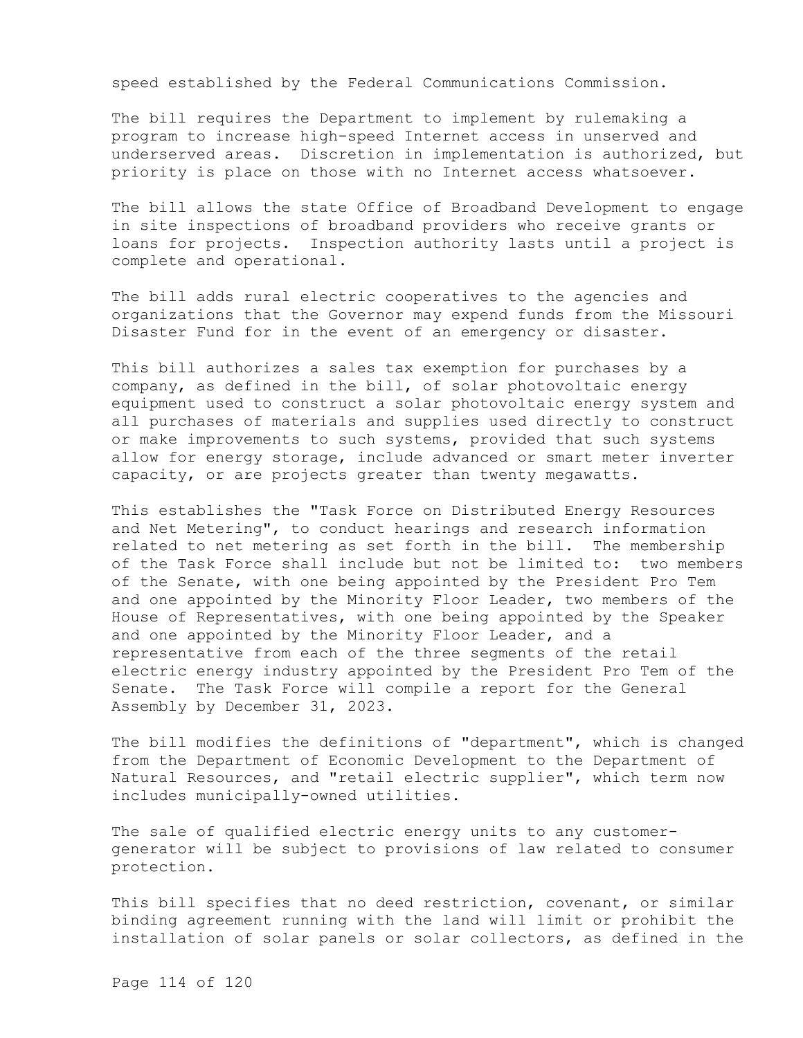speed established by the Federal Communications Commission.

The bill requires the Department to implement by rulemaking a program to increase high-speed Internet access in unserved and underserved areas. Discretion in implementation is authorized, but priority is place on those with no Internet access whatsoever.

The bill allows the state Office of Broadband Development to engage in site inspections of broadband providers who receive grants or loans for projects. Inspection authority lasts until a project is complete and operational.

The bill adds rural electric cooperatives to the agencies and organizations that the Governor may expend funds from the Missouri Disaster Fund for in the event of an emergency or disaster.

This bill authorizes a sales tax exemption for purchases by a company, as defined in the bill, of solar photovoltaic energy equipment used to construct a solar photovoltaic energy system and all purchases of materials and supplies used directly to construct or make improvements to such systems, provided that such systems allow for energy storage, include advanced or smart meter inverter capacity, or are projects greater than twenty megawatts.

This establishes the "Task Force on Distributed Energy Resources and Net Metering", to conduct hearings and research information related to net metering as set forth in the bill. The membership of the Task Force shall include but not be limited to: two members of the Senate, with one being appointed by the President Pro Tem and one appointed by the Minority Floor Leader, two members of the House of Representatives, with one being appointed by the Speaker and one appointed by the Minority Floor Leader, and a representative from each of the three segments of the retail electric energy industry appointed by the President Pro Tem of the Senate. The Task Force will compile a report for the General Assembly by December 31, 2023.

The bill modifies the definitions of "department", which is changed from the Department of Economic Development to the Department of Natural Resources, and "retail electric supplier", which term now includes municipally-owned utilities.

The sale of qualified electric energy units to any customer-generator will be subject to provisions of law related to consumer protection.

This bill specifies that no deed restriction, covenant, or similar binding agreement running with the land will limit or prohibit the installation of solar panels or solar collectors, as defined in the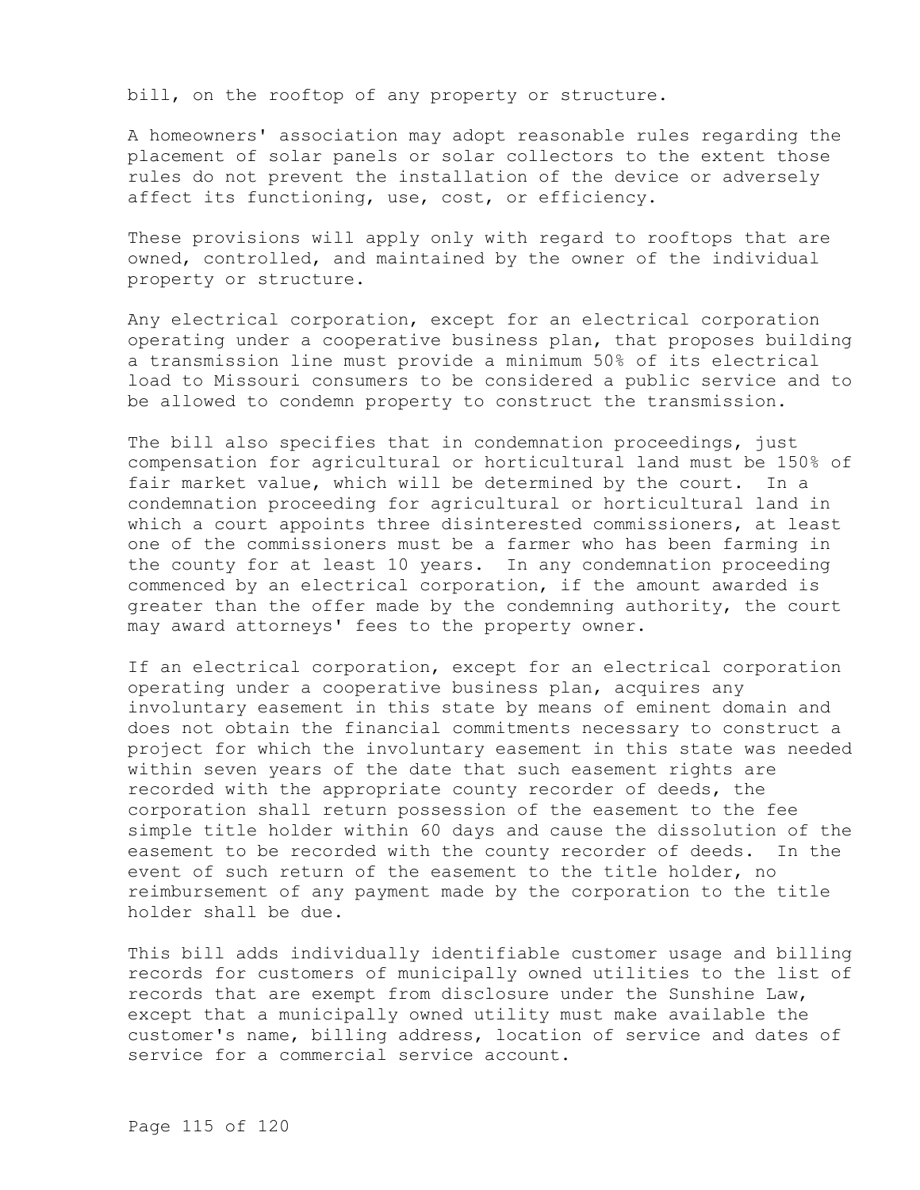bill, on the rooftop of any property or structure.

A homeowners' association may adopt reasonable rules regarding the placement of solar panels or solar collectors to the extent those rules do not prevent the installation of the device or adversely affect its functioning, use, cost, or efficiency.

These provisions will apply only with regard to rooftops that are owned, controlled, and maintained by the owner of the individual property or structure.

Any electrical corporation, except for an electrical corporation operating under a cooperative business plan, that proposes building a transmission line must provide a minimum 50% of its electrical load to Missouri consumers to be considered a public service and to be allowed to condemn property to construct the transmission.

The bill also specifies that in condemnation proceedings, just compensation for agricultural or horticultural land must be 150% of fair market value, which will be determined by the court. In a condemnation proceeding for agricultural or horticultural land in which a court appoints three disinterested commissioners, at least one of the commissioners must be a farmer who has been farming in the county for at least 10 years. In any condemnation proceeding commenced by an electrical corporation, if the amount awarded is greater than the offer made by the condemning authority, the court may award attorneys' fees to the property owner.

If an electrical corporation, except for an electrical corporation operating under a cooperative business plan, acquires any involuntary easement in this state by means of eminent domain and does not obtain the financial commitments necessary to construct a project for which the involuntary easement in this state was needed within seven years of the date that such easement rights are recorded with the appropriate county recorder of deeds, the corporation shall return possession of the easement to the fee simple title holder within 60 days and cause the dissolution of the easement to be recorded with the county recorder of deeds. In the event of such return of the easement to the title holder, no reimbursement of any payment made by the corporation to the title holder shall be due.

This bill adds individually identifiable customer usage and billing records for customers of municipally owned utilities to the list of records that are exempt from disclosure under the Sunshine Law, except that a municipally owned utility must make available the customer's name, billing address, location of service and dates of service for a commercial service account.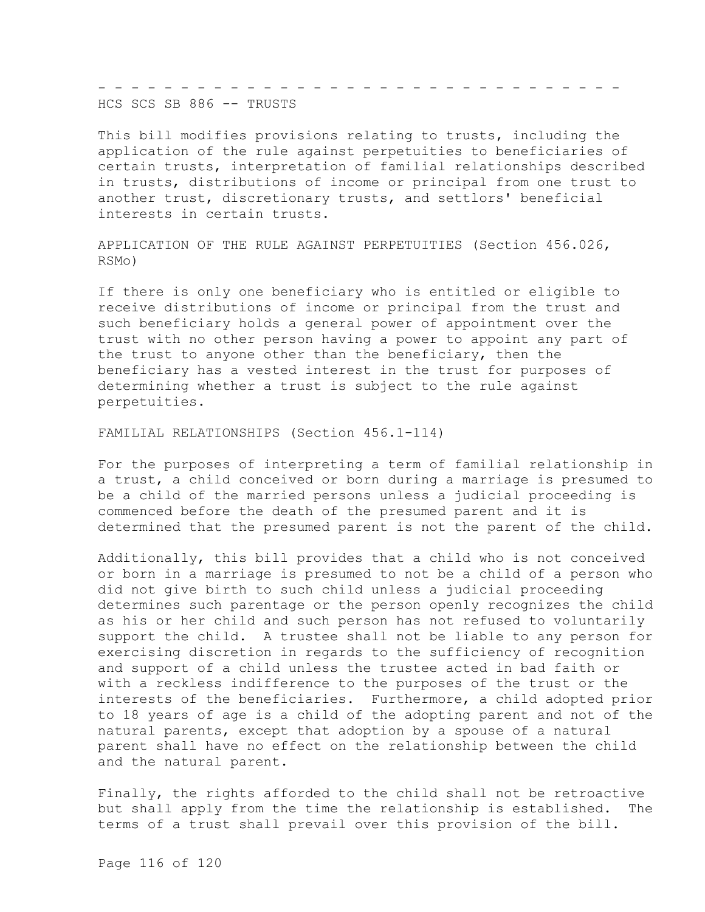- - - - - - - - - - - - - - - - - - - - - - - - - - - - - - - - - - -

## HCS SCS SB 886 -- TRUSTS

This bill modifies provisions relating to trusts, including the application of the rule against perpetuities to beneficiaries of certain trusts, interpretation of familial relationships described in trusts, distributions of income or principal from one trust to another trust, discretionary trusts, and settlors' beneficial interests in certain trusts.

### APPLICATION OF THE RULE AGAINST PERPETUITIES (Section 456.026, RSMo)

If there is only one beneficiary who is entitled or eligible to receive distributions of income or principal from the trust and such beneficiary holds a general power of appointment over the trust with no other person having a power to appoint any part of the trust to anyone other than the beneficiary, then the beneficiary has a vested interest in the trust for purposes of determining whether a trust is subject to the rule against perpetuities.

### FAMILIAL RELATIONSHIPS (Section 456.1-114)

For the purposes of interpreting a term of familial relationship in a trust, a child conceived or born during a marriage is presumed to be a child of the married persons unless a judicial proceeding is commenced before the death of the presumed parent and it is determined that the presumed parent is not the parent of the child.

Additionally, this bill provides that a child who is not conceived or born in a marriage is presumed to not be a child of a person who did not give birth to such child unless a judicial proceeding determines such parentage or the person openly recognizes the child as his or her child and such person has not refused to voluntarily support the child. A trustee shall not be liable to any person for exercising discretion in regards to the sufficiency of recognition and support of a child unless the trustee acted in bad faith or with a reckless indifference to the purposes of the trust or the interests of the beneficiaries. Furthermore, a child adopted prior to 18 years of age is a child of the adopting parent and not of the natural parents, except that adoption by a spouse of a natural parent shall have no effect on the relationship between the child and the natural parent.

Finally, the rights afforded to the child shall not be retroactive but shall apply from the time the relationship is established. The terms of a trust shall prevail over this provision of the bill.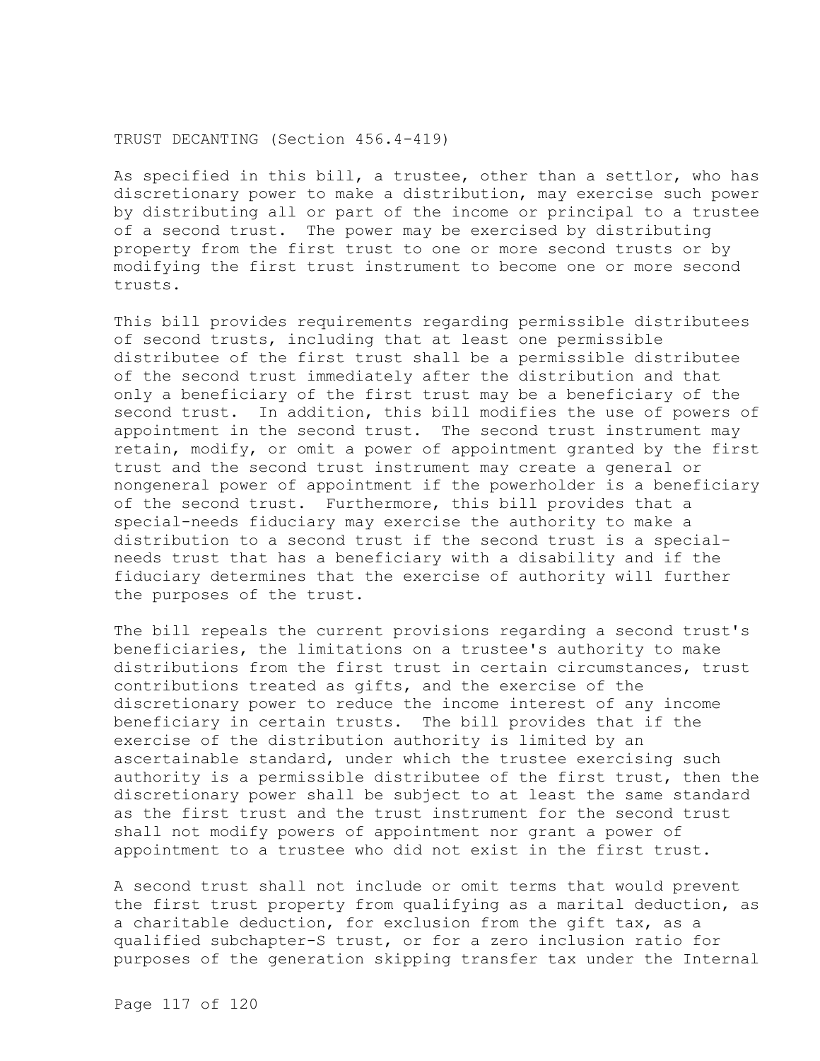TRUST DECANTING (Section 456.4-419)

As specified in this bill, a trustee, other than a settlor, who has discretionary power to make a distribution, may exercise such power by distributing all or part of the income or principal to a trustee of a second trust. The power may be exercised by distributing property from the first trust to one or more second trusts or by modifying the first trust instrument to become one or more second trusts.

This bill provides requirements regarding permissible distributees of second trusts, including that at least one permissible distributee of the first trust shall be a permissible distributee of the second trust immediately after the distribution and that only a beneficiary of the first trust may be a beneficiary of the second trust. In addition, this bill modifies the use of powers of appointment in the second trust. The second trust instrument may retain, modify, or omit a power of appointment granted by the first trust and the second trust instrument may create a general or nongeneral power of appointment if the powerholder is a beneficiary of the second trust. Furthermore, this bill provides that a special-needs fiduciary may exercise the authority to make a distribution to a second trust if the second trust is a special-needs trust that has a beneficiary with a disability and if the fiduciary determines that the exercise of authority will further the purposes of the trust.

The bill repeals the current provisions regarding a second trust's beneficiaries, the limitations on a trustee's authority to make distributions from the first trust in certain circumstances, trust contributions treated as gifts, and the exercise of the discretionary power to reduce the income interest of any income beneficiary in certain trusts. The bill provides that if the exercise of the distribution authority is limited by an ascertainable standard, under which the trustee exercising such authority is a permissible distributee of the first trust, then the discretionary power shall be subject to at least the same standard as the first trust and the trust instrument for the second trust shall not modify powers of appointment nor grant a power of appointment to a trustee who did not exist in the first trust.

A second trust shall not include or omit terms that would prevent the first trust property from qualifying as a marital deduction, as a charitable deduction, for exclusion from the gift tax, as a qualified subchapter-S trust, or for a zero inclusion ratio for purposes of the generation skipping transfer tax under the Internal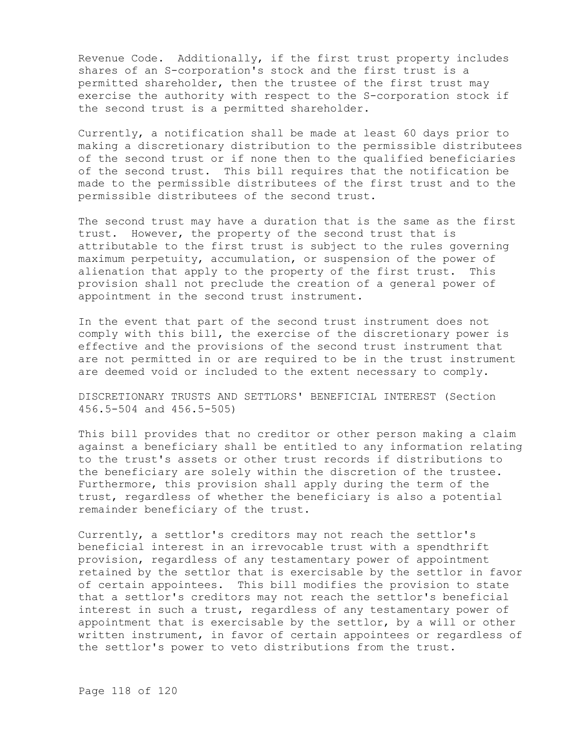Revenue Code. Additionally, if the first trust property includes shares of an S-corporation's stock and the first trust is a permitted shareholder, then the trustee of the first trust may exercise the authority with respect to the S-corporation stock if the second trust is a permitted shareholder.

Currently, a notification shall be made at least 60 days prior to making a discretionary distribution to the permissible distributees of the second trust or if none then to the qualified beneficiaries of the second trust. This bill requires that the notification be made to the permissible distributees of the first trust and to the permissible distributees of the second trust.

The second trust may have a duration that is the same as the first trust. However, the property of the second trust that is attributable to the first trust is subject to the rules governing maximum perpetuity, accumulation, or suspension of the power of alienation that apply to the property of the first trust. This provision shall not preclude the creation of a general power of appointment in the second trust instrument.

In the event that part of the second trust instrument does not comply with this bill, the exercise of the discretionary power is effective and the provisions of the second trust instrument that are not permitted in or are required to be in the trust instrument are deemed void or included to the extent necessary to comply.

DISCRETIONARY TRUSTS AND SETTLORS' BENEFICIAL INTEREST (Section 456.5-504 and 456.5-505)

This bill provides that no creditor or other person making a claim against a beneficiary shall be entitled to any information relating to the trust's assets or other trust records if distributions to the beneficiary are solely within the discretion of the trustee. Furthermore, this provision shall apply during the term of the trust, regardless of whether the beneficiary is also a potential remainder beneficiary of the trust.

Currently, a settlor's creditors may not reach the settlor's beneficial interest in an irrevocable trust with a spendthrift provision, regardless of any testamentary power of appointment retained by the settlor that is exercisable by the settlor in favor of certain appointees. This bill modifies the provision to state that a settlor's creditors may not reach the settlor's beneficial interest in such a trust, regardless of any testamentary power of appointment that is exercisable by the settlor, by a will or other written instrument, in favor of certain appointees or regardless of the settlor's power to veto distributions from the trust.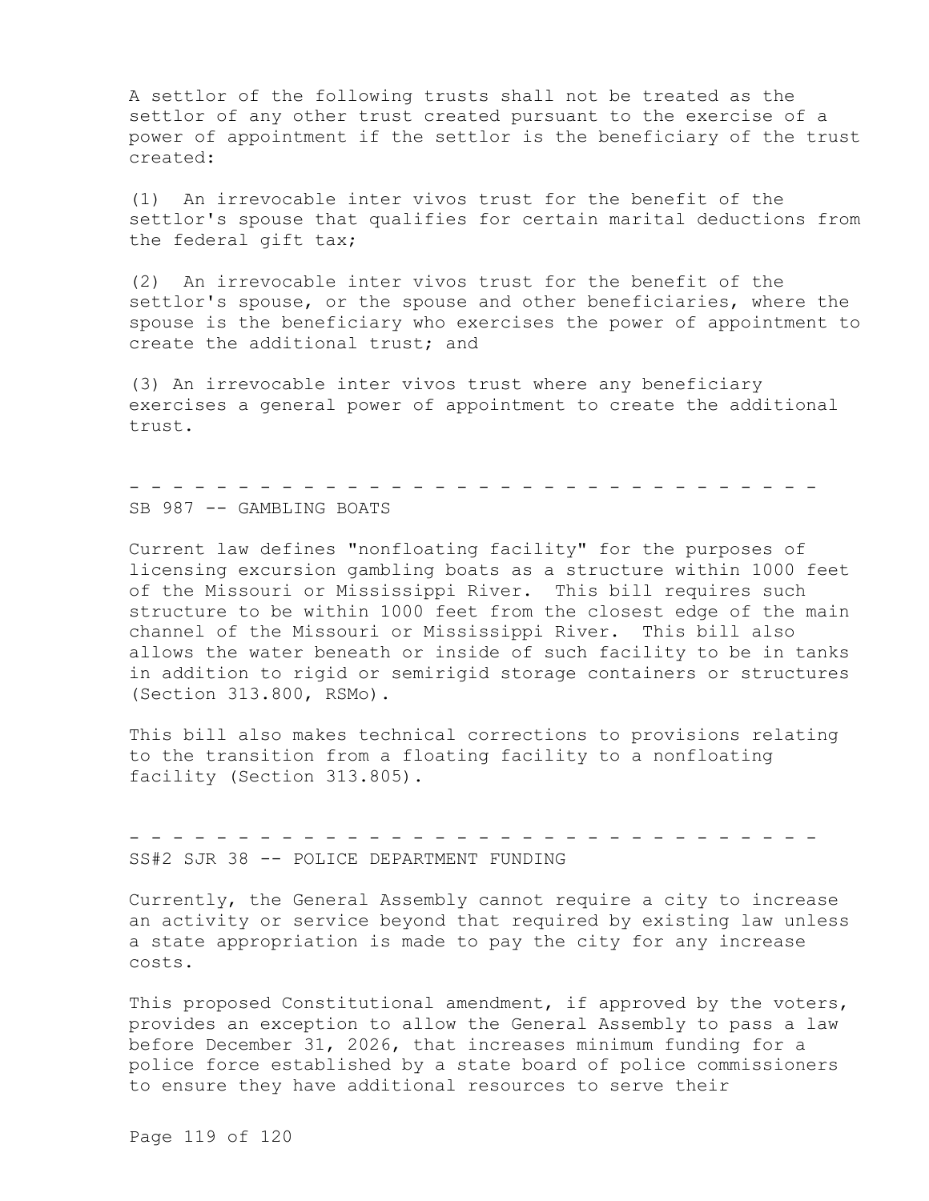A settlor of the following trusts shall not be treated as the settlor of any other trust created pursuant to the exercise of a power of appointment if the settlor is the beneficiary of the trust created:

(1) An irrevocable inter vivos trust for the benefit of the settlor's spouse that qualifies for certain marital deductions from the federal gift tax;

(2) An irrevocable inter vivos trust for the benefit of the settlor's spouse, or the spouse and other beneficiaries, where the spouse is the beneficiary who exercises the power of appointment to create the additional trust; and

(3) An irrevocable inter vivos trust where any beneficiary exercises a general power of appointment to create the additional trust.

- - - - - - - - - - - - - - - - - - - - - - - - - - - - - - - - - -

SB 987 -- GAMBLING BOATS

Current law defines "nonfloating facility" for the purposes of licensing excursion gambling boats as a structure within 1000 feet of the Missouri or Mississippi River. This bill requires such structure to be within 1000 feet from the closest edge of the main channel of the Missouri or Mississippi River. This bill also allows the water beneath or inside of such facility to be in tanks in addition to rigid or semirigid storage containers or structures (Section 313.800, RSMo).

This bill also makes technical corrections to provisions relating to the transition from a floating facility to a nonfloating facility (Section 313.805).

- - - - - - - - - - - - - - - - - - - - - - - - - - - - - - - - - -

SS#2 SJR 38 -- POLICE DEPARTMENT FUNDING

Currently, the General Assembly cannot require a city to increase an activity or service beyond that required by existing law unless a state appropriation is made to pay the city for any increase costs.

This proposed Constitutional amendment, if approved by the voters, provides an exception to allow the General Assembly to pass a law before December 31, 2026, that increases minimum funding for a police force established by a state board of police commissioners to ensure they have additional resources to serve their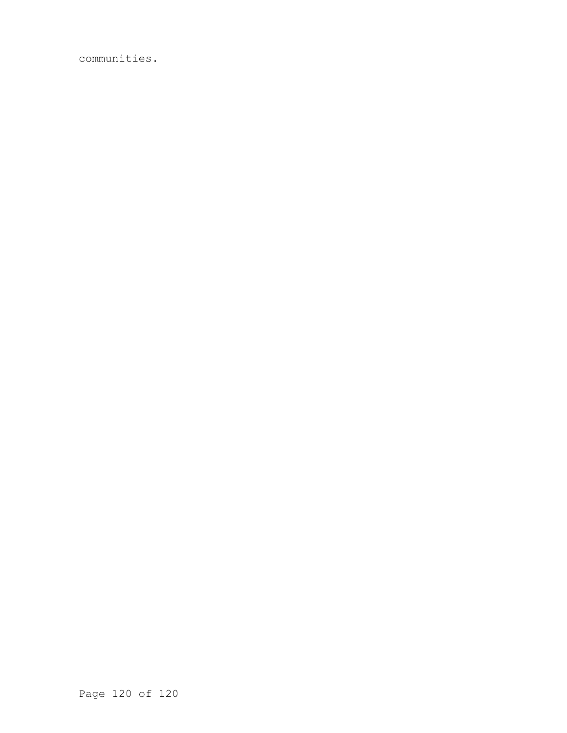communities.